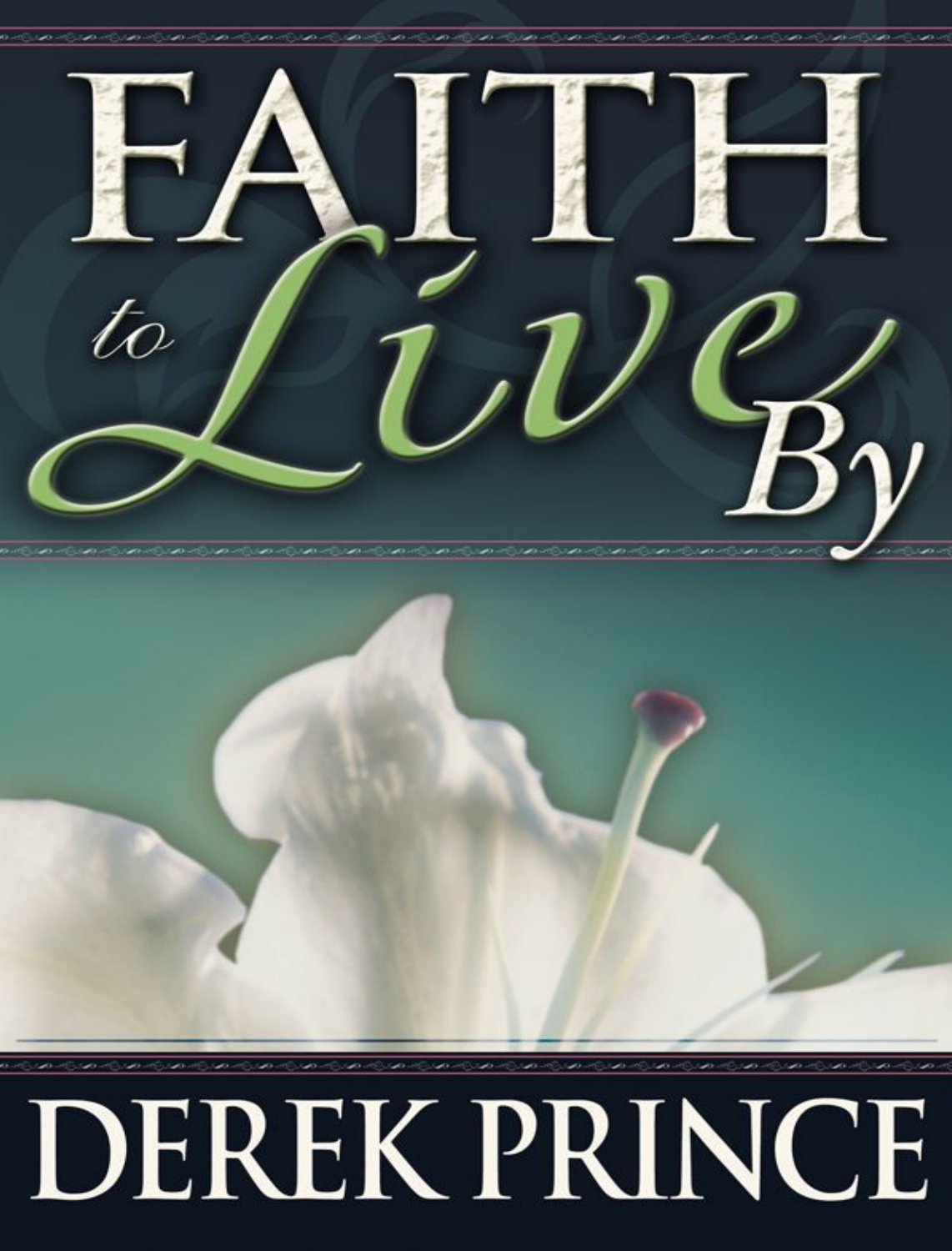# FAITH to Live By

## DEREK PRINCE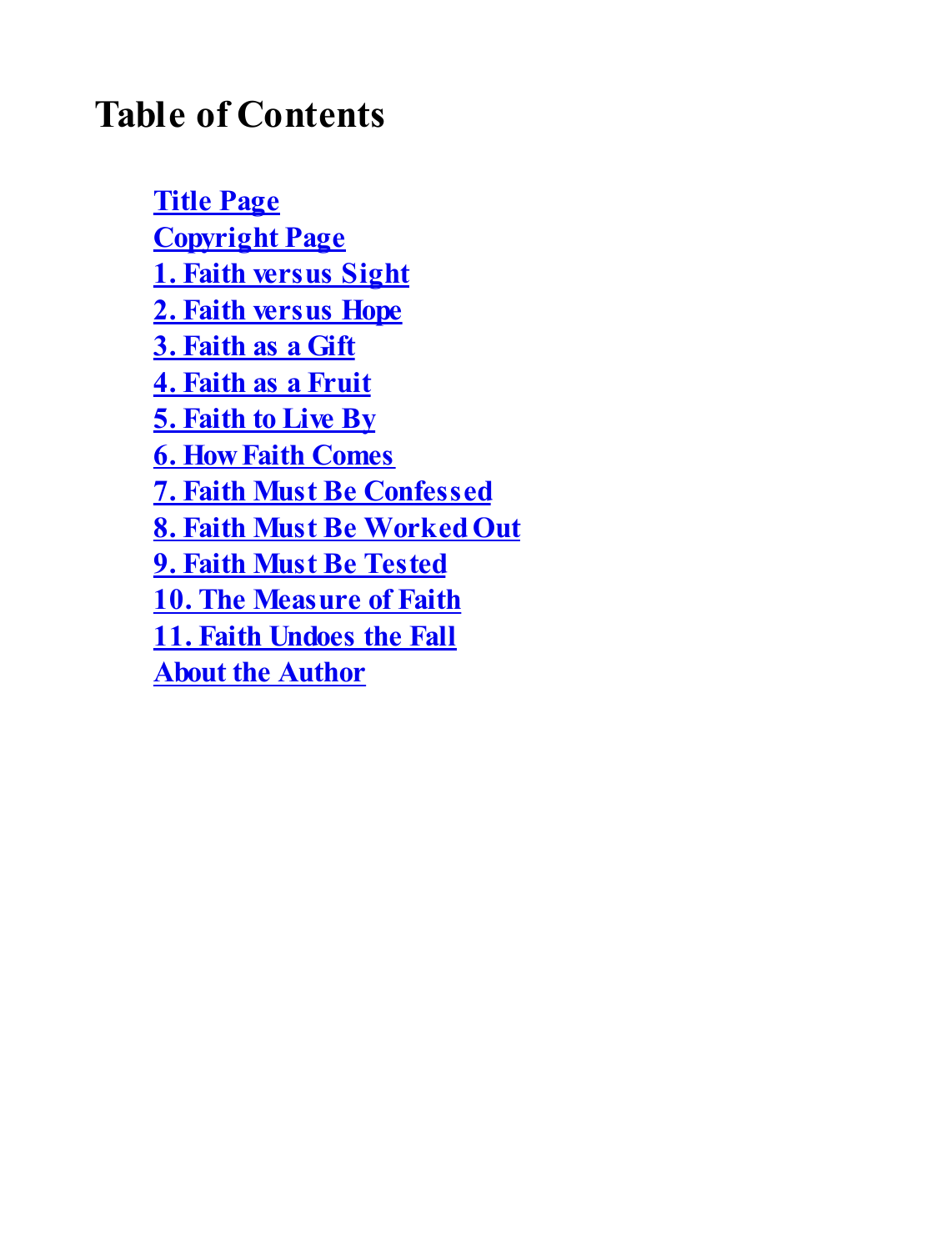# Table of Contents

- Title Page
- Copyright Page
- 1. Faith versus Sight
- 2. Faith versus Hope
- 3. Faith as a Gift
- 4. Faith as a Fruit
- 5. Faith to Live By
- 6. How Faith Comes
- 7. Faith Must Be Confessed
- 8. Faith Must Be Worked Out
- 9. Faith Must Be Tested
- 10. The Measure of Faith
- 11. Faith Undoes the Fall
- About the Author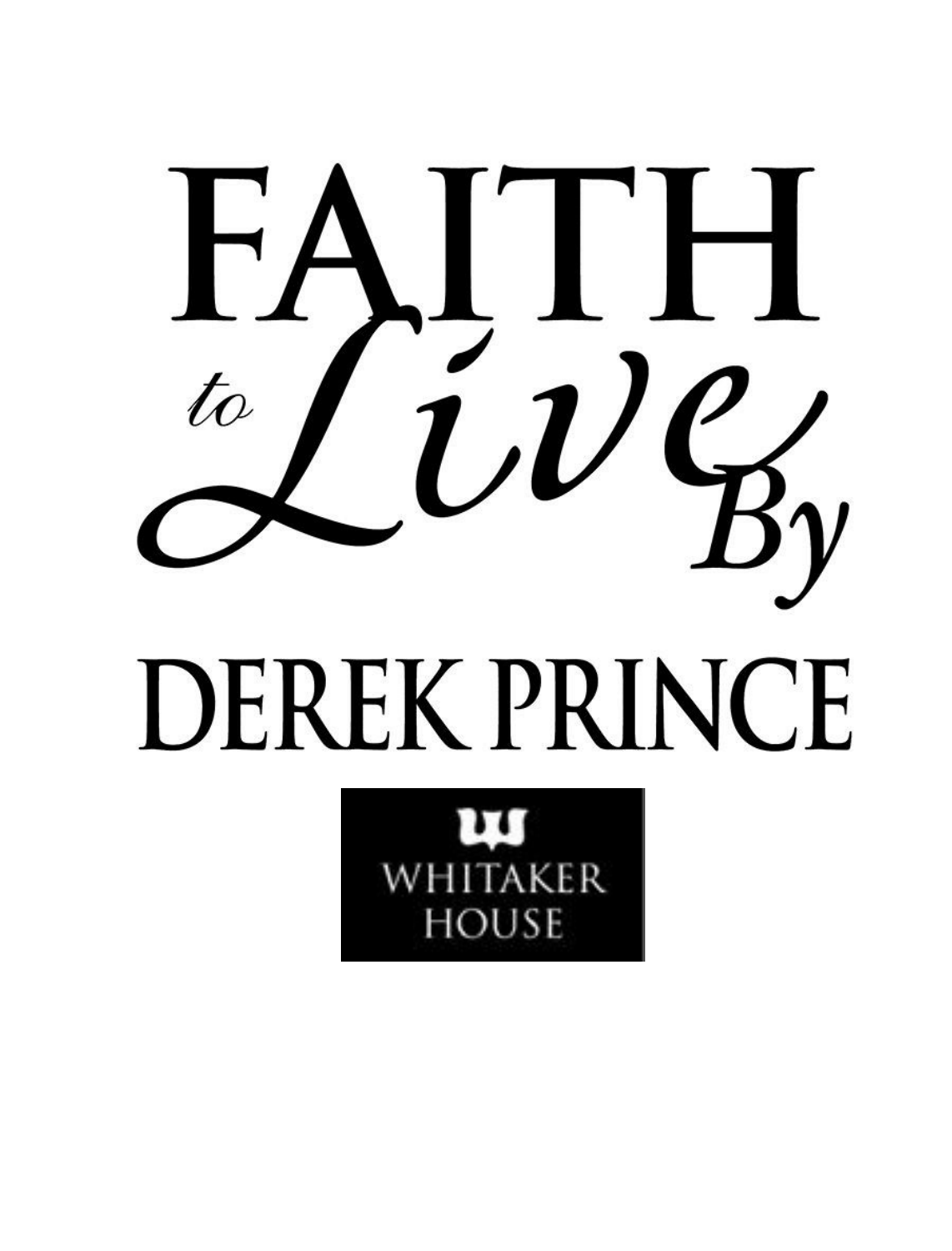# FAITH *to Live By*

## DEREK PRINCE

WHITAKER HOUSE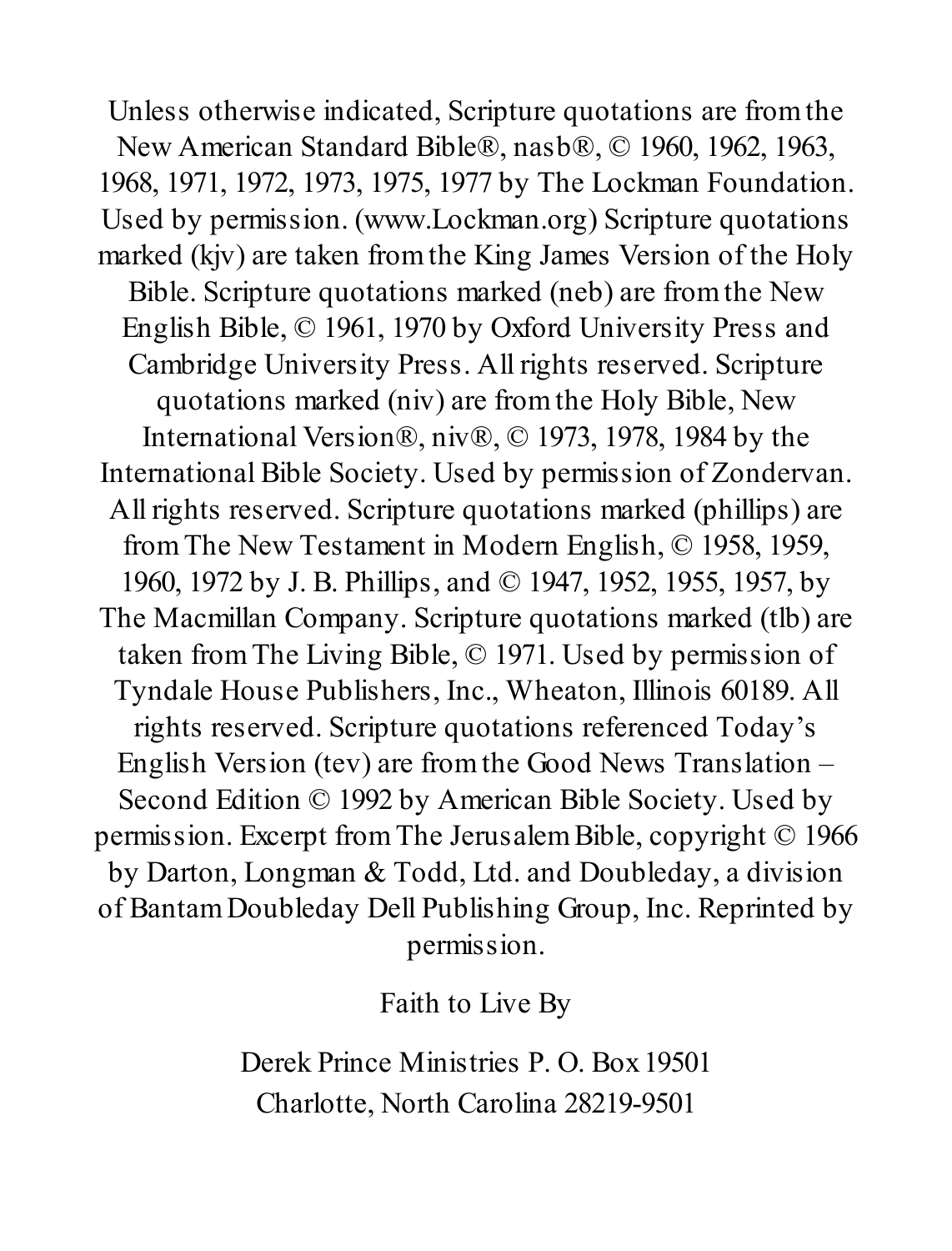Unless otherwise indicated, Scripture quotations are from the New American Standard Bible®, nasb®, © 1960, 1962, 1963, 1968, 1971, 1972, 1973, 1975, 1977 by The Lockman Foundation. Used by permission. (www.Lockman.org) Scripture quotations marked (kjv) are taken from the King James Version of the Holy Bible. Scripture quotations marked (neb) are from the New English Bible, © 1961, 1970 by Oxford University Press and Cambridge University Press. All rights reserved. Scripture quotations marked (niv) are from the Holy Bible, New International Version®, niv®, © 1973, 1978, 1984 by the International Bible Society. Used by permission of Zondervan. All rights reserved. Scripture quotations marked (phillips) are from The New Testament in Modern English, © 1958, 1959, 1960, 1972 by J. B. Phillips, and © 1947, 1952, 1955, 1957, by The Macmillan Company. Scripture quotations marked (tlb) are taken from The Living Bible, © 1971. Used by permission of Tyndale House Publishers, Inc., Wheaton, Illinois 60189. All rights reserved. Scripture quotations referenced Today's English Version (tev) are from the Good News Translation – Second Edition © 1992 by American Bible Society. Used by permission. Excerpt from The Jerusalem Bible, copyright © 1966 by Darton, Longman & Todd, Ltd. and Doubleday, a division of Bantam Doubleday Dell Publishing Group, Inc. Reprinted by permission.

Faith to Live By

Derek Prince Ministries P. O. Box 19501
Charlotte, North Carolina 28219-9501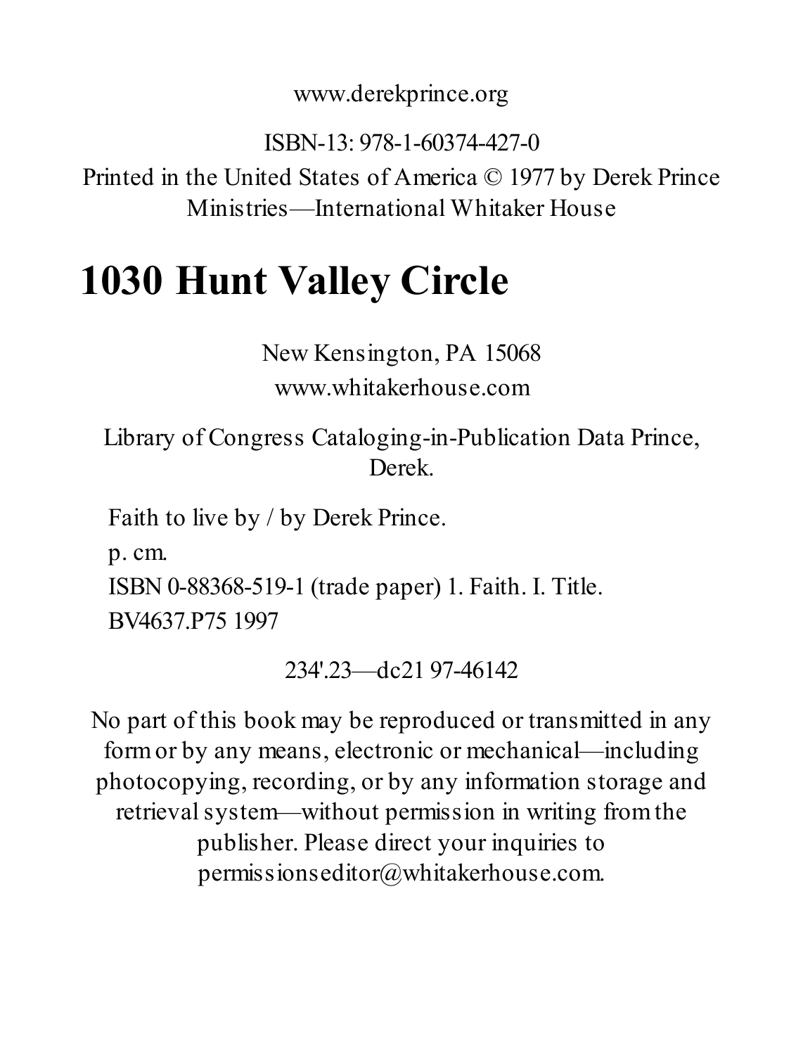www.derekprince.org

ISBN-13: 978-1-60374-427-0

Printed in the United States of America © 1977 by Derek Prince Ministries—International Whitaker House

# 1030 Hunt Valley Circle

New Kensington, PA 15068

www.whitakerhouse.com

Library of Congress Cataloging-in-Publication Data Prince, Derek.

Faith to live by / by Derek Prince.

p. cm.

ISBN 0-88368-519-1 (trade paper) 1. Faith. I. Title.

BV4637.P75 1997

234'.23—dc21 97-46142

No part of this book may be reproduced or transmitted in any form or by any means, electronic or mechanical—including photocopying, recording, or by any information storage and retrieval system—without permission in writing from the publisher. Please direct your inquiries to permissionseditor@whitakerhouse.com.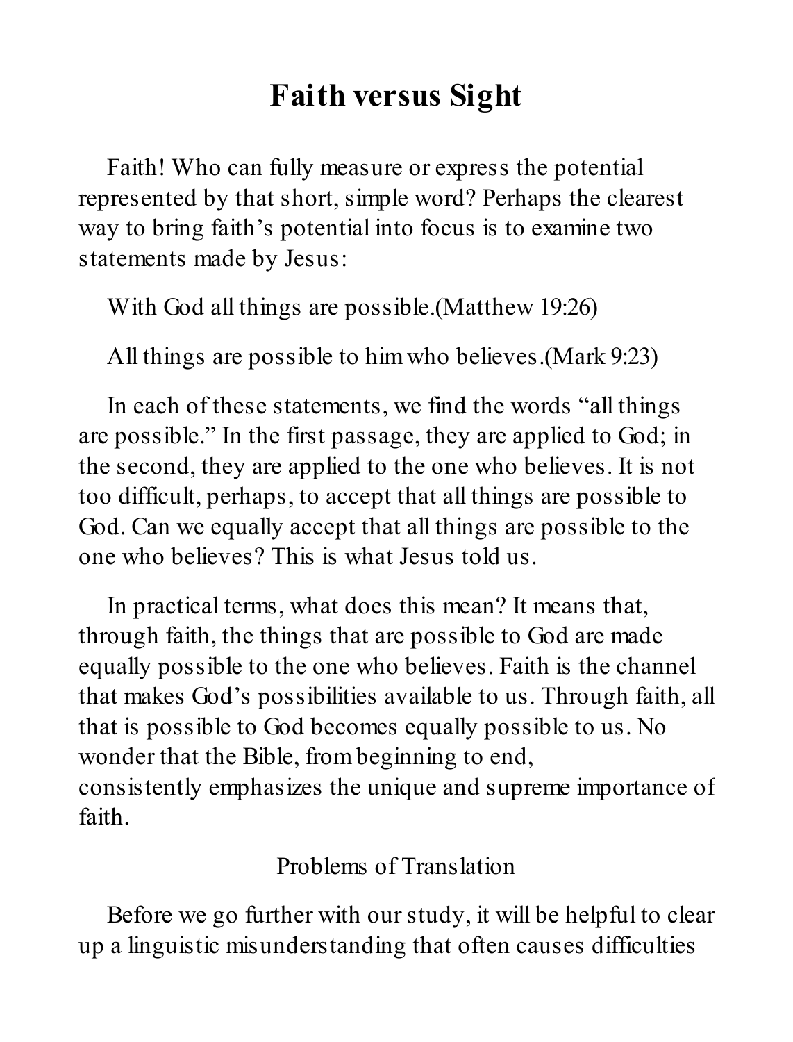# Faith versus Sight

Faith! Who can fully measure or express the potential represented by that short, simple word? Perhaps the clearest way to bring faith's potential into focus is to examine two statements made by Jesus:

With God all things are possible.(Matthew 19:26)

All things are possible to him who believes.(Mark 9:23)

In each of these statements, we find the words "all things are possible." In the first passage, they are applied to God; in the second, they are applied to the one who believes. It is not too difficult, perhaps, to accept that all things are possible to God. Can we equally accept that all things are possible to the one who believes? This is what Jesus told us.

In practical terms, what does this mean? It means that, through faith, the things that are possible to God are made equally possible to the one who believes. Faith is the channel that makes God's possibilities available to us. Through faith, all that is possible to God becomes equally possible to us. No wonder that the Bible, from beginning to end, consistently emphasizes the unique and supreme importance of faith.

## Problems of Translation

Before we go further with our study, it will be helpful to clear up a linguistic misunderstanding that often causes difficulties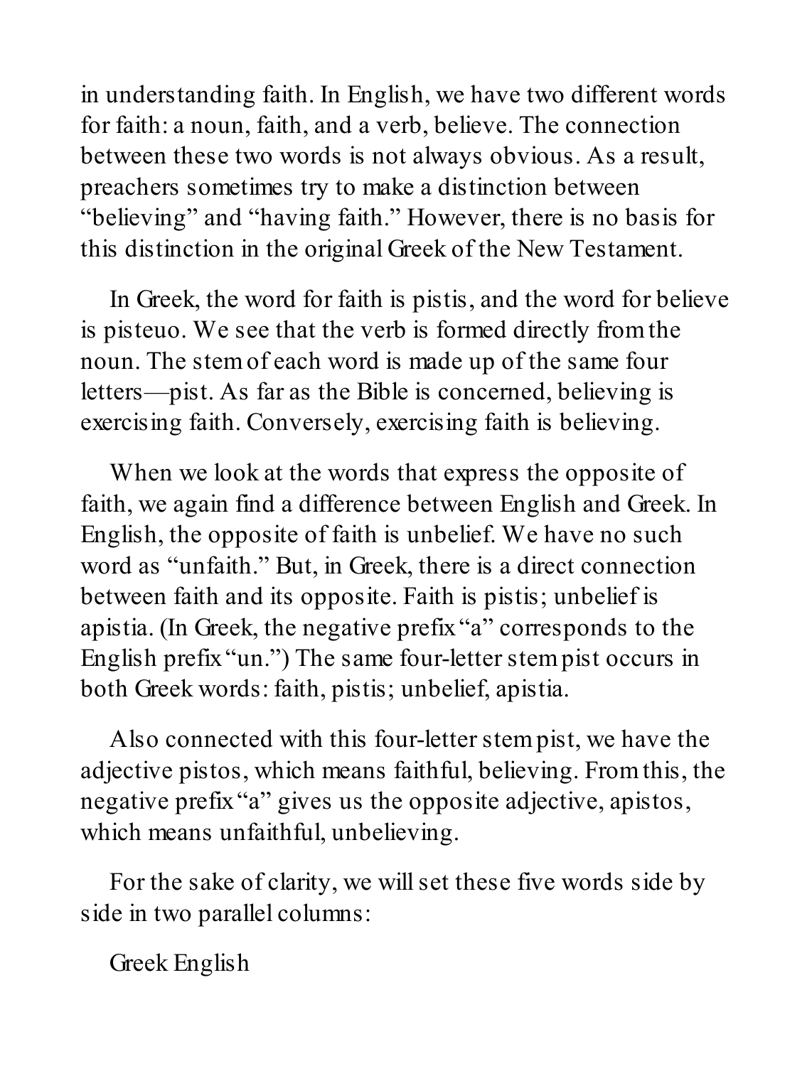in understanding faith. In English, we have two different words for faith: a noun, faith, and a verb, believe. The connection between these two words is not always obvious. As a result, preachers sometimes try to make a distinction between "believing" and "having faith." However, there is no basis for this distinction in the original Greek of the New Testament.

In Greek, the word for faith is pistis, and the word for believe is pisteuo. We see that the verb is formed directly from the noun. The stem of each word is made up of the same four letters—pist. As far as the Bible is concerned, believing is exercising faith. Conversely, exercising faith is believing.

When we look at the words that express the opposite of faith, we again find a difference between English and Greek. In English, the opposite of faith is unbelief. We have no such word as "unfaith." But, in Greek, there is a direct connection between faith and its opposite. Faith is pistis; unbelief is apistia. (In Greek, the negative prefix "a" corresponds to the English prefix "un.") The same four-letter stem pist occurs in both Greek words: faith, pistis; unbelief, apistia.

Also connected with this four-letter stem pist, we have the adjective pistos, which means faithful, believing. From this, the negative prefix "a" gives us the opposite adjective, apistos, which means unfaithful, unbelieving.

For the sake of clarity, we will set these five words side by side in two parallel columns:

Greek English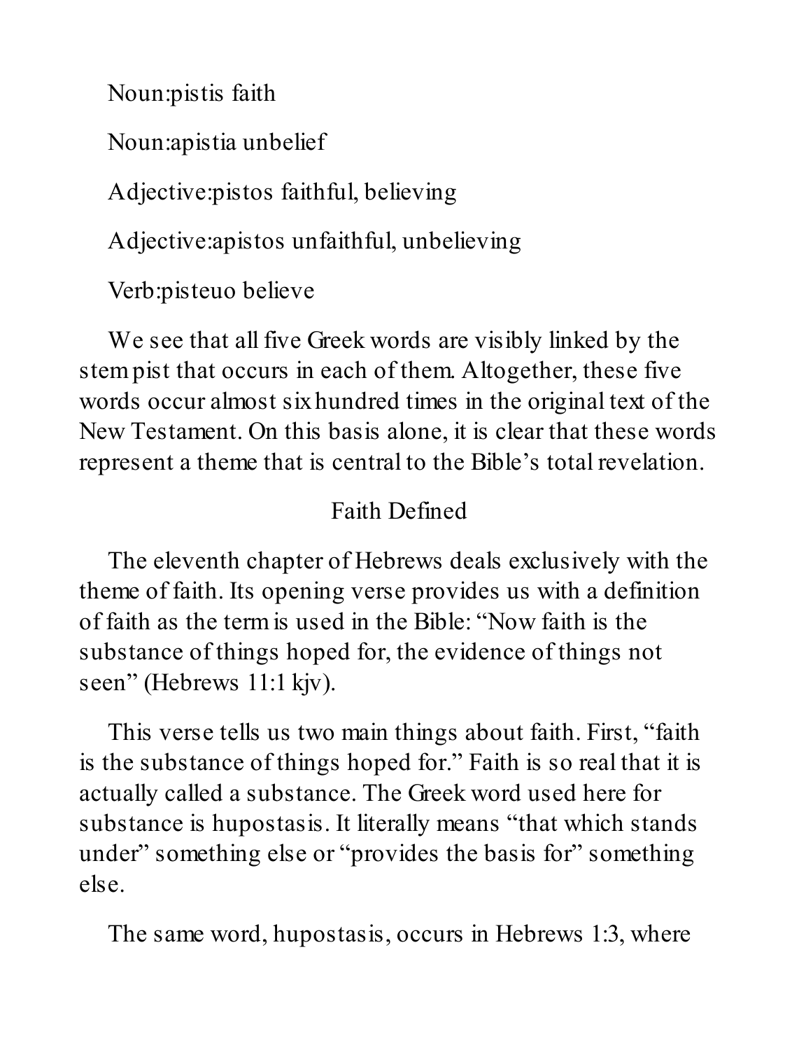Noun:pistis faith

Noun:apistia unbelief

Adjective:pistos faithful, believing

Adjective:apistos unfaithful, unbelieving

Verb:pisteuo believe

We see that all five Greek words are visibly linked by the stem pist that occurs in each of them. Altogether, these five words occur almost six hundred times in the original text of the New Testament. On this basis alone, it is clear that these words represent a theme that is central to the Bible's total revelation.

## Faith Defined

The eleventh chapter of Hebrews deals exclusively with the theme of faith. Its opening verse provides us with a definition of faith as the term is used in the Bible: "Now faith is the substance of things hoped for, the evidence of things not seen" (Hebrews 11:1 kjv).

This verse tells us two main things about faith. First, "faith is the substance of things hoped for." Faith is so real that it is actually called a substance. The Greek word used here for substance is hupostasis. It literally means "that which stands under" something else or "provides the basis for" something else.

The same word, hupostasis, occurs in Hebrews 1:3, where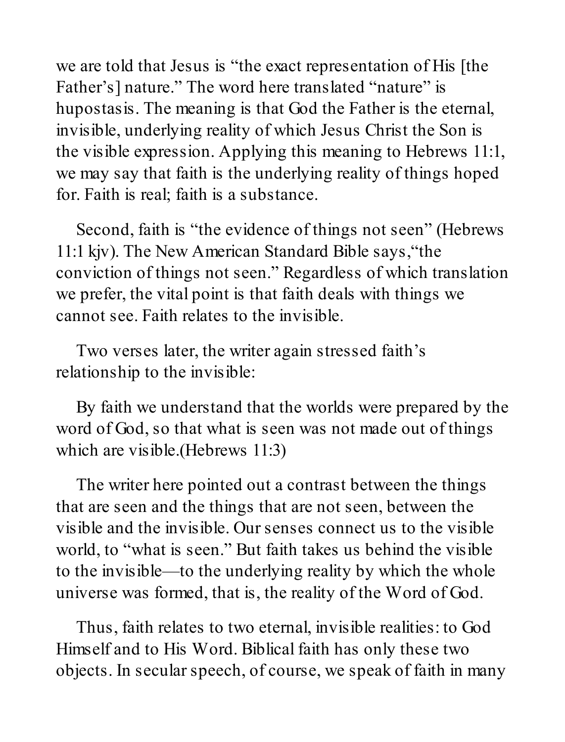we are told that Jesus is "the exact representation of His [the Father's] nature." The word here translated "nature" is hupostasis. The meaning is that God the Father is the eternal, invisible, underlying reality of which Jesus Christ the Son is the visible expression. Applying this meaning to Hebrews 11:1, we may say that faith is the underlying reality of things hoped for. Faith is real; faith is a substance.

Second, faith is "the evidence of things not seen" (Hebrews 11:1 kjv). The New American Standard Bible says,"the conviction of things not seen." Regardless of which translation we prefer, the vital point is that faith deals with things we cannot see. Faith relates to the invisible.

Two verses later, the writer again stressed faith's relationship to the invisible:

By faith we understand that the worlds were prepared by the word of God, so that what is seen was not made out of things which are visible.(Hebrews 11:3)

The writer here pointed out a contrast between the things that are seen and the things that are not seen, between the visible and the invisible. Our senses connect us to the visible world, to "what is seen." But faith takes us behind the visible to the invisible—to the underlying reality by which the whole universe was formed, that is, the reality of the Word of God.

Thus, faith relates to two eternal, invisible realities: to God Himself and to His Word. Biblical faith has only these two objects. In secular speech, of course, we speak of faith in many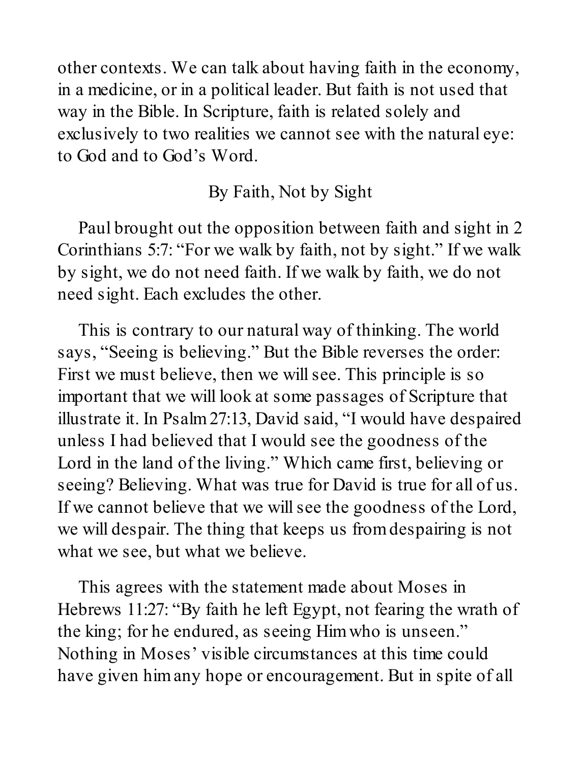other contexts. We can talk about having faith in the economy, in a medicine, or in a political leader. But faith is not used that way in the Bible. In Scripture, faith is related solely and exclusively to two realities we cannot see with the natural eye: to God and to God's Word.

## By Faith, Not by Sight

Paul brought out the opposition between faith and sight in 2 Corinthians 5:7: "For we walk by faith, not by sight." If we walk by sight, we do not need faith. If we walk by faith, we do not need sight. Each excludes the other.

This is contrary to our natural way of thinking. The world says, "Seeing is believing." But the Bible reverses the order: First we must believe, then we will see. This principle is so important that we will look at some passages of Scripture that illustrate it. In Psalm 27:13, David said, "I would have despaired unless I had believed that I would see the goodness of the Lord in the land of the living." Which came first, believing or seeing? Believing. What was true for David is true for all of us. If we cannot believe that we will see the goodness of the Lord, we will despair. The thing that keeps us from despairing is not what we see, but what we believe.

This agrees with the statement made about Moses in Hebrews 11:27: "By faith he left Egypt, not fearing the wrath of the king; for he endured, as seeing Him who is unseen." Nothing in Moses' visible circumstances at this time could have given him any hope or encouragement. But in spite of all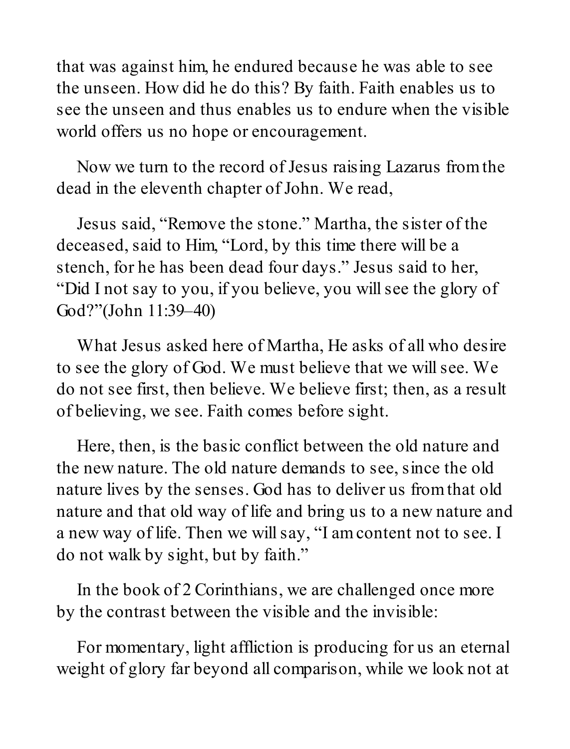that was against him, he endured because he was able to see the unseen. How did he do this? By faith. Faith enables us to see the unseen and thus enables us to endure when the visible world offers us no hope or encouragement.

Now we turn to the record of Jesus raising Lazarus from the dead in the eleventh chapter of John. We read,

Jesus said, "Remove the stone." Martha, the sister of the deceased, said to Him, "Lord, by this time there will be a stench, for he has been dead four days." Jesus said to her, "Did I not say to you, if you believe, you will see the glory of God?"(John 11:39–40)

What Jesus asked here of Martha, He asks of all who desire to see the glory of God. We must believe that we will see. We do not see first, then believe. We believe first; then, as a result of believing, we see. Faith comes before sight.

Here, then, is the basic conflict between the old nature and the new nature. The old nature demands to see, since the old nature lives by the senses. God has to deliver us from that old nature and that old way of life and bring us to a new nature and a new way of life. Then we will say, "I am content not to see. I do not walk by sight, but by faith."

In the book of 2 Corinthians, we are challenged once more by the contrast between the visible and the invisible:

For momentary, light affliction is producing for us an eternal weight of glory far beyond all comparison, while we look not at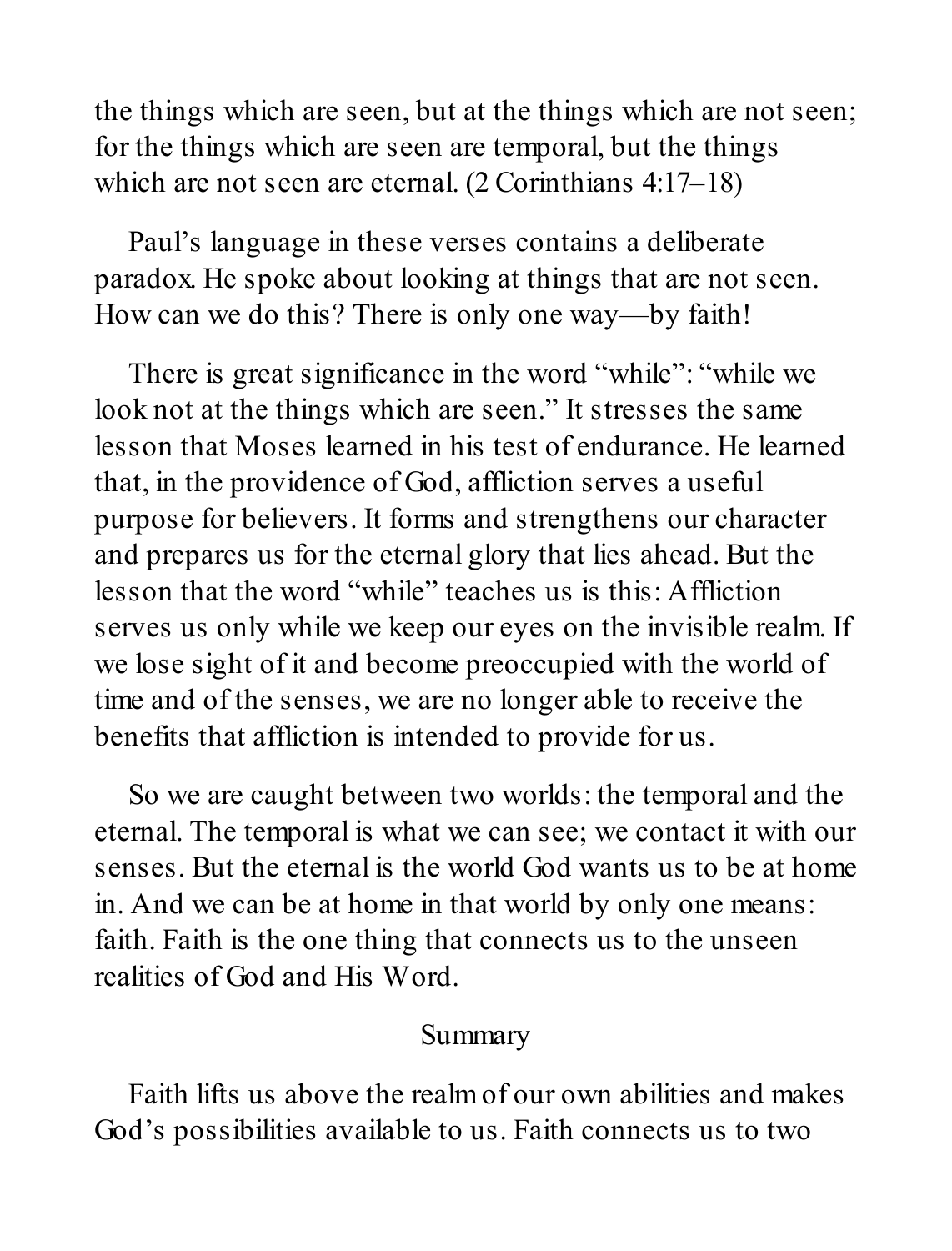the things which are seen, but at the things which are not seen; for the things which are seen are temporal, but the things which are not seen are eternal. (2 Corinthians 4:17–18)

Paul's language in these verses contains a deliberate paradox. He spoke about looking at things that are not seen. How can we do this? There is only one way—by faith!

There is great significance in the word "while": "while we look not at the things which are seen." It stresses the same lesson that Moses learned in his test of endurance. He learned that, in the providence of God, affliction serves a useful purpose for believers. It forms and strengthens our character and prepares us for the eternal glory that lies ahead. But the lesson that the word "while" teaches us is this: Affliction serves us only while we keep our eyes on the invisible realm. If we lose sight of it and become preoccupied with the world of time and of the senses, we are no longer able to receive the benefits that affliction is intended to provide for us.

So we are caught between two worlds: the temporal and the eternal. The temporal is what we can see; we contact it with our senses. But the eternal is the world God wants us to be at home in. And we can be at home in that world by only one means: faith. Faith is the one thing that connects us to the unseen realities of God and His Word.

## Summary

Faith lifts us above the realm of our own abilities and makes God's possibilities available to us. Faith connects us to two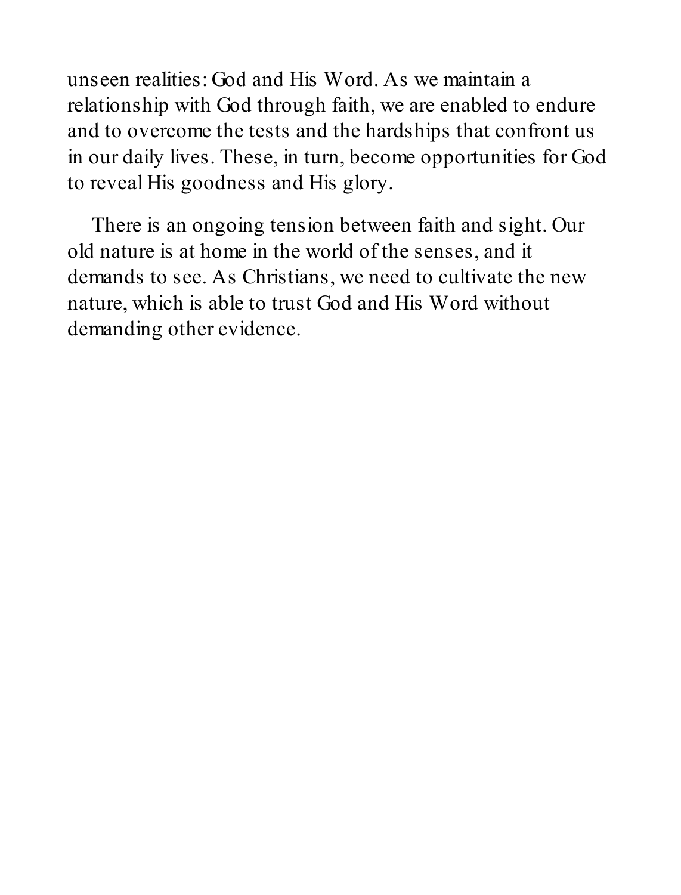unseen realities: God and His Word. As we maintain a relationship with God through faith, we are enabled to endure and to overcome the tests and the hardships that confront us in our daily lives. These, in turn, become opportunities for God to reveal His goodness and His glory.

There is an ongoing tension between faith and sight. Our old nature is at home in the world of the senses, and it demands to see. As Christians, we need to cultivate the new nature, which is able to trust God and His Word without demanding other evidence.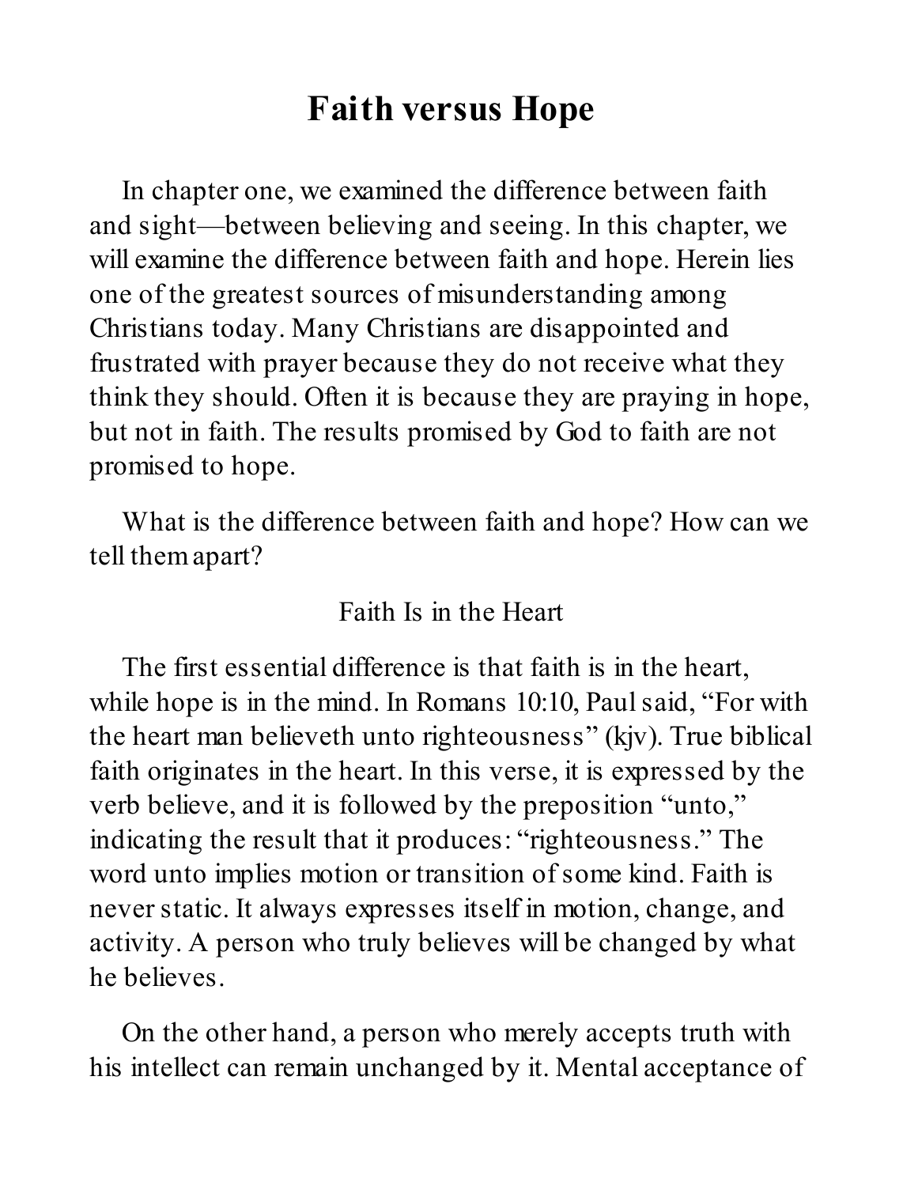# Faith versus Hope

In chapter one, we examined the difference between faith and sight—between believing and seeing. In this chapter, we will examine the difference between faith and hope. Herein lies one of the greatest sources of misunderstanding among Christians today. Many Christians are disappointed and frustrated with prayer because they do not receive what they think they should. Often it is because they are praying in hope, but not in faith. The results promised by God to faith are not promised to hope.

What is the difference between faith and hope? How can we tell them apart?

## Faith Is in the Heart

The first essential difference is that faith is in the heart, while hope is in the mind. In Romans 10:10, Paul said, "For with the heart man believeth unto righteousness" (kjv). True biblical faith originates in the heart. In this verse, it is expressed by the verb believe, and it is followed by the preposition "unto," indicating the result that it produces: "righteousness." The word unto implies motion or transition of some kind. Faith is never static. It always expresses itself in motion, change, and activity. A person who truly believes will be changed by what he believes.

On the other hand, a person who merely accepts truth with his intellect can remain unchanged by it. Mental acceptance of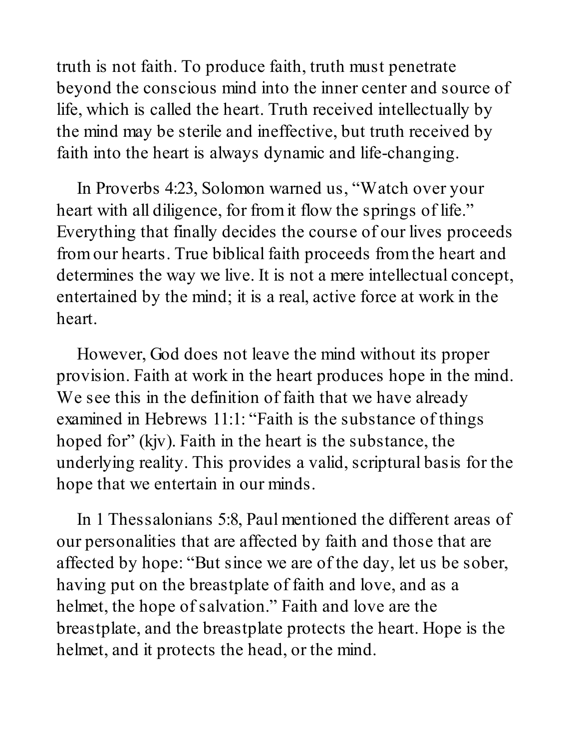truth is not faith. To produce faith, truth must penetrate beyond the conscious mind into the inner center and source of life, which is called the heart. Truth received intellectually by the mind may be sterile and ineffective, but truth received by faith into the heart is always dynamic and life-changing.

In Proverbs 4:23, Solomon warned us, "Watch over your heart with all diligence, for from it flow the springs of life." Everything that finally decides the course of our lives proceeds from our hearts. True biblical faith proceeds from the heart and determines the way we live. It is not a mere intellectual concept, entertained by the mind; it is a real, active force at work in the heart.

However, God does not leave the mind without its proper provision. Faith at work in the heart produces hope in the mind. We see this in the definition of faith that we have already examined in Hebrews 11:1: "Faith is the substance of things hoped for" (kjv). Faith in the heart is the substance, the underlying reality. This provides a valid, scriptural basis for the hope that we entertain in our minds.

In 1 Thessalonians 5:8, Paul mentioned the different areas of our personalities that are affected by faith and those that are affected by hope: "But since we are of the day, let us be sober, having put on the breastplate of faith and love, and as a helmet, the hope of salvation." Faith and love are the breastplate, and the breastplate protects the heart. Hope is the helmet, and it protects the head, or the mind.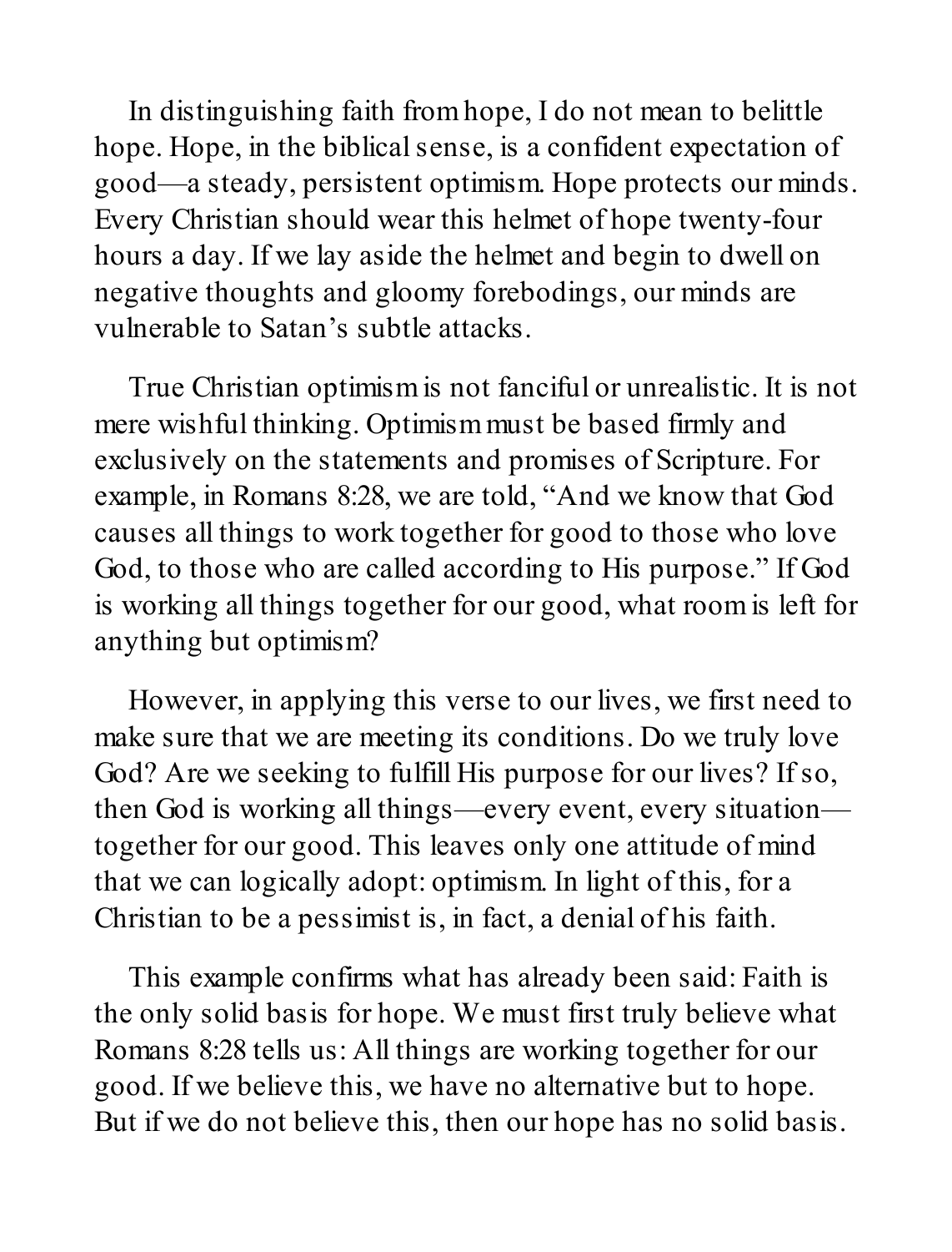In distinguishing faith from hope, I do not mean to belittle hope. Hope, in the biblical sense, is a confident expectation of good—a steady, persistent optimism. Hope protects our minds. Every Christian should wear this helmet of hope twenty-four hours a day. If we lay aside the helmet and begin to dwell on negative thoughts and gloomy forebodings, our minds are vulnerable to Satan's subtle attacks.

True Christian optimism is not fanciful or unrealistic. It is not mere wishful thinking. Optimism must be based firmly and exclusively on the statements and promises of Scripture. For example, in Romans 8:28, we are told, "And we know that God causes all things to work together for good to those who love God, to those who are called according to His purpose." If God is working all things together for our good, what room is left for anything but optimism?

However, in applying this verse to our lives, we first need to make sure that we are meeting its conditions. Do we truly love God? Are we seeking to fulfill His purpose for our lives? If so, then God is working all things—every event, every situation—together for our good. This leaves only one attitude of mind that we can logically adopt: optimism. In light of this, for a Christian to be a pessimist is, in fact, a denial of his faith.

This example confirms what has already been said: Faith is the only solid basis for hope. We must first truly believe what Romans 8:28 tells us: All things are working together for our good. If we believe this, we have no alternative but to hope. But if we do not believe this, then our hope has no solid basis.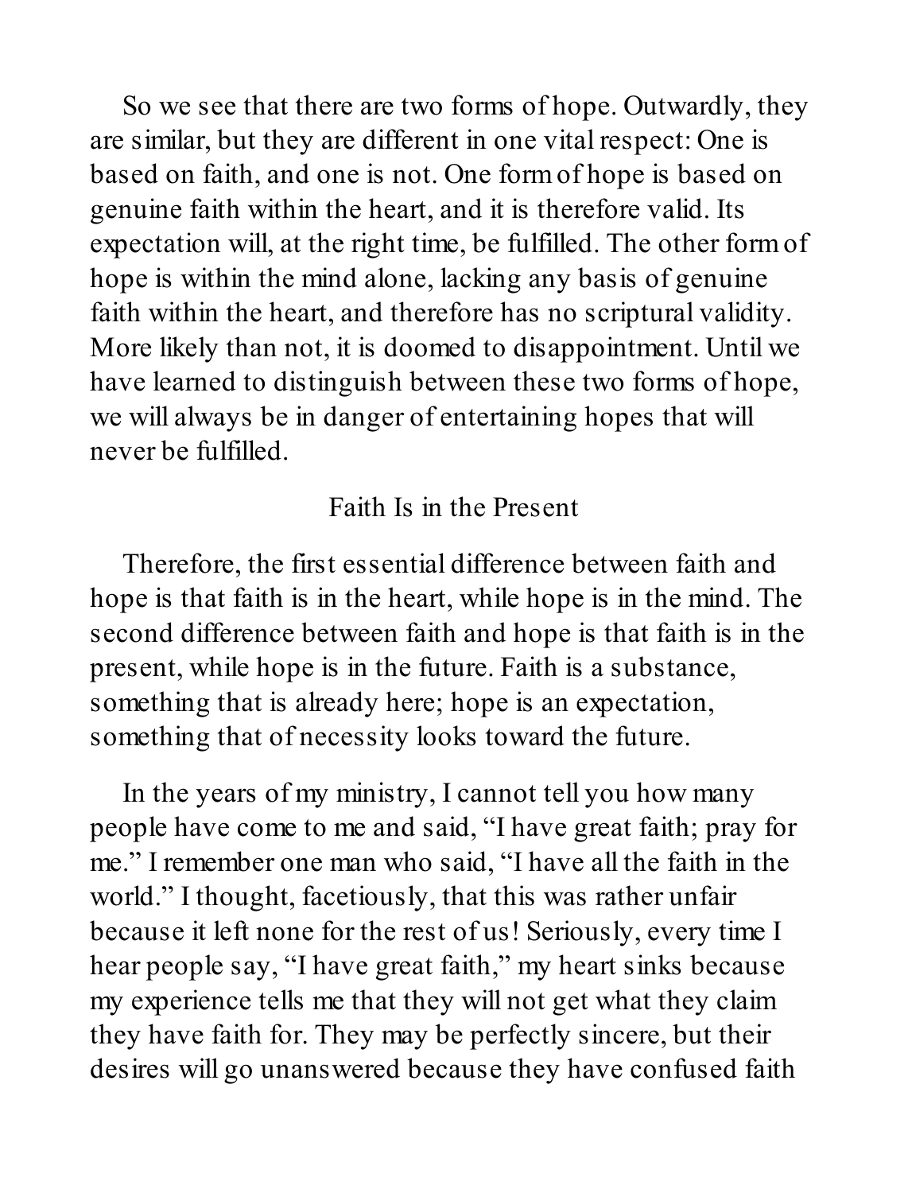So we see that there are two forms of hope. Outwardly, they are similar, but they are different in one vital respect: One is based on faith, and one is not. One form of hope is based on genuine faith within the heart, and it is therefore valid. Its expectation will, at the right time, be fulfilled. The other form of hope is within the mind alone, lacking any basis of genuine faith within the heart, and therefore has no scriptural validity. More likely than not, it is doomed to disappointment. Until we have learned to distinguish between these two forms of hope, we will always be in danger of entertaining hopes that will never be fulfilled.

## Faith Is in the Present

Therefore, the first essential difference between faith and hope is that faith is in the heart, while hope is in the mind. The second difference between faith and hope is that faith is in the present, while hope is in the future. Faith is a substance, something that is already here; hope is an expectation, something that of necessity looks toward the future.

In the years of my ministry, I cannot tell you how many people have come to me and said, "I have great faith; pray for me." I remember one man who said, "I have all the faith in the world." I thought, facetiously, that this was rather unfair because it left none for the rest of us! Seriously, every time I hear people say, "I have great faith," my heart sinks because my experience tells me that they will not get what they claim they have faith for. They may be perfectly sincere, but their desires will go unanswered because they have confused faith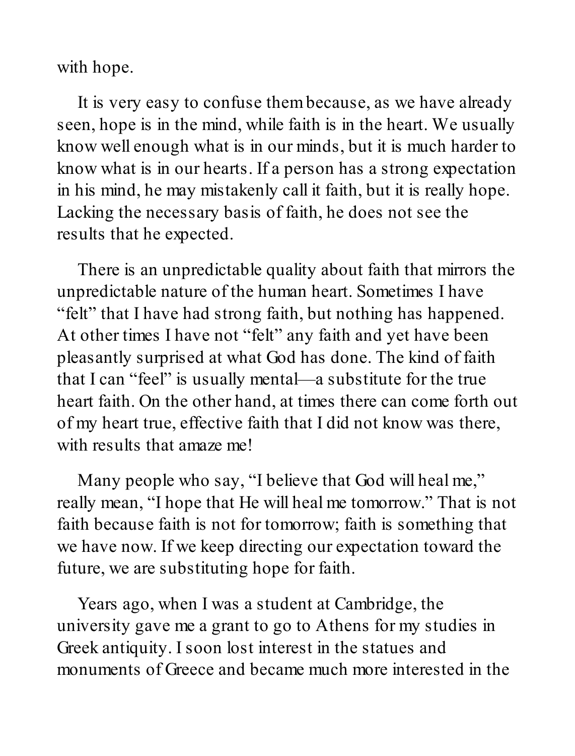with hope.

It is very easy to confuse them because, as we have already seen, hope is in the mind, while faith is in the heart. We usually know well enough what is in our minds, but it is much harder to know what is in our hearts. If a person has a strong expectation in his mind, he may mistakenly call it faith, but it is really hope. Lacking the necessary basis of faith, he does not see the results that he expected.

There is an unpredictable quality about faith that mirrors the unpredictable nature of the human heart. Sometimes I have "felt" that I have had strong faith, but nothing has happened. At other times I have not "felt" any faith and yet have been pleasantly surprised at what God has done. The kind of faith that I can "feel" is usually mental—a substitute for the true heart faith. On the other hand, at times there can come forth out of my heart true, effective faith that I did not know was there, with results that amaze me!

Many people who say, "I believe that God will heal me," really mean, "I hope that He will heal me tomorrow." That is not faith because faith is not for tomorrow; faith is something that we have now. If we keep directing our expectation toward the future, we are substituting hope for faith.

Years ago, when I was a student at Cambridge, the university gave me a grant to go to Athens for my studies in Greek antiquity. I soon lost interest in the statues and monuments of Greece and became much more interested in the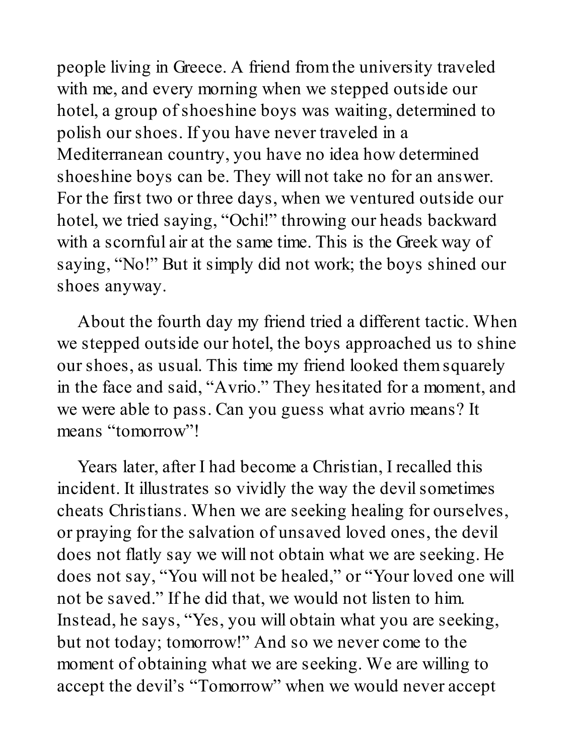people living in Greece. A friend from the university traveled with me, and every morning when we stepped outside our hotel, a group of shoeshine boys was waiting, determined to polish our shoes. If you have never traveled in a Mediterranean country, you have no idea how determined shoeshine boys can be. They will not take no for an answer. For the first two or three days, when we ventured outside our hotel, we tried saying, "Ochi!" throwing our heads backward with a scornful air at the same time. This is the Greek way of saying, "No!" But it simply did not work; the boys shined our shoes anyway.

About the fourth day my friend tried a different tactic. When we stepped outside our hotel, the boys approached us to shine our shoes, as usual. This time my friend looked them squarely in the face and said, "Avrio." They hesitated for a moment, and we were able to pass. Can you guess what avrio means? It means "tomorrow"!

Years later, after I had become a Christian, I recalled this incident. It illustrates so vividly the way the devil sometimes cheats Christians. When we are seeking healing for ourselves, or praying for the salvation of unsaved loved ones, the devil does not flatly say we will not obtain what we are seeking. He does not say, "You will not be healed," or "Your loved one will not be saved." If he did that, we would not listen to him. Instead, he says, "Yes, you will obtain what you are seeking, but not today; tomorrow!" And so we never come to the moment of obtaining what we are seeking. We are willing to accept the devil's "Tomorrow" when we would never accept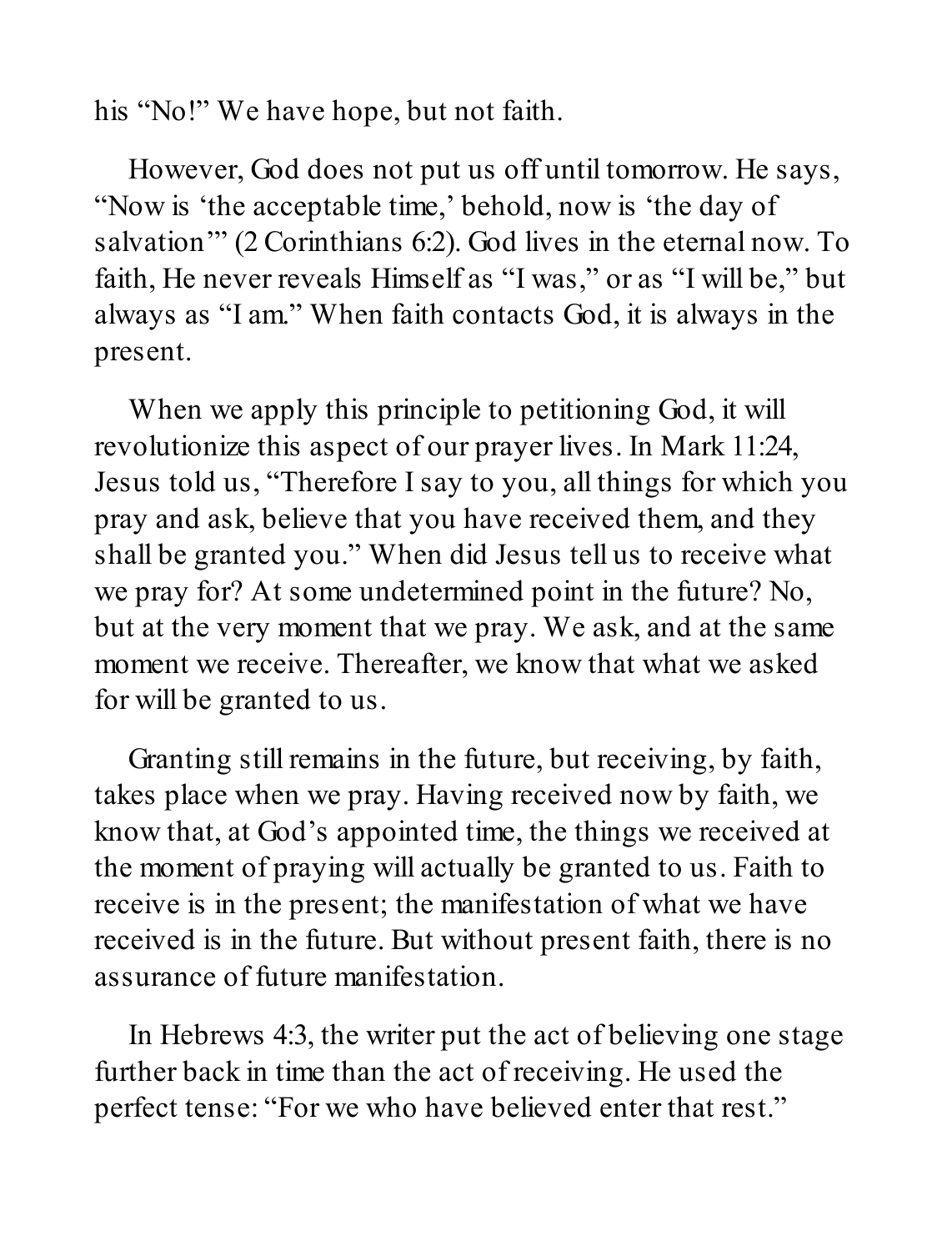his "No!" We have hope, but not faith.

However, God does not put us off until tomorrow. He says, "Now is 'the acceptable time,' behold, now is 'the day of salvation'" (2 Corinthians 6:2). God lives in the eternal now. To faith, He never reveals Himself as "I was," or as "I will be," but always as "I am." When faith contacts God, it is always in the present.

When we apply this principle to petitioning God, it will revolutionize this aspect of our prayer lives. In Mark 11:24, Jesus told us, "Therefore I say to you, all things for which you pray and ask, believe that you have received them, and they shall be granted you." When did Jesus tell us to receive what we pray for? At some undetermined point in the future? No, but at the very moment that we pray. We ask, and at the same moment we receive. Thereafter, we know that what we asked for will be granted to us.

Granting still remains in the future, but receiving, by faith, takes place when we pray. Having received now by faith, we know that, at God's appointed time, the things we received at the moment of praying will actually be granted to us. Faith to receive is in the present; the manifestation of what we have received is in the future. But without present faith, there is no assurance of future manifestation.

In Hebrews 4:3, the writer put the act of believing one stage further back in time than the act of receiving. He used the perfect tense: "For we who have believed enter that rest."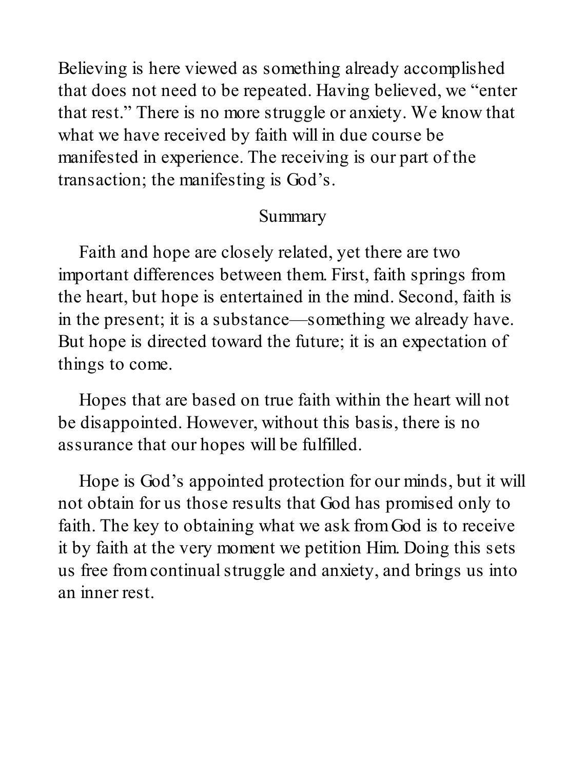Believing is here viewed as something already accomplished that does not need to be repeated. Having believed, we "enter that rest." There is no more struggle or anxiety. We know that what we have received by faith will in due course be manifested in experience. The receiving is our part of the transaction; the manifesting is God's.

## Summary

Faith and hope are closely related, yet there are two important differences between them. First, faith springs from the heart, but hope is entertained in the mind. Second, faith is in the present; it is a substance—something we already have. But hope is directed toward the future; it is an expectation of things to come.

Hopes that are based on true faith within the heart will not be disappointed. However, without this basis, there is no assurance that our hopes will be fulfilled.

Hope is God's appointed protection for our minds, but it will not obtain for us those results that God has promised only to faith. The key to obtaining what we ask from God is to receive it by faith at the very moment we petition Him. Doing this sets us free from continual struggle and anxiety, and brings us into an inner rest.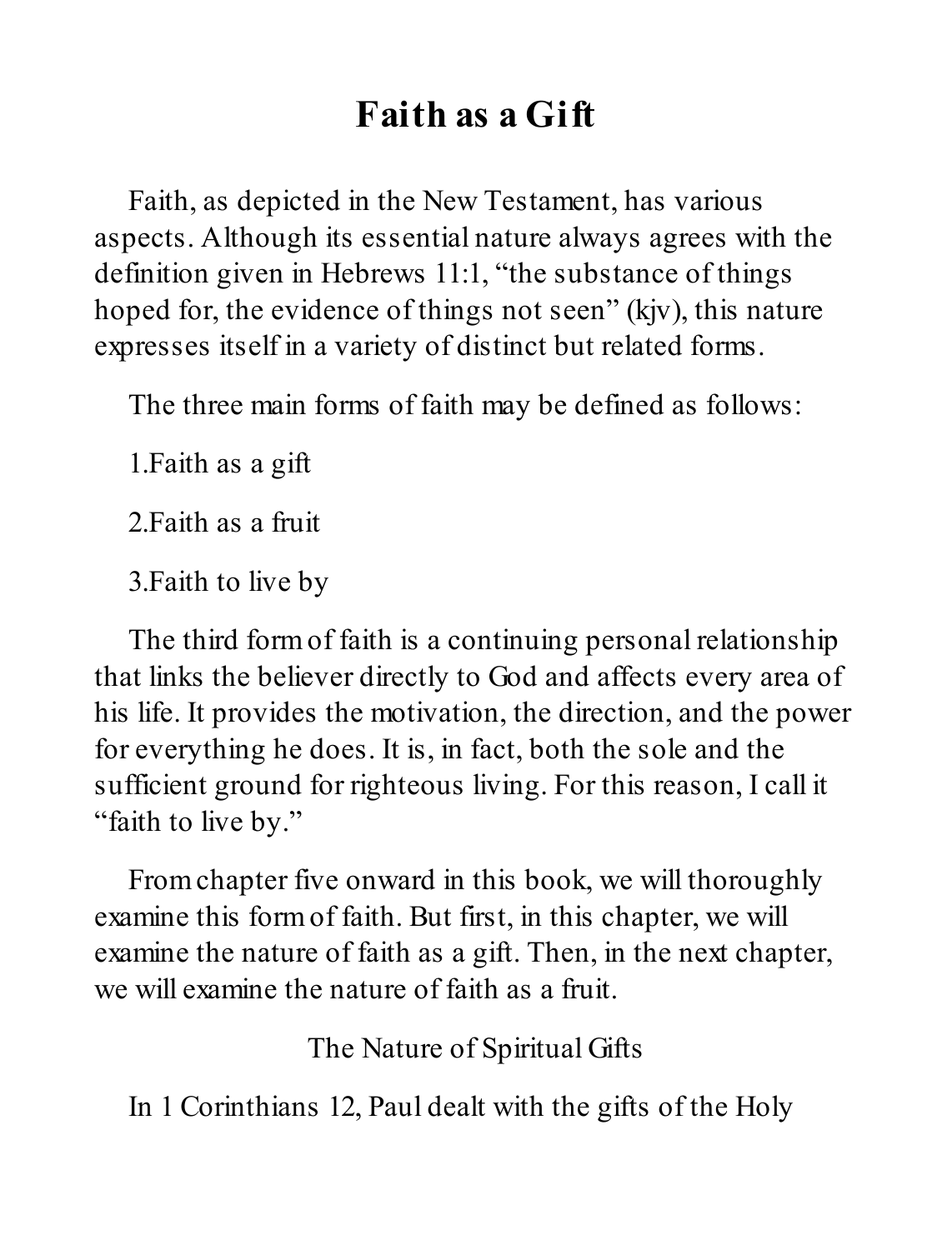# Faith as a Gift

Faith, as depicted in the New Testament, has various aspects. Although its essential nature always agrees with the definition given in Hebrews 11:1, "the substance of things hoped for, the evidence of things not seen" (kjv), this nature expresses itself in a variety of distinct but related forms.

The three main forms of faith may be defined as follows:

1. Faith as a gift
2. Faith as a fruit
3. Faith to live by

The third form of faith is a continuing personal relationship that links the believer directly to God and affects every area of his life. It provides the motivation, the direction, and the power for everything he does. It is, in fact, both the sole and the sufficient ground for righteous living. For this reason, I call it "faith to live by."

From chapter five onward in this book, we will thoroughly examine this form of faith. But first, in this chapter, we will examine the nature of faith as a gift. Then, in the next chapter, we will examine the nature of faith as a fruit.

## The Nature of Spiritual Gifts

In 1 Corinthians 12, Paul dealt with the gifts of the Holy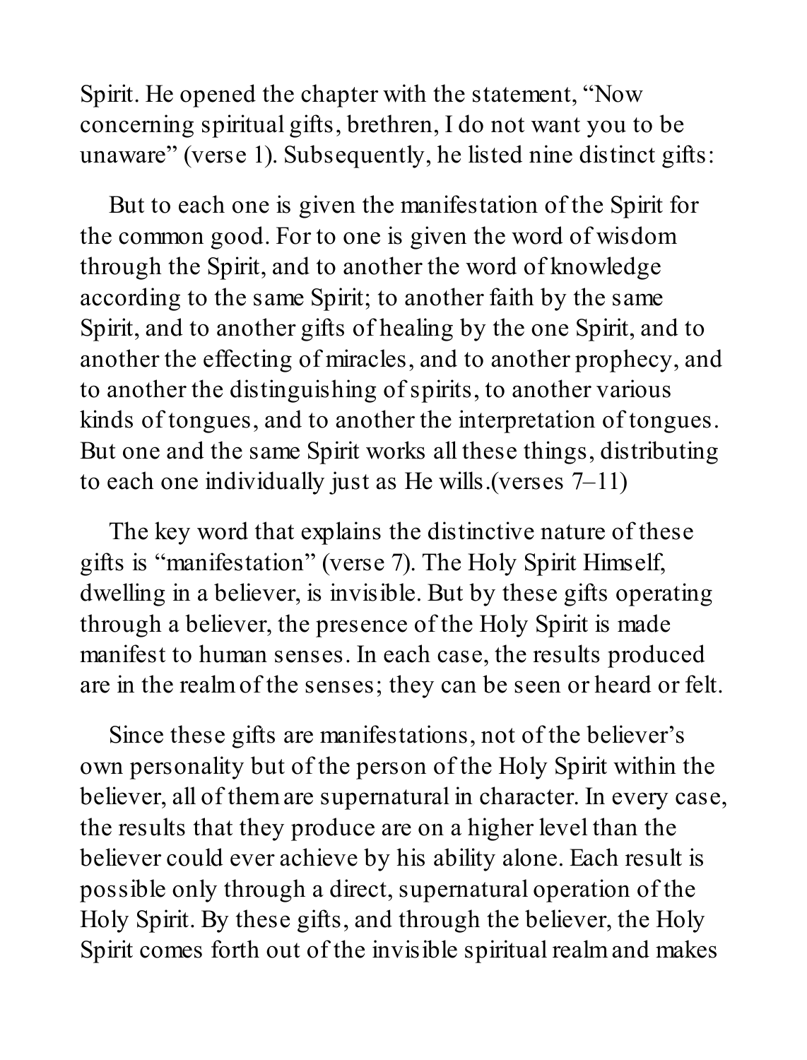Spirit. He opened the chapter with the statement, "Now concerning spiritual gifts, brethren, I do not want you to be unaware" (verse 1). Subsequently, he listed nine distinct gifts:

> But to each one is given the manifestation of the Spirit for the common good. For to one is given the word of wisdom through the Spirit, and to another the word of knowledge according to the same Spirit; to another faith by the same Spirit, and to another gifts of healing by the one Spirit, and to another the effecting of miracles, and to another prophecy, and to another the distinguishing of spirits, to another various kinds of tongues, and to another the interpretation of tongues. But one and the same Spirit works all these things, distributing to each one individually just as He wills.(verses 7–11)

The key word that explains the distinctive nature of these gifts is "manifestation" (verse 7). The Holy Spirit Himself, dwelling in a believer, is invisible. But by these gifts operating through a believer, the presence of the Holy Spirit is made manifest to human senses. In each case, the results produced are in the realm of the senses; they can be seen or heard or felt.

Since these gifts are manifestations, not of the believer's own personality but of the person of the Holy Spirit within the believer, all of them are supernatural in character. In every case, the results that they produce are on a higher level than the believer could ever achieve by his ability alone. Each result is possible only through a direct, supernatural operation of the Holy Spirit. By these gifts, and through the believer, the Holy Spirit comes forth out of the invisible spiritual realm and makes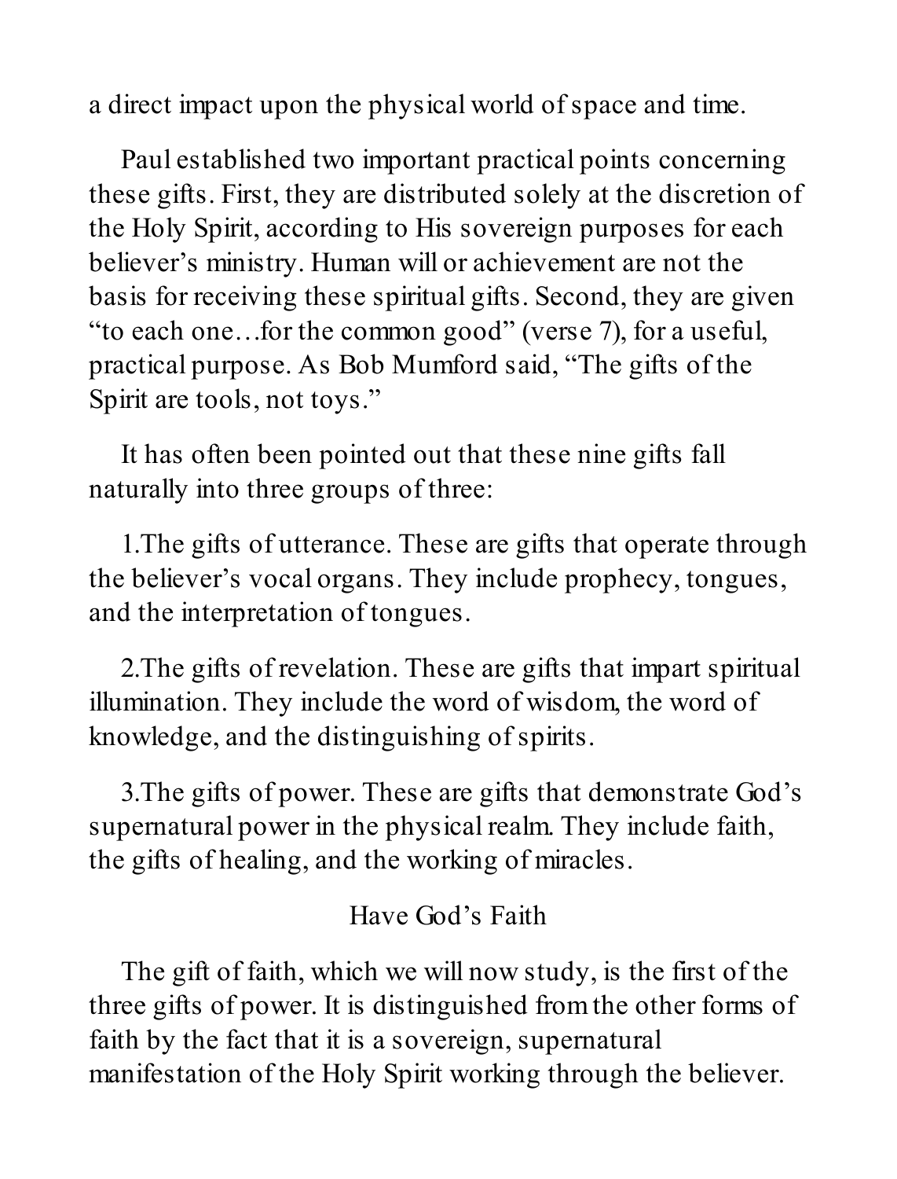a direct impact upon the physical world of space and time.

Paul established two important practical points concerning these gifts. First, they are distributed solely at the discretion of the Holy Spirit, according to His sovereign purposes for each believer's ministry. Human will or achievement are not the basis for receiving these spiritual gifts. Second, they are given "to each one…for the common good" (verse 7), for a useful, practical purpose. As Bob Mumford said, "The gifts of the Spirit are tools, not toys."

It has often been pointed out that these nine gifts fall naturally into three groups of three:

1. The gifts of utterance. These are gifts that operate through the believer's vocal organs. They include prophecy, tongues, and the interpretation of tongues.

2. The gifts of revelation. These are gifts that impart spiritual illumination. They include the word of wisdom, the word of knowledge, and the distinguishing of spirits.

3. The gifts of power. These are gifts that demonstrate God's supernatural power in the physical realm. They include faith, the gifts of healing, and the working of miracles.

## Have God's Faith

The gift of faith, which we will now study, is the first of the three gifts of power. It is distinguished from the other forms of faith by the fact that it is a sovereign, supernatural manifestation of the Holy Spirit working through the believer.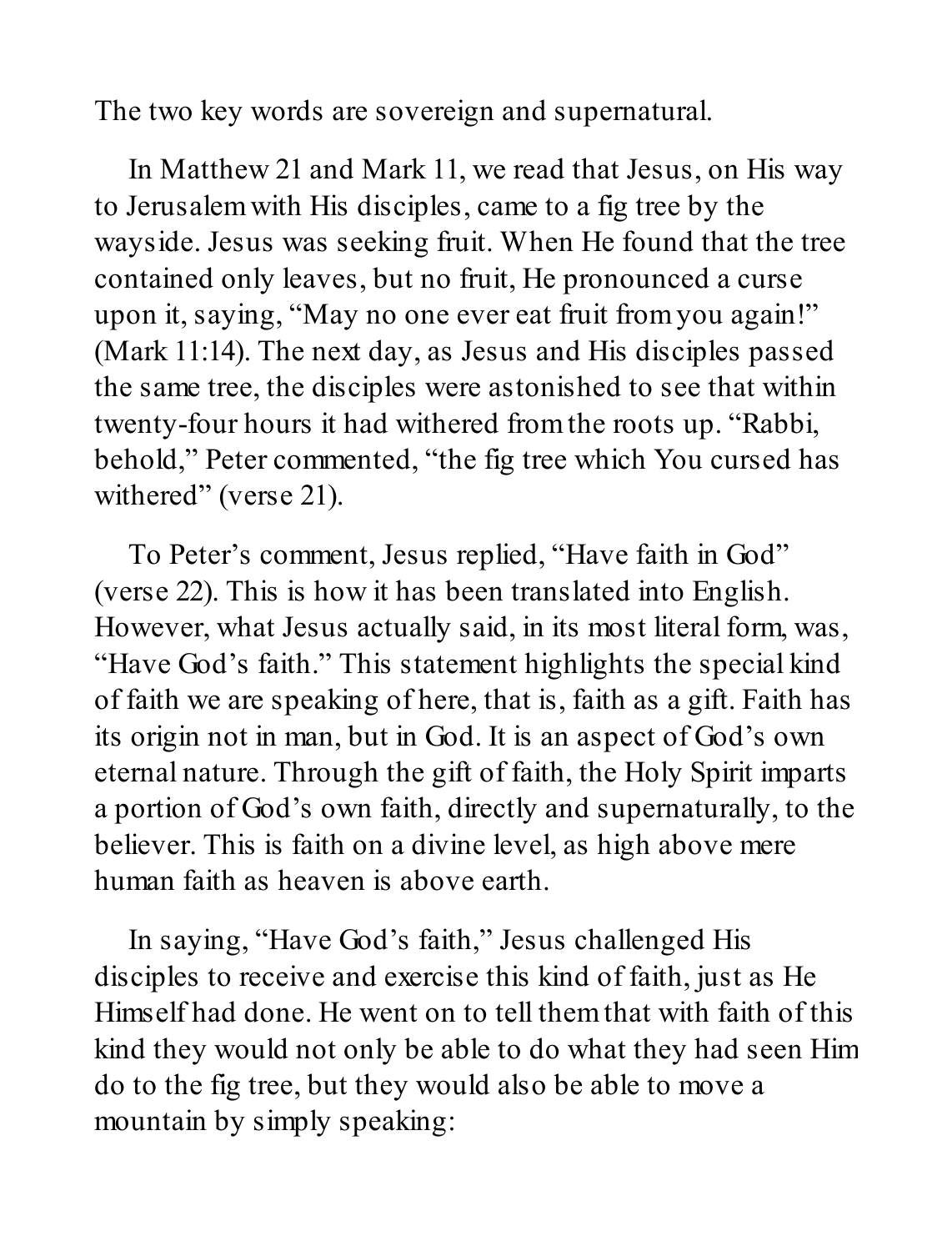The two key words are sovereign and supernatural.

In Matthew 21 and Mark 11, we read that Jesus, on His way to Jerusalem with His disciples, came to a fig tree by the wayside. Jesus was seeking fruit. When He found that the tree contained only leaves, but no fruit, He pronounced a curse upon it, saying, "May no one ever eat fruit from you again!" (Mark 11:14). The next day, as Jesus and His disciples passed the same tree, the disciples were astonished to see that within twenty-four hours it had withered from the roots up. "Rabbi, behold," Peter commented, "the fig tree which You cursed has withered" (verse 21).

To Peter's comment, Jesus replied, "Have faith in God" (verse 22). This is how it has been translated into English. However, what Jesus actually said, in its most literal form, was, "Have God's faith." This statement highlights the special kind of faith we are speaking of here, that is, faith as a gift. Faith has its origin not in man, but in God. It is an aspect of God's own eternal nature. Through the gift of faith, the Holy Spirit imparts a portion of God's own faith, directly and supernaturally, to the believer. This is faith on a divine level, as high above mere human faith as heaven is above earth.

In saying, "Have God's faith," Jesus challenged His disciples to receive and exercise this kind of faith, just as He Himself had done. He went on to tell them that with faith of this kind they would not only be able to do what they had seen Him do to the fig tree, but they would also be able to move a mountain by simply speaking: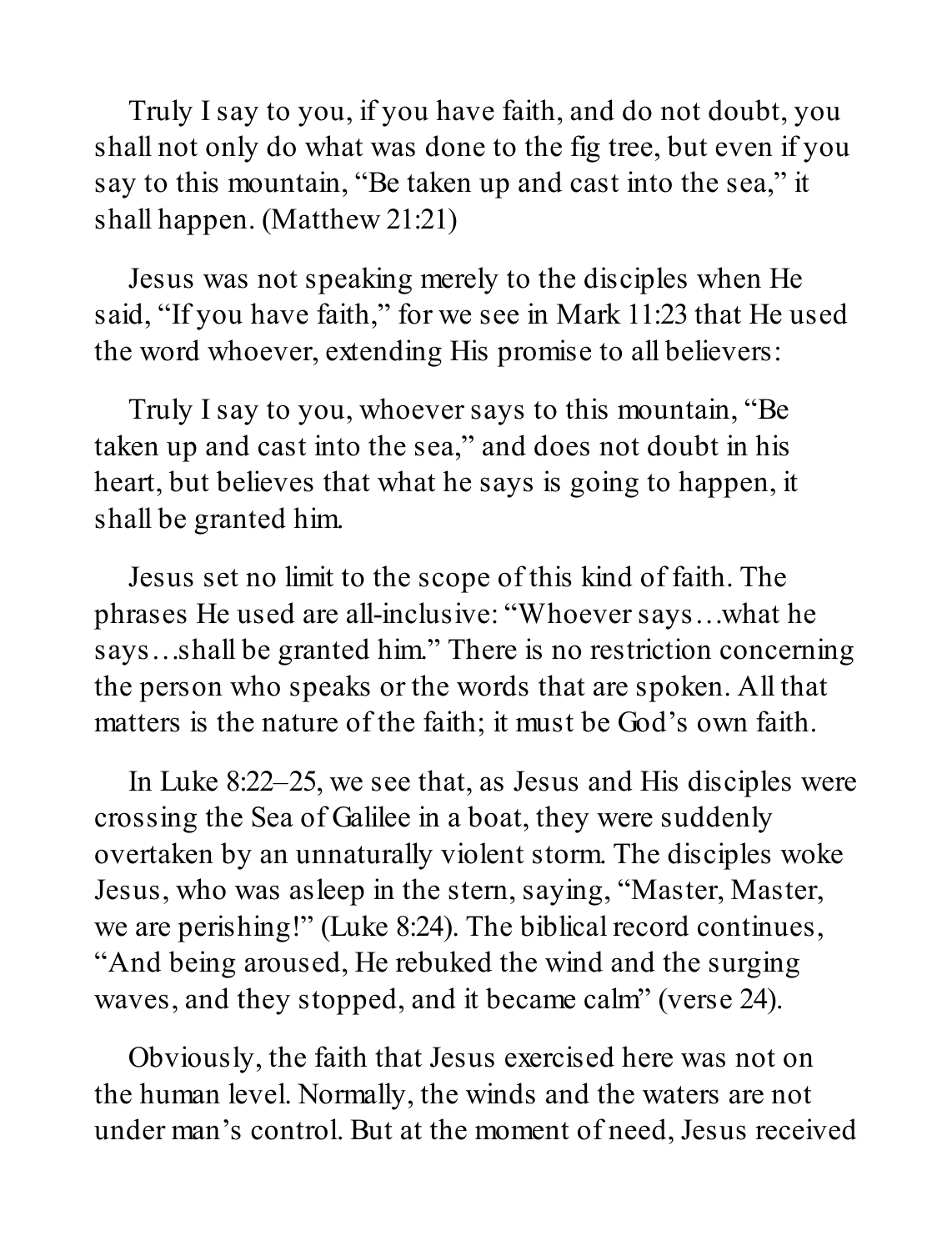Truly I say to you, if you have faith, and do not doubt, you shall not only do what was done to the fig tree, but even if you say to this mountain, "Be taken up and cast into the sea," it shall happen. (Matthew 21:21)

Jesus was not speaking merely to the disciples when He said, "If you have faith," for we see in Mark 11:23 that He used the word whoever, extending His promise to all believers:

Truly I say to you, whoever says to this mountain, "Be taken up and cast into the sea," and does not doubt in his heart, but believes that what he says is going to happen, it shall be granted him.

Jesus set no limit to the scope of this kind of faith. The phrases He used are all-inclusive: "Whoever says…what he says…shall be granted him." There is no restriction concerning the person who speaks or the words that are spoken. All that matters is the nature of the faith; it must be God's own faith.

In Luke 8:22–25, we see that, as Jesus and His disciples were crossing the Sea of Galilee in a boat, they were suddenly overtaken by an unnaturally violent storm. The disciples woke Jesus, who was asleep in the stern, saying, "Master, Master, we are perishing!" (Luke 8:24). The biblical record continues, "And being aroused, He rebuked the wind and the surging waves, and they stopped, and it became calm" (verse 24).

Obviously, the faith that Jesus exercised here was not on the human level. Normally, the winds and the waters are not under man's control. But at the moment of need, Jesus received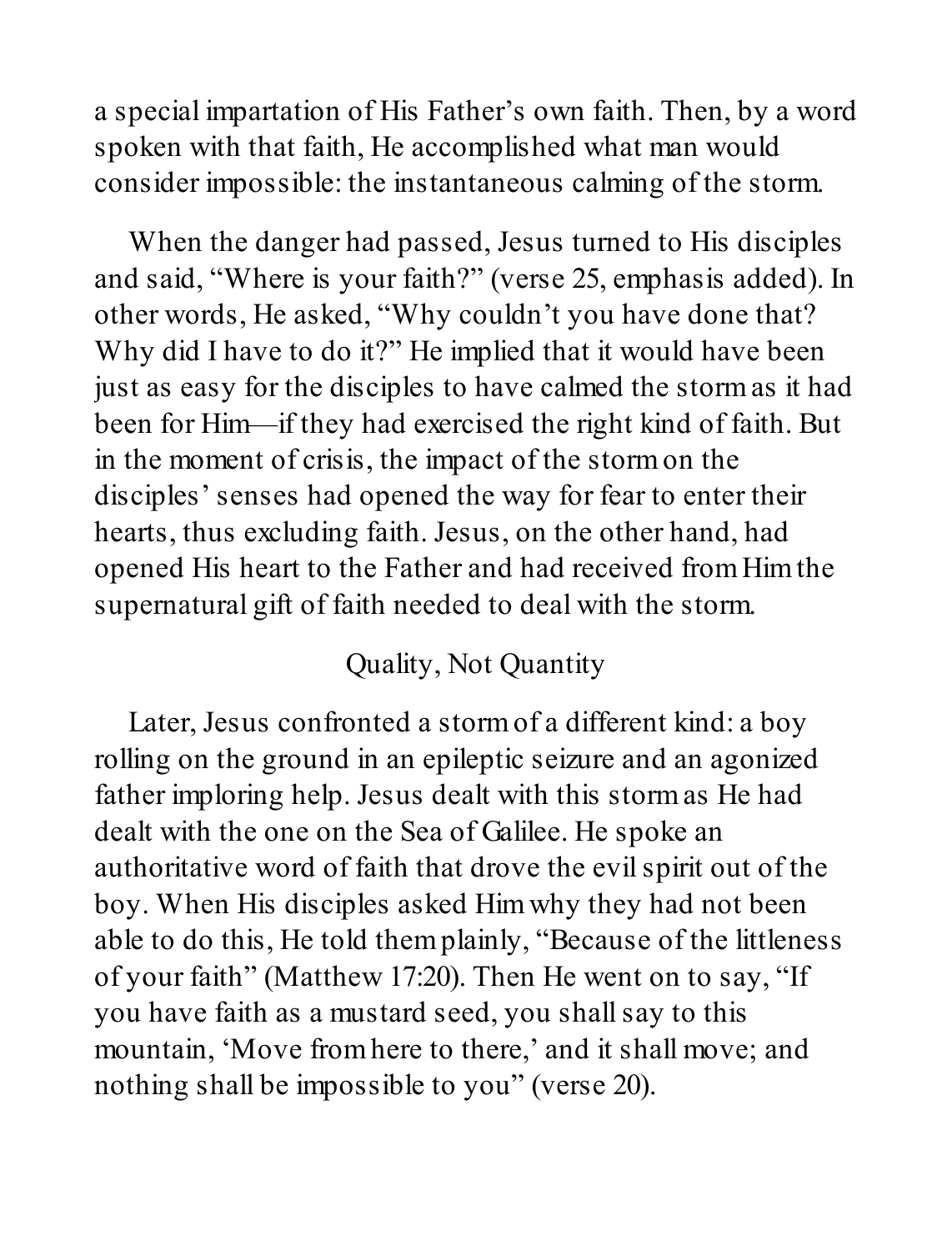a special impartation of His Father's own faith. Then, by a word spoken with that faith, He accomplished what man would consider impossible: the instantaneous calming of the storm.

When the danger had passed, Jesus turned to His disciples and said, "Where is your faith?" (verse 25, emphasis added). In other words, He asked, "Why couldn't you have done that? Why did I have to do it?" He implied that it would have been just as easy for the disciples to have calmed the storm as it had been for Him—if they had exercised the right kind of faith. But in the moment of crisis, the impact of the storm on the disciples' senses had opened the way for fear to enter their hearts, thus excluding faith. Jesus, on the other hand, had opened His heart to the Father and had received from Him the supernatural gift of faith needed to deal with the storm.

## Quality, Not Quantity

Later, Jesus confronted a storm of a different kind: a boy rolling on the ground in an epileptic seizure and an agonized father imploring help. Jesus dealt with this storm as He had dealt with the one on the Sea of Galilee. He spoke an authoritative word of faith that drove the evil spirit out of the boy. When His disciples asked Him why they had not been able to do this, He told them plainly, "Because of the littleness of your faith" (Matthew 17:20). Then He went on to say, "If you have faith as a mustard seed, you shall say to this mountain, 'Move from here to there,' and it shall move; and nothing shall be impossible to you" (verse 20).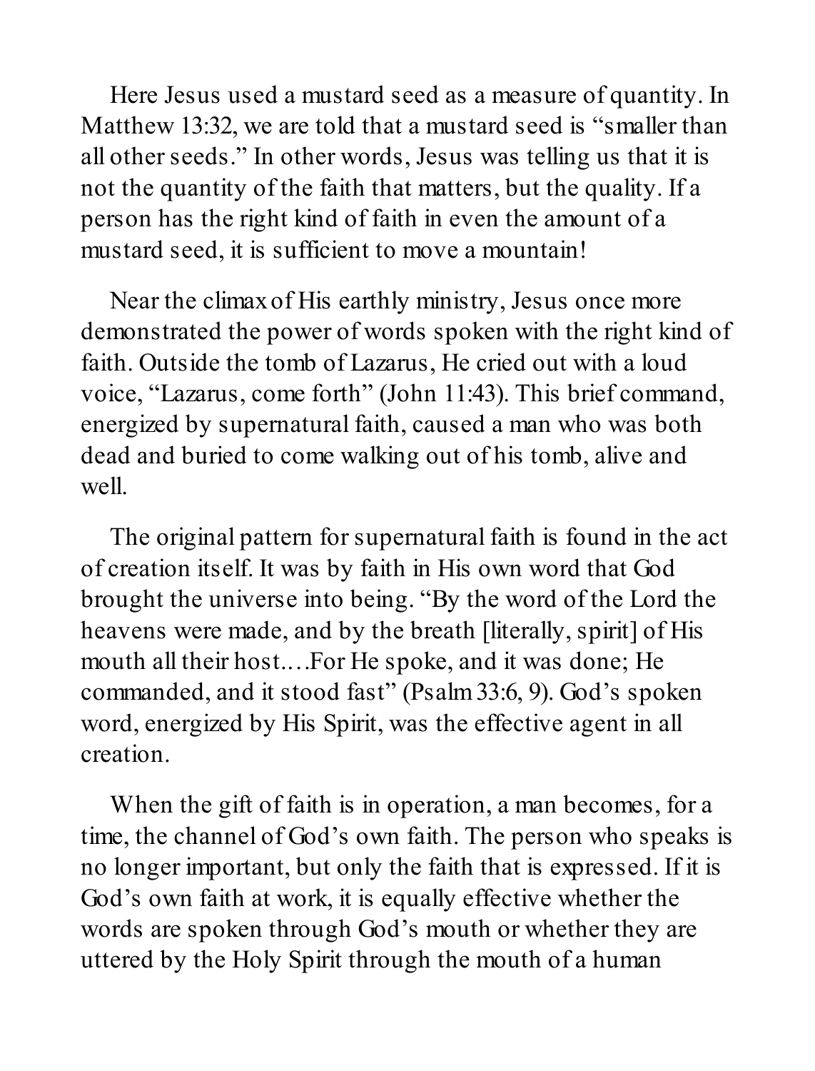Here Jesus used a mustard seed as a measure of quantity. In Matthew 13:32, we are told that a mustard seed is “smaller than all other seeds.” In other words, Jesus was telling us that it is not the quantity of the faith that matters, but the quality. If a person has the right kind of faith in even the amount of a mustard seed, it is sufficient to move a mountain!

Near the climax of His earthly ministry, Jesus once more demonstrated the power of words spoken with the right kind of faith. Outside the tomb of Lazarus, He cried out with a loud voice, “Lazarus, come forth” (John 11:43). This brief command, energized by supernatural faith, caused a man who was both dead and buried to come walking out of his tomb, alive and well.

The original pattern for supernatural faith is found in the act of creation itself. It was by faith in His own word that God brought the universe into being. “By the word of the Lord the heavens were made, and by the breath [literally, spirit] of His mouth all their host.…For He spoke, and it was done; He commanded, and it stood fast” (Psalm 33:6, 9). God’s spoken word, energized by His Spirit, was the effective agent in all creation.

When the gift of faith is in operation, a man becomes, for a time, the channel of God’s own faith. The person who speaks is no longer important, but only the faith that is expressed. If it is God’s own faith at work, it is equally effective whether the words are spoken through God’s mouth or whether they are uttered by the Holy Spirit through the mouth of a human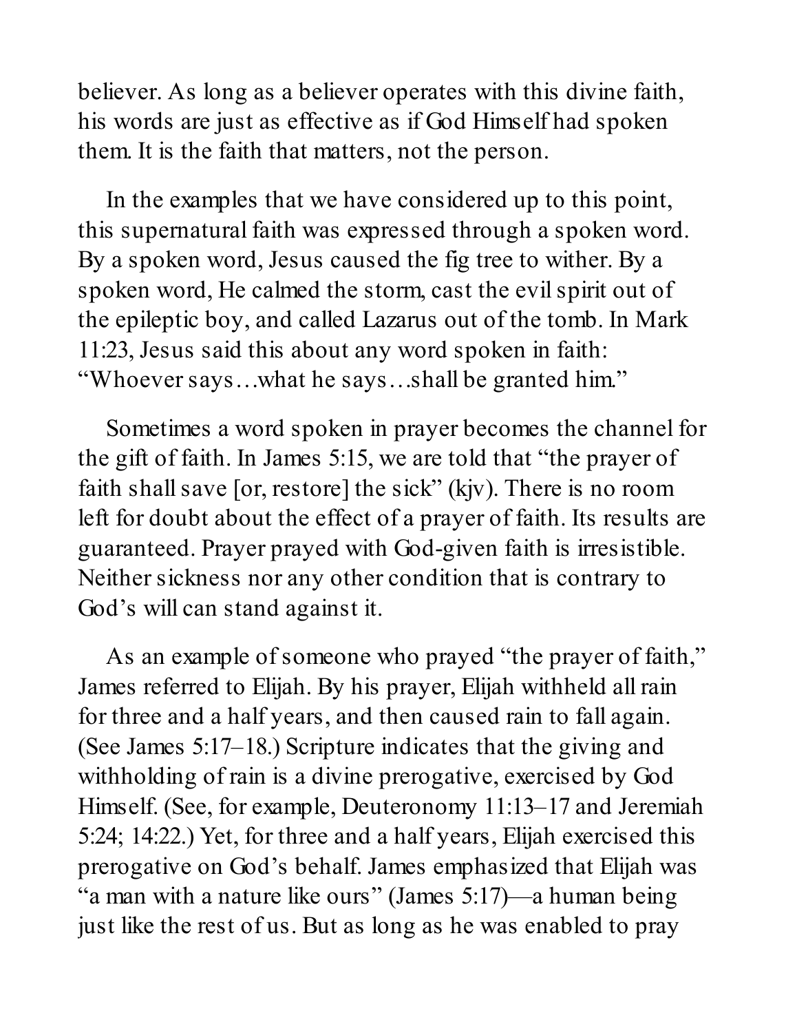believer. As long as a believer operates with this divine faith, his words are just as effective as if God Himself had spoken them. It is the faith that matters, not the person.

In the examples that we have considered up to this point, this supernatural faith was expressed through a spoken word. By a spoken word, Jesus caused the fig tree to wither. By a spoken word, He calmed the storm, cast the evil spirit out of the epileptic boy, and called Lazarus out of the tomb. In Mark 11:23, Jesus said this about any word spoken in faith: "Whoever says…what he says…shall be granted him."

Sometimes a word spoken in prayer becomes the channel for the gift of faith. In James 5:15, we are told that "the prayer of faith shall save [or, restore] the sick" (kjv). There is no room left for doubt about the effect of a prayer of faith. Its results are guaranteed. Prayer prayed with God-given faith is irresistible. Neither sickness nor any other condition that is contrary to God's will can stand against it.

As an example of someone who prayed "the prayer of faith," James referred to Elijah. By his prayer, Elijah withheld all rain for three and a half years, and then caused rain to fall again. (See James 5:17–18.) Scripture indicates that the giving and withholding of rain is a divine prerogative, exercised by God Himself. (See, for example, Deuteronomy 11:13–17 and Jeremiah 5:24; 14:22.) Yet, for three and a half years, Elijah exercised this prerogative on God's behalf. James emphasized that Elijah was "a man with a nature like ours" (James 5:17)—a human being just like the rest of us. But as long as he was enabled to pray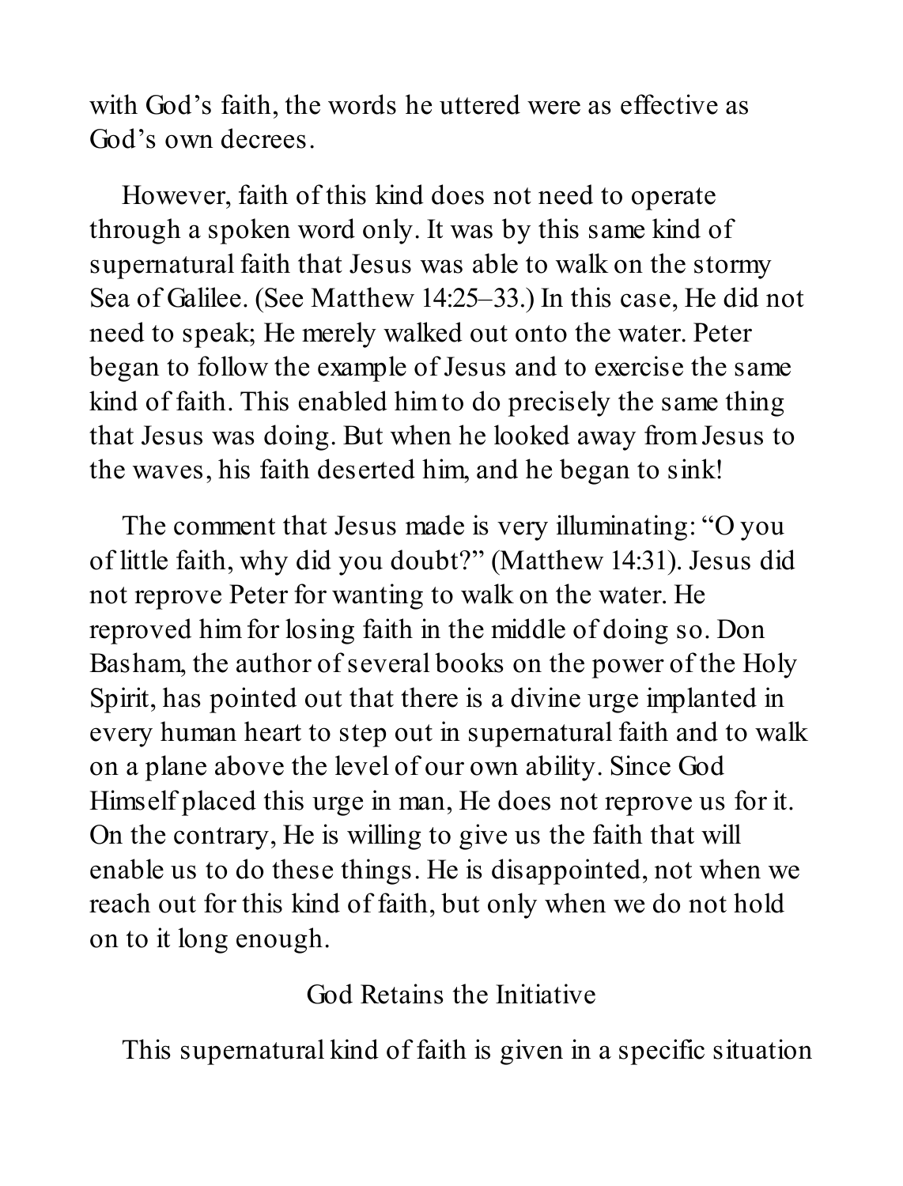with God's faith, the words he uttered were as effective as God's own decrees.

However, faith of this kind does not need to operate through a spoken word only. It was by this same kind of supernatural faith that Jesus was able to walk on the stormy Sea of Galilee. (See Matthew 14:25–33.) In this case, He did not need to speak; He merely walked out onto the water. Peter began to follow the example of Jesus and to exercise the same kind of faith. This enabled him to do precisely the same thing that Jesus was doing. But when he looked away from Jesus to the waves, his faith deserted him, and he began to sink!

The comment that Jesus made is very illuminating: "O you of little faith, why did you doubt?" (Matthew 14:31). Jesus did not reprove Peter for wanting to walk on the water. He reproved him for losing faith in the middle of doing so. Don Basham, the author of several books on the power of the Holy Spirit, has pointed out that there is a divine urge implanted in every human heart to step out in supernatural faith and to walk on a plane above the level of our own ability. Since God Himself placed this urge in man, He does not reprove us for it. On the contrary, He is willing to give us the faith that will enable us to do these things. He is disappointed, not when we reach out for this kind of faith, but only when we do not hold on to it long enough.

## God Retains the Initiative

This supernatural kind of faith is given in a specific situation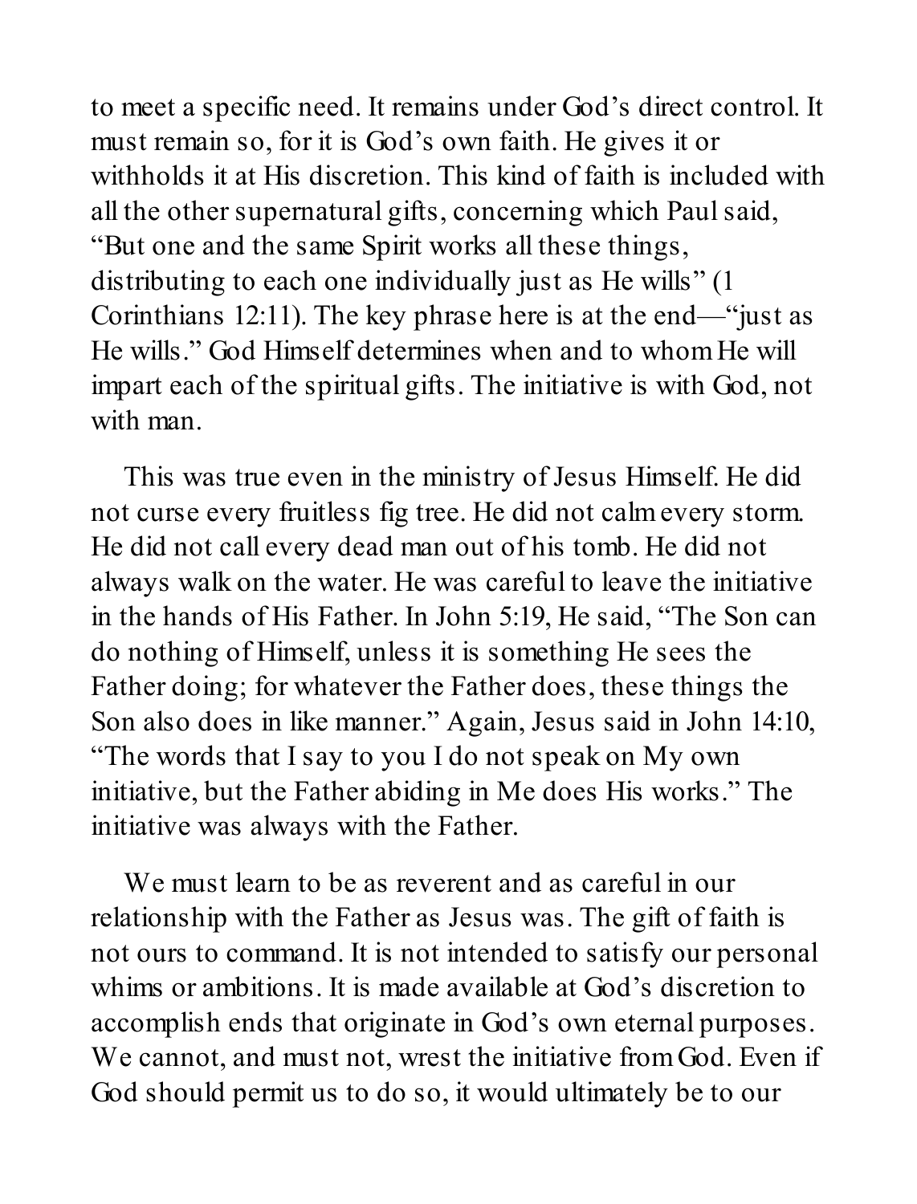to meet a specific need. It remains under God's direct control. It must remain so, for it is God's own faith. He gives it or withholds it at His discretion. This kind of faith is included with all the other supernatural gifts, concerning which Paul said, "But one and the same Spirit works all these things, distributing to each one individually just as He wills" (1 Corinthians 12:11). The key phrase here is at the end—"just as He wills." God Himself determines when and to whom He will impart each of the spiritual gifts. The initiative is with God, not with man.

This was true even in the ministry of Jesus Himself. He did not curse every fruitless fig tree. He did not calm every storm. He did not call every dead man out of his tomb. He did not always walk on the water. He was careful to leave the initiative in the hands of His Father. In John 5:19, He said, "The Son can do nothing of Himself, unless it is something He sees the Father doing; for whatever the Father does, these things the Son also does in like manner." Again, Jesus said in John 14:10, "The words that I say to you I do not speak on My own initiative, but the Father abiding in Me does His works." The initiative was always with the Father.

We must learn to be as reverent and as careful in our relationship with the Father as Jesus was. The gift of faith is not ours to command. It is not intended to satisfy our personal whims or ambitions. It is made available at God's discretion to accomplish ends that originate in God's own eternal purposes. We cannot, and must not, wrest the initiative from God. Even if God should permit us to do so, it would ultimately be to our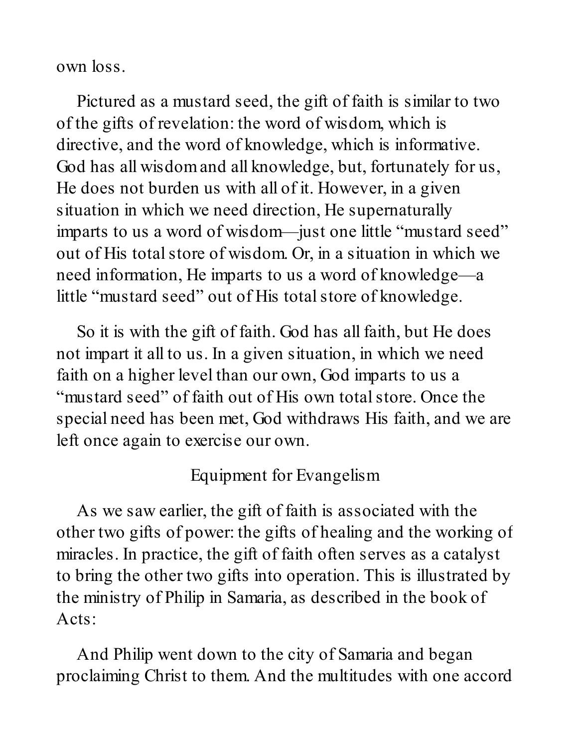own loss.

Pictured as a mustard seed, the gift of faith is similar to two of the gifts of revelation: the word of wisdom, which is directive, and the word of knowledge, which is informative. God has all wisdom and all knowledge, but, fortunately for us, He does not burden us with all of it. However, in a given situation in which we need direction, He supernaturally imparts to us a word of wisdom—just one little “mustard seed” out of His total store of wisdom. Or, in a situation in which we need information, He imparts to us a word of knowledge—a little “mustard seed” out of His total store of knowledge.

So it is with the gift of faith. God has all faith, but He does not impart it all to us. In a given situation, in which we need faith on a higher level than our own, God imparts to us a “mustard seed” of faith out of His own total store. Once the special need has been met, God withdraws His faith, and we are left once again to exercise our own.

## Equipment for Evangelism

As we saw earlier, the gift of faith is associated with the other two gifts of power: the gifts of healing and the working of miracles. In practice, the gift of faith often serves as a catalyst to bring the other two gifts into operation. This is illustrated by the ministry of Philip in Samaria, as described in the book of Acts:

And Philip went down to the city of Samaria and began proclaiming Christ to them. And the multitudes with one accord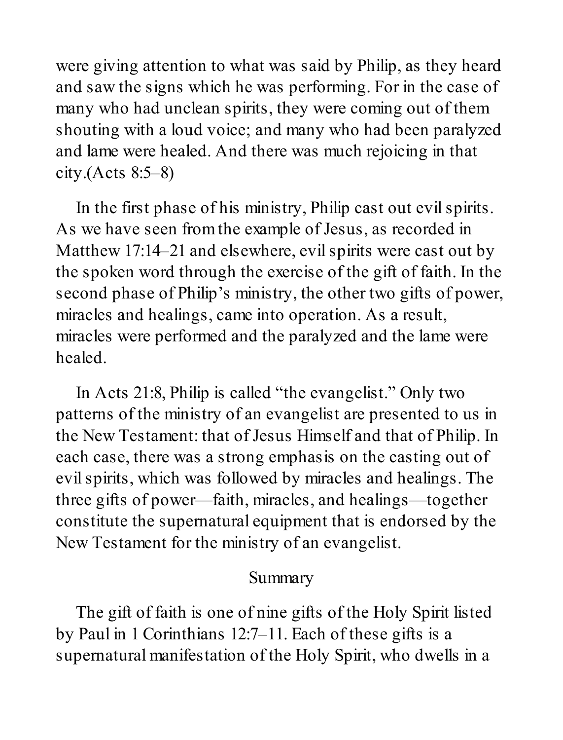were giving attention to what was said by Philip, as they heard and saw the signs which he was performing. For in the case of many who had unclean spirits, they were coming out of them shouting with a loud voice; and many who had been paralyzed and lame were healed. And there was much rejoicing in that city.(Acts 8:5–8)

In the first phase of his ministry, Philip cast out evil spirits. As we have seen from the example of Jesus, as recorded in Matthew 17:14–21 and elsewhere, evil spirits were cast out by the spoken word through the exercise of the gift of faith. In the second phase of Philip's ministry, the other two gifts of power, miracles and healings, came into operation. As a result, miracles were performed and the paralyzed and the lame were healed.

In Acts 21:8, Philip is called "the evangelist." Only two patterns of the ministry of an evangelist are presented to us in the New Testament: that of Jesus Himself and that of Philip. In each case, there was a strong emphasis on the casting out of evil spirits, which was followed by miracles and healings. The three gifts of power—faith, miracles, and healings—together constitute the supernatural equipment that is endorsed by the New Testament for the ministry of an evangelist.

## Summary

The gift of faith is one of nine gifts of the Holy Spirit listed by Paul in 1 Corinthians 12:7–11. Each of these gifts is a supernatural manifestation of the Holy Spirit, who dwells in a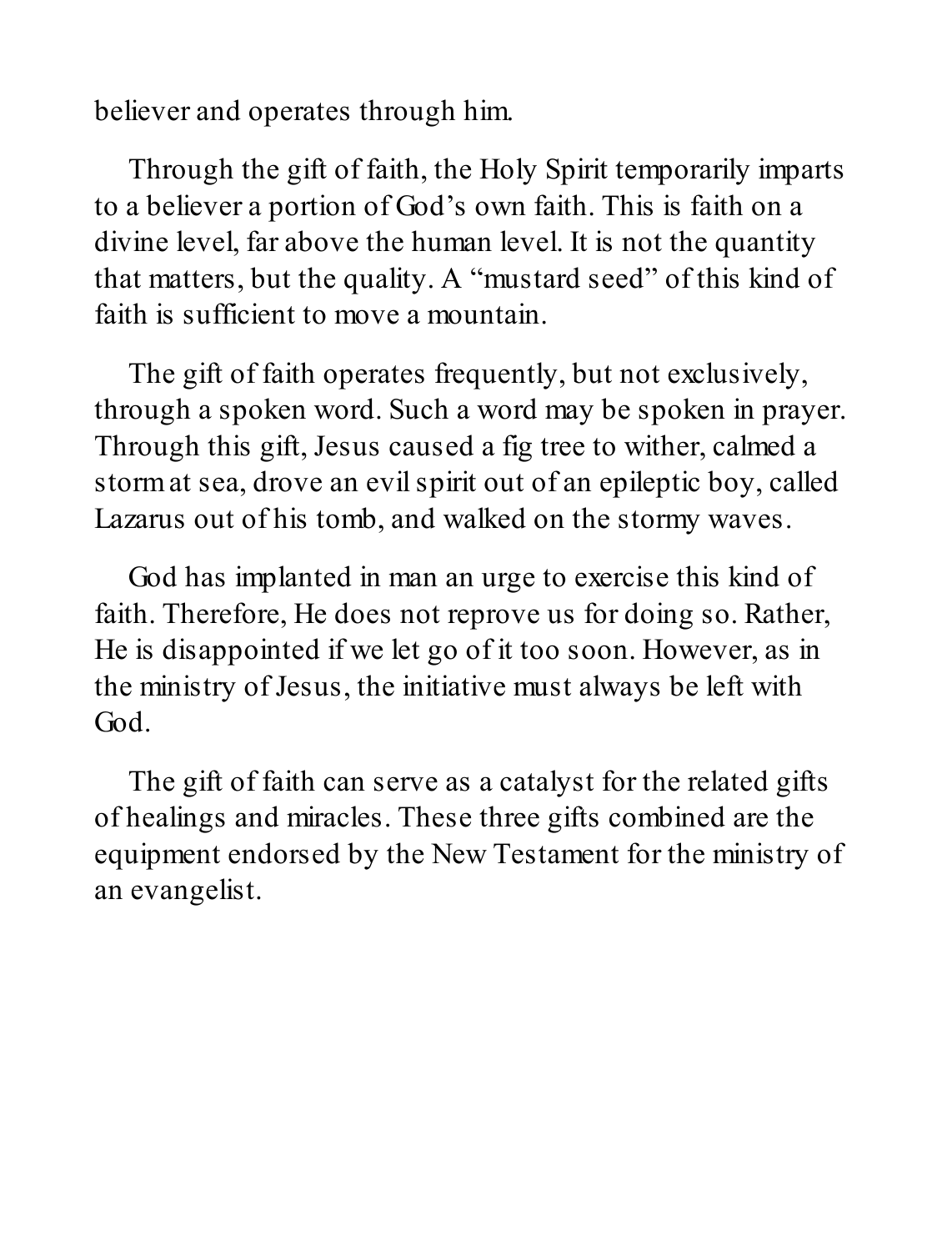believer and operates through him.

Through the gift of faith, the Holy Spirit temporarily imparts to a believer a portion of God's own faith. This is faith on a divine level, far above the human level. It is not the quantity that matters, but the quality. A "mustard seed" of this kind of faith is sufficient to move a mountain.

The gift of faith operates frequently, but not exclusively, through a spoken word. Such a word may be spoken in prayer. Through this gift, Jesus caused a fig tree to wither, calmed a storm at sea, drove an evil spirit out of an epileptic boy, called Lazarus out of his tomb, and walked on the stormy waves.

God has implanted in man an urge to exercise this kind of faith. Therefore, He does not reprove us for doing so. Rather, He is disappointed if we let go of it too soon. However, as in the ministry of Jesus, the initiative must always be left with God.

The gift of faith can serve as a catalyst for the related gifts of healings and miracles. These three gifts combined are the equipment endorsed by the New Testament for the ministry of an evangelist.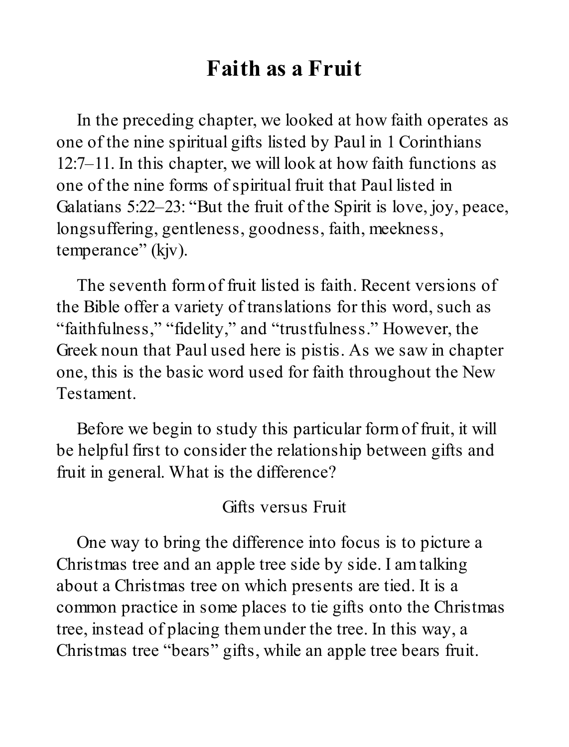# Faith as a Fruit

In the preceding chapter, we looked at how faith operates as one of the nine spiritual gifts listed by Paul in 1 Corinthians 12:7–11. In this chapter, we will look at how faith functions as one of the nine forms of spiritual fruit that Paul listed in Galatians 5:22–23: "But the fruit of the Spirit is love, joy, peace, longsuffering, gentleness, goodness, faith, meekness, temperance" (kjv).

The seventh form of fruit listed is faith. Recent versions of the Bible offer a variety of translations for this word, such as "faithfulness," "fidelity," and "trustfulness." However, the Greek noun that Paul used here is pistis. As we saw in chapter one, this is the basic word used for faith throughout the New Testament.

Before we begin to study this particular form of fruit, it will be helpful first to consider the relationship between gifts and fruit in general. What is the difference?

## Gifts versus Fruit

One way to bring the difference into focus is to picture a Christmas tree and an apple tree side by side. I am talking about a Christmas tree on which presents are tied. It is a common practice in some places to tie gifts onto the Christmas tree, instead of placing them under the tree. In this way, a Christmas tree "bears" gifts, while an apple tree bears fruit.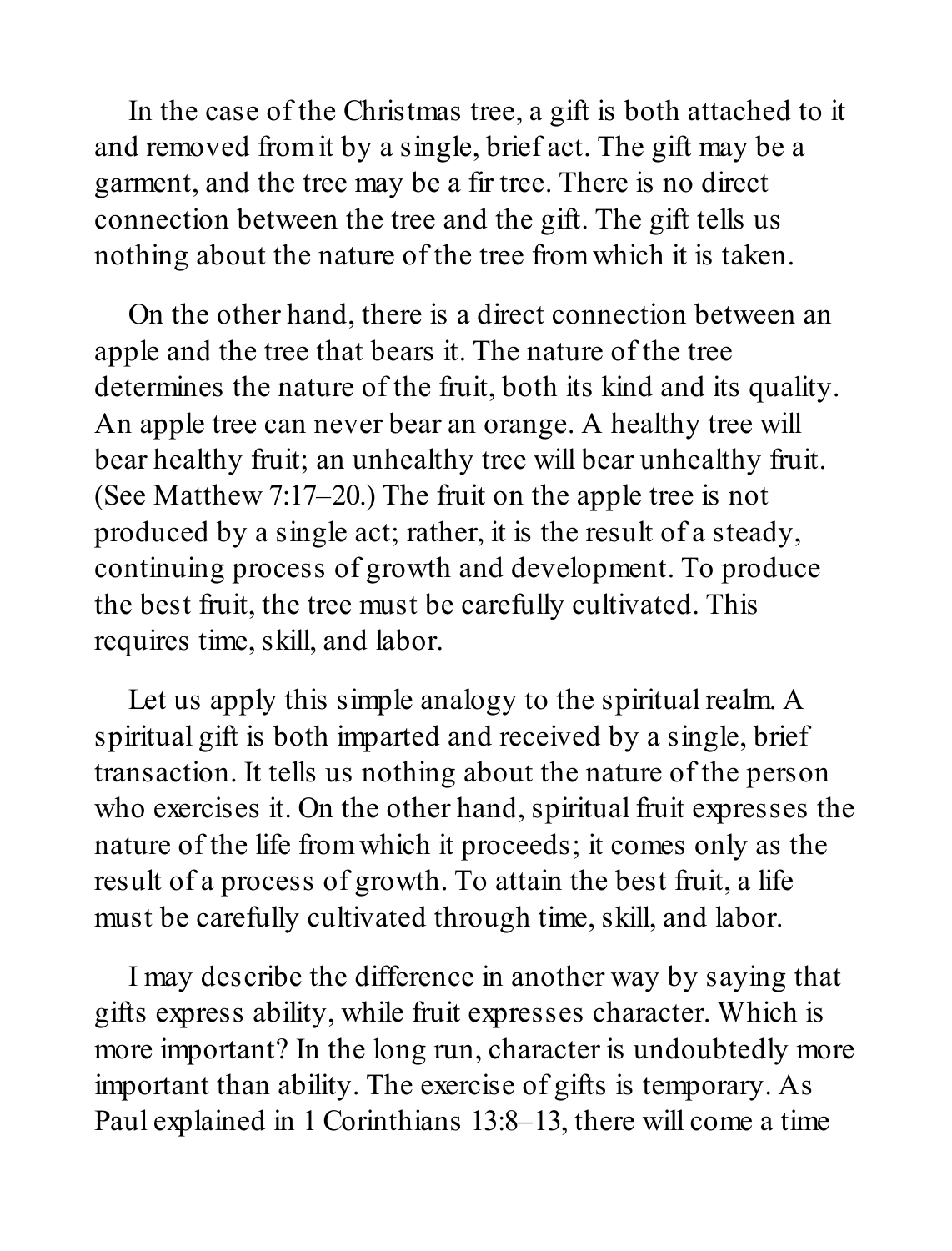In the case of the Christmas tree, a gift is both attached to it and removed from it by a single, brief act. The gift may be a garment, and the tree may be a fir tree. There is no direct connection between the tree and the gift. The gift tells us nothing about the nature of the tree from which it is taken.

On the other hand, there is a direct connection between an apple and the tree that bears it. The nature of the tree determines the nature of the fruit, both its kind and its quality. An apple tree can never bear an orange. A healthy tree will bear healthy fruit; an unhealthy tree will bear unhealthy fruit. (See Matthew 7:17–20.) The fruit on the apple tree is not produced by a single act; rather, it is the result of a steady, continuing process of growth and development. To produce the best fruit, the tree must be carefully cultivated. This requires time, skill, and labor.

Let us apply this simple analogy to the spiritual realm. A spiritual gift is both imparted and received by a single, brief transaction. It tells us nothing about the nature of the person who exercises it. On the other hand, spiritual fruit expresses the nature of the life from which it proceeds; it comes only as the result of a process of growth. To attain the best fruit, a life must be carefully cultivated through time, skill, and labor.

I may describe the difference in another way by saying that gifts express ability, while fruit expresses character. Which is more important? In the long run, character is undoubtedly more important than ability. The exercise of gifts is temporary. As Paul explained in 1 Corinthians 13:8–13, there will come a time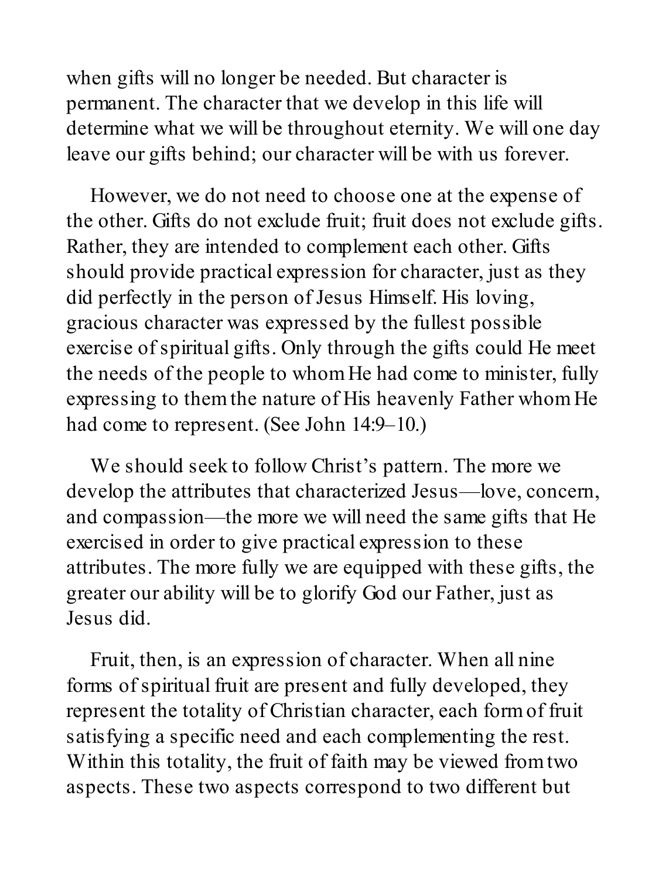when gifts will no longer be needed. But character is permanent. The character that we develop in this life will determine what we will be throughout eternity. We will one day leave our gifts behind; our character will be with us forever.

However, we do not need to choose one at the expense of the other. Gifts do not exclude fruit; fruit does not exclude gifts. Rather, they are intended to complement each other. Gifts should provide practical expression for character, just as they did perfectly in the person of Jesus Himself. His loving, gracious character was expressed by the fullest possible exercise of spiritual gifts. Only through the gifts could He meet the needs of the people to whom He had come to minister, fully expressing to them the nature of His heavenly Father whom He had come to represent. (See John 14:9–10.)

We should seek to follow Christ's pattern. The more we develop the attributes that characterized Jesus—love, concern, and compassion—the more we will need the same gifts that He exercised in order to give practical expression to these attributes. The more fully we are equipped with these gifts, the greater our ability will be to glorify God our Father, just as Jesus did.

Fruit, then, is an expression of character. When all nine forms of spiritual fruit are present and fully developed, they represent the totality of Christian character, each form of fruit satisfying a specific need and each complementing the rest. Within this totality, the fruit of faith may be viewed from two aspects. These two aspects correspond to two different but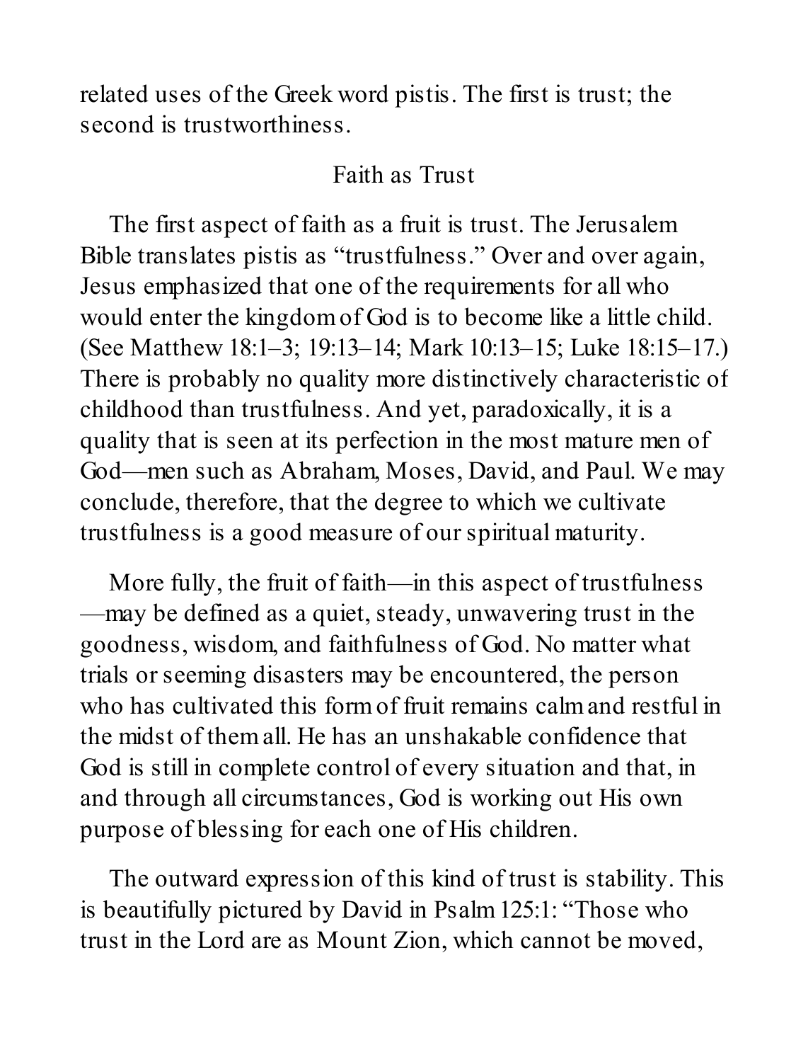related uses of the Greek word pistis. The first is trust; the second is trustworthiness.

## Faith as Trust

The first aspect of faith as a fruit is trust. The Jerusalem Bible translates pistis as "trustfulness." Over and over again, Jesus emphasized that one of the requirements for all who would enter the kingdom of God is to become like a little child. (See Matthew 18:1–3; 19:13–14; Mark 10:13–15; Luke 18:15–17.) There is probably no quality more distinctively characteristic of childhood than trustfulness. And yet, paradoxically, it is a quality that is seen at its perfection in the most mature men of God—men such as Abraham, Moses, David, and Paul. We may conclude, therefore, that the degree to which we cultivate trustfulness is a good measure of our spiritual maturity.

More fully, the fruit of faith—in this aspect of trustfulness—may be defined as a quiet, steady, unwavering trust in the goodness, wisdom, and faithfulness of God. No matter what trials or seeming disasters may be encountered, the person who has cultivated this form of fruit remains calm and restful in the midst of them all. He has an unshakable confidence that God is still in complete control of every situation and that, in and through all circumstances, God is working out His own purpose of blessing for each one of His children.

The outward expression of this kind of trust is stability. This is beautifully pictured by David in Psalm 125:1: "Those who trust in the Lord are as Mount Zion, which cannot be moved,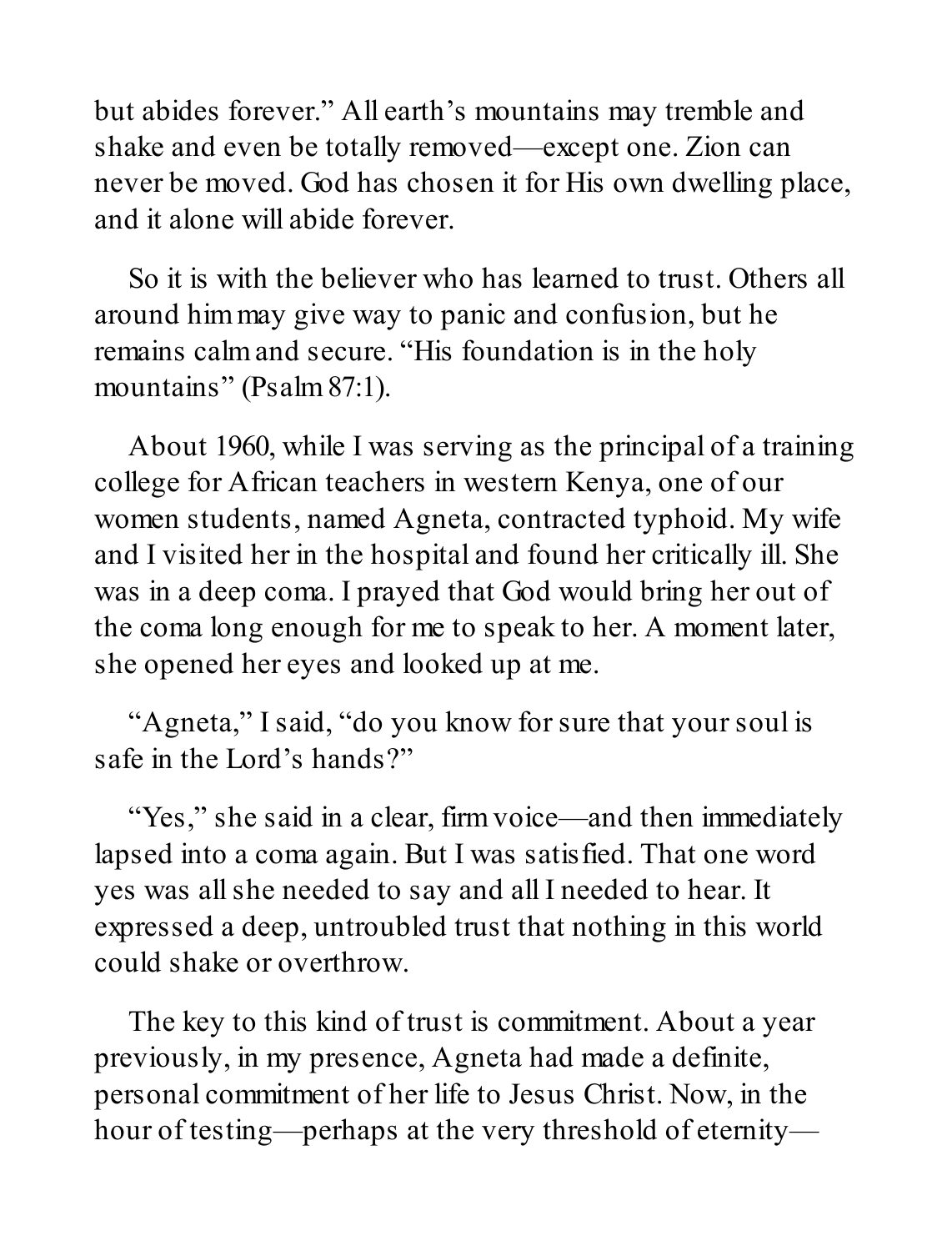but abides forever." All earth's mountains may tremble and shake and even be totally removed—except one. Zion can never be moved. God has chosen it for His own dwelling place, and it alone will abide forever.

So it is with the believer who has learned to trust. Others all around him may give way to panic and confusion, but he remains calm and secure. "His foundation is in the holy mountains" (Psalm 87:1).

About 1960, while I was serving as the principal of a training college for African teachers in western Kenya, one of our women students, named Agneta, contracted typhoid. My wife and I visited her in the hospital and found her critically ill. She was in a deep coma. I prayed that God would bring her out of the coma long enough for me to speak to her. A moment later, she opened her eyes and looked up at me.

"Agneta," I said, "do you know for sure that your soul is safe in the Lord's hands?"

"Yes," she said in a clear, firm voice—and then immediately lapsed into a coma again. But I was satisfied. That one word yes was all she needed to say and all I needed to hear. It expressed a deep, untroubled trust that nothing in this world could shake or overthrow.

The key to this kind of trust is commitment. About a year previously, in my presence, Agneta had made a definite, personal commitment of her life to Jesus Christ. Now, in the hour of testing—perhaps at the very threshold of eternity—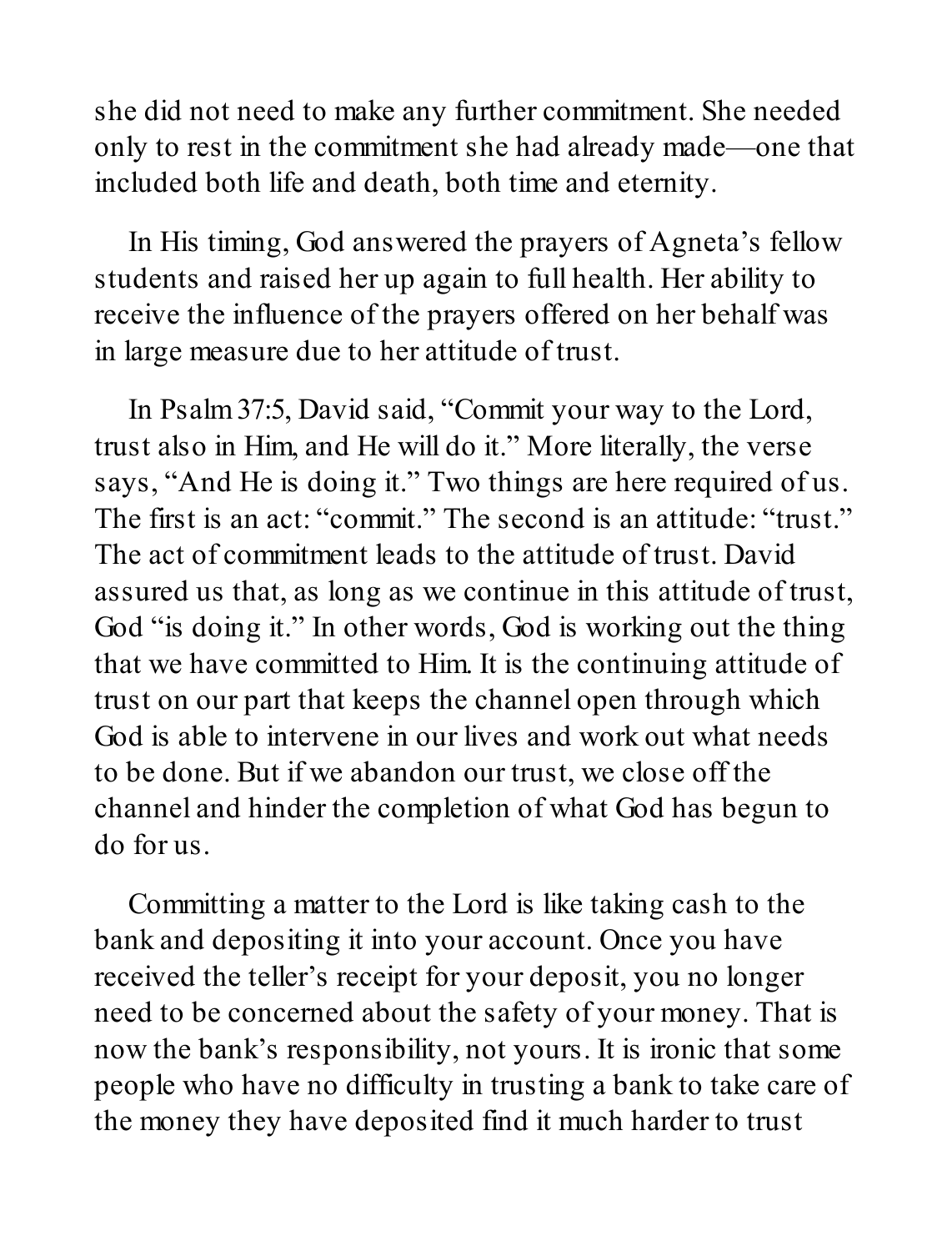she did not need to make any further commitment. She needed only to rest in the commitment she had already made—one that included both life and death, both time and eternity.

In His timing, God answered the prayers of Agneta's fellow students and raised her up again to full health. Her ability to receive the influence of the prayers offered on her behalf was in large measure due to her attitude of trust.

In Psalm 37:5, David said, "Commit your way to the Lord, trust also in Him, and He will do it." More literally, the verse says, "And He is doing it." Two things are here required of us. The first is an act: "commit." The second is an attitude: "trust." The act of commitment leads to the attitude of trust. David assured us that, as long as we continue in this attitude of trust, God "is doing it." In other words, God is working out the thing that we have committed to Him. It is the continuing attitude of trust on our part that keeps the channel open through which God is able to intervene in our lives and work out what needs to be done. But if we abandon our trust, we close off the channel and hinder the completion of what God has begun to do for us.

Committing a matter to the Lord is like taking cash to the bank and depositing it into your account. Once you have received the teller's receipt for your deposit, you no longer need to be concerned about the safety of your money. That is now the bank's responsibility, not yours. It is ironic that some people who have no difficulty in trusting a bank to take care of the money they have deposited find it much harder to trust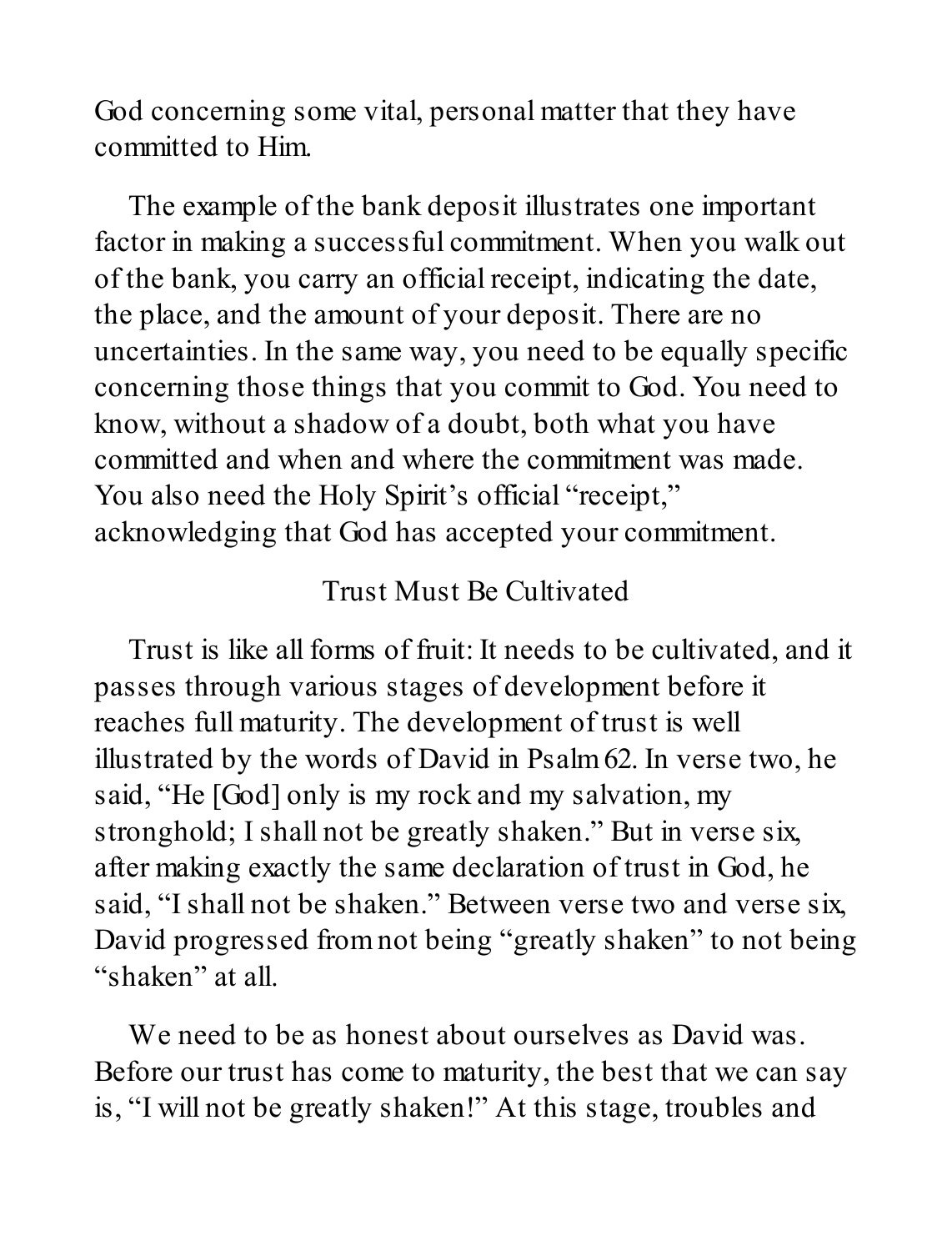God concerning some vital, personal matter that they have committed to Him.

The example of the bank deposit illustrates one important factor in making a successful commitment. When you walk out of the bank, you carry an official receipt, indicating the date, the place, and the amount of your deposit. There are no uncertainties. In the same way, you need to be equally specific concerning those things that you commit to God. You need to know, without a shadow of a doubt, both what you have committed and when and where the commitment was made. You also need the Holy Spirit's official "receipt," acknowledging that God has accepted your commitment.

## Trust Must Be Cultivated

Trust is like all forms of fruit: It needs to be cultivated, and it passes through various stages of development before it reaches full maturity. The development of trust is well illustrated by the words of David in Psalm 62. In verse two, he said, "He [God] only is my rock and my salvation, my stronghold; I shall not be greatly shaken." But in verse six, after making exactly the same declaration of trust in God, he said, "I shall not be shaken." Between verse two and verse six, David progressed from not being "greatly shaken" to not being "shaken" at all.

We need to be as honest about ourselves as David was. Before our trust has come to maturity, the best that we can say is, "I will not be greatly shaken!" At this stage, troubles and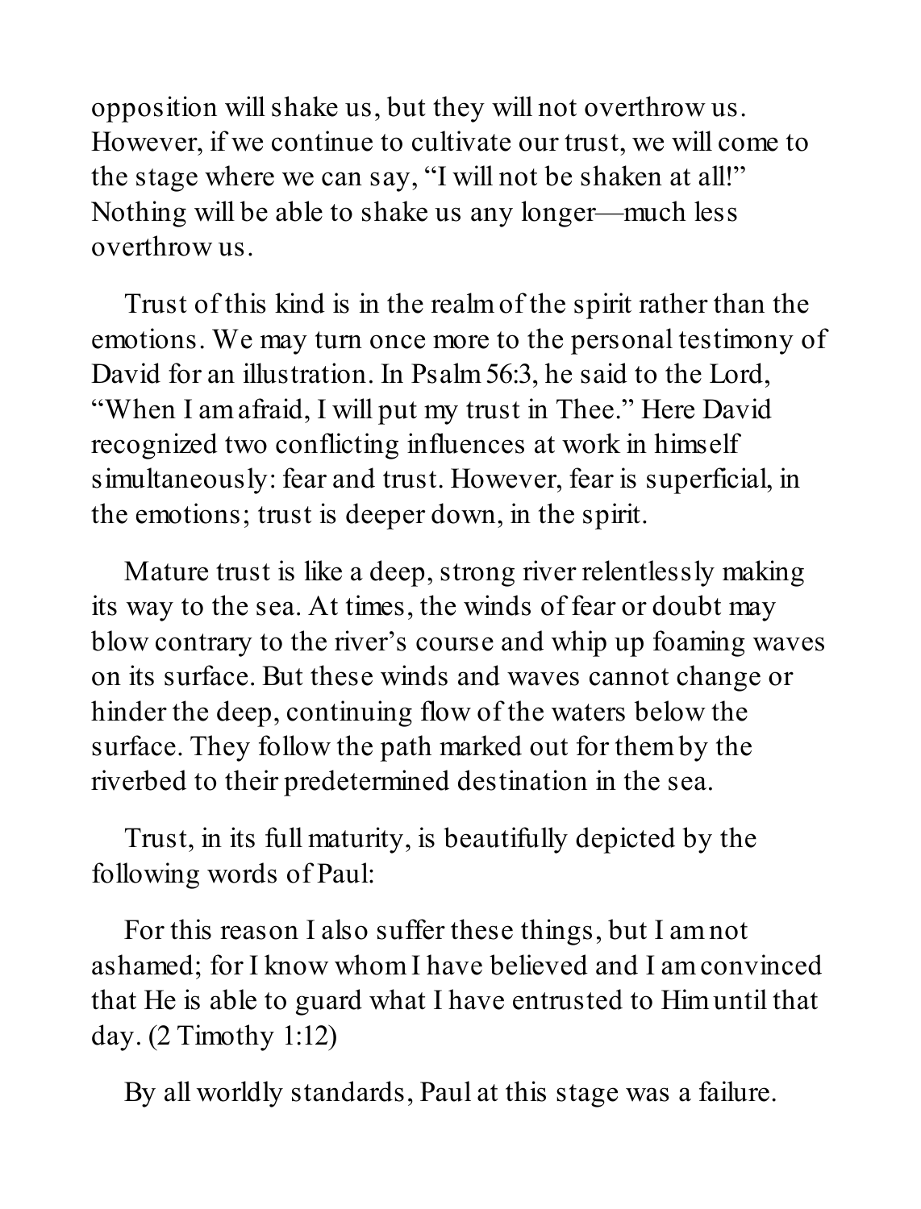opposition will shake us, but they will not overthrow us. However, if we continue to cultivate our trust, we will come to the stage where we can say, "I will not be shaken at all!" Nothing will be able to shake us any longer—much less overthrow us.

Trust of this kind is in the realm of the spirit rather than the emotions. We may turn once more to the personal testimony of David for an illustration. In Psalm 56:3, he said to the Lord, "When I am afraid, I will put my trust in Thee." Here David recognized two conflicting influences at work in himself simultaneously: fear and trust. However, fear is superficial, in the emotions; trust is deeper down, in the spirit.

Mature trust is like a deep, strong river relentlessly making its way to the sea. At times, the winds of fear or doubt may blow contrary to the river's course and whip up foaming waves on its surface. But these winds and waves cannot change or hinder the deep, continuing flow of the waters below the surface. They follow the path marked out for them by the riverbed to their predetermined destination in the sea.

Trust, in its full maturity, is beautifully depicted by the following words of Paul:

For this reason I also suffer these things, but I am not ashamed; for I know whom I have believed and I am convinced that He is able to guard what I have entrusted to Him until that day. (2 Timothy 1:12)

By all worldly standards, Paul at this stage was a failure.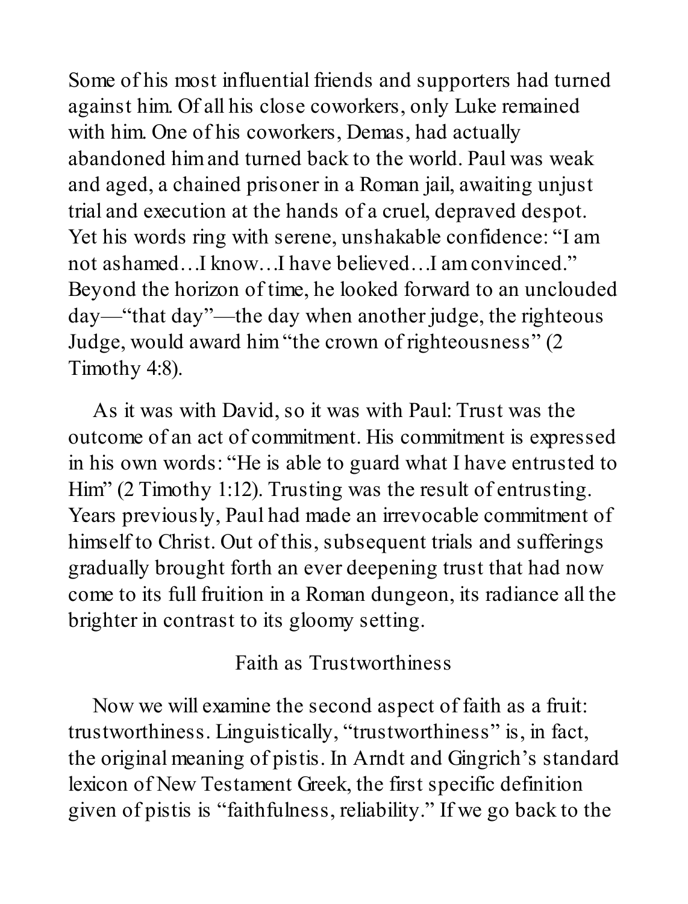Some of his most influential friends and supporters had turned against him. Of all his close coworkers, only Luke remained with him. One of his coworkers, Demas, had actually abandoned him and turned back to the world. Paul was weak and aged, a chained prisoner in a Roman jail, awaiting unjust trial and execution at the hands of a cruel, depraved despot. Yet his words ring with serene, unshakable confidence: "I am not ashamed…I know…I have believed…I am convinced." Beyond the horizon of time, he looked forward to an unclouded day—"that day"—the day when another judge, the righteous Judge, would award him "the crown of righteousness" (2 Timothy 4:8).

As it was with David, so it was with Paul: Trust was the outcome of an act of commitment. His commitment is expressed in his own words: "He is able to guard what I have entrusted to Him" (2 Timothy 1:12). Trusting was the result of entrusting. Years previously, Paul had made an irrevocable commitment of himself to Christ. Out of this, subsequent trials and sufferings gradually brought forth an ever deepening trust that had now come to its full fruition in a Roman dungeon, its radiance all the brighter in contrast to its gloomy setting.

## Faith as Trustworthiness

Now we will examine the second aspect of faith as a fruit: trustworthiness. Linguistically, "trustworthiness" is, in fact, the original meaning of pistis. In Arndt and Gingrich's standard lexicon of New Testament Greek, the first specific definition given of pistis is "faithfulness, reliability." If we go back to the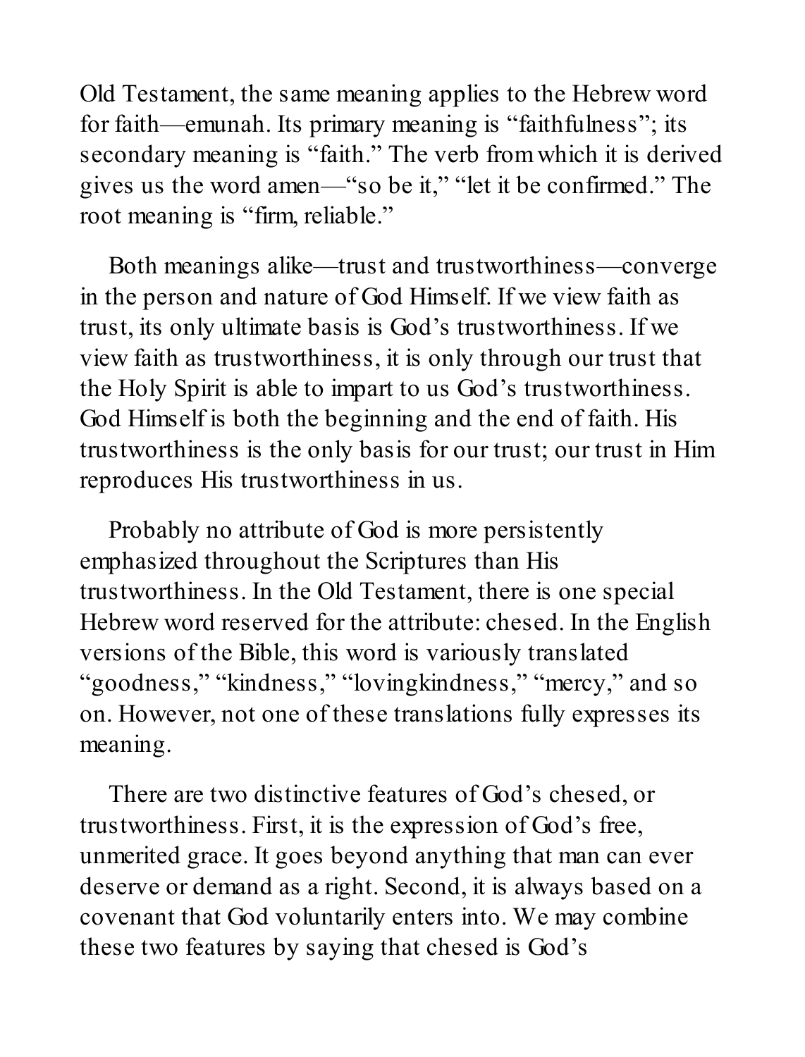Old Testament, the same meaning applies to the Hebrew word for faith—emunah. Its primary meaning is "faithfulness"; its secondary meaning is "faith." The verb from which it is derived gives us the word amen—"so be it," "let it be confirmed." The root meaning is "firm, reliable."

Both meanings alike—trust and trustworthiness—converge in the person and nature of God Himself. If we view faith as trust, its only ultimate basis is God's trustworthiness. If we view faith as trustworthiness, it is only through our trust that the Holy Spirit is able to impart to us God's trustworthiness. God Himself is both the beginning and the end of faith. His trustworthiness is the only basis for our trust; our trust in Him reproduces His trustworthiness in us.

Probably no attribute of God is more persistently emphasized throughout the Scriptures than His trustworthiness. In the Old Testament, there is one special Hebrew word reserved for the attribute: chesed. In the English versions of the Bible, this word is variously translated "goodness," "kindness," "lovingkindness," "mercy," and so on. However, not one of these translations fully expresses its meaning.

There are two distinctive features of God's chesed, or trustworthiness. First, it is the expression of God's free, unmerited grace. It goes beyond anything that man can ever deserve or demand as a right. Second, it is always based on a covenant that God voluntarily enters into. We may combine these two features by saying that chesed is God's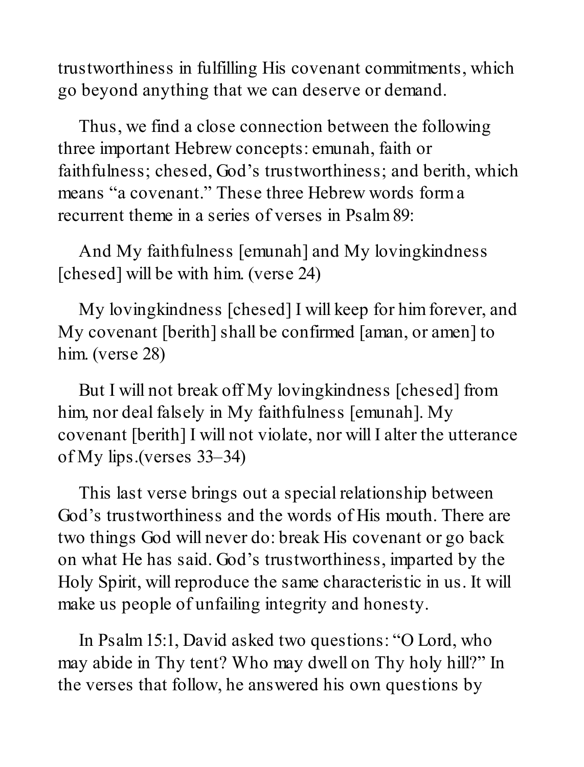trustworthiness in fulfilling His covenant commitments, which go beyond anything that we can deserve or demand.

Thus, we find a close connection between the following three important Hebrew concepts: emunah, faith or faithfulness; chesed, God's trustworthiness; and berith, which means "a covenant." These three Hebrew words form a recurrent theme in a series of verses in Psalm 89:

And My faithfulness [emunah] and My lovingkindness [chesed] will be with him. (verse 24)

My lovingkindness [chesed] I will keep for him forever, and My covenant [berith] shall be confirmed [aman, or amen] to him. (verse 28)

But I will not break off My lovingkindness [chesed] from him, nor deal falsely in My faithfulness [emunah]. My covenant [berith] I will not violate, nor will I alter the utterance of My lips.(verses 33–34)

This last verse brings out a special relationship between God's trustworthiness and the words of His mouth. There are two things God will never do: break His covenant or go back on what He has said. God's trustworthiness, imparted by the Holy Spirit, will reproduce the same characteristic in us. It will make us people of unfailing integrity and honesty.

In Psalm 15:1, David asked two questions: "O Lord, who may abide in Thy tent? Who may dwell on Thy holy hill?" In the verses that follow, he answered his own questions by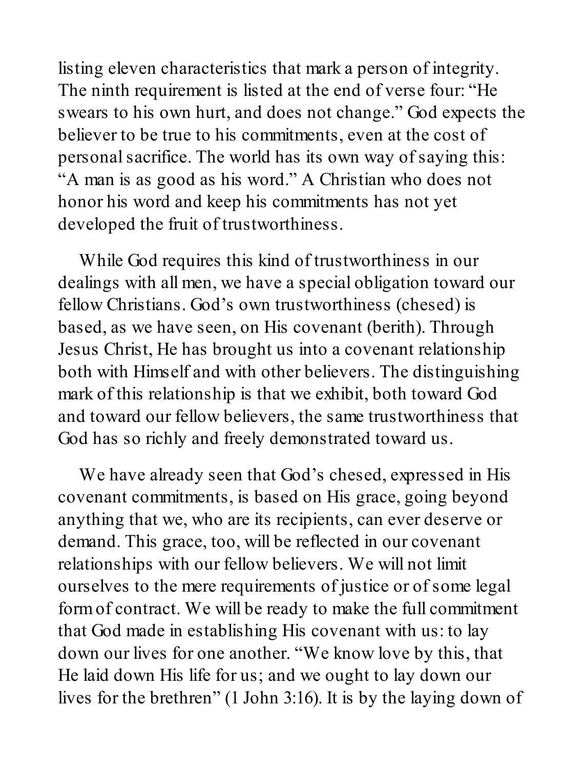listing eleven characteristics that mark a person of integrity. The ninth requirement is listed at the end of verse four: "He swears to his own hurt, and does not change." God expects the believer to be true to his commitments, even at the cost of personal sacrifice. The world has its own way of saying this: "A man is as good as his word." A Christian who does not honor his word and keep his commitments has not yet developed the fruit of trustworthiness.

While God requires this kind of trustworthiness in our dealings with all men, we have a special obligation toward our fellow Christians. God's own trustworthiness (chesed) is based, as we have seen, on His covenant (berith). Through Jesus Christ, He has brought us into a covenant relationship both with Himself and with other believers. The distinguishing mark of this relationship is that we exhibit, both toward God and toward our fellow believers, the same trustworthiness that God has so richly and freely demonstrated toward us.

We have already seen that God's chesed, expressed in His covenant commitments, is based on His grace, going beyond anything that we, who are its recipients, can ever deserve or demand. This grace, too, will be reflected in our covenant relationships with our fellow believers. We will not limit ourselves to the mere requirements of justice or of some legal form of contract. We will be ready to make the full commitment that God made in establishing His covenant with us: to lay down our lives for one another. "We know love by this, that He laid down His life for us; and we ought to lay down our lives for the brethren" (1 John 3:16). It is by the laying down of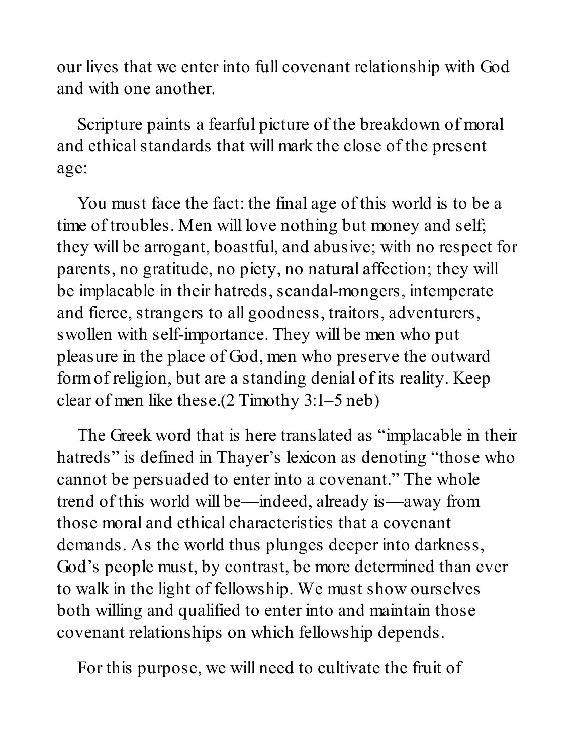our lives that we enter into full covenant relationship with God and with one another.

Scripture paints a fearful picture of the breakdown of moral and ethical standards that will mark the close of the present age:

> You must face the fact: the final age of this world is to be a time of troubles. Men will love nothing but money and self; they will be arrogant, boastful, and abusive; with no respect for parents, no gratitude, no piety, no natural affection; they will be implacable in their hatreds, scandal-mongers, intemperate and fierce, strangers to all goodness, traitors, adventurers, swollen with self-importance. They will be men who put pleasure in the place of God, men who preserve the outward form of religion, but are a standing denial of its reality. Keep clear of men like these.(2 Timothy 3:1–5 neb)

The Greek word that is here translated as "implacable in their hatreds" is defined in Thayer's lexicon as denoting "those who cannot be persuaded to enter into a covenant." The whole trend of this world will be—indeed, already is—away from those moral and ethical characteristics that a covenant demands. As the world thus plunges deeper into darkness, God's people must, by contrast, be more determined than ever to walk in the light of fellowship. We must show ourselves both willing and qualified to enter into and maintain those covenant relationships on which fellowship depends.

For this purpose, we will need to cultivate the fruit of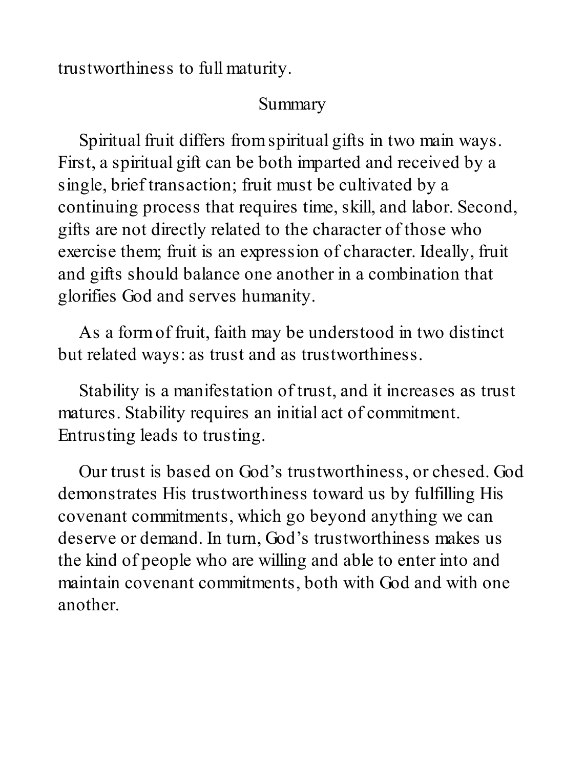trustworthiness to full maturity.

## Summary

Spiritual fruit differs from spiritual gifts in two main ways. First, a spiritual gift can be both imparted and received by a single, brief transaction; fruit must be cultivated by a continuing process that requires time, skill, and labor. Second, gifts are not directly related to the character of those who exercise them; fruit is an expression of character. Ideally, fruit and gifts should balance one another in a combination that glorifies God and serves humanity.

As a form of fruit, faith may be understood in two distinct but related ways: as trust and as trustworthiness.

Stability is a manifestation of trust, and it increases as trust matures. Stability requires an initial act of commitment. Entrusting leads to trusting.

Our trust is based on God’s trustworthiness, or chesed. God demonstrates His trustworthiness toward us by fulfilling His covenant commitments, which go beyond anything we can deserve or demand. In turn, God’s trustworthiness makes us the kind of people who are willing and able to enter into and maintain covenant commitments, both with God and with one another.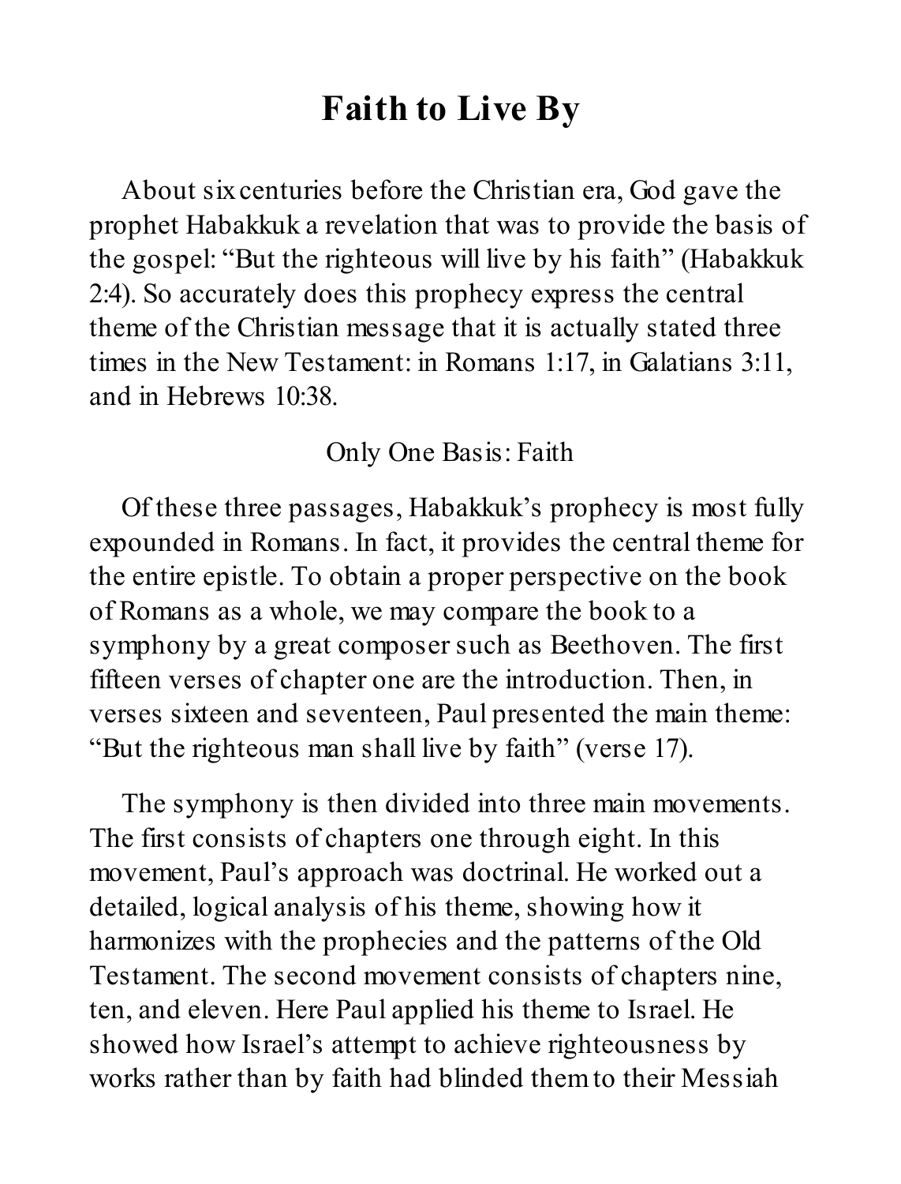# Faith to Live By

About six centuries before the Christian era, God gave the prophet Habakkuk a revelation that was to provide the basis of the gospel: “But the righteous will live by his faith” (Habakkuk 2:4). So accurately does this prophecy express the central theme of the Christian message that it is actually stated three times in the New Testament: in Romans 1:17, in Galatians 3:11, and in Hebrews 10:38.

## Only One Basis: Faith

Of these three passages, Habakkuk’s prophecy is most fully expounded in Romans. In fact, it provides the central theme for the entire epistle. To obtain a proper perspective on the book of Romans as a whole, we may compare the book to a symphony by a great composer such as Beethoven. The first fifteen verses of chapter one are the introduction. Then, in verses sixteen and seventeen, Paul presented the main theme: “But the righteous man shall live by faith” (verse 17).

The symphony is then divided into three main movements. The first consists of chapters one through eight. In this movement, Paul’s approach was doctrinal. He worked out a detailed, logical analysis of his theme, showing how it harmonizes with the prophecies and the patterns of the Old Testament. The second movement consists of chapters nine, ten, and eleven. Here Paul applied his theme to Israel. He showed how Israel’s attempt to achieve righteousness by works rather than by faith had blinded them to their Messiah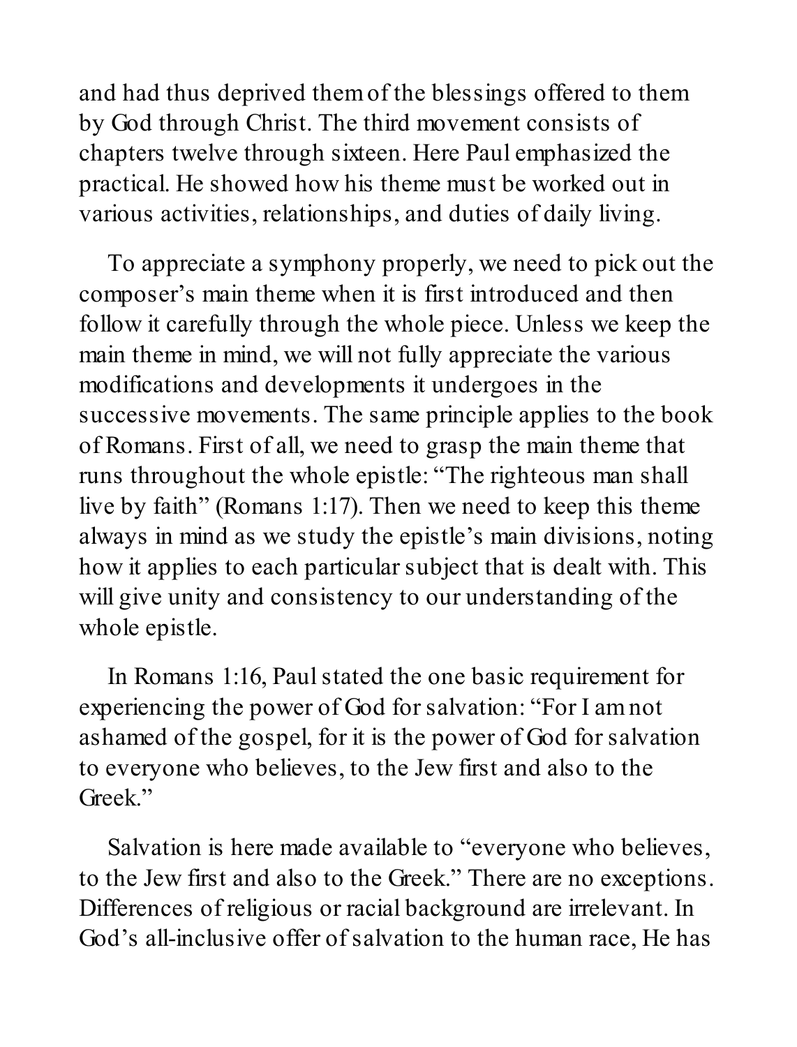and had thus deprived them of the blessings offered to them by God through Christ. The third movement consists of chapters twelve through sixteen. Here Paul emphasized the practical. He showed how his theme must be worked out in various activities, relationships, and duties of daily living.

To appreciate a symphony properly, we need to pick out the composer's main theme when it is first introduced and then follow it carefully through the whole piece. Unless we keep the main theme in mind, we will not fully appreciate the various modifications and developments it undergoes in the successive movements. The same principle applies to the book of Romans. First of all, we need to grasp the main theme that runs throughout the whole epistle: "The righteous man shall live by faith" (Romans 1:17). Then we need to keep this theme always in mind as we study the epistle's main divisions, noting how it applies to each particular subject that is dealt with. This will give unity and consistency to our understanding of the whole epistle.

In Romans 1:16, Paul stated the one basic requirement for experiencing the power of God for salvation: "For I am not ashamed of the gospel, for it is the power of God for salvation to everyone who believes, to the Jew first and also to the Greek."

Salvation is here made available to "everyone who believes, to the Jew first and also to the Greek." There are no exceptions. Differences of religious or racial background are irrelevant. In God's all-inclusive offer of salvation to the human race, He has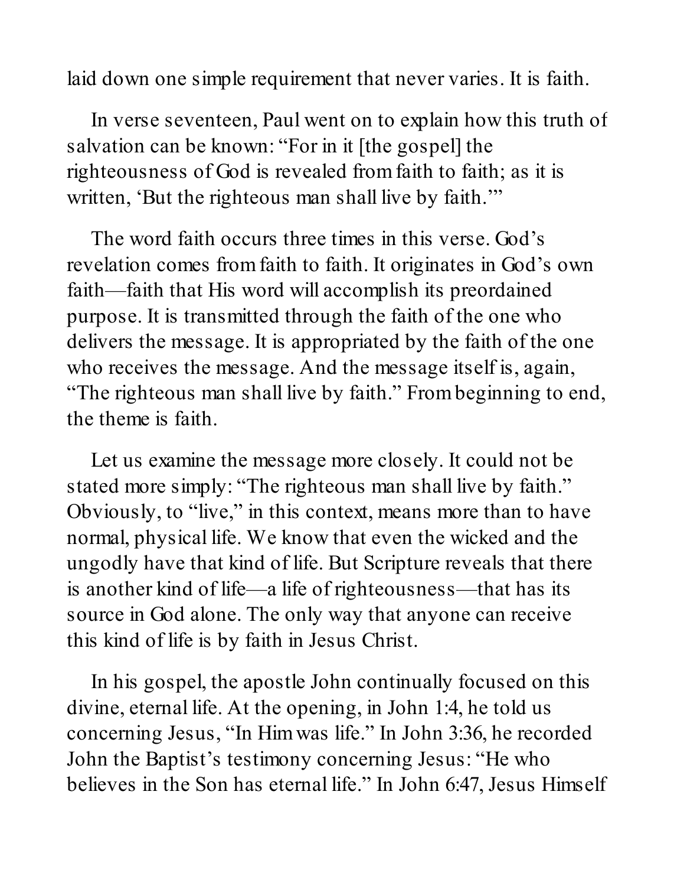laid down one simple requirement that never varies. It is faith.

In verse seventeen, Paul went on to explain how this truth of salvation can be known: "For in it [the gospel] the righteousness of God is revealed from faith to faith; as it is written, 'But the righteous man shall live by faith.'"

The word faith occurs three times in this verse. God's revelation comes from faith to faith. It originates in God's own faith—faith that His word will accomplish its preordained purpose. It is transmitted through the faith of the one who delivers the message. It is appropriated by the faith of the one who receives the message. And the message itself is, again, "The righteous man shall live by faith." From beginning to end, the theme is faith.

Let us examine the message more closely. It could not be stated more simply: "The righteous man shall live by faith." Obviously, to "live," in this context, means more than to have normal, physical life. We know that even the wicked and the ungodly have that kind of life. But Scripture reveals that there is another kind of life—a life of righteousness—that has its source in God alone. The only way that anyone can receive this kind of life is by faith in Jesus Christ.

In his gospel, the apostle John continually focused on this divine, eternal life. At the opening, in John 1:4, he told us concerning Jesus, "In Him was life." In John 3:36, he recorded John the Baptist's testimony concerning Jesus: "He who believes in the Son has eternal life." In John 6:47, Jesus Himself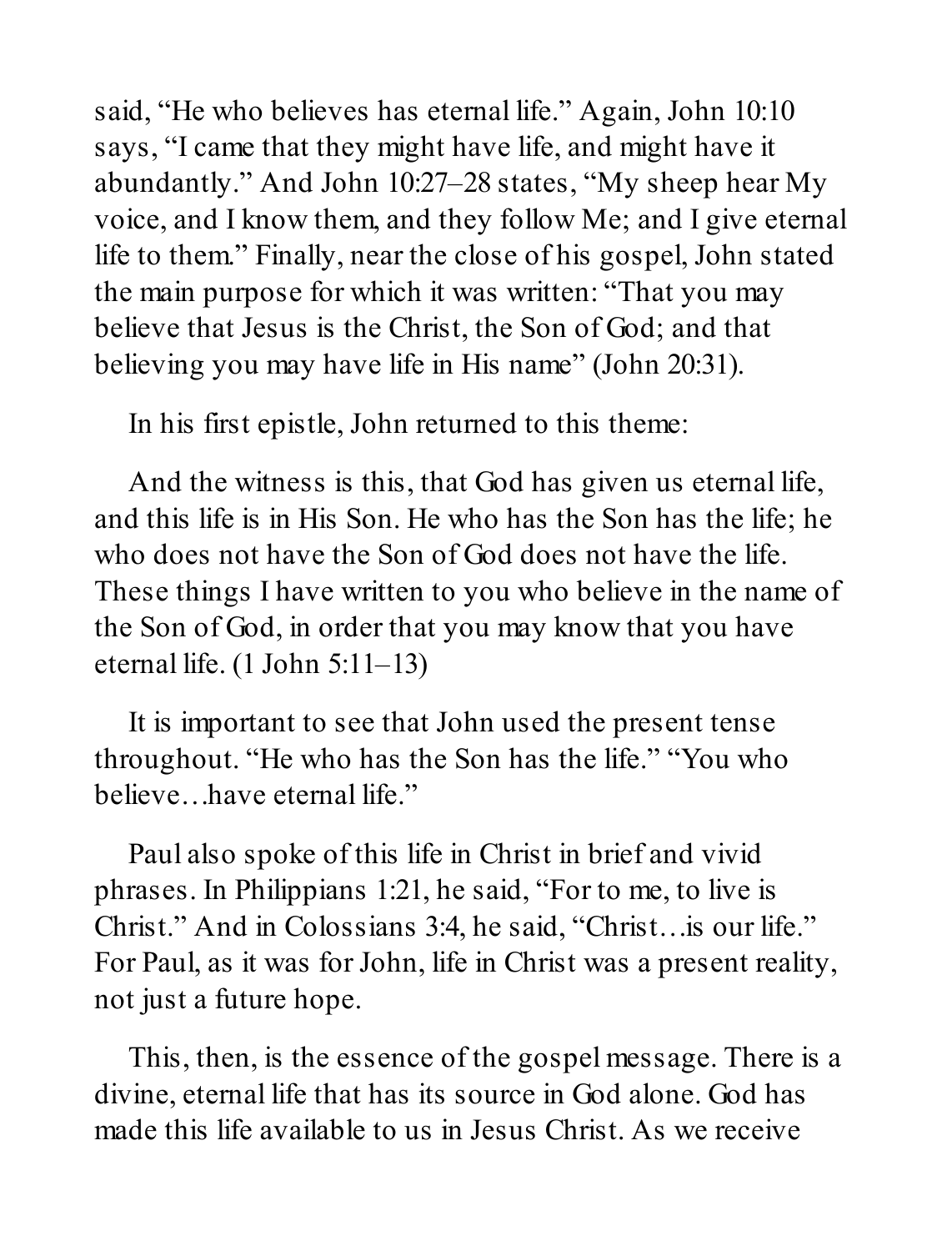said, "He who believes has eternal life." Again, John 10:10 says, "I came that they might have life, and might have it abundantly." And John 10:27–28 states, "My sheep hear My voice, and I know them, and they follow Me; and I give eternal life to them." Finally, near the close of his gospel, John stated the main purpose for which it was written: "That you may believe that Jesus is the Christ, the Son of God; and that believing you may have life in His name" (John 20:31).

In his first epistle, John returned to this theme:

> And the witness is this, that God has given us eternal life, and this life is in His Son. He who has the Son has the life; he who does not have the Son of God does not have the life. These things I have written to you who believe in the name of the Son of God, in order that you may know that you have eternal life. (1 John 5:11–13)

It is important to see that John used the present tense throughout. "He who has the Son has the life." "You who believe…have eternal life."

Paul also spoke of this life in Christ in brief and vivid phrases. In Philippians 1:21, he said, "For to me, to live is Christ." And in Colossians 3:4, he said, "Christ…is our life." For Paul, as it was for John, life in Christ was a present reality, not just a future hope.

This, then, is the essence of the gospel message. There is a divine, eternal life that has its source in God alone. God has made this life available to us in Jesus Christ. As we receive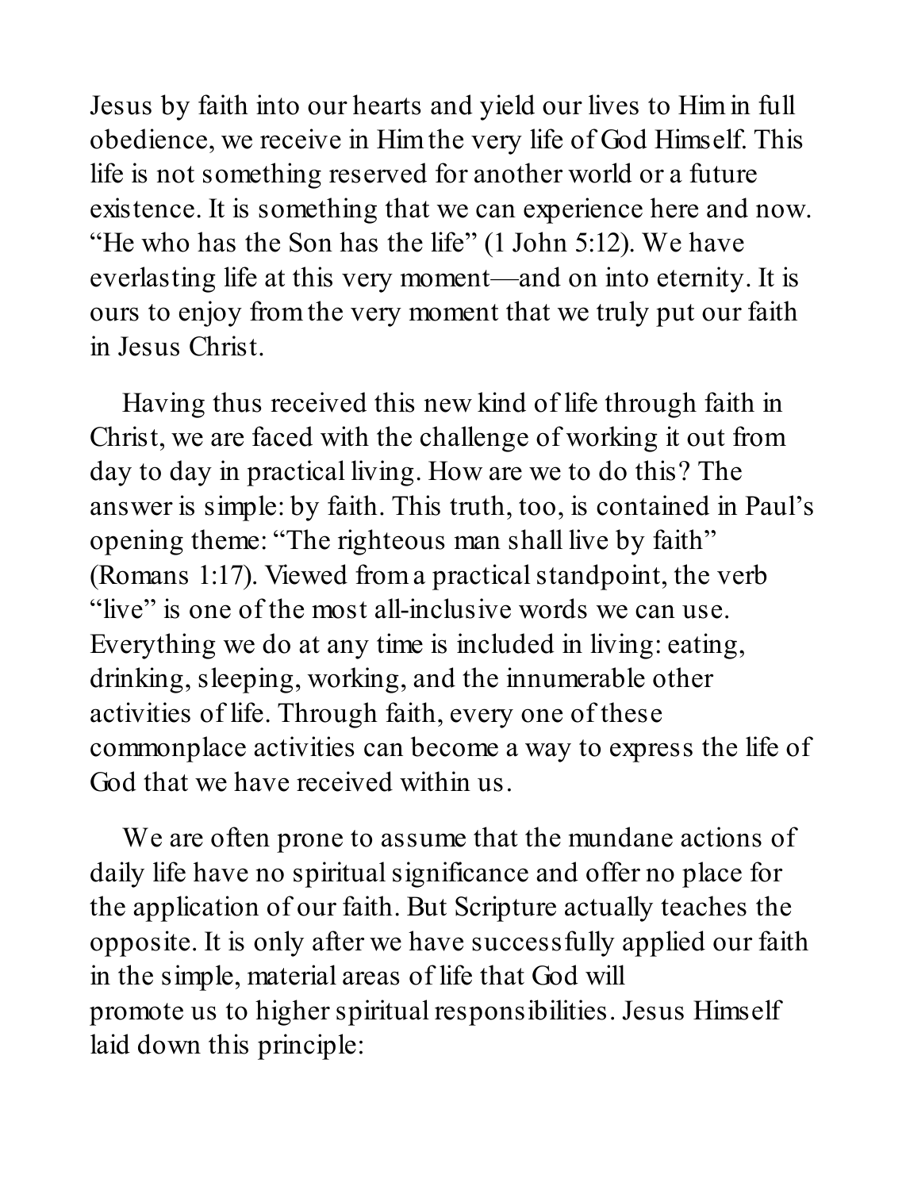Jesus by faith into our hearts and yield our lives to Him in full obedience, we receive in Him the very life of God Himself. This life is not something reserved for another world or a future existence. It is something that we can experience here and now. "He who has the Son has the life" (1 John 5:12). We have everlasting life at this very moment—and on into eternity. It is ours to enjoy from the very moment that we truly put our faith in Jesus Christ.

Having thus received this new kind of life through faith in Christ, we are faced with the challenge of working it out from day to day in practical living. How are we to do this? The answer is simple: by faith. This truth, too, is contained in Paul's opening theme: "The righteous man shall live by faith" (Romans 1:17). Viewed from a practical standpoint, the verb "live" is one of the most all-inclusive words we can use. Everything we do at any time is included in living: eating, drinking, sleeping, working, and the innumerable other activities of life. Through faith, every one of these commonplace activities can become a way to express the life of God that we have received within us.

We are often prone to assume that the mundane actions of daily life have no spiritual significance and offer no place for the application of our faith. But Scripture actually teaches the opposite. It is only after we have successfully applied our faith in the simple, material areas of life that God will promote us to higher spiritual responsibilities. Jesus Himself laid down this principle: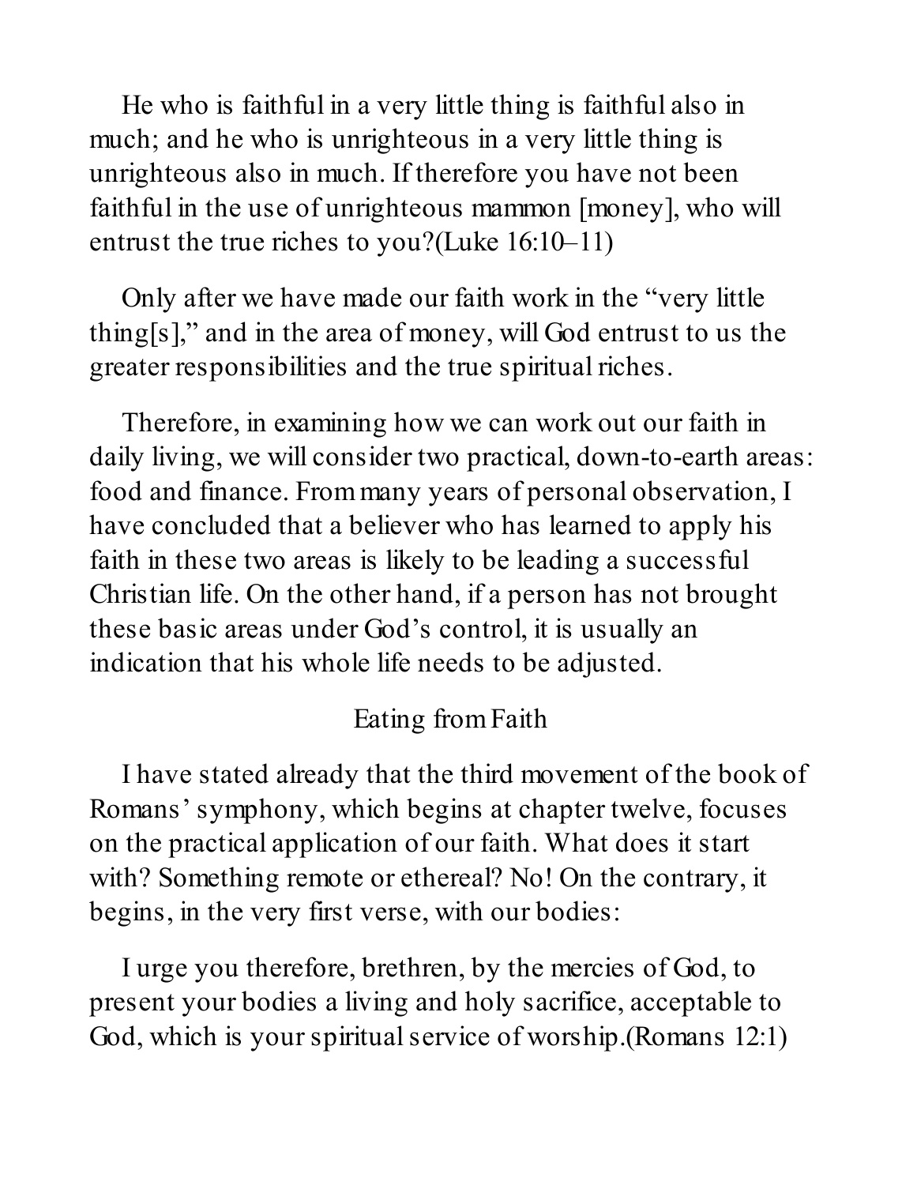He who is faithful in a very little thing is faithful also in much; and he who is unrighteous in a very little thing is unrighteous also in much. If therefore you have not been faithful in the use of unrighteous mammon [money], who will entrust the true riches to you?(Luke 16:10–11)

Only after we have made our faith work in the "very little thing[s]," and in the area of money, will God entrust to us the greater responsibilities and the true spiritual riches.

Therefore, in examining how we can work out our faith in daily living, we will consider two practical, down-to-earth areas: food and finance. From many years of personal observation, I have concluded that a believer who has learned to apply his faith in these two areas is likely to be leading a successful Christian life. On the other hand, if a person has not brought these basic areas under God's control, it is usually an indication that his whole life needs to be adjusted.

## Eating from Faith

I have stated already that the third movement of the book of Romans' symphony, which begins at chapter twelve, focuses on the practical application of our faith. What does it start with? Something remote or ethereal? No! On the contrary, it begins, in the very first verse, with our bodies:

I urge you therefore, brethren, by the mercies of God, to present your bodies a living and holy sacrifice, acceptable to God, which is your spiritual service of worship.(Romans 12:1)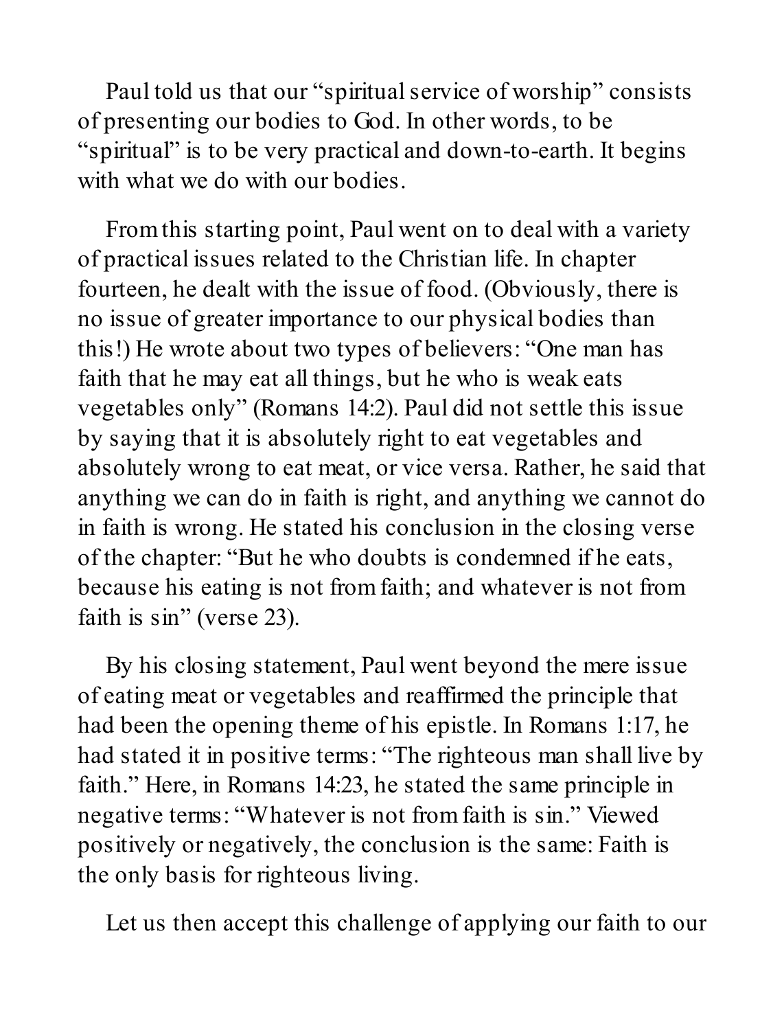Paul told us that our “spiritual service of worship” consists of presenting our bodies to God. In other words, to be “spiritual” is to be very practical and down-to-earth. It begins with what we do with our bodies.

From this starting point, Paul went on to deal with a variety of practical issues related to the Christian life. In chapter fourteen, he dealt with the issue of food. (Obviously, there is no issue of greater importance to our physical bodies than this!) He wrote about two types of believers: “One man has faith that he may eat all things, but he who is weak eats vegetables only” (Romans 14:2). Paul did not settle this issue by saying that it is absolutely right to eat vegetables and absolutely wrong to eat meat, or vice versa. Rather, he said that anything we can do in faith is right, and anything we cannot do in faith is wrong. He stated his conclusion in the closing verse of the chapter: “But he who doubts is condemned if he eats, because his eating is not from faith; and whatever is not from faith is sin” (verse 23).

By his closing statement, Paul went beyond the mere issue of eating meat or vegetables and reaffirmed the principle that had been the opening theme of his epistle. In Romans 1:17, he had stated it in positive terms: “The righteous man shall live by faith.” Here, in Romans 14:23, he stated the same principle in negative terms: “Whatever is not from faith is sin.” Viewed positively or negatively, the conclusion is the same: Faith is the only basis for righteous living.

Let us then accept this challenge of applying our faith to our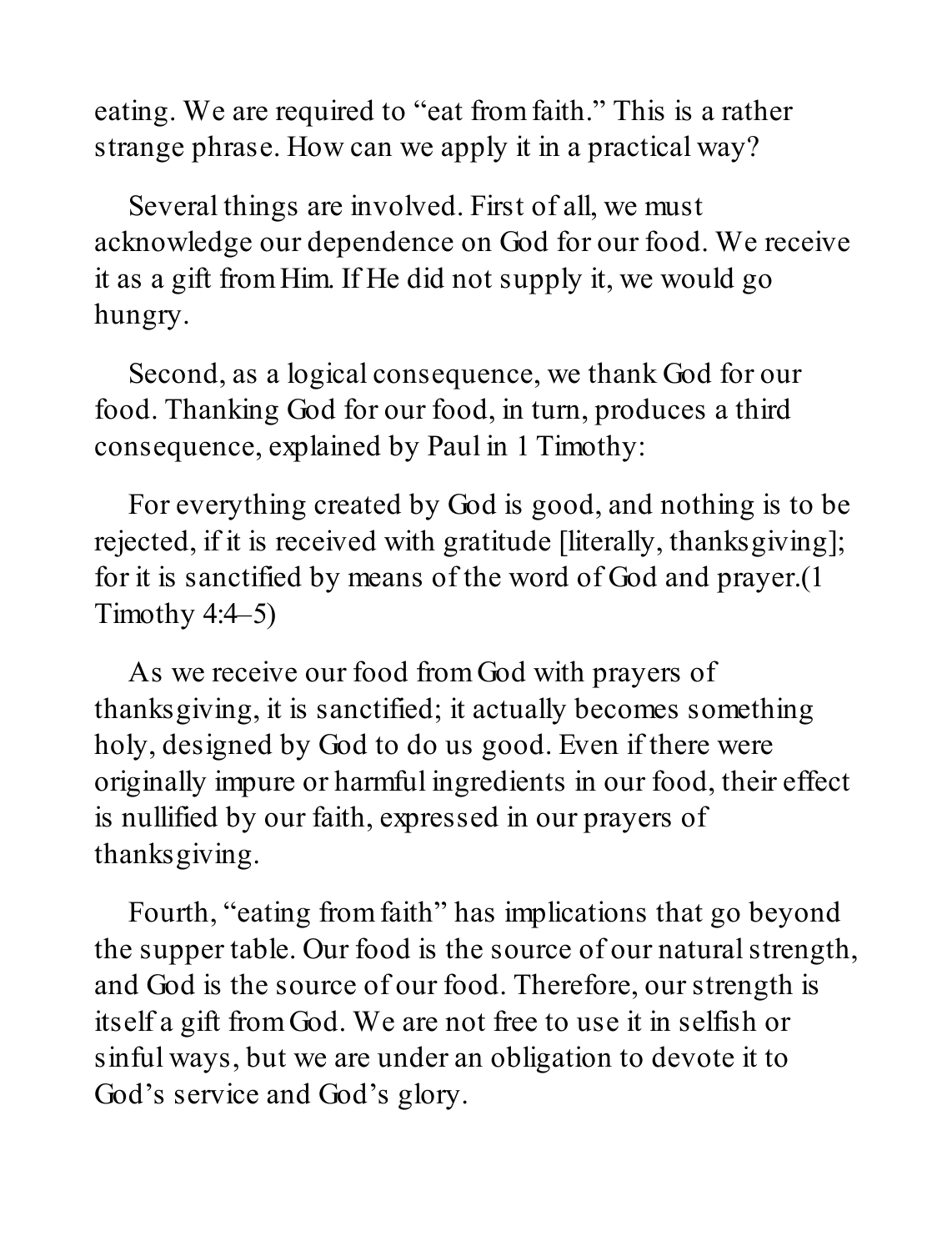eating. We are required to "eat from faith." This is a rather strange phrase. How can we apply it in a practical way?

Several things are involved. First of all, we must acknowledge our dependence on God for our food. We receive it as a gift from Him. If He did not supply it, we would go hungry.

Second, as a logical consequence, we thank God for our food. Thanking God for our food, in turn, produces a third consequence, explained by Paul in 1 Timothy:

> For everything created by God is good, and nothing is to be rejected, if it is received with gratitude [literally, thanksgiving]; for it is sanctified by means of the word of God and prayer.(1 Timothy 4:4–5)

As we receive our food from God with prayers of thanksgiving, it is sanctified; it actually becomes something holy, designed by God to do us good. Even if there were originally impure or harmful ingredients in our food, their effect is nullified by our faith, expressed in our prayers of thanksgiving.

Fourth, "eating from faith" has implications that go beyond the supper table. Our food is the source of our natural strength, and God is the source of our food. Therefore, our strength is itself a gift from God. We are not free to use it in selfish or sinful ways, but we are under an obligation to devote it to God's service and God's glory.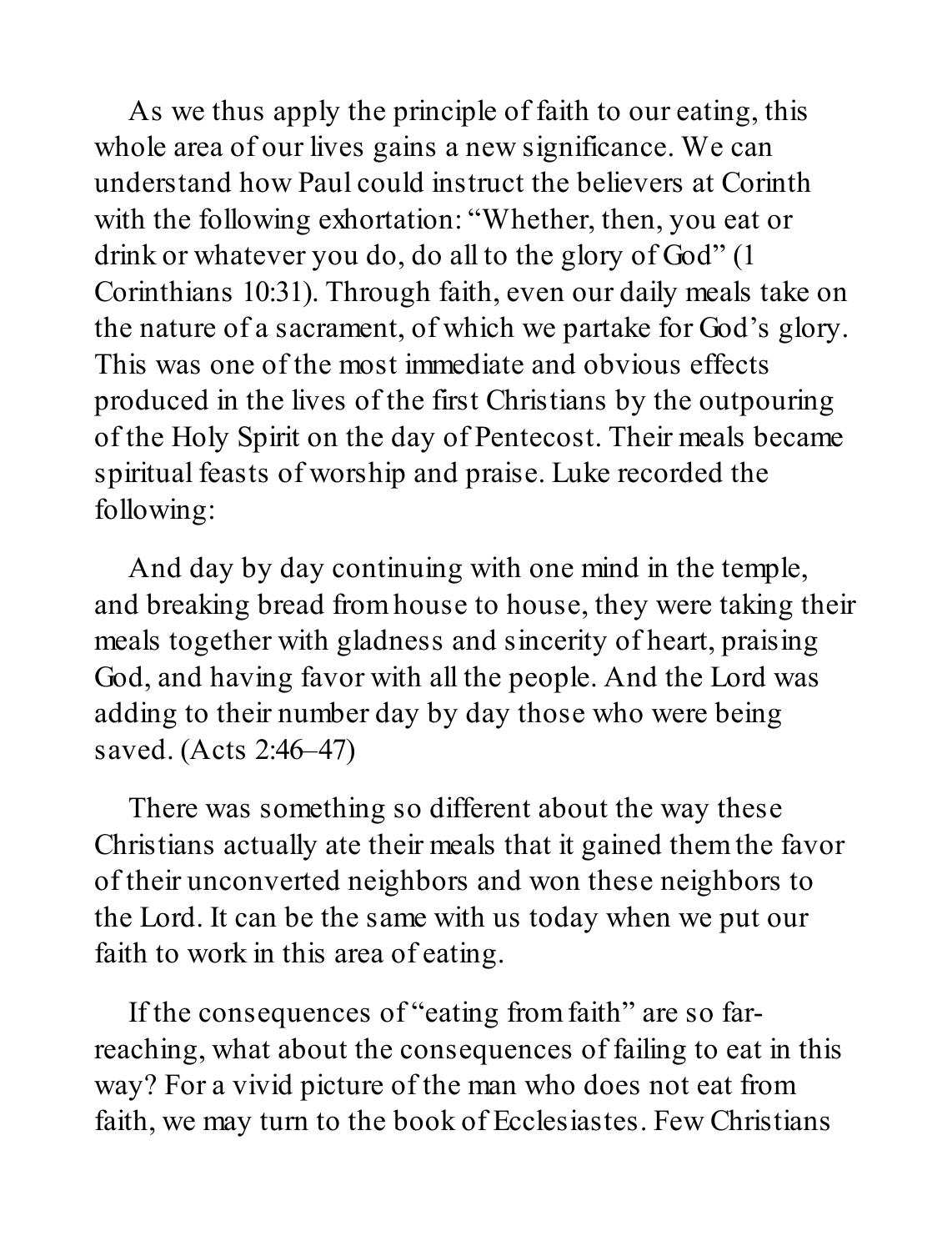As we thus apply the principle of faith to our eating, this whole area of our lives gains a new significance. We can understand how Paul could instruct the believers at Corinth with the following exhortation: "Whether, then, you eat or drink or whatever you do, do all to the glory of God" (1 Corinthians 10:31). Through faith, even our daily meals take on the nature of a sacrament, of which we partake for God's glory. This was one of the most immediate and obvious effects produced in the lives of the first Christians by the outpouring of the Holy Spirit on the day of Pentecost. Their meals became spiritual feasts of worship and praise. Luke recorded the following:

> And day by day continuing with one mind in the temple, and breaking bread from house to house, they were taking their meals together with gladness and sincerity of heart, praising God, and having favor with all the people. And the Lord was adding to their number day by day those who were being saved. (Acts 2:46–47)

There was something so different about the way these Christians actually ate their meals that it gained them the favor of their unconverted neighbors and won these neighbors to the Lord. It can be the same with us today when we put our faith to work in this area of eating.

If the consequences of "eating from faith" are so far-reaching, what about the consequences of failing to eat in this way? For a vivid picture of the man who does not eat from faith, we may turn to the book of Ecclesiastes. Few Christians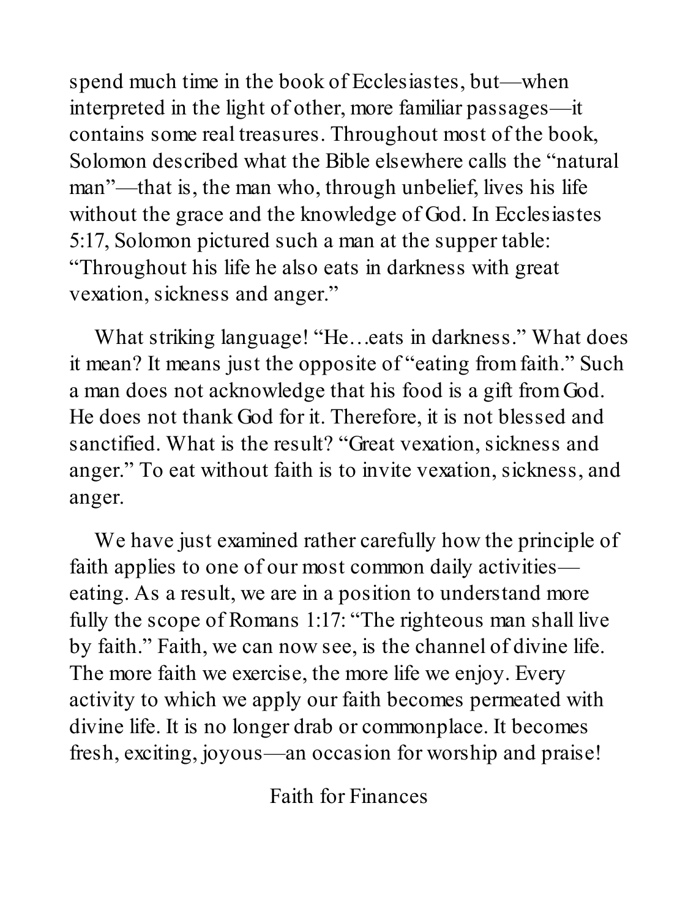spend much time in the book of Ecclesiastes, but—when interpreted in the light of other, more familiar passages—it contains some real treasures. Throughout most of the book, Solomon described what the Bible elsewhere calls the "natural man"—that is, the man who, through unbelief, lives his life without the grace and the knowledge of God. In Ecclesiastes 5:17, Solomon pictured such a man at the supper table: "Throughout his life he also eats in darkness with great vexation, sickness and anger."

What striking language! "He…eats in darkness." What does it mean? It means just the opposite of "eating from faith." Such a man does not acknowledge that his food is a gift from God. He does not thank God for it. Therefore, it is not blessed and sanctified. What is the result? "Great vexation, sickness and anger." To eat without faith is to invite vexation, sickness, and anger.

We have just examined rather carefully how the principle of faith applies to one of our most common daily activities—eating. As a result, we are in a position to understand more fully the scope of Romans 1:17: "The righteous man shall live by faith." Faith, we can now see, is the channel of divine life. The more faith we exercise, the more life we enjoy. Every activity to which we apply our faith becomes permeated with divine life. It is no longer drab or commonplace. It becomes fresh, exciting, joyous—an occasion for worship and praise!

## Faith for Finances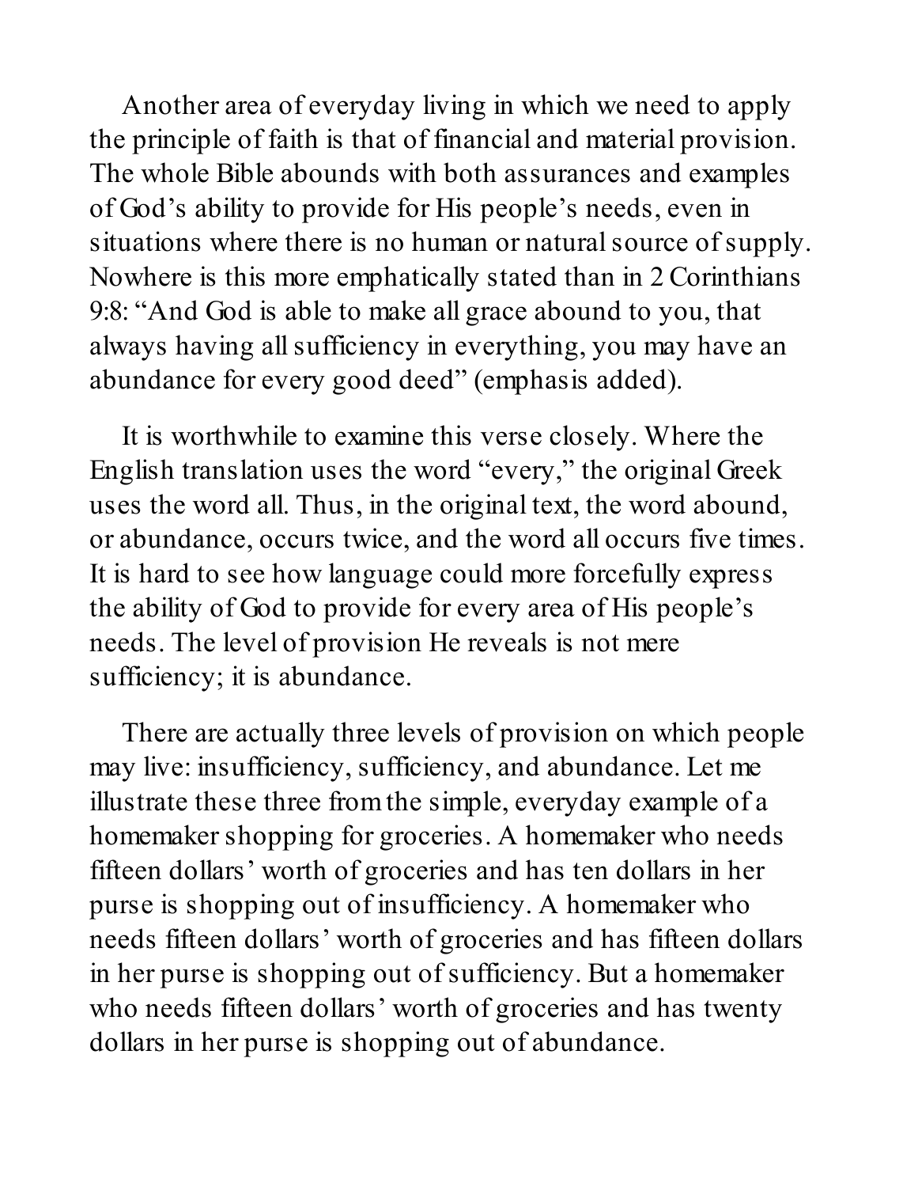Another area of everyday living in which we need to apply the principle of faith is that of financial and material provision. The whole Bible abounds with both assurances and examples of God's ability to provide for His people's needs, even in situations where there is no human or natural source of supply. Nowhere is this more emphatically stated than in 2 Corinthians 9:8: "And God is able to make all grace abound to you, that always having all sufficiency in everything, you may have an abundance for every good deed" (emphasis added).

It is worthwhile to examine this verse closely. Where the English translation uses the word "every," the original Greek uses the word all. Thus, in the original text, the word abound, or abundance, occurs twice, and the word all occurs five times. It is hard to see how language could more forcefully express the ability of God to provide for every area of His people's needs. The level of provision He reveals is not mere sufficiency; it is abundance.

There are actually three levels of provision on which people may live: insufficiency, sufficiency, and abundance. Let me illustrate these three from the simple, everyday example of a homemaker shopping for groceries. A homemaker who needs fifteen dollars' worth of groceries and has ten dollars in her purse is shopping out of insufficiency. A homemaker who needs fifteen dollars' worth of groceries and has fifteen dollars in her purse is shopping out of sufficiency. But a homemaker who needs fifteen dollars' worth of groceries and has twenty dollars in her purse is shopping out of abundance.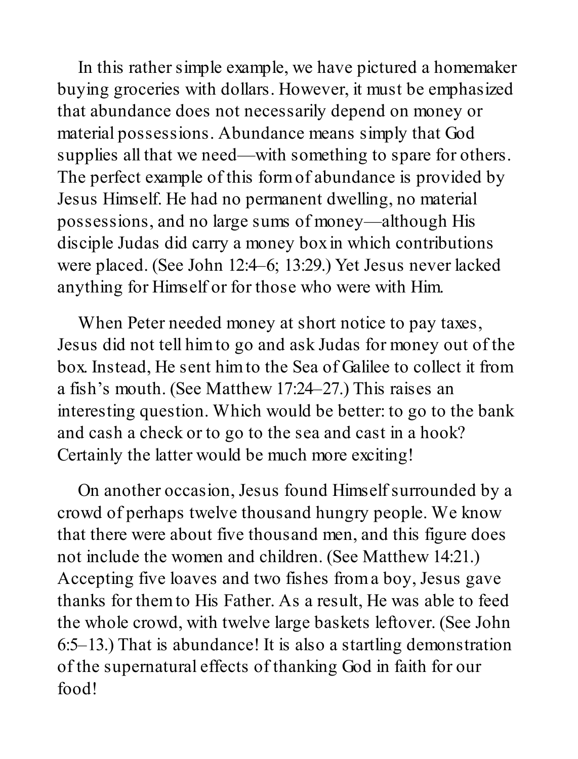In this rather simple example, we have pictured a homemaker buying groceries with dollars. However, it must be emphasized that abundance does not necessarily depend on money or material possessions. Abundance means simply that God supplies all that we need—with something to spare for others. The perfect example of this form of abundance is provided by Jesus Himself. He had no permanent dwelling, no material possessions, and no large sums of money—although His disciple Judas did carry a money box in which contributions were placed. (See John 12:4–6; 13:29.) Yet Jesus never lacked anything for Himself or for those who were with Him.

When Peter needed money at short notice to pay taxes, Jesus did not tell him to go and ask Judas for money out of the box. Instead, He sent him to the Sea of Galilee to collect it from a fish's mouth. (See Matthew 17:24–27.) This raises an interesting question. Which would be better: to go to the bank and cash a check or to go to the sea and cast in a hook? Certainly the latter would be much more exciting!

On another occasion, Jesus found Himself surrounded by a crowd of perhaps twelve thousand hungry people. We know that there were about five thousand men, and this figure does not include the women and children. (See Matthew 14:21.) Accepting five loaves and two fishes from a boy, Jesus gave thanks for them to His Father. As a result, He was able to feed the whole crowd, with twelve large baskets leftover. (See John 6:5–13.) That is abundance! It is also a startling demonstration of the supernatural effects of thanking God in faith for our food!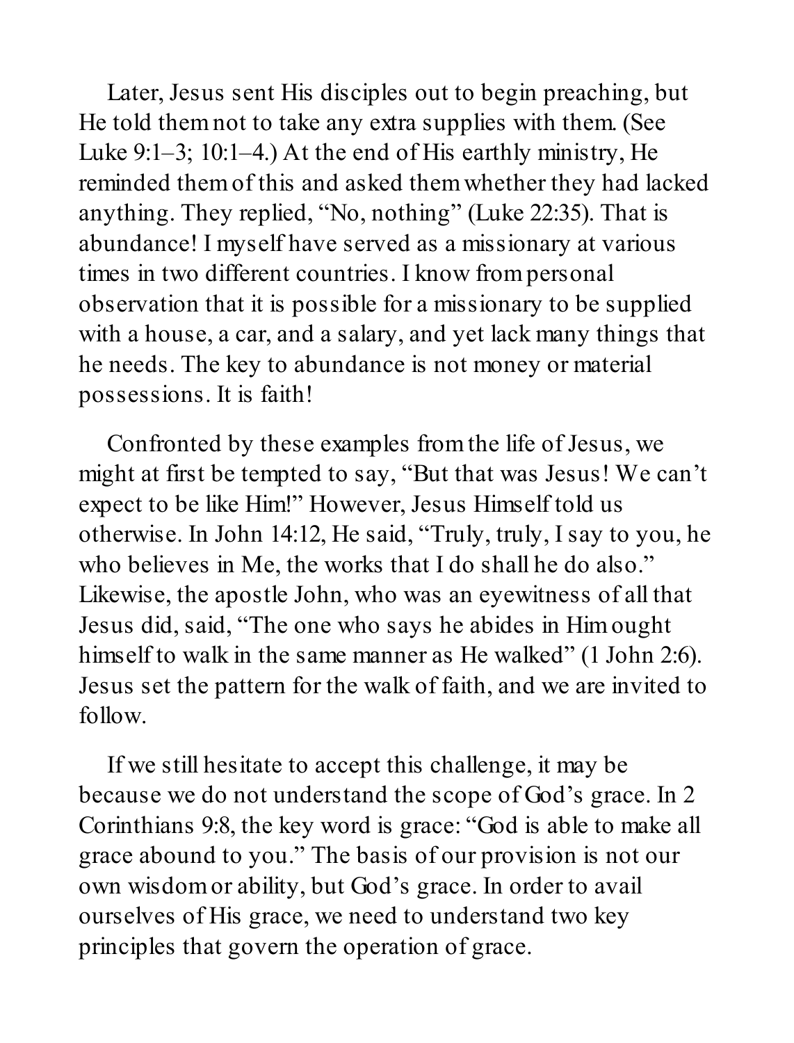Later, Jesus sent His disciples out to begin preaching, but He told them not to take any extra supplies with them. (See Luke 9:1–3; 10:1–4.) At the end of His earthly ministry, He reminded them of this and asked them whether they had lacked anything. They replied, "No, nothing" (Luke 22:35). That is abundance! I myself have served as a missionary at various times in two different countries. I know from personal observation that it is possible for a missionary to be supplied with a house, a car, and a salary, and yet lack many things that he needs. The key to abundance is not money or material possessions. It is faith!

Confronted by these examples from the life of Jesus, we might at first be tempted to say, "But that was Jesus! We can't expect to be like Him!" However, Jesus Himself told us otherwise. In John 14:12, He said, "Truly, truly, I say to you, he who believes in Me, the works that I do shall he do also." Likewise, the apostle John, who was an eyewitness of all that Jesus did, said, "The one who says he abides in Him ought himself to walk in the same manner as He walked" (1 John 2:6). Jesus set the pattern for the walk of faith, and we are invited to follow.

If we still hesitate to accept this challenge, it may be because we do not understand the scope of God's grace. In 2 Corinthians 9:8, the key word is grace: "God is able to make all grace abound to you." The basis of our provision is not our own wisdom or ability, but God's grace. In order to avail ourselves of His grace, we need to understand two key principles that govern the operation of grace.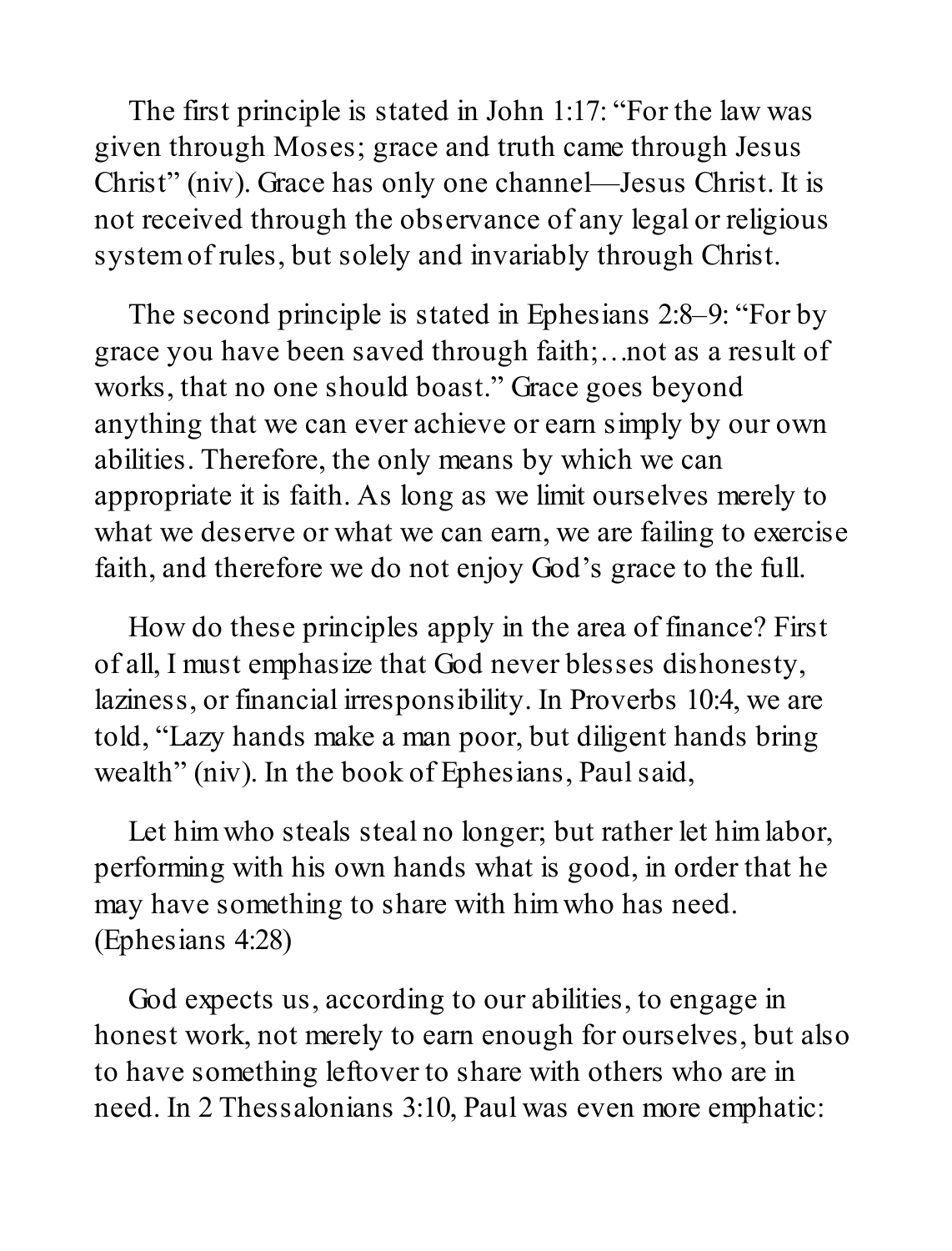The first principle is stated in John 1:17: “For the law was given through Moses; grace and truth came through Jesus Christ” (niv). Grace has only one channel—Jesus Christ. It is not received through the observance of any legal or religious system of rules, but solely and invariably through Christ.

The second principle is stated in Ephesians 2:8–9: “For by grace you have been saved through faith;…not as a result of works, that no one should boast.” Grace goes beyond anything that we can ever achieve or earn simply by our own abilities. Therefore, the only means by which we can appropriate it is faith. As long as we limit ourselves merely to what we deserve or what we can earn, we are failing to exercise faith, and therefore we do not enjoy God’s grace to the full.

How do these principles apply in the area of finance? First of all, I must emphasize that God never blesses dishonesty, laziness, or financial irresponsibility. In Proverbs 10:4, we are told, “Lazy hands make a man poor, but diligent hands bring wealth” (niv). In the book of Ephesians, Paul said,

> Let him who steals steal no longer; but rather let him labor, performing with his own hands what is good, in order that he may have something to share with him who has need. (Ephesians 4:28)

God expects us, according to our abilities, to engage in honest work, not merely to earn enough for ourselves, but also to have something leftover to share with others who are in need. In 2 Thessalonians 3:10, Paul was even more emphatic: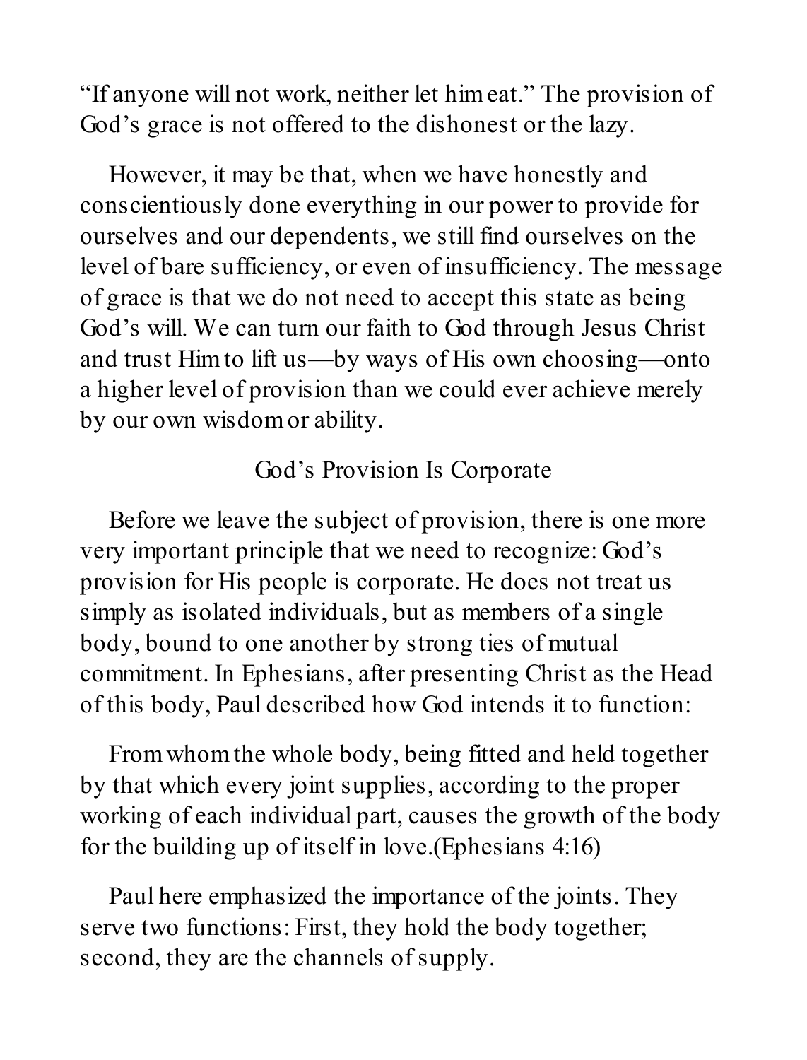"If anyone will not work, neither let him eat." The provision of God's grace is not offered to the dishonest or the lazy.

However, it may be that, when we have honestly and conscientiously done everything in our power to provide for ourselves and our dependents, we still find ourselves on the level of bare sufficiency, or even of insufficiency. The message of grace is that we do not need to accept this state as being God's will. We can turn our faith to God through Jesus Christ and trust Him to lift us—by ways of His own choosing—onto a higher level of provision than we could ever achieve merely by our own wisdom or ability.

## God's Provision Is Corporate

Before we leave the subject of provision, there is one more very important principle that we need to recognize: God's provision for His people is corporate. He does not treat us simply as isolated individuals, but as members of a single body, bound to one another by strong ties of mutual commitment. In Ephesians, after presenting Christ as the Head of this body, Paul described how God intends it to function:

> From whom the whole body, being fitted and held together by that which every joint supplies, according to the proper working of each individual part, causes the growth of the body for the building up of itself in love.(Ephesians 4:16)

Paul here emphasized the importance of the joints. They serve two functions: First, they hold the body together; second, they are the channels of supply.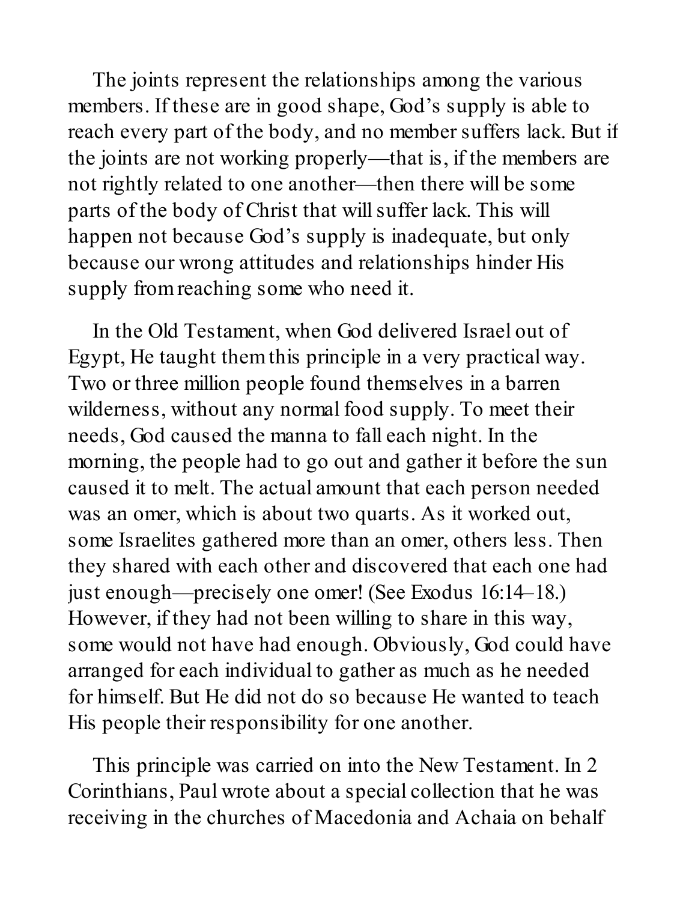The joints represent the relationships among the various members. If these are in good shape, God's supply is able to reach every part of the body, and no member suffers lack. But if the joints are not working properly—that is, if the members are not rightly related to one another—then there will be some parts of the body of Christ that will suffer lack. This will happen not because God's supply is inadequate, but only because our wrong attitudes and relationships hinder His supply from reaching some who need it.

In the Old Testament, when God delivered Israel out of Egypt, He taught them this principle in a very practical way. Two or three million people found themselves in a barren wilderness, without any normal food supply. To meet their needs, God caused the manna to fall each night. In the morning, the people had to go out and gather it before the sun caused it to melt. The actual amount that each person needed was an omer, which is about two quarts. As it worked out, some Israelites gathered more than an omer, others less. Then they shared with each other and discovered that each one had just enough—precisely one omer! (See Exodus 16:14–18.) However, if they had not been willing to share in this way, some would not have had enough. Obviously, God could have arranged for each individual to gather as much as he needed for himself. But He did not do so because He wanted to teach His people their responsibility for one another.

This principle was carried on into the New Testament. In 2 Corinthians, Paul wrote about a special collection that he was receiving in the churches of Macedonia and Achaia on behalf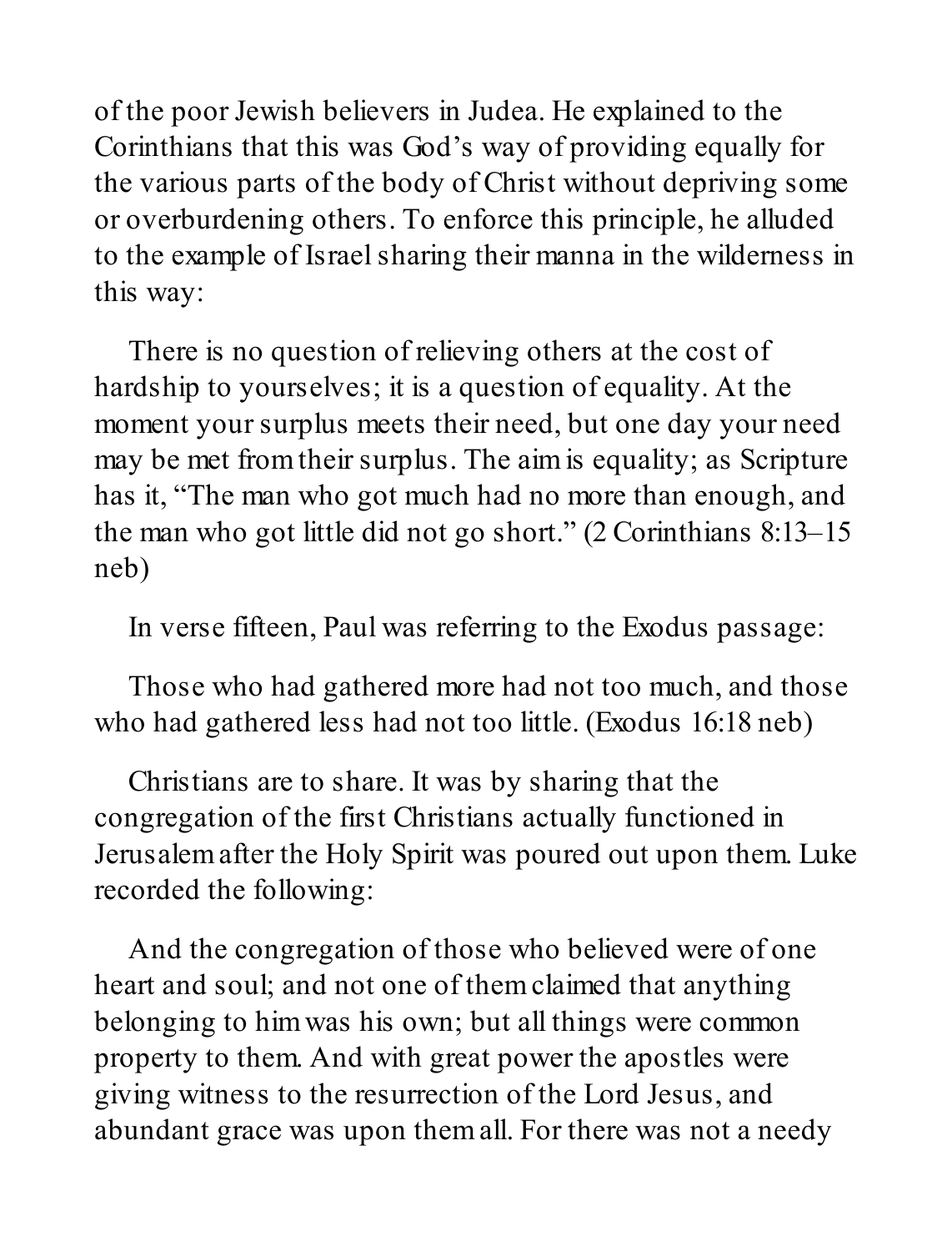of the poor Jewish believers in Judea. He explained to the Corinthians that this was God's way of providing equally for the various parts of the body of Christ without depriving some or overburdening others. To enforce this principle, he alluded to the example of Israel sharing their manna in the wilderness in this way:

> There is no question of relieving others at the cost of hardship to yourselves; it is a question of equality. At the moment your surplus meets their need, but one day your need may be met from their surplus. The aim is equality; as Scripture has it, "The man who got much had no more than enough, and the man who got little did not go short." (2 Corinthians 8:13–15 neb)

In verse fifteen, Paul was referring to the Exodus passage:

> Those who had gathered more had not too much, and those who had gathered less had not too little. (Exodus 16:18 neb)

Christians are to share. It was by sharing that the congregation of the first Christians actually functioned in Jerusalem after the Holy Spirit was poured out upon them. Luke recorded the following:

> And the congregation of those who believed were of one heart and soul; and not one of them claimed that anything belonging to him was his own; but all things were common property to them. And with great power the apostles were giving witness to the resurrection of the Lord Jesus, and abundant grace was upon them all. For there was not a needy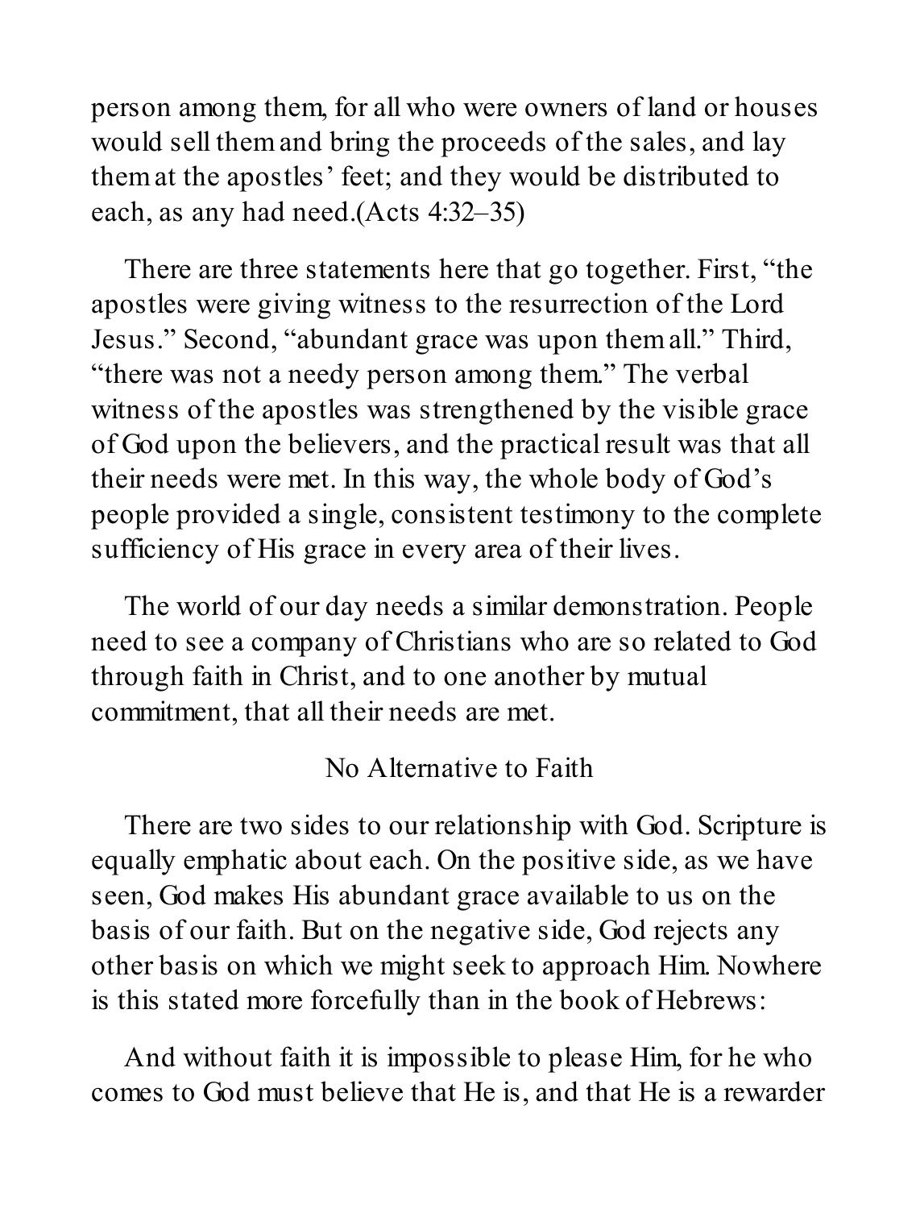person among them, for all who were owners of land or houses would sell them and bring the proceeds of the sales, and lay them at the apostles' feet; and they would be distributed to each, as any had need.(Acts 4:32–35)

There are three statements here that go together. First, "the apostles were giving witness to the resurrection of the Lord Jesus." Second, "abundant grace was upon them all." Third, "there was not a needy person among them." The verbal witness of the apostles was strengthened by the visible grace of God upon the believers, and the practical result was that all their needs were met. In this way, the whole body of God's people provided a single, consistent testimony to the complete sufficiency of His grace in every area of their lives.

The world of our day needs a similar demonstration. People need to see a company of Christians who are so related to God through faith in Christ, and to one another by mutual commitment, that all their needs are met.

## No Alternative to Faith

There are two sides to our relationship with God. Scripture is equally emphatic about each. On the positive side, as we have seen, God makes His abundant grace available to us on the basis of our faith. But on the negative side, God rejects any other basis on which we might seek to approach Him. Nowhere is this stated more forcefully than in the book of Hebrews:

And without faith it is impossible to please Him, for he who comes to God must believe that He is, and that He is a rewarder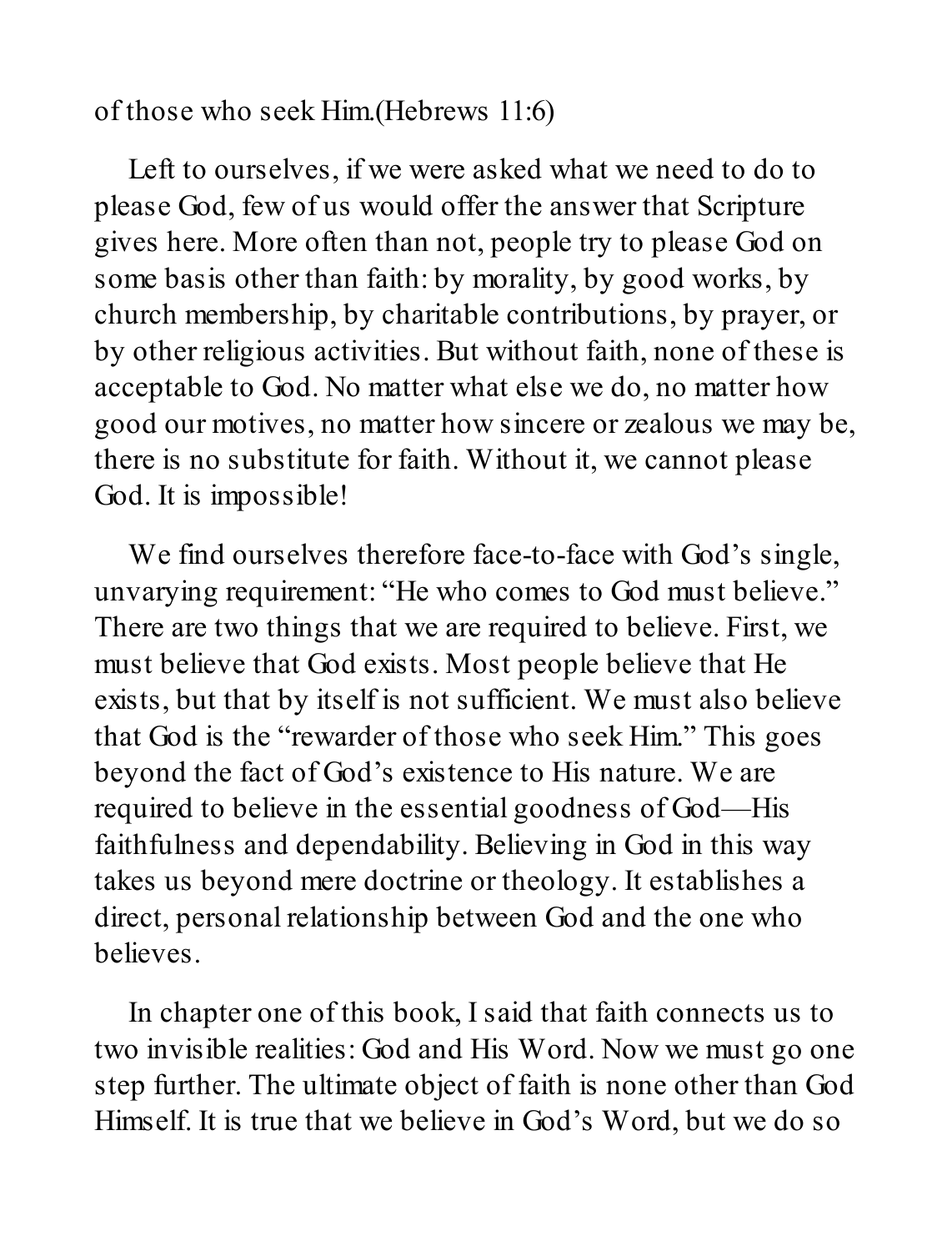of those who seek Him.(Hebrews 11:6)

Left to ourselves, if we were asked what we need to do to please God, few of us would offer the answer that Scripture gives here. More often than not, people try to please God on some basis other than faith: by morality, by good works, by church membership, by charitable contributions, by prayer, or by other religious activities. But without faith, none of these is acceptable to God. No matter what else we do, no matter how good our motives, no matter how sincere or zealous we may be, there is no substitute for faith. Without it, we cannot please God. It is impossible!

We find ourselves therefore face-to-face with God's single, unvarying requirement: "He who comes to God must believe." There are two things that we are required to believe. First, we must believe that God exists. Most people believe that He exists, but that by itself is not sufficient. We must also believe that God is the "rewarder of those who seek Him." This goes beyond the fact of God's existence to His nature. We are required to believe in the essential goodness of God—His faithfulness and dependability. Believing in God in this way takes us beyond mere doctrine or theology. It establishes a direct, personal relationship between God and the one who believes.

In chapter one of this book, I said that faith connects us to two invisible realities: God and His Word. Now we must go one step further. The ultimate object of faith is none other than God Himself. It is true that we believe in God's Word, but we do so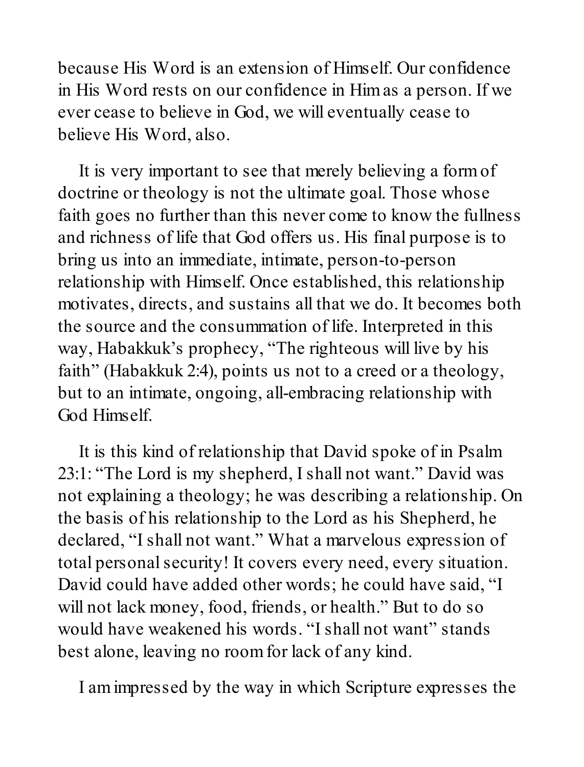because His Word is an extension of Himself. Our confidence in His Word rests on our confidence in Him as a person. If we ever cease to believe in God, we will eventually cease to believe His Word, also.

It is very important to see that merely believing a form of doctrine or theology is not the ultimate goal. Those whose faith goes no further than this never come to know the fullness and richness of life that God offers us. His final purpose is to bring us into an immediate, intimate, person-to-person relationship with Himself. Once established, this relationship motivates, directs, and sustains all that we do. It becomes both the source and the consummation of life. Interpreted in this way, Habakkuk's prophecy, "The righteous will live by his faith" (Habakkuk 2:4), points us not to a creed or a theology, but to an intimate, ongoing, all-embracing relationship with God Himself.

It is this kind of relationship that David spoke of in Psalm 23:1: "The Lord is my shepherd, I shall not want." David was not explaining a theology; he was describing a relationship. On the basis of his relationship to the Lord as his Shepherd, he declared, "I shall not want." What a marvelous expression of total personal security! It covers every need, every situation. David could have added other words; he could have said, "I will not lack money, food, friends, or health." But to do so would have weakened his words. "I shall not want" stands best alone, leaving no room for lack of any kind.

I am impressed by the way in which Scripture expresses the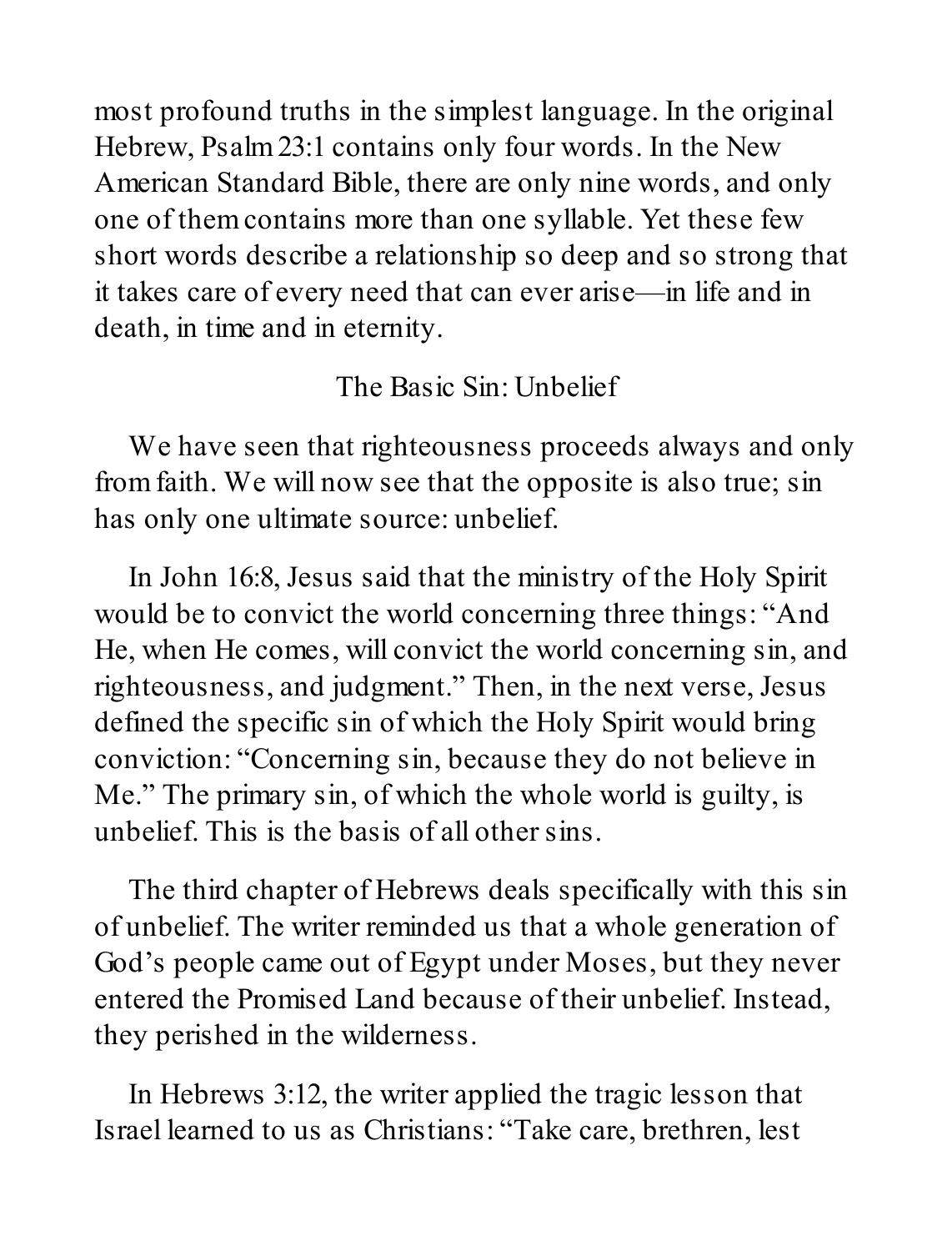most profound truths in the simplest language. In the original Hebrew, Psalm 23:1 contains only four words. In the New American Standard Bible, there are only nine words, and only one of them contains more than one syllable. Yet these few short words describe a relationship so deep and so strong that it takes care of every need that can ever arise—in life and in death, in time and in eternity.

## The Basic Sin: Unbelief

We have seen that righteousness proceeds always and only from faith. We will now see that the opposite is also true; sin has only one ultimate source: unbelief.

In John 16:8, Jesus said that the ministry of the Holy Spirit would be to convict the world concerning three things: "And He, when He comes, will convict the world concerning sin, and righteousness, and judgment." Then, in the next verse, Jesus defined the specific sin of which the Holy Spirit would bring conviction: "Concerning sin, because they do not believe in Me." The primary sin, of which the whole world is guilty, is unbelief. This is the basis of all other sins.

The third chapter of Hebrews deals specifically with this sin of unbelief. The writer reminded us that a whole generation of God's people came out of Egypt under Moses, but they never entered the Promised Land because of their unbelief. Instead, they perished in the wilderness.

In Hebrews 3:12, the writer applied the tragic lesson that Israel learned to us as Christians: "Take care, brethren, lest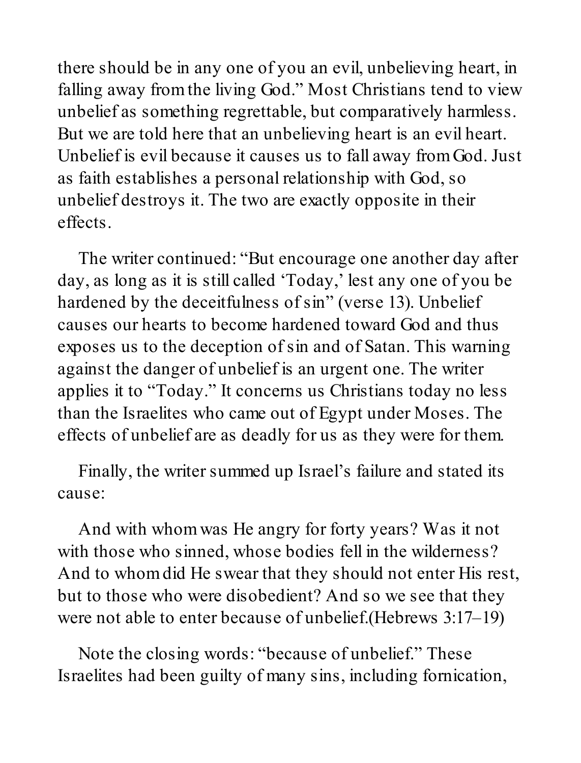there should be in any one of you an evil, unbelieving heart, in falling away from the living God." Most Christians tend to view unbelief as something regrettable, but comparatively harmless. But we are told here that an unbelieving heart is an evil heart. Unbelief is evil because it causes us to fall away from God. Just as faith establishes a personal relationship with God, so unbelief destroys it. The two are exactly opposite in their effects.

The writer continued: "But encourage one another day after day, as long as it is still called 'Today,' lest any one of you be hardened by the deceitfulness of sin" (verse 13). Unbelief causes our hearts to become hardened toward God and thus exposes us to the deception of sin and of Satan. This warning against the danger of unbelief is an urgent one. The writer applies it to "Today." It concerns us Christians today no less than the Israelites who came out of Egypt under Moses. The effects of unbelief are as deadly for us as they were for them.

Finally, the writer summed up Israel's failure and stated its cause:

And with whom was He angry for forty years? Was it not with those who sinned, whose bodies fell in the wilderness? And to whom did He swear that they should not enter His rest, but to those who were disobedient? And so we see that they were not able to enter because of unbelief.(Hebrews 3:17–19)

Note the closing words: "because of unbelief." These Israelites had been guilty of many sins, including fornication,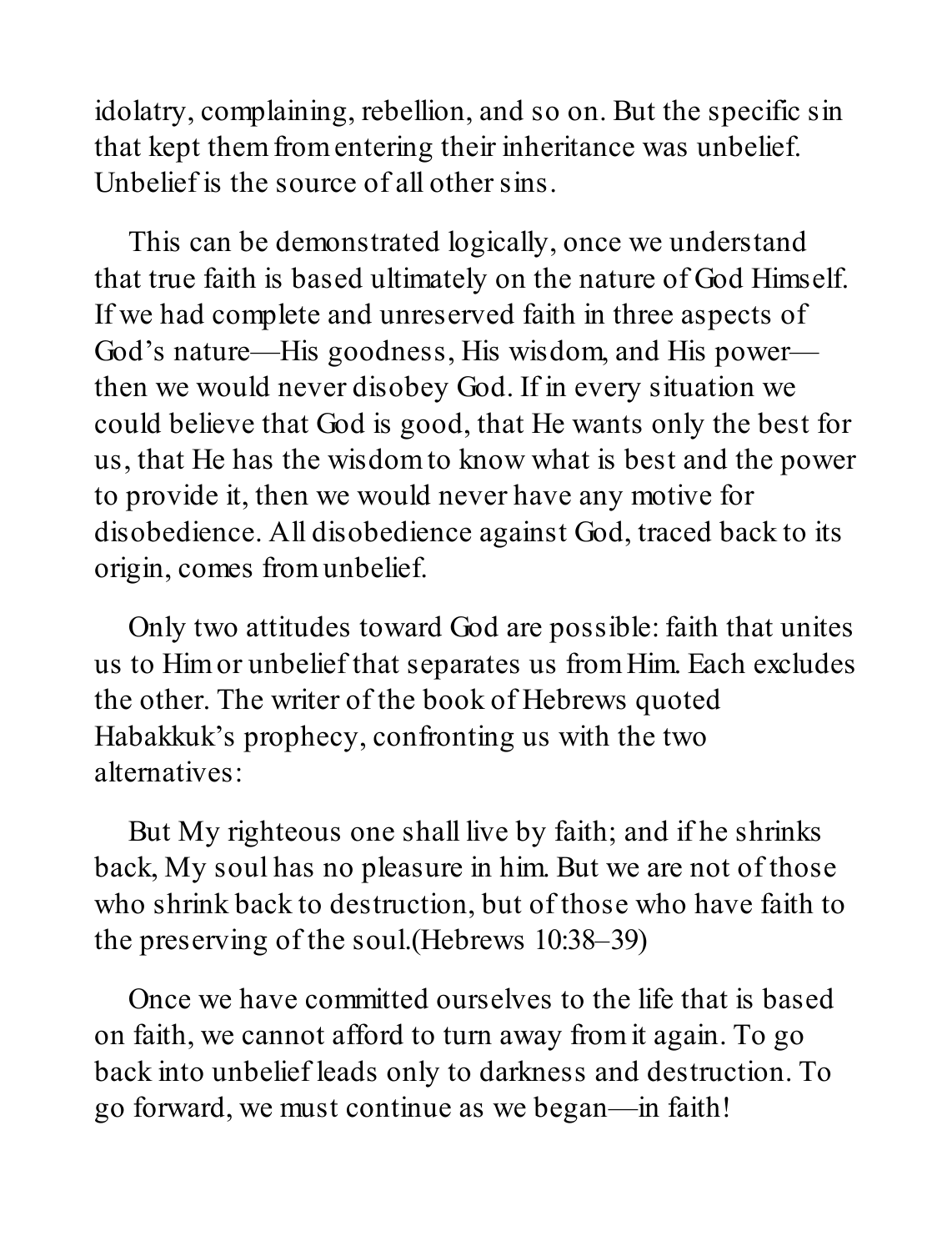idolatry, complaining, rebellion, and so on. But the specific sin that kept them from entering their inheritance was unbelief. Unbelief is the source of all other sins.

This can be demonstrated logically, once we understand that true faith is based ultimately on the nature of God Himself. If we had complete and unreserved faith in three aspects of God's nature—His goodness, His wisdom, and His power—then we would never disobey God. If in every situation we could believe that God is good, that He wants only the best for us, that He has the wisdom to know what is best and the power to provide it, then we would never have any motive for disobedience. All disobedience against God, traced back to its origin, comes from unbelief.

Only two attitudes toward God are possible: faith that unites us to Him or unbelief that separates us from Him. Each excludes the other. The writer of the book of Hebrews quoted Habakkuk's prophecy, confronting us with the two alternatives:

But My righteous one shall live by faith; and if he shrinks back, My soul has no pleasure in him. But we are not of those who shrink back to destruction, but of those who have faith to the preserving of the soul.(Hebrews 10:38–39)

Once we have committed ourselves to the life that is based on faith, we cannot afford to turn away from it again. To go back into unbelief leads only to darkness and destruction. To go forward, we must continue as we began—in faith!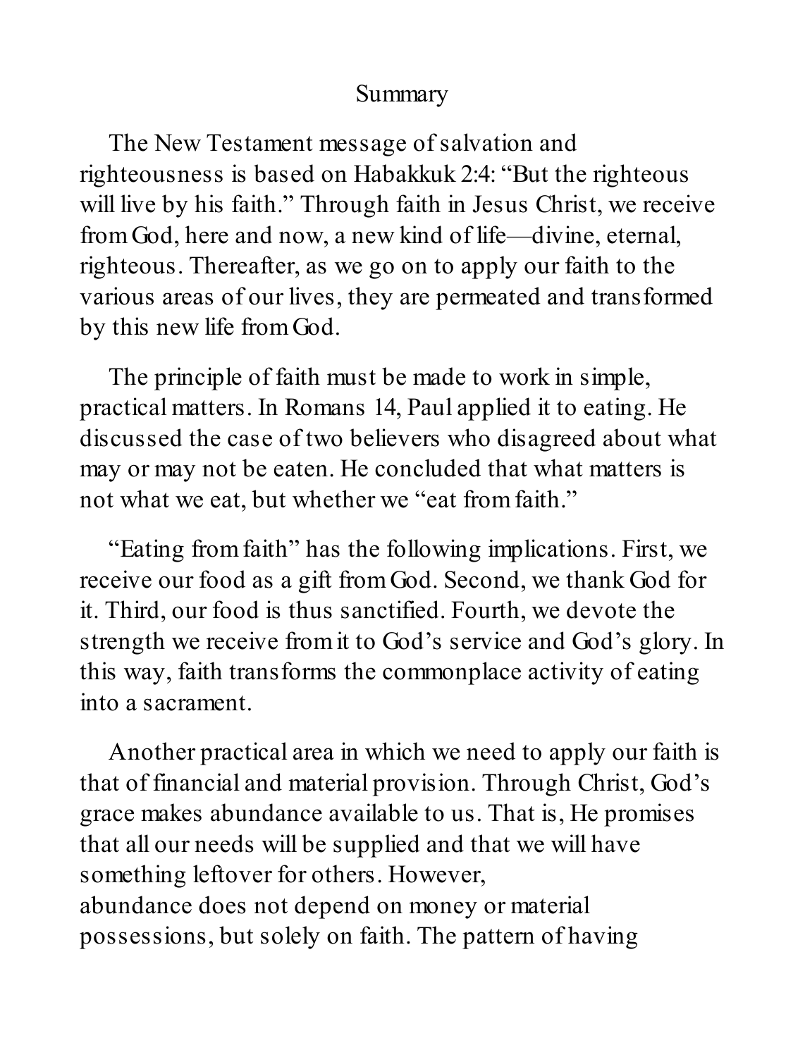## Summary

The New Testament message of salvation and righteousness is based on Habakkuk 2:4: "But the righteous will live by his faith." Through faith in Jesus Christ, we receive from God, here and now, a new kind of life—divine, eternal, righteous. Thereafter, as we go on to apply our faith to the various areas of our lives, they are permeated and transformed by this new life from God.

The principle of faith must be made to work in simple, practical matters. In Romans 14, Paul applied it to eating. He discussed the case of two believers who disagreed about what may or may not be eaten. He concluded that what matters is not what we eat, but whether we "eat from faith."

"Eating from faith" has the following implications. First, we receive our food as a gift from God. Second, we thank God for it. Third, our food is thus sanctified. Fourth, we devote the strength we receive from it to God's service and God's glory. In this way, faith transforms the commonplace activity of eating into a sacrament.

Another practical area in which we need to apply our faith is that of financial and material provision. Through Christ, God's grace makes abundance available to us. That is, He promises that all our needs will be supplied and that we will have something leftover for others. However, abundance does not depend on money or material possessions, but solely on faith. The pattern of having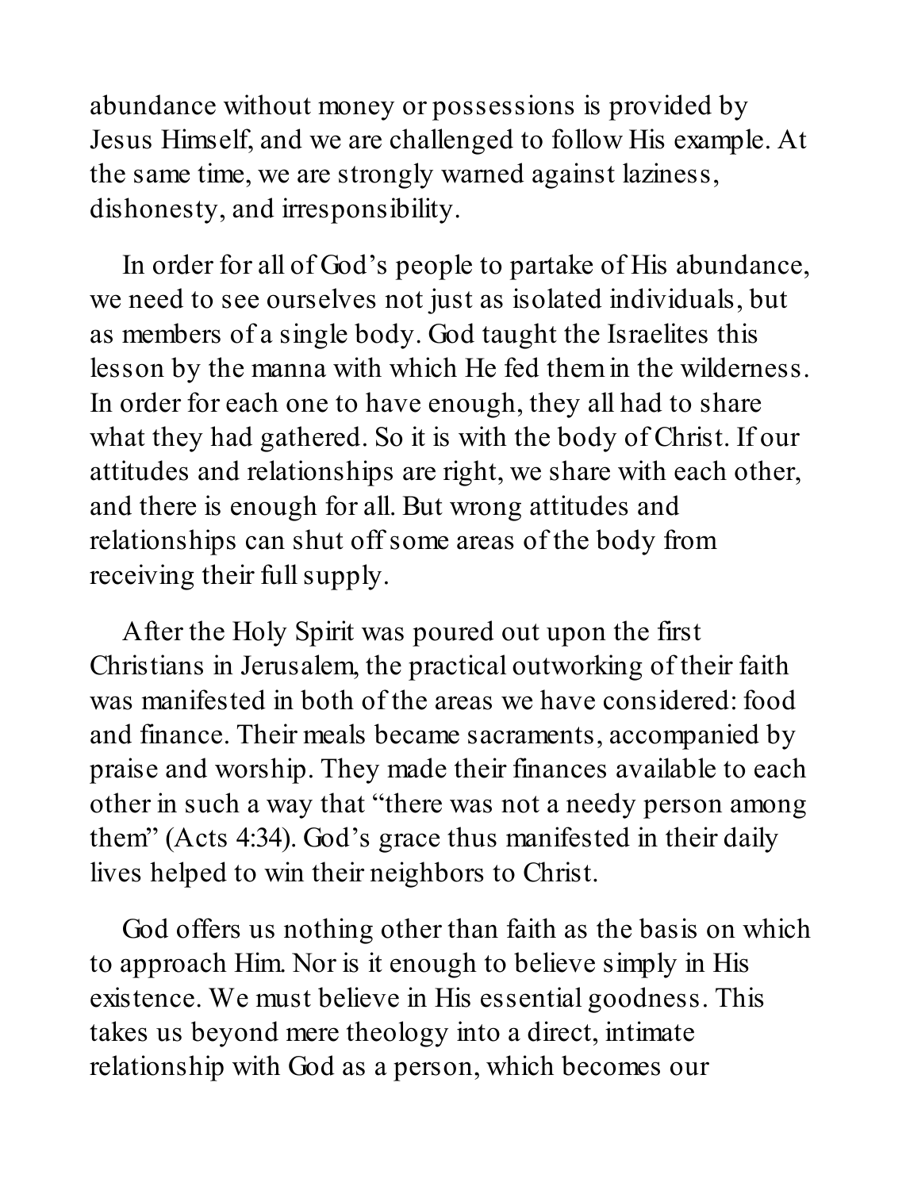abundance without money or possessions is provided by Jesus Himself, and we are challenged to follow His example. At the same time, we are strongly warned against laziness, dishonesty, and irresponsibility.

In order for all of God's people to partake of His abundance, we need to see ourselves not just as isolated individuals, but as members of a single body. God taught the Israelites this lesson by the manna with which He fed them in the wilderness. In order for each one to have enough, they all had to share what they had gathered. So it is with the body of Christ. If our attitudes and relationships are right, we share with each other, and there is enough for all. But wrong attitudes and relationships can shut off some areas of the body from receiving their full supply.

After the Holy Spirit was poured out upon the first Christians in Jerusalem, the practical outworking of their faith was manifested in both of the areas we have considered: food and finance. Their meals became sacraments, accompanied by praise and worship. They made their finances available to each other in such a way that "there was not a needy person among them" (Acts 4:34). God's grace thus manifested in their daily lives helped to win their neighbors to Christ.

God offers us nothing other than faith as the basis on which to approach Him. Nor is it enough to believe simply in His existence. We must believe in His essential goodness. This takes us beyond mere theology into a direct, intimate relationship with God as a person, which becomes our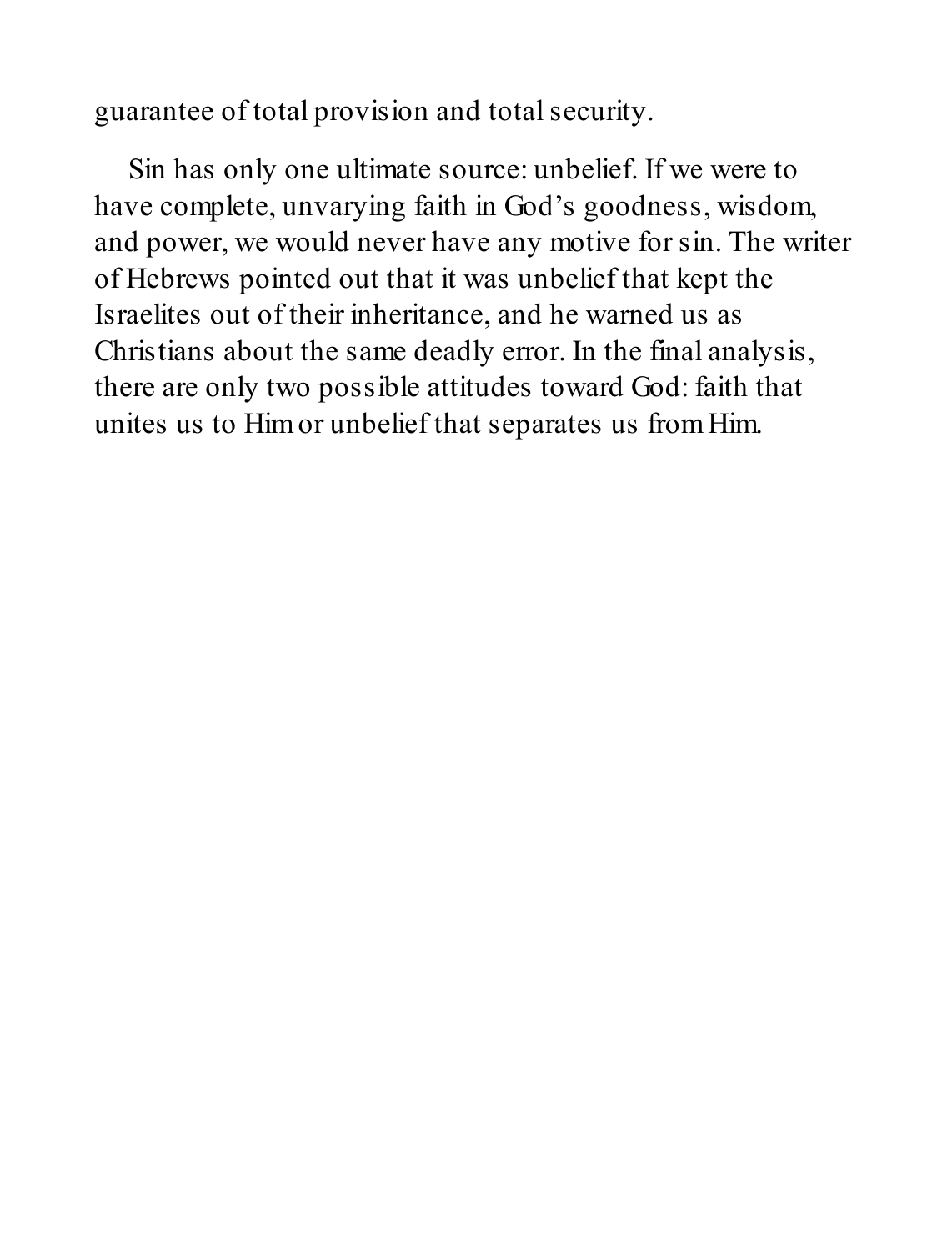guarantee of total provision and total security.

Sin has only one ultimate source: unbelief. If we were to have complete, unvarying faith in God's goodness, wisdom, and power, we would never have any motive for sin. The writer of Hebrews pointed out that it was unbelief that kept the Israelites out of their inheritance, and he warned us as Christians about the same deadly error. In the final analysis, there are only two possible attitudes toward God: faith that unites us to Him or unbelief that separates us from Him.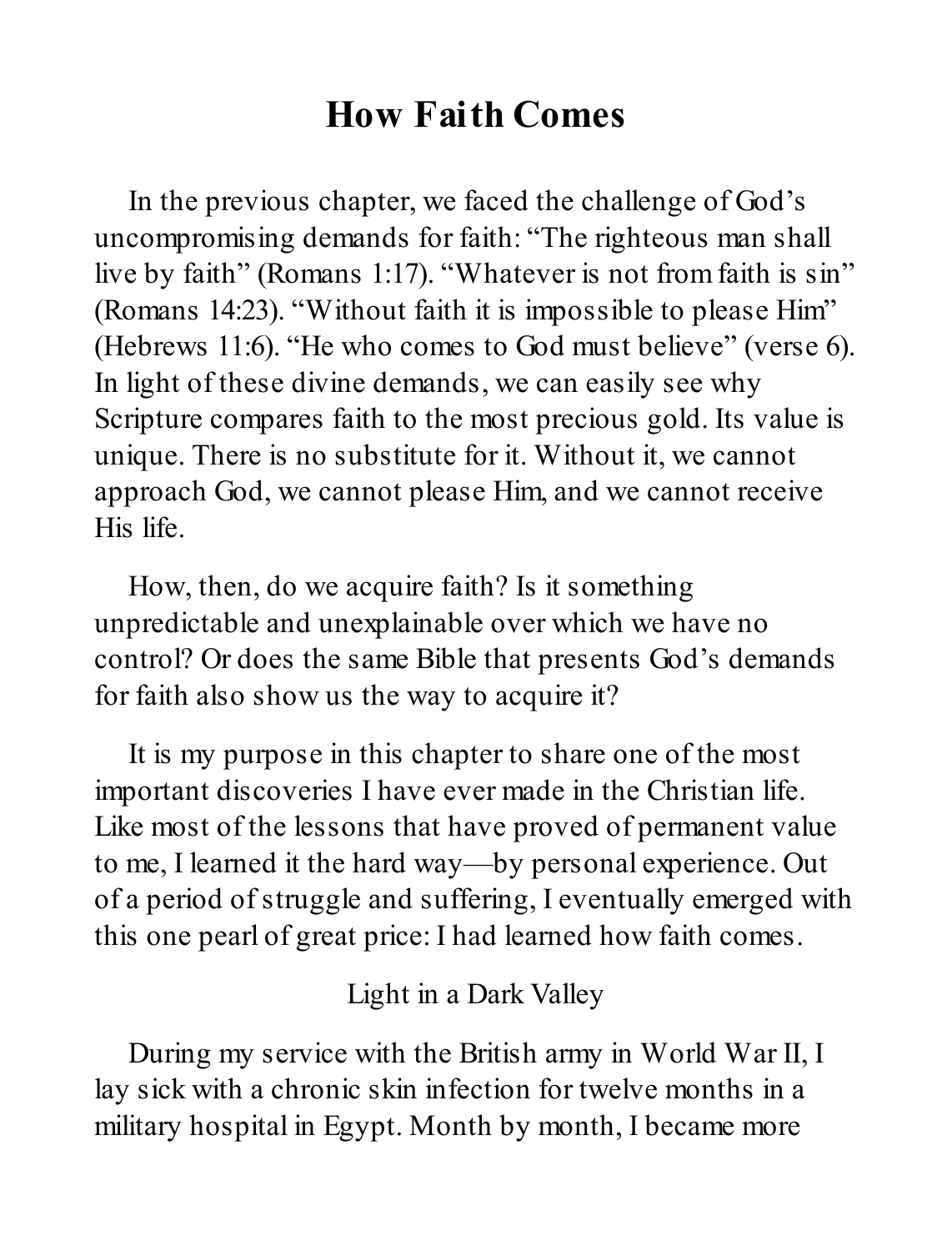# How Faith Comes

In the previous chapter, we faced the challenge of God's uncompromising demands for faith: "The righteous man shall live by faith" (Romans 1:17). "Whatever is not from faith is sin" (Romans 14:23). "Without faith it is impossible to please Him" (Hebrews 11:6). "He who comes to God must believe" (verse 6). In light of these divine demands, we can easily see why Scripture compares faith to the most precious gold. Its value is unique. There is no substitute for it. Without it, we cannot approach God, we cannot please Him, and we cannot receive His life.

How, then, do we acquire faith? Is it something unpredictable and unexplainable over which we have no control? Or does the same Bible that presents God's demands for faith also show us the way to acquire it?

It is my purpose in this chapter to share one of the most important discoveries I have ever made in the Christian life. Like most of the lessons that have proved of permanent value to me, I learned it the hard way—by personal experience. Out of a period of struggle and suffering, I eventually emerged with this one pearl of great price: I had learned how faith comes.

## Light in a Dark Valley

During my service with the British army in World War II, I lay sick with a chronic skin infection for twelve months in a military hospital in Egypt. Month by month, I became more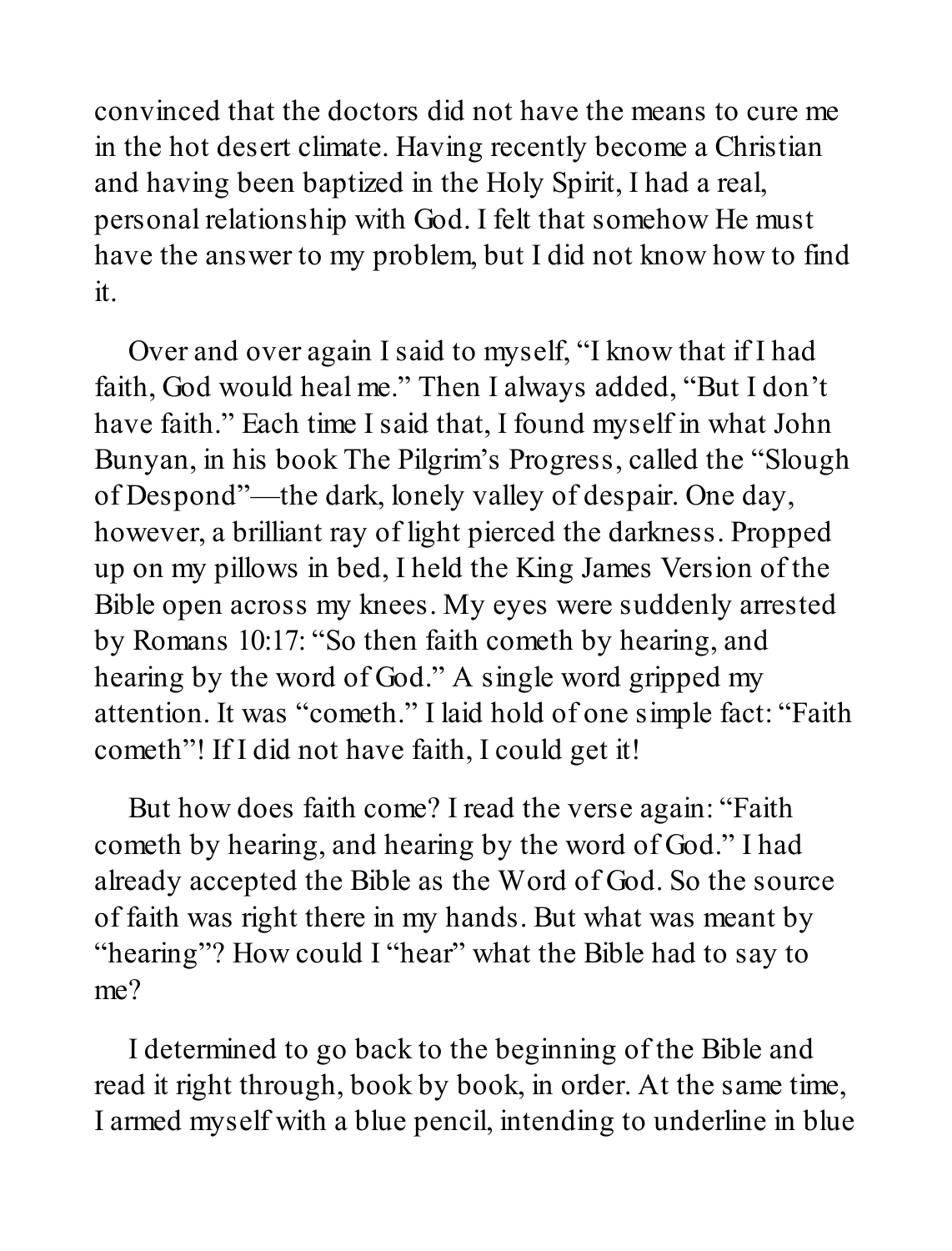convinced that the doctors did not have the means to cure me in the hot desert climate. Having recently become a Christian and having been baptized in the Holy Spirit, I had a real, personal relationship with God. I felt that somehow He must have the answer to my problem, but I did not know how to find it.

Over and over again I said to myself, "I know that if I had faith, God would heal me." Then I always added, "But I don't have faith." Each time I said that, I found myself in what John Bunyan, in his book The Pilgrim's Progress, called the "Slough of Despond"—the dark, lonely valley of despair. One day, however, a brilliant ray of light pierced the darkness. Propped up on my pillows in bed, I held the King James Version of the Bible open across my knees. My eyes were suddenly arrested by Romans 10:17: "So then faith cometh by hearing, and hearing by the word of God." A single word gripped my attention. It was "cometh." I laid hold of one simple fact: "Faith cometh"! If I did not have faith, I could get it!

But how does faith come? I read the verse again: "Faith cometh by hearing, and hearing by the word of God." I had already accepted the Bible as the Word of God. So the source of faith was right there in my hands. But what was meant by "hearing"? How could I "hear" what the Bible had to say to me?

I determined to go back to the beginning of the Bible and read it right through, book by book, in order. At the same time, I armed myself with a blue pencil, intending to underline in blue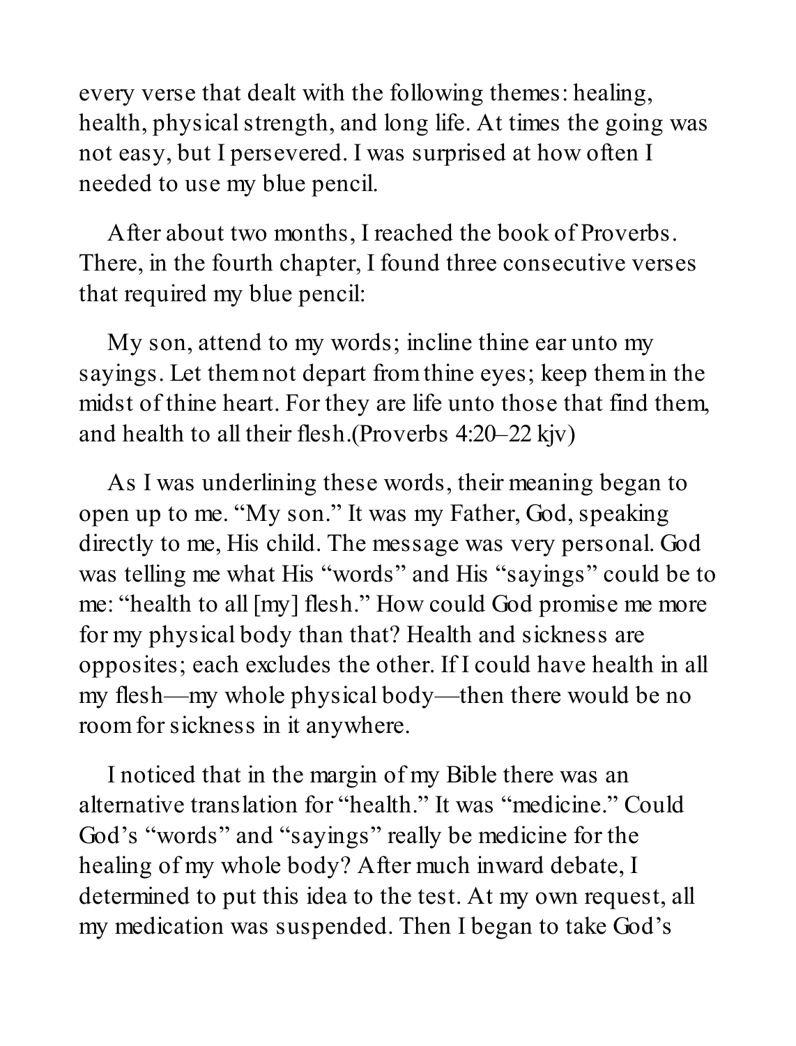every verse that dealt with the following themes: healing, health, physical strength, and long life. At times the going was not easy, but I persevered. I was surprised at how often I needed to use my blue pencil.

After about two months, I reached the book of Proverbs. There, in the fourth chapter, I found three consecutive verses that required my blue pencil:

My son, attend to my words; incline thine ear unto my sayings. Let them not depart from thine eyes; keep them in the midst of thine heart. For they are life unto those that find them, and health to all their flesh.(Proverbs 4:20–22 kjv)

As I was underlining these words, their meaning began to open up to me. “My son.” It was my Father, God, speaking directly to me, His child. The message was very personal. God was telling me what His “words” and His “sayings” could be to me: “health to all [my] flesh.” How could God promise me more for my physical body than that? Health and sickness are opposites; each excludes the other. If I could have health in all my flesh—my whole physical body—then there would be no room for sickness in it anywhere.

I noticed that in the margin of my Bible there was an alternative translation for “health.” It was “medicine.” Could God’s “words” and “sayings” really be medicine for the healing of my whole body? After much inward debate, I determined to put this idea to the test. At my own request, all my medication was suspended. Then I began to take God’s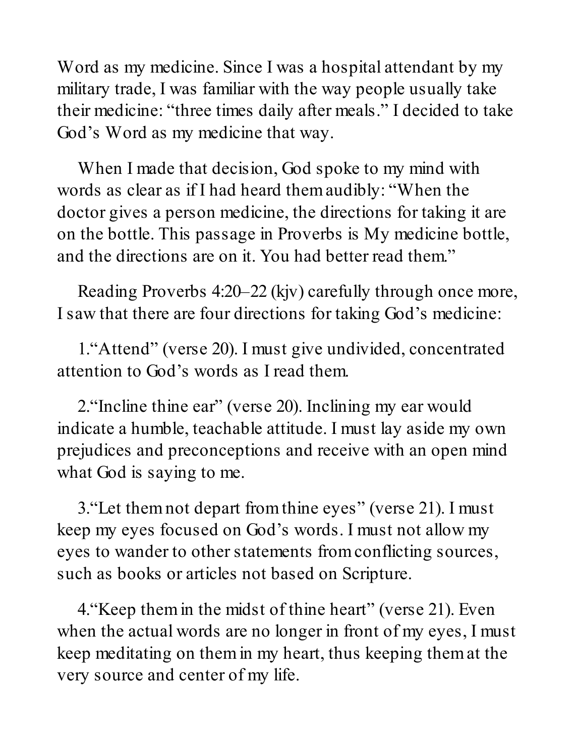Word as my medicine. Since I was a hospital attendant by my military trade, I was familiar with the way people usually take their medicine: "three times daily after meals." I decided to take God's Word as my medicine that way.

When I made that decision, God spoke to my mind with words as clear as if I had heard them audibly: "When the doctor gives a person medicine, the directions for taking it are on the bottle. This passage in Proverbs is My medicine bottle, and the directions are on it. You had better read them."

Reading Proverbs 4:20–22 (kjv) carefully through once more, I saw that there are four directions for taking God's medicine:

1. "Attend" (verse 20). I must give undivided, concentrated attention to God's words as I read them.

2. "Incline thine ear" (verse 20). Inclining my ear would indicate a humble, teachable attitude. I must lay aside my own prejudices and preconceptions and receive with an open mind what God is saying to me.

3. "Let them not depart from thine eyes" (verse 21). I must keep my eyes focused on God's words. I must not allow my eyes to wander to other statements from conflicting sources, such as books or articles not based on Scripture.

4. "Keep them in the midst of thine heart" (verse 21). Even when the actual words are no longer in front of my eyes, I must keep meditating on them in my heart, thus keeping them at the very source and center of my life.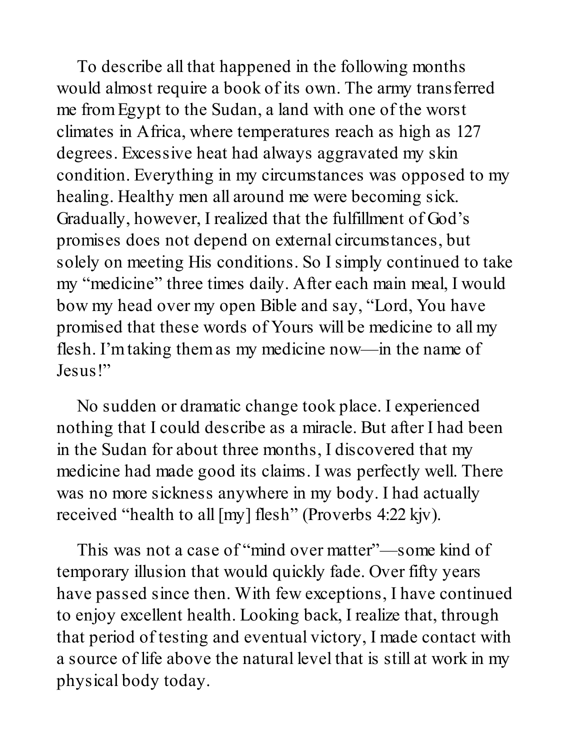To describe all that happened in the following months would almost require a book of its own. The army transferred me from Egypt to the Sudan, a land with one of the worst climates in Africa, where temperatures reach as high as 127 degrees. Excessive heat had always aggravated my skin condition. Everything in my circumstances was opposed to my healing. Healthy men all around me were becoming sick. Gradually, however, I realized that the fulfillment of God's promises does not depend on external circumstances, but solely on meeting His conditions. So I simply continued to take my "medicine" three times daily. After each main meal, I would bow my head over my open Bible and say, "Lord, You have promised that these words of Yours will be medicine to all my flesh. I'm taking them as my medicine now—in the name of Jesus!"

No sudden or dramatic change took place. I experienced nothing that I could describe as a miracle. But after I had been in the Sudan for about three months, I discovered that my medicine had made good its claims. I was perfectly well. There was no more sickness anywhere in my body. I had actually received "health to all [my] flesh" (Proverbs 4:22 kjv).

This was not a case of "mind over matter"—some kind of temporary illusion that would quickly fade. Over fifty years have passed since then. With few exceptions, I have continued to enjoy excellent health. Looking back, I realize that, through that period of testing and eventual victory, I made contact with a source of life above the natural level that is still at work in my physical body today.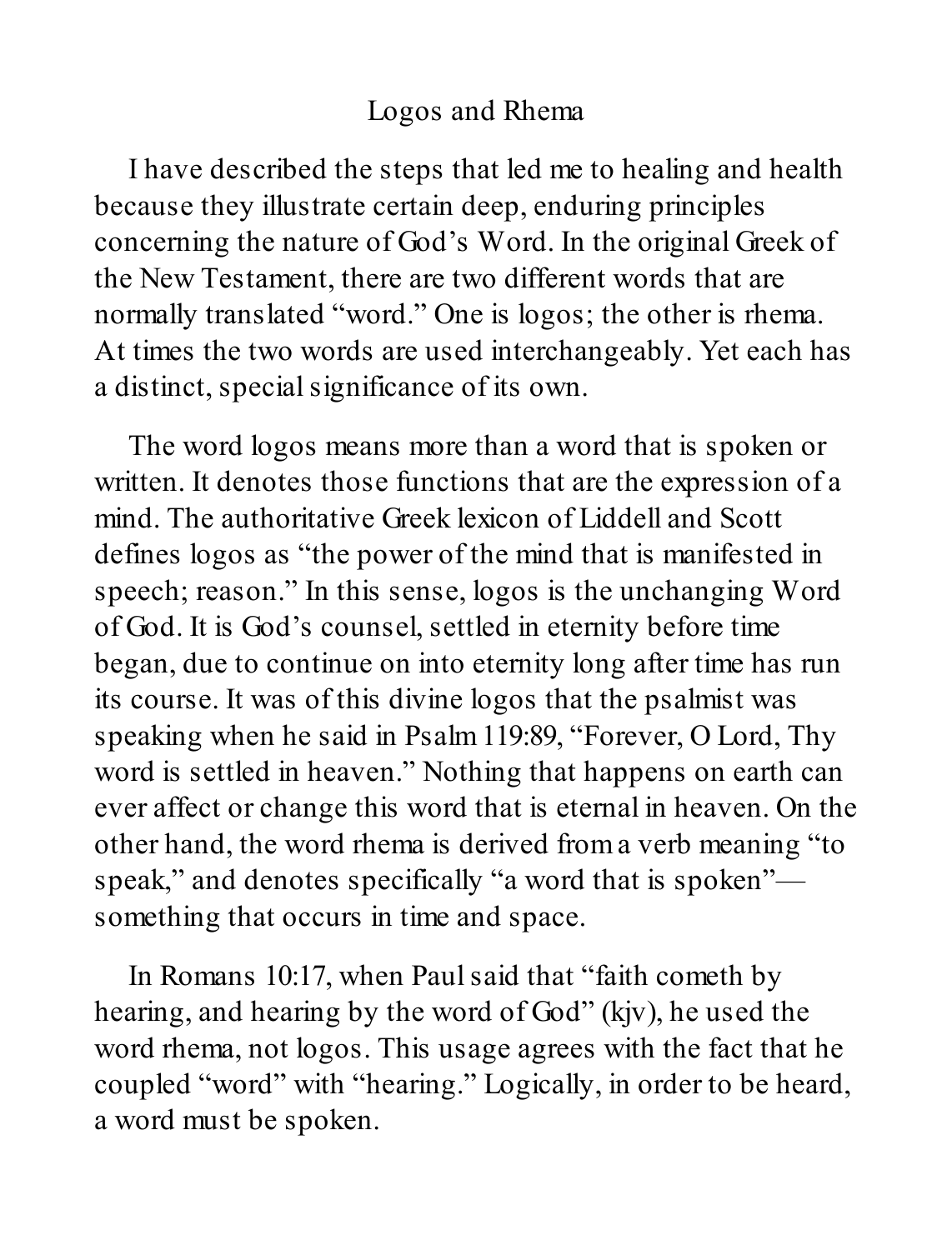## Logos and Rhema

I have described the steps that led me to healing and health because they illustrate certain deep, enduring principles concerning the nature of God's Word. In the original Greek of the New Testament, there are two different words that are normally translated "word." One is logos; the other is rhema. At times the two words are used interchangeably. Yet each has a distinct, special significance of its own.

The word logos means more than a word that is spoken or written. It denotes those functions that are the expression of a mind. The authoritative Greek lexicon of Liddell and Scott defines logos as "the power of the mind that is manifested in speech; reason." In this sense, logos is the unchanging Word of God. It is God's counsel, settled in eternity before time began, due to continue on into eternity long after time has run its course. It was of this divine logos that the psalmist was speaking when he said in Psalm 119:89, "Forever, O Lord, Thy word is settled in heaven." Nothing that happens on earth can ever affect or change this word that is eternal in heaven. On the other hand, the word rhema is derived from a verb meaning "to speak," and denotes specifically "a word that is spoken"—something that occurs in time and space.

In Romans 10:17, when Paul said that "faith cometh by hearing, and hearing by the word of God" (kjv), he used the word rhema, not logos. This usage agrees with the fact that he coupled "word" with "hearing." Logically, in order to be heard, a word must be spoken.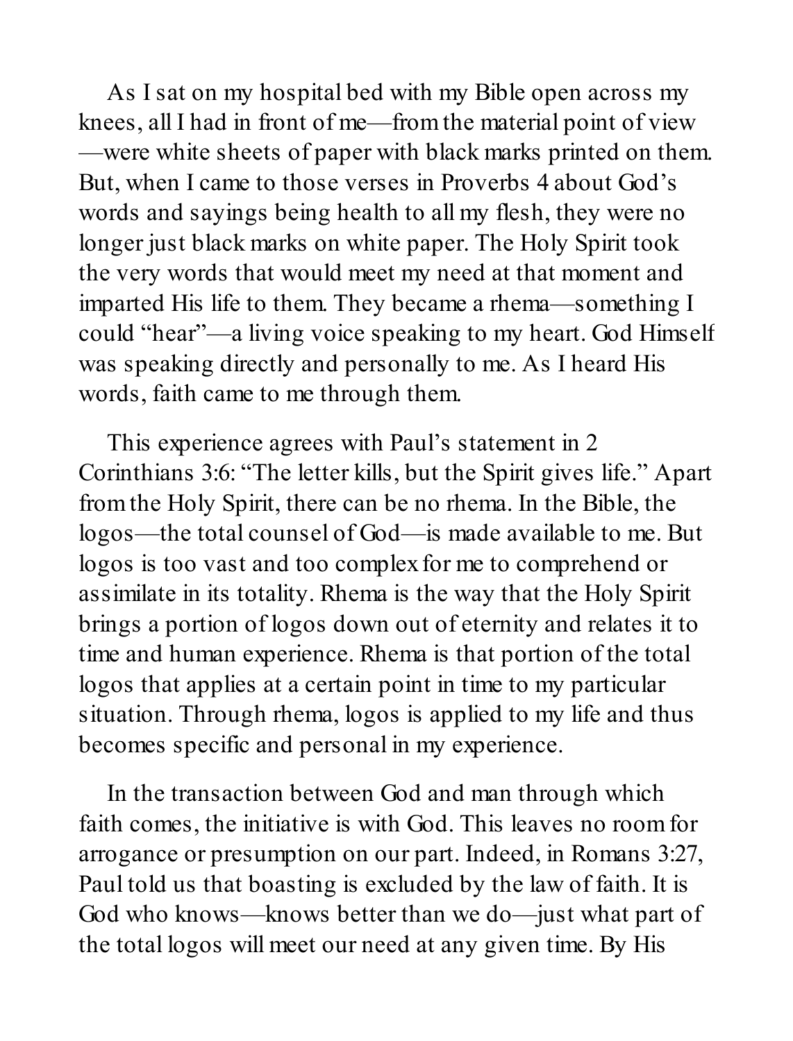As I sat on my hospital bed with my Bible open across my knees, all I had in front of me—from the material point of view—were white sheets of paper with black marks printed on them. But, when I came to those verses in Proverbs 4 about God's words and sayings being health to all my flesh, they were no longer just black marks on white paper. The Holy Spirit took the very words that would meet my need at that moment and imparted His life to them. They became a rhema—something I could "hear"—a living voice speaking to my heart. God Himself was speaking directly and personally to me. As I heard His words, faith came to me through them.

This experience agrees with Paul's statement in 2 Corinthians 3:6: "The letter kills, but the Spirit gives life." Apart from the Holy Spirit, there can be no rhema. In the Bible, the logos—the total counsel of God—is made available to me. But logos is too vast and too complex for me to comprehend or assimilate in its totality. Rhema is the way that the Holy Spirit brings a portion of logos down out of eternity and relates it to time and human experience. Rhema is that portion of the total logos that applies at a certain point in time to my particular situation. Through rhema, logos is applied to my life and thus becomes specific and personal in my experience.

In the transaction between God and man through which faith comes, the initiative is with God. This leaves no room for arrogance or presumption on our part. Indeed, in Romans 3:27, Paul told us that boasting is excluded by the law of faith. It is God who knows—knows better than we do—just what part of the total logos will meet our need at any given time. By His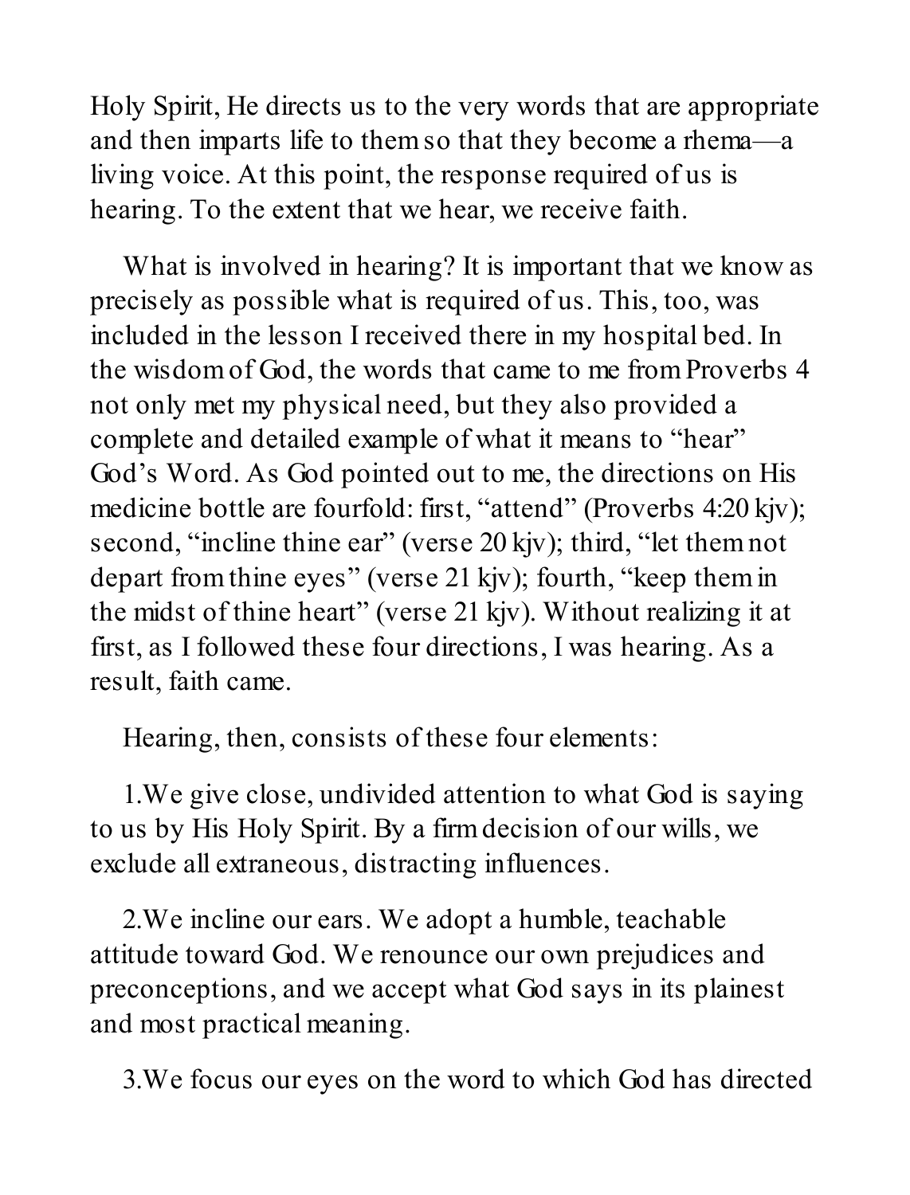Holy Spirit, He directs us to the very words that are appropriate and then imparts life to them so that they become a rhema—a living voice. At this point, the response required of us is hearing. To the extent that we hear, we receive faith.

What is involved in hearing? It is important that we know as precisely as possible what is required of us. This, too, was included in the lesson I received there in my hospital bed. In the wisdom of God, the words that came to me from Proverbs 4 not only met my physical need, but they also provided a complete and detailed example of what it means to "hear" God's Word. As God pointed out to me, the directions on His medicine bottle are fourfold: first, "attend" (Proverbs 4:20 kjv); second, "incline thine ear" (verse 20 kjv); third, "let them not depart from thine eyes" (verse 21 kjv); fourth, "keep them in the midst of thine heart" (verse 21 kjv). Without realizing it at first, as I followed these four directions, I was hearing. As a result, faith came.

Hearing, then, consists of these four elements:

1. We give close, undivided attention to what God is saying to us by His Holy Spirit. By a firm decision of our wills, we exclude all extraneous, distracting influences.

2. We incline our ears. We adopt a humble, teachable attitude toward God. We renounce our own prejudices and preconceptions, and we accept what God says in its plainest and most practical meaning.

3. We focus our eyes on the word to which God has directed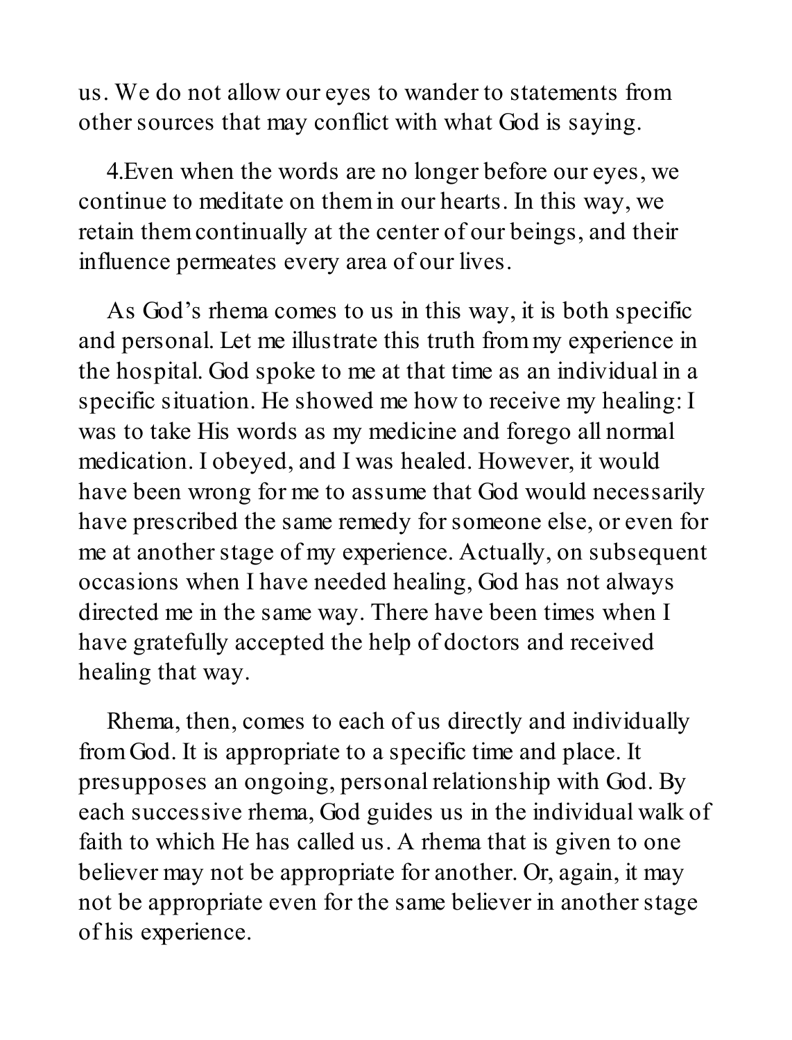us. We do not allow our eyes to wander to statements from other sources that may conflict with what God is saying.

4.Even when the words are no longer before our eyes, we continue to meditate on them in our hearts. In this way, we retain them continually at the center of our beings, and their influence permeates every area of our lives.

As God's rhema comes to us in this way, it is both specific and personal. Let me illustrate this truth from my experience in the hospital. God spoke to me at that time as an individual in a specific situation. He showed me how to receive my healing: I was to take His words as my medicine and forego all normal medication. I obeyed, and I was healed. However, it would have been wrong for me to assume that God would necessarily have prescribed the same remedy for someone else, or even for me at another stage of my experience. Actually, on subsequent occasions when I have needed healing, God has not always directed me in the same way. There have been times when I have gratefully accepted the help of doctors and received healing that way.

Rhema, then, comes to each of us directly and individually from God. It is appropriate to a specific time and place. It presupposes an ongoing, personal relationship with God. By each successive rhema, God guides us in the individual walk of faith to which He has called us. A rhema that is given to one believer may not be appropriate for another. Or, again, it may not be appropriate even for the same believer in another stage of his experience.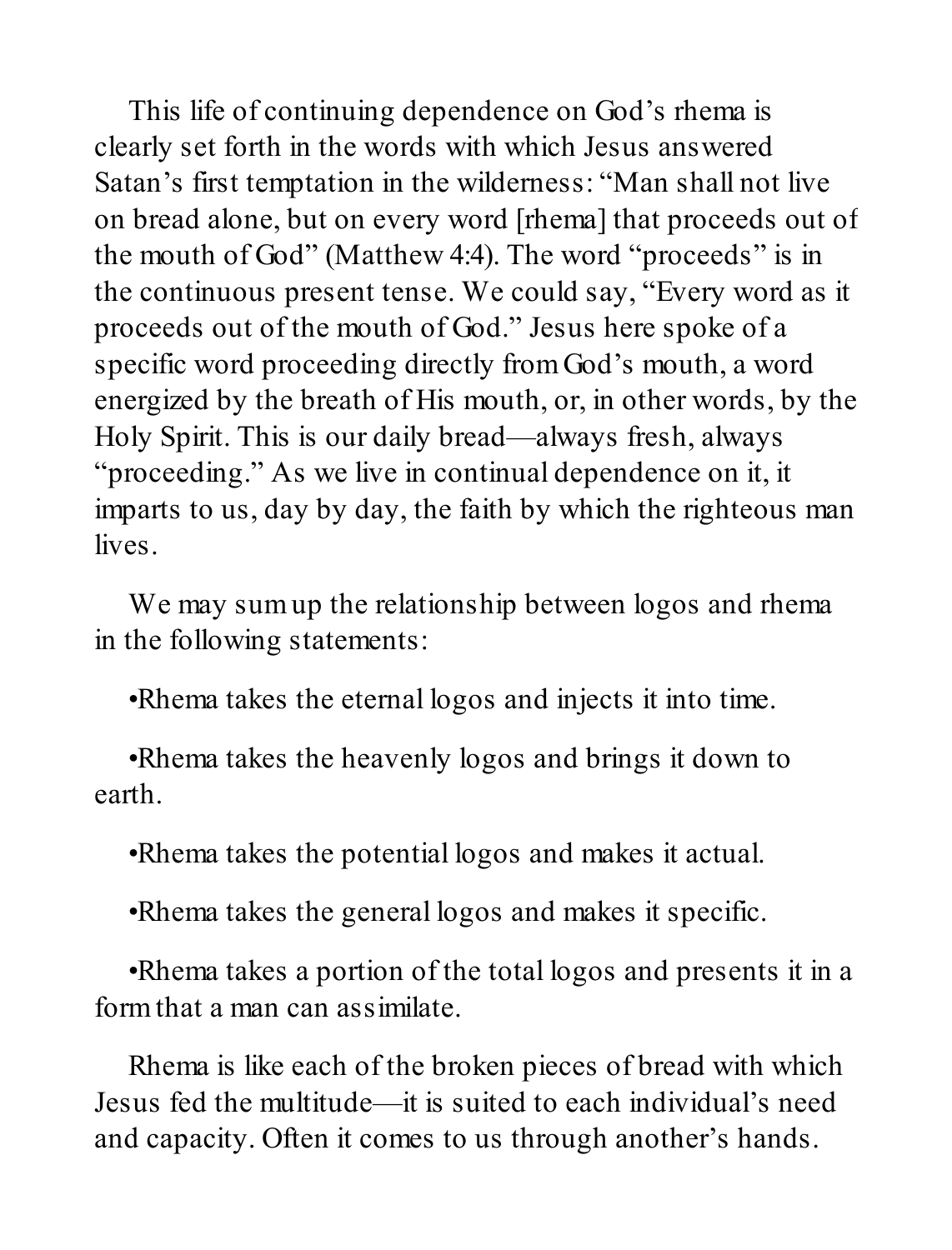This life of continuing dependence on God's rhema is clearly set forth in the words with which Jesus answered Satan's first temptation in the wilderness: "Man shall not live on bread alone, but on every word [rhema] that proceeds out of the mouth of God" (Matthew 4:4). The word "proceeds" is in the continuous present tense. We could say, "Every word as it proceeds out of the mouth of God." Jesus here spoke of a specific word proceeding directly from God's mouth, a word energized by the breath of His mouth, or, in other words, by the Holy Spirit. This is our daily bread—always fresh, always "proceeding." As we live in continual dependence on it, it imparts to us, day by day, the faith by which the righteous man lives.

We may sum up the relationship between logos and rhema in the following statements:

- Rhema takes the eternal logos and injects it into time.
- Rhema takes the heavenly logos and brings it down to earth.
- Rhema takes the potential logos and makes it actual.
- Rhema takes the general logos and makes it specific.
- Rhema takes a portion of the total logos and presents it in a form that a man can assimilate.

Rhema is like each of the broken pieces of bread with which Jesus fed the multitude—it is suited to each individual's need and capacity. Often it comes to us through another's hands.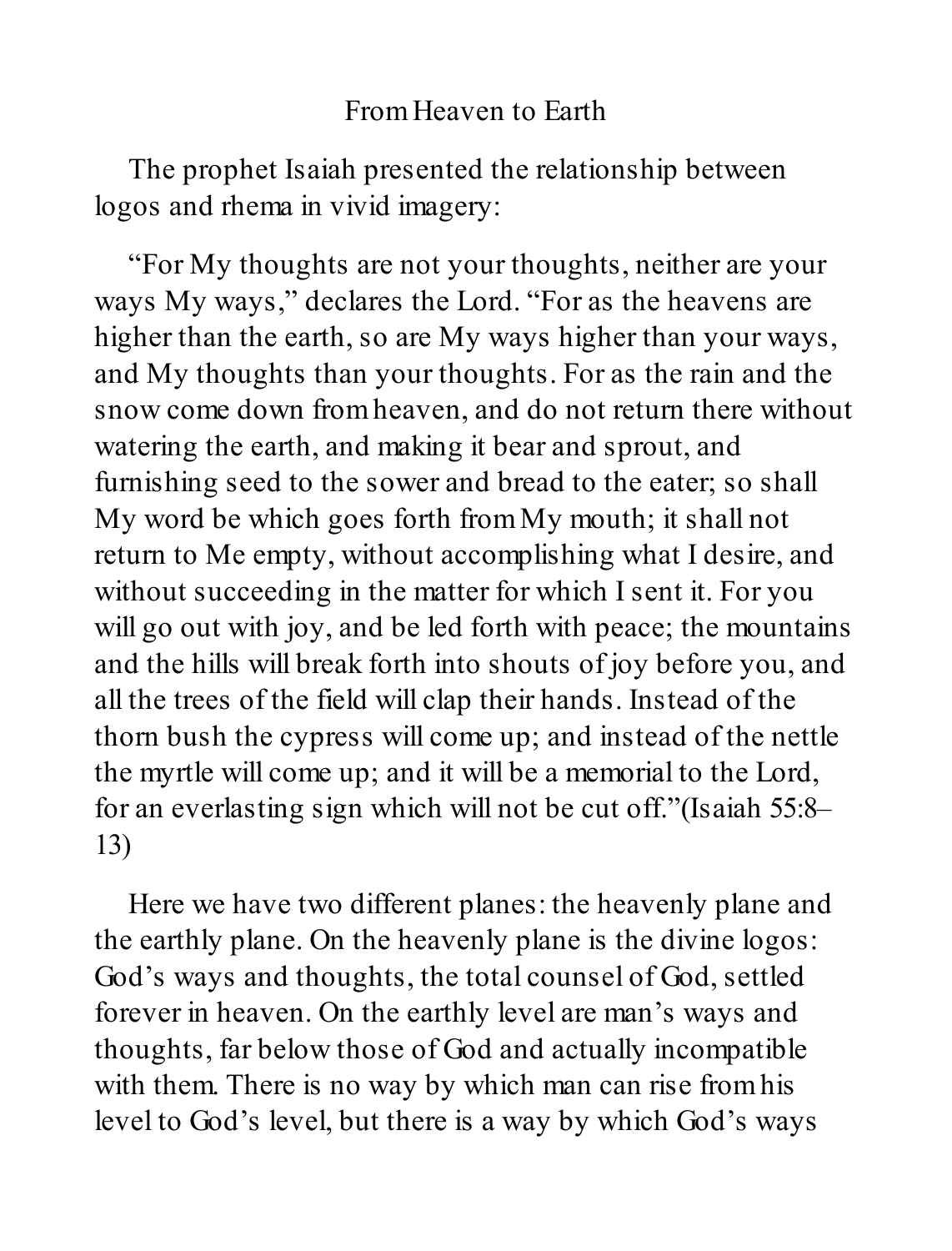## From Heaven to Earth

The prophet Isaiah presented the relationship between logos and rhema in vivid imagery:

"For My thoughts are not your thoughts, neither are your ways My ways," declares the Lord. "For as the heavens are higher than the earth, so are My ways higher than your ways, and My thoughts than your thoughts. For as the rain and the snow come down from heaven, and do not return there without watering the earth, and making it bear and sprout, and furnishing seed to the sower and bread to the eater; so shall My word be which goes forth from My mouth; it shall not return to Me empty, without accomplishing what I desire, and without succeeding in the matter for which I sent it. For you will go out with joy, and be led forth with peace; the mountains and the hills will break forth into shouts of joy before you, and all the trees of the field will clap their hands. Instead of the thorn bush the cypress will come up; and instead of the nettle the myrtle will come up; and it will be a memorial to the Lord, for an everlasting sign which will not be cut off."(Isaiah 55:8–13)

Here we have two different planes: the heavenly plane and the earthly plane. On the heavenly plane is the divine logos: God's ways and thoughts, the total counsel of God, settled forever in heaven. On the earthly level are man's ways and thoughts, far below those of God and actually incompatible with them. There is no way by which man can rise from his level to God's level, but there is a way by which God's ways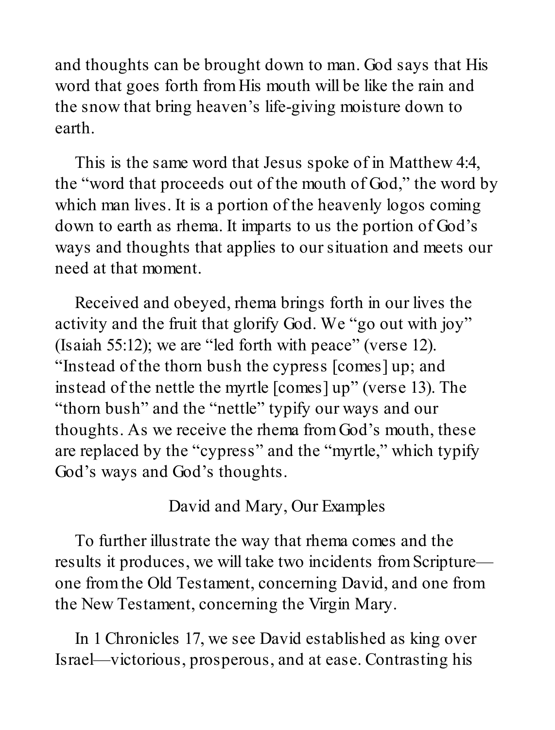and thoughts can be brought down to man. God says that His word that goes forth from His mouth will be like the rain and the snow that bring heaven's life-giving moisture down to earth.

This is the same word that Jesus spoke of in Matthew 4:4, the "word that proceeds out of the mouth of God," the word by which man lives. It is a portion of the heavenly logos coming down to earth as rhema. It imparts to us the portion of God's ways and thoughts that applies to our situation and meets our need at that moment.

Received and obeyed, rhema brings forth in our lives the activity and the fruit that glorify God. We "go out with joy" (Isaiah 55:12); we are "led forth with peace" (verse 12). "Instead of the thorn bush the cypress [comes] up; and instead of the nettle the myrtle [comes] up" (verse 13). The "thorn bush" and the "nettle" typify our ways and our thoughts. As we receive the rhema from God's mouth, these are replaced by the "cypress" and the "myrtle," which typify God's ways and God's thoughts.

## David and Mary, Our Examples

To further illustrate the way that rhema comes and the results it produces, we will take two incidents from Scripture—one from the Old Testament, concerning David, and one from the New Testament, concerning the Virgin Mary.

In 1 Chronicles 17, we see David established as king over Israel—victorious, prosperous, and at ease. Contrasting his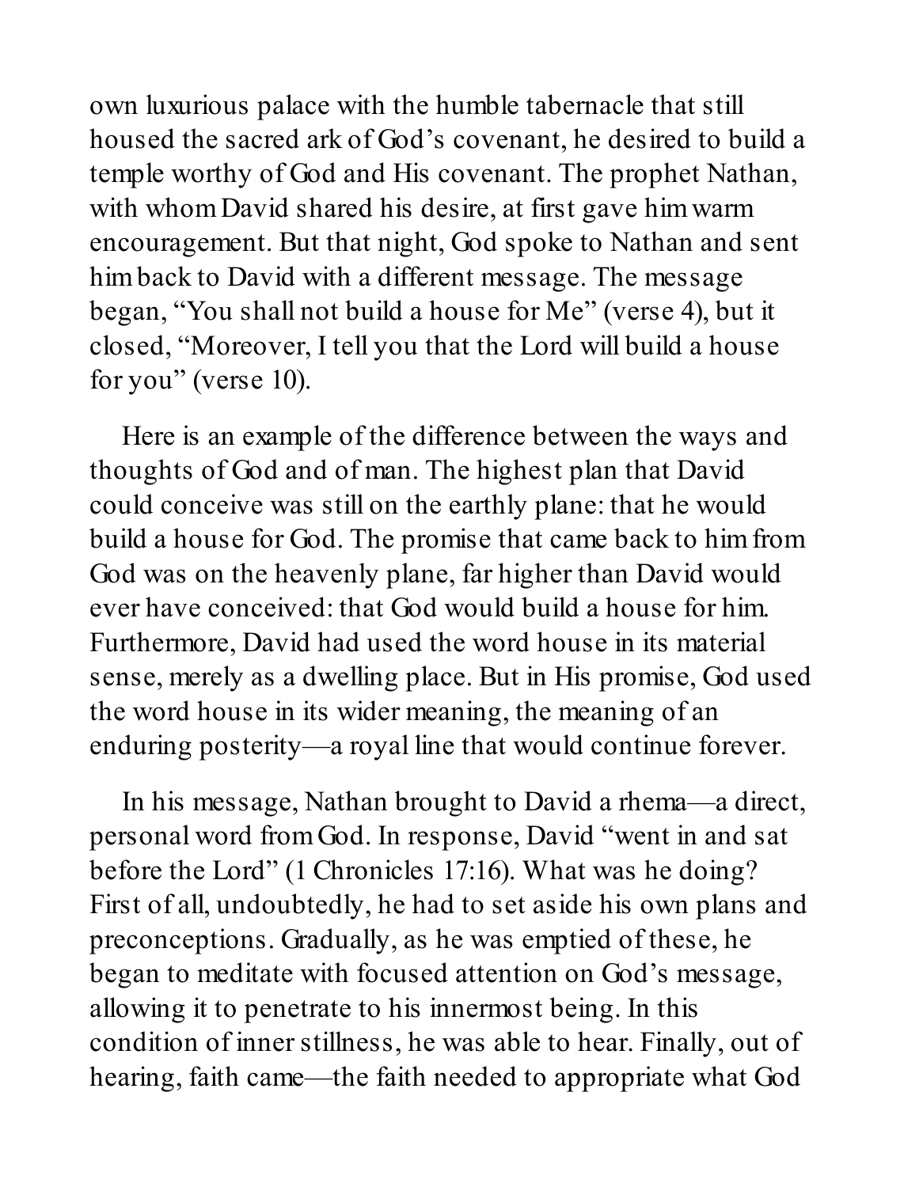own luxurious palace with the humble tabernacle that still housed the sacred ark of God’s covenant, he desired to build a temple worthy of God and His covenant. The prophet Nathan, with whom David shared his desire, at first gave him warm encouragement. But that night, God spoke to Nathan and sent him back to David with a different message. The message began, “You shall not build a house for Me” (verse 4), but it closed, “Moreover, I tell you that the Lord will build a house for you” (verse 10).

Here is an example of the difference between the ways and thoughts of God and of man. The highest plan that David could conceive was still on the earthly plane: that he would build a house for God. The promise that came back to him from God was on the heavenly plane, far higher than David would ever have conceived: that God would build a house for him. Furthermore, David had used the word house in its material sense, merely as a dwelling place. But in His promise, God used the word house in its wider meaning, the meaning of an enduring posterity—a royal line that would continue forever.

In his message, Nathan brought to David a rhema—a direct, personal word from God. In response, David “went in and sat before the Lord” (1 Chronicles 17:16). What was he doing? First of all, undoubtedly, he had to set aside his own plans and preconceptions. Gradually, as he was emptied of these, he began to meditate with focused attention on God’s message, allowing it to penetrate to his innermost being. In this condition of inner stillness, he was able to hear. Finally, out of hearing, faith came—the faith needed to appropriate what God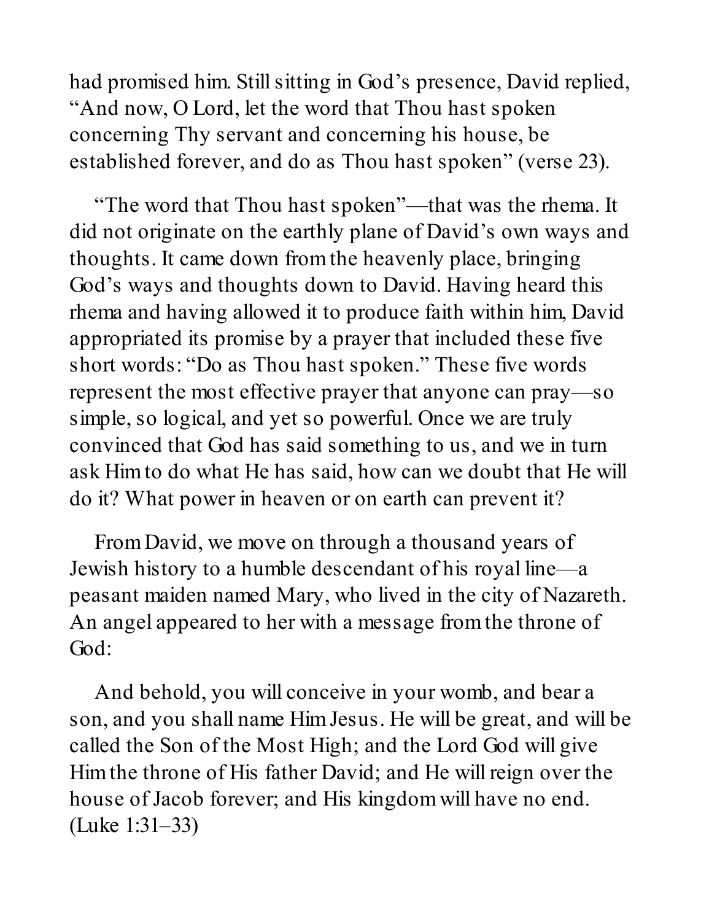had promised him. Still sitting in God's presence, David replied, "And now, O Lord, let the word that Thou hast spoken concerning Thy servant and concerning his house, be established forever, and do as Thou hast spoken" (verse 23).

"The word that Thou hast spoken"—that was the rhema. It did not originate on the earthly plane of David's own ways and thoughts. It came down from the heavenly place, bringing God's ways and thoughts down to David. Having heard this rhema and having allowed it to produce faith within him, David appropriated its promise by a prayer that included these five short words: "Do as Thou hast spoken." These five words represent the most effective prayer that anyone can pray—so simple, so logical, and yet so powerful. Once we are truly convinced that God has said something to us, and we in turn ask Him to do what He has said, how can we doubt that He will do it? What power in heaven or on earth can prevent it?

From David, we move on through a thousand years of Jewish history to a humble descendant of his royal line—a peasant maiden named Mary, who lived in the city of Nazareth. An angel appeared to her with a message from the throne of God:

And behold, you will conceive in your womb, and bear a son, and you shall name Him Jesus. He will be great, and will be called the Son of the Most High; and the Lord God will give Him the throne of His father David; and He will reign over the house of Jacob forever; and His kingdom will have no end. (Luke 1:31–33)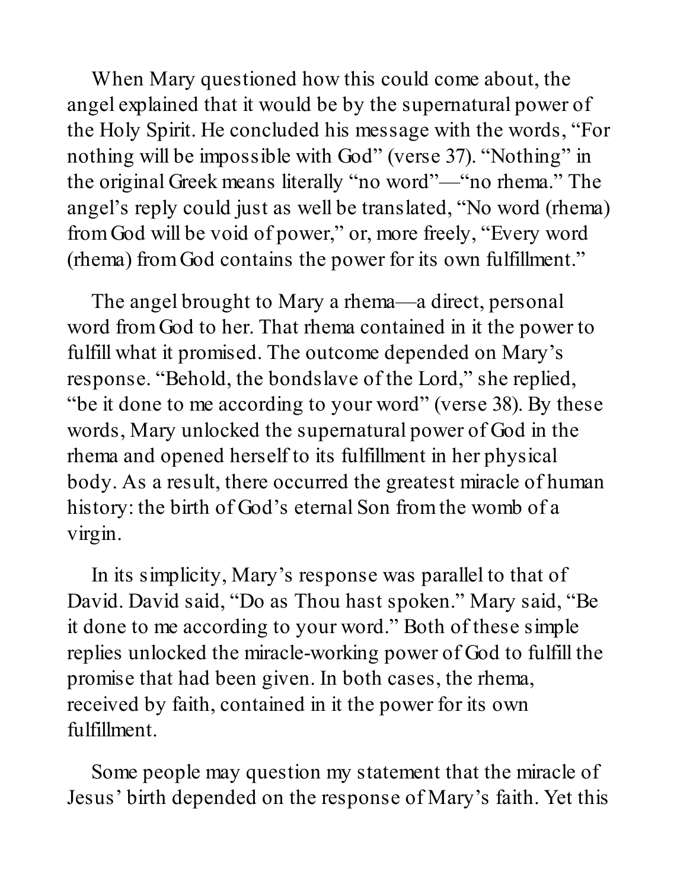When Mary questioned how this could come about, the angel explained that it would be by the supernatural power of the Holy Spirit. He concluded his message with the words, "For nothing will be impossible with God" (verse 37). "Nothing" in the original Greek means literally "no word"—"no rhema." The angel's reply could just as well be translated, "No word (rhema) from God will be void of power," or, more freely, "Every word (rhema) from God contains the power for its own fulfillment."

The angel brought to Mary a rhema—a direct, personal word from God to her. That rhema contained in it the power to fulfill what it promised. The outcome depended on Mary's response. "Behold, the bondslave of the Lord," she replied, "be it done to me according to your word" (verse 38). By these words, Mary unlocked the supernatural power of God in the rhema and opened herself to its fulfillment in her physical body. As a result, there occurred the greatest miracle of human history: the birth of God's eternal Son from the womb of a virgin.

In its simplicity, Mary's response was parallel to that of David. David said, "Do as Thou hast spoken." Mary said, "Be it done to me according to your word." Both of these simple replies unlocked the miracle-working power of God to fulfill the promise that had been given. In both cases, the rhema, received by faith, contained in it the power for its own fulfillment.

Some people may question my statement that the miracle of Jesus' birth depended on the response of Mary's faith. Yet this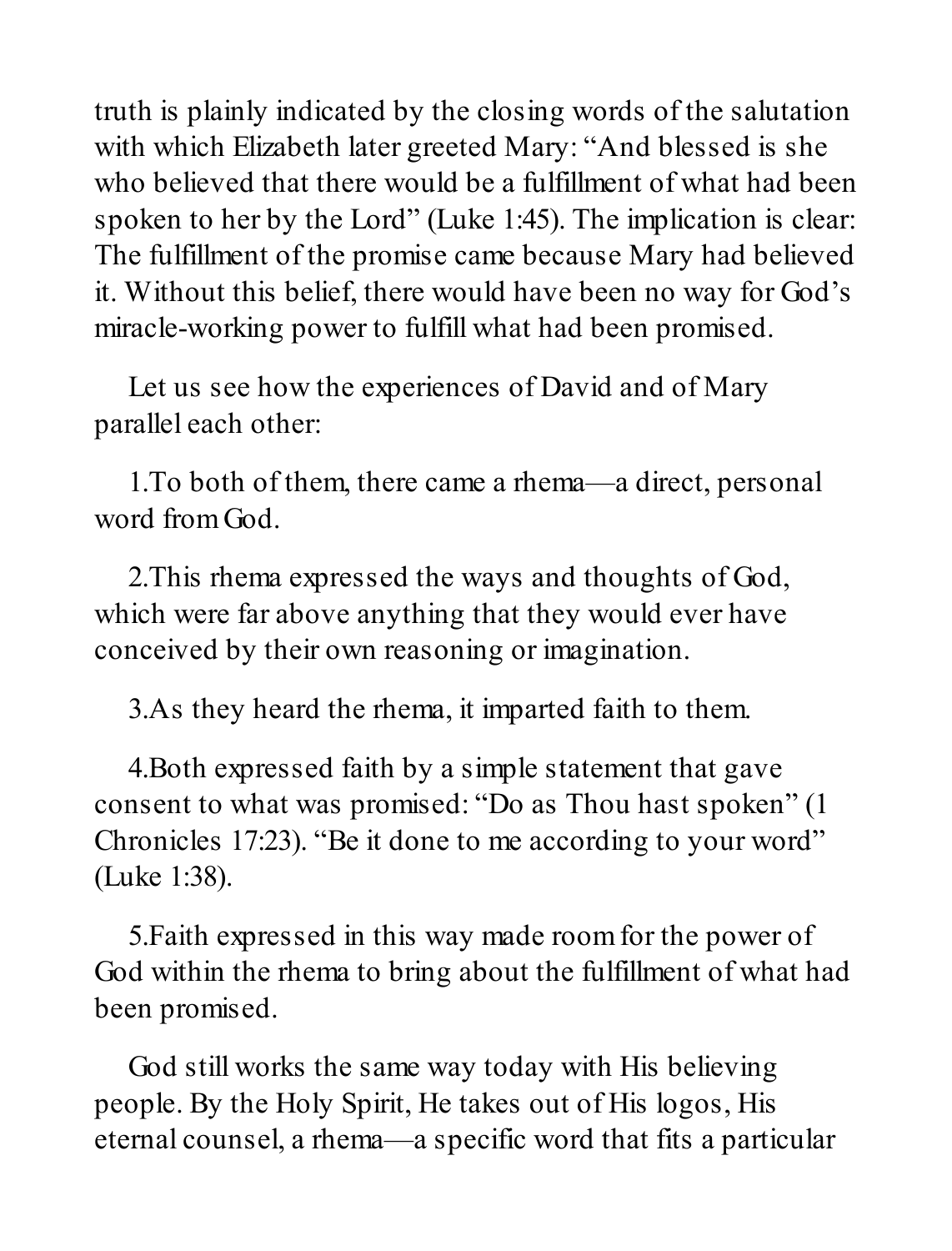truth is plainly indicated by the closing words of the salutation with which Elizabeth later greeted Mary: "And blessed is she who believed that there would be a fulfillment of what had been spoken to her by the Lord" (Luke 1:45). The implication is clear: The fulfillment of the promise came because Mary had believed it. Without this belief, there would have been no way for God's miracle-working power to fulfill what had been promised.

Let us see how the experiences of David and of Mary parallel each other:

1. To both of them, there came a rhema—a direct, personal word from God.

2. This rhema expressed the ways and thoughts of God, which were far above anything that they would ever have conceived by their own reasoning or imagination.

3. As they heard the rhema, it imparted faith to them.

4. Both expressed faith by a simple statement that gave consent to what was promised: "Do as Thou hast spoken" (1 Chronicles 17:23). "Be it done to me according to your word" (Luke 1:38).

5. Faith expressed in this way made room for the power of God within the rhema to bring about the fulfillment of what had been promised.

God still works the same way today with His believing people. By the Holy Spirit, He takes out of His logos, His eternal counsel, a rhema—a specific word that fits a particular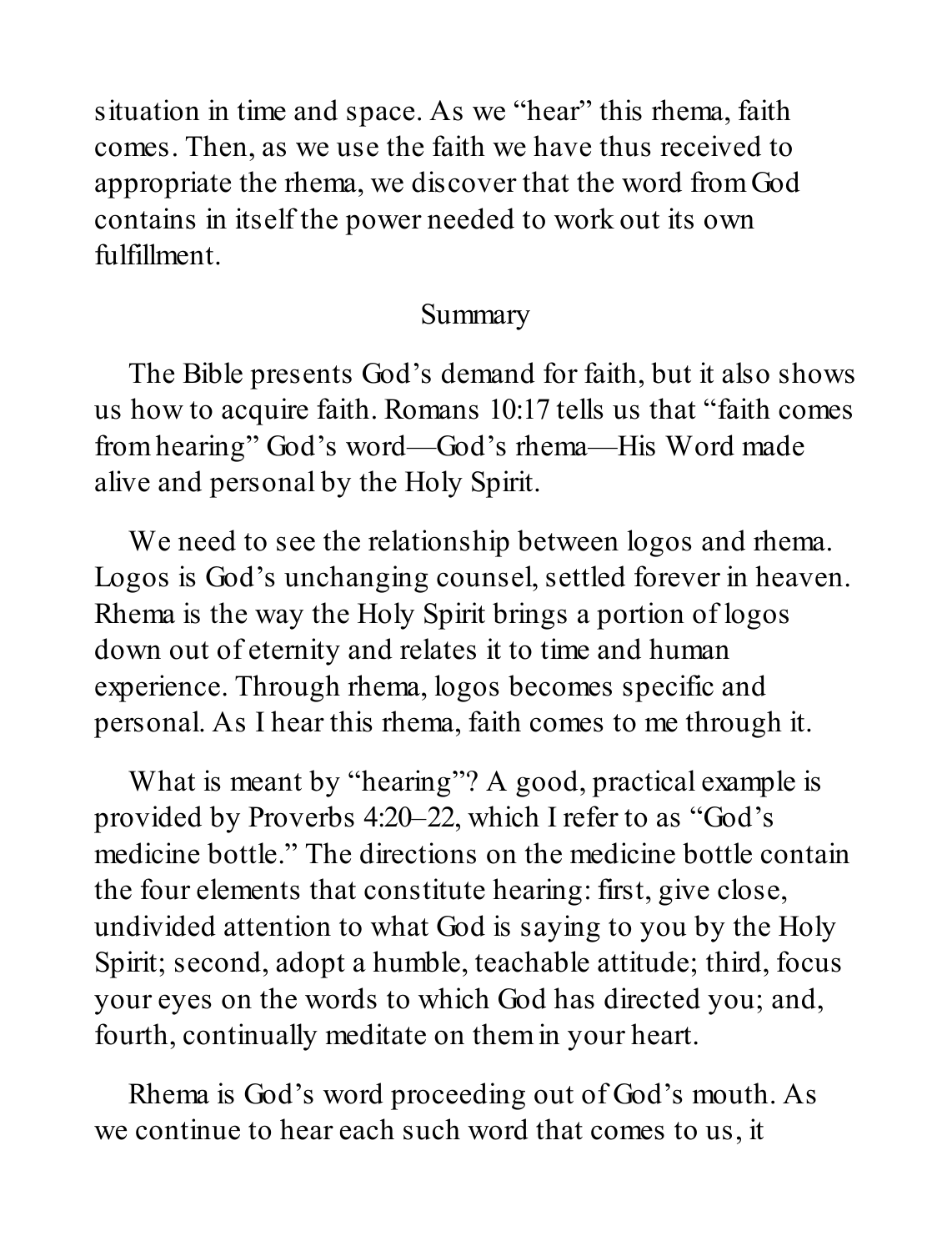situation in time and space. As we "hear" this rhema, faith comes. Then, as we use the faith we have thus received to appropriate the rhema, we discover that the word from God contains in itself the power needed to work out its own fulfillment.

## Summary

The Bible presents God's demand for faith, but it also shows us how to acquire faith. Romans 10:17 tells us that "faith comes from hearing" God's word—God's rhema—His Word made alive and personal by the Holy Spirit.

We need to see the relationship between logos and rhema. Logos is God's unchanging counsel, settled forever in heaven. Rhema is the way the Holy Spirit brings a portion of logos down out of eternity and relates it to time and human experience. Through rhema, logos becomes specific and personal. As I hear this rhema, faith comes to me through it.

What is meant by "hearing"? A good, practical example is provided by Proverbs 4:20–22, which I refer to as "God's medicine bottle." The directions on the medicine bottle contain the four elements that constitute hearing: first, give close, undivided attention to what God is saying to you by the Holy Spirit; second, adopt a humble, teachable attitude; third, focus your eyes on the words to which God has directed you; and, fourth, continually meditate on them in your heart.

Rhema is God's word proceeding out of God's mouth. As we continue to hear each such word that comes to us, it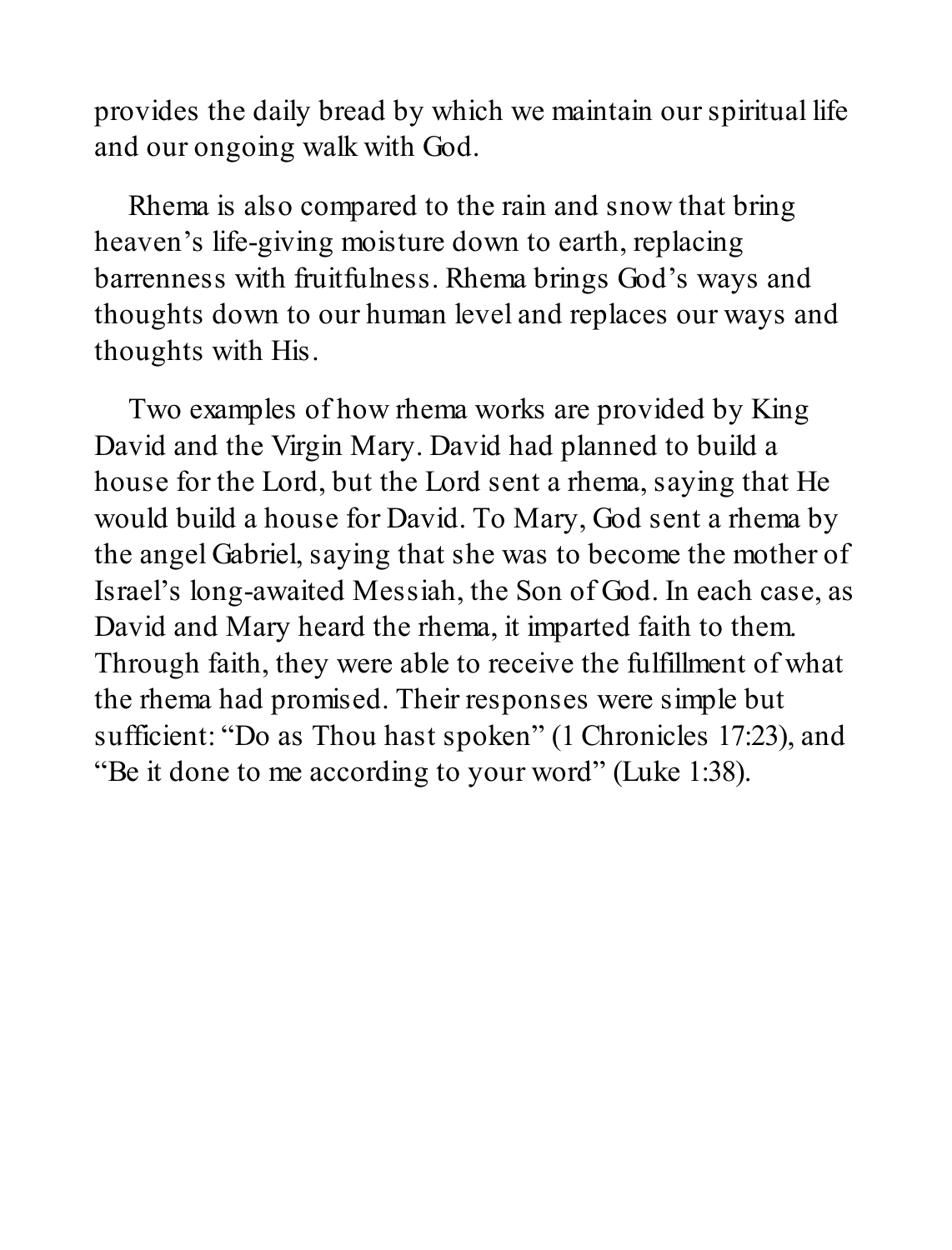provides the daily bread by which we maintain our spiritual life and our ongoing walk with God.

Rhema is also compared to the rain and snow that bring heaven's life-giving moisture down to earth, replacing barrenness with fruitfulness. Rhema brings God's ways and thoughts down to our human level and replaces our ways and thoughts with His.

Two examples of how rhema works are provided by King David and the Virgin Mary. David had planned to build a house for the Lord, but the Lord sent a rhema, saying that He would build a house for David. To Mary, God sent a rhema by the angel Gabriel, saying that she was to become the mother of Israel's long-awaited Messiah, the Son of God. In each case, as David and Mary heard the rhema, it imparted faith to them. Through faith, they were able to receive the fulfillment of what the rhema had promised. Their responses were simple but sufficient: "Do as Thou hast spoken" (1 Chronicles 17:23), and "Be it done to me according to your word" (Luke 1:38).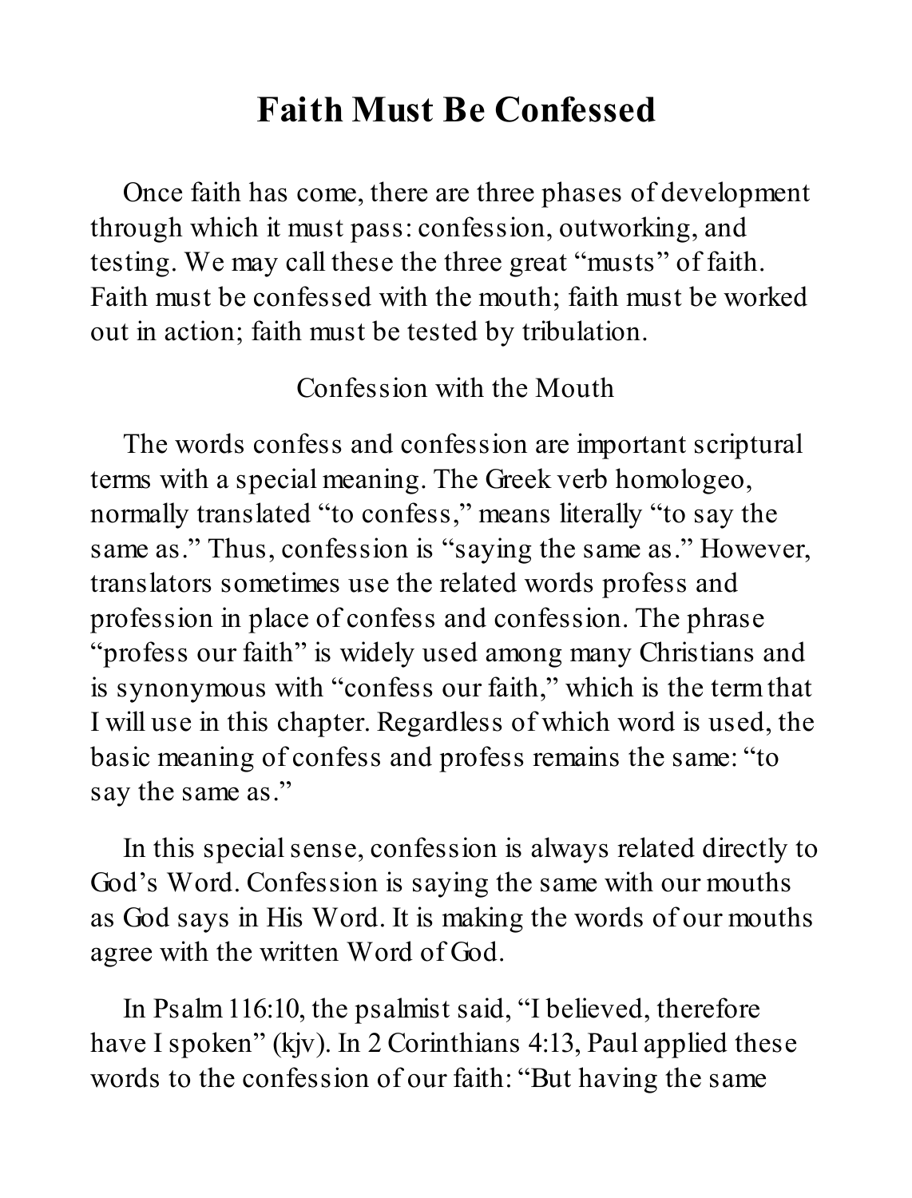# Faith Must Be Confessed

Once faith has come, there are three phases of development through which it must pass: confession, outworking, and testing. We may call these the three great "musts" of faith. Faith must be confessed with the mouth; faith must be worked out in action; faith must be tested by tribulation.

## Confession with the Mouth

The words confess and confession are important scriptural terms with a special meaning. The Greek verb homologeo, normally translated "to confess," means literally "to say the same as." Thus, confession is "saying the same as." However, translators sometimes use the related words profess and profession in place of confess and confession. The phrase "profess our faith" is widely used among many Christians and is synonymous with "confess our faith," which is the term that I will use in this chapter. Regardless of which word is used, the basic meaning of confess and profess remains the same: "to say the same as."

In this special sense, confession is always related directly to God's Word. Confession is saying the same with our mouths as God says in His Word. It is making the words of our mouths agree with the written Word of God.

In Psalm 116:10, the psalmist said, "I believed, therefore have I spoken" (kjv). In 2 Corinthians 4:13, Paul applied these words to the confession of our faith: "But having the same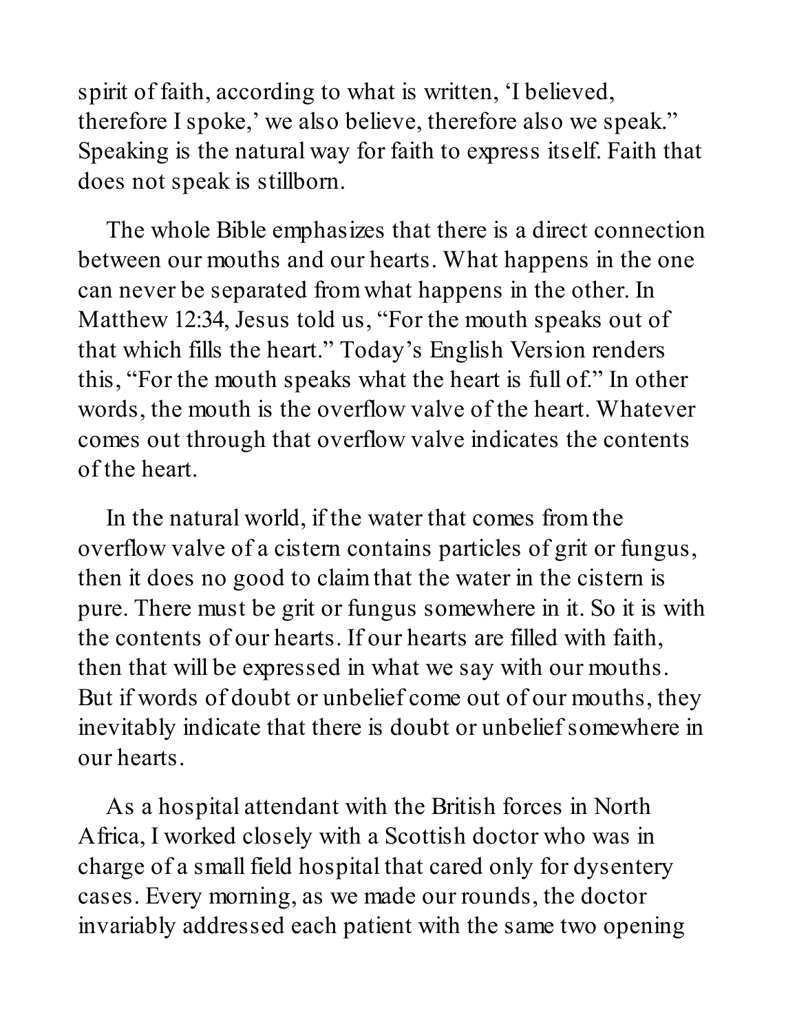spirit of faith, according to what is written, 'I believed, therefore I spoke,' we also believe, therefore also we speak." Speaking is the natural way for faith to express itself. Faith that does not speak is stillborn.

The whole Bible emphasizes that there is a direct connection between our mouths and our hearts. What happens in the one can never be separated from what happens in the other. In Matthew 12:34, Jesus told us, "For the mouth speaks out of that which fills the heart." Today's English Version renders this, "For the mouth speaks what the heart is full of." In other words, the mouth is the overflow valve of the heart. Whatever comes out through that overflow valve indicates the contents of the heart.

In the natural world, if the water that comes from the overflow valve of a cistern contains particles of grit or fungus, then it does no good to claim that the water in the cistern is pure. There must be grit or fungus somewhere in it. So it is with the contents of our hearts. If our hearts are filled with faith, then that will be expressed in what we say with our mouths. But if words of doubt or unbelief come out of our mouths, they inevitably indicate that there is doubt or unbelief somewhere in our hearts.

As a hospital attendant with the British forces in North Africa, I worked closely with a Scottish doctor who was in charge of a small field hospital that cared only for dysentery cases. Every morning, as we made our rounds, the doctor invariably addressed each patient with the same two opening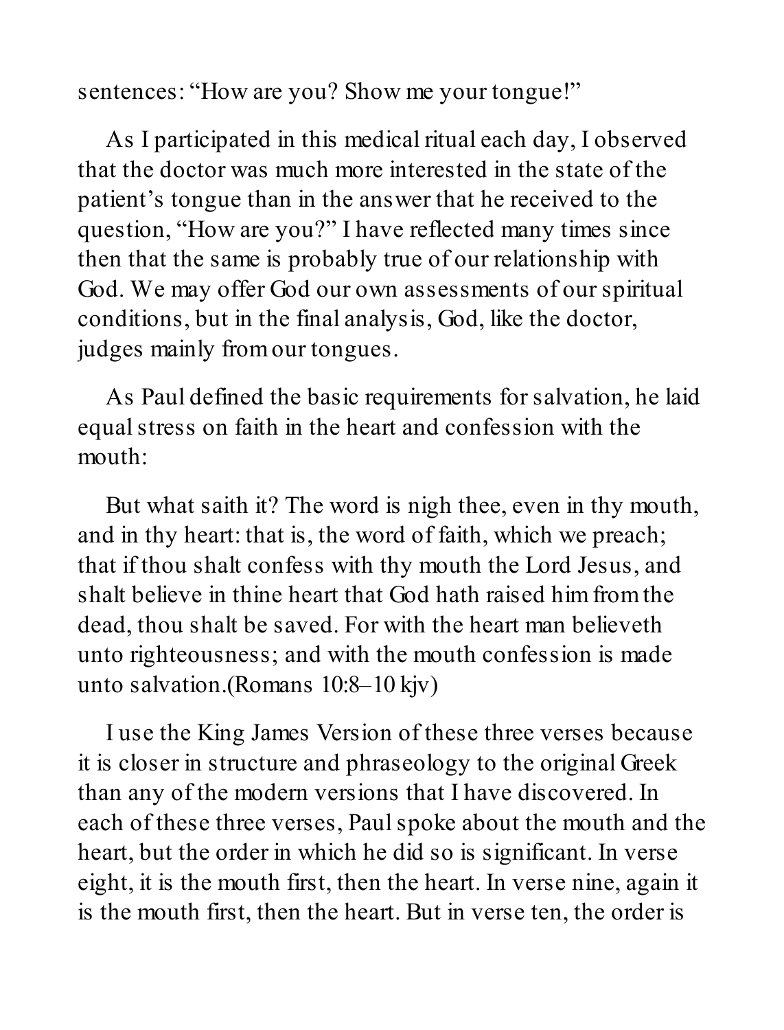sentences: “How are you? Show me your tongue!”

As I participated in this medical ritual each day, I observed that the doctor was much more interested in the state of the patient’s tongue than in the answer that he received to the question, “How are you?” I have reflected many times since then that the same is probably true of our relationship with God. We may offer God our own assessments of our spiritual conditions, but in the final analysis, God, like the doctor, judges mainly from our tongues.

As Paul defined the basic requirements for salvation, he laid equal stress on faith in the heart and confession with the mouth:

But what saith it? The word is nigh thee, even in thy mouth, and in thy heart: that is, the word of faith, which we preach; that if thou shalt confess with thy mouth the Lord Jesus, and shalt believe in thine heart that God hath raised him from the dead, thou shalt be saved. For with the heart man believeth unto righteousness; and with the mouth confession is made unto salvation.(Romans 10:8–10 kjv)

I use the King James Version of these three verses because it is closer in structure and phraseology to the original Greek than any of the modern versions that I have discovered. In each of these three verses, Paul spoke about the mouth and the heart, but the order in which he did so is significant. In verse eight, it is the mouth first, then the heart. In verse nine, again it is the mouth first, then the heart. But in verse ten, the order is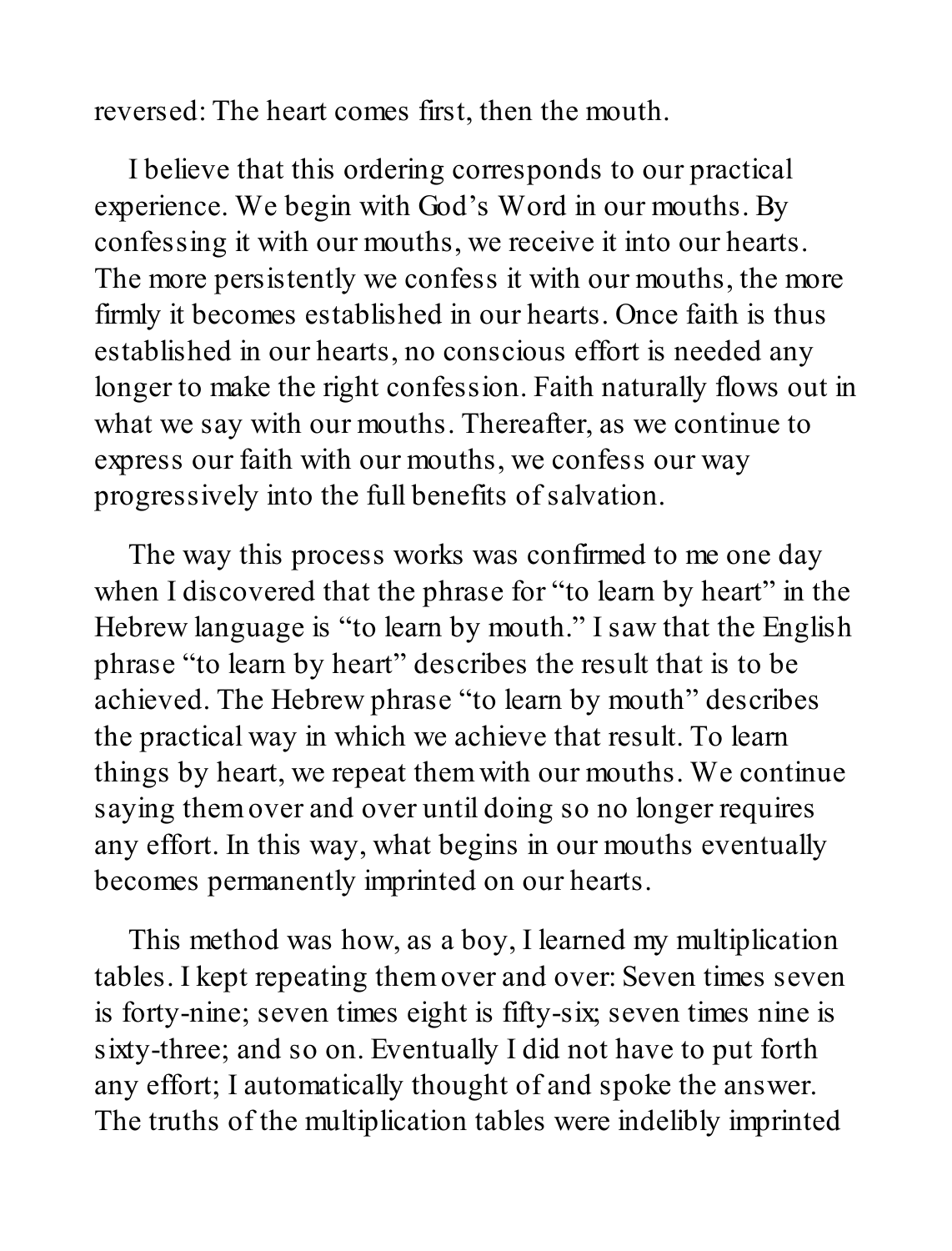reversed: The heart comes first, then the mouth.

I believe that this ordering corresponds to our practical experience. We begin with God's Word in our mouths. By confessing it with our mouths, we receive it into our hearts. The more persistently we confess it with our mouths, the more firmly it becomes established in our hearts. Once faith is thus established in our hearts, no conscious effort is needed any longer to make the right confession. Faith naturally flows out in what we say with our mouths. Thereafter, as we continue to express our faith with our mouths, we confess our way progressively into the full benefits of salvation.

The way this process works was confirmed to me one day when I discovered that the phrase for "to learn by heart" in the Hebrew language is "to learn by mouth." I saw that the English phrase "to learn by heart" describes the result that is to be achieved. The Hebrew phrase "to learn by mouth" describes the practical way in which we achieve that result. To learn things by heart, we repeat them with our mouths. We continue saying them over and over until doing so no longer requires any effort. In this way, what begins in our mouths eventually becomes permanently imprinted on our hearts.

This method was how, as a boy, I learned my multiplication tables. I kept repeating them over and over: Seven times seven is forty-nine; seven times eight is fifty-six; seven times nine is sixty-three; and so on. Eventually I did not have to put forth any effort; I automatically thought of and spoke the answer. The truths of the multiplication tables were indelibly imprinted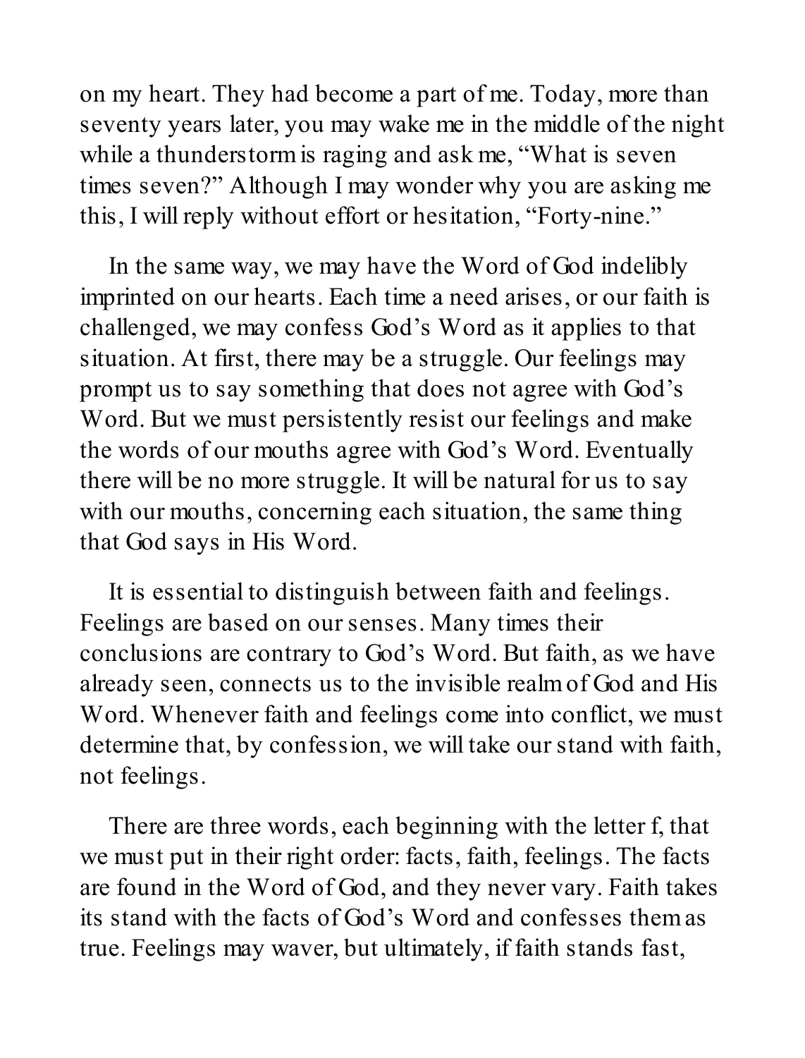on my heart. They had become a part of me. Today, more than seventy years later, you may wake me in the middle of the night while a thunderstorm is raging and ask me, "What is seven times seven?" Although I may wonder why you are asking me this, I will reply without effort or hesitation, "Forty-nine."

In the same way, we may have the Word of God indelibly imprinted on our hearts. Each time a need arises, or our faith is challenged, we may confess God's Word as it applies to that situation. At first, there may be a struggle. Our feelings may prompt us to say something that does not agree with God's Word. But we must persistently resist our feelings and make the words of our mouths agree with God's Word. Eventually there will be no more struggle. It will be natural for us to say with our mouths, concerning each situation, the same thing that God says in His Word.

It is essential to distinguish between faith and feelings. Feelings are based on our senses. Many times their conclusions are contrary to God's Word. But faith, as we have already seen, connects us to the invisible realm of God and His Word. Whenever faith and feelings come into conflict, we must determine that, by confession, we will take our stand with faith, not feelings.

There are three words, each beginning with the letter f, that we must put in their right order: facts, faith, feelings. The facts are found in the Word of God, and they never vary. Faith takes its stand with the facts of God's Word and confesses them as true. Feelings may waver, but ultimately, if faith stands fast,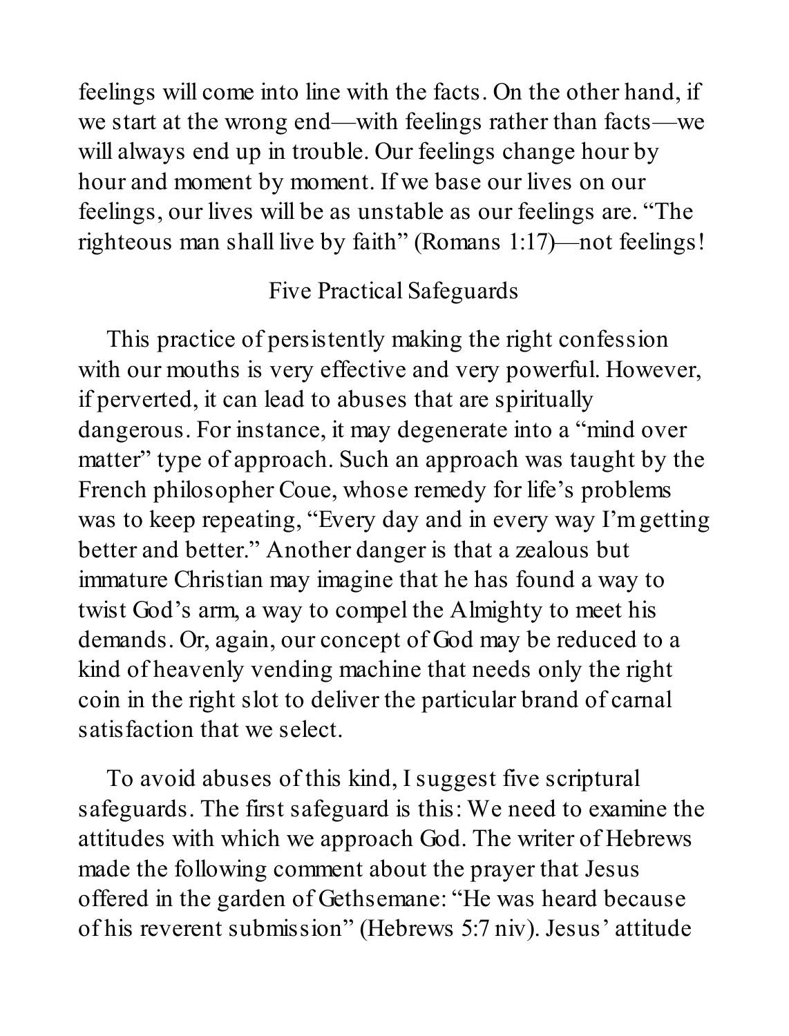feelings will come into line with the facts. On the other hand, if we start at the wrong end—with feelings rather than facts—we will always end up in trouble. Our feelings change hour by hour and moment by moment. If we base our lives on our feelings, our lives will be as unstable as our feelings are. "The righteous man shall live by faith" (Romans 1:17)—not feelings!

## Five Practical Safeguards

This practice of persistently making the right confession with our mouths is very effective and very powerful. However, if perverted, it can lead to abuses that are spiritually dangerous. For instance, it may degenerate into a "mind over matter" type of approach. Such an approach was taught by the French philosopher Coue, whose remedy for life's problems was to keep repeating, "Every day and in every way I'm getting better and better." Another danger is that a zealous but immature Christian may imagine that he has found a way to twist God's arm, a way to compel the Almighty to meet his demands. Or, again, our concept of God may be reduced to a kind of heavenly vending machine that needs only the right coin in the right slot to deliver the particular brand of carnal satisfaction that we select.

To avoid abuses of this kind, I suggest five scriptural safeguards. The first safeguard is this: We need to examine the attitudes with which we approach God. The writer of Hebrews made the following comment about the prayer that Jesus offered in the garden of Gethsemane: "He was heard because of his reverent submission" (Hebrews 5:7 niv). Jesus' attitude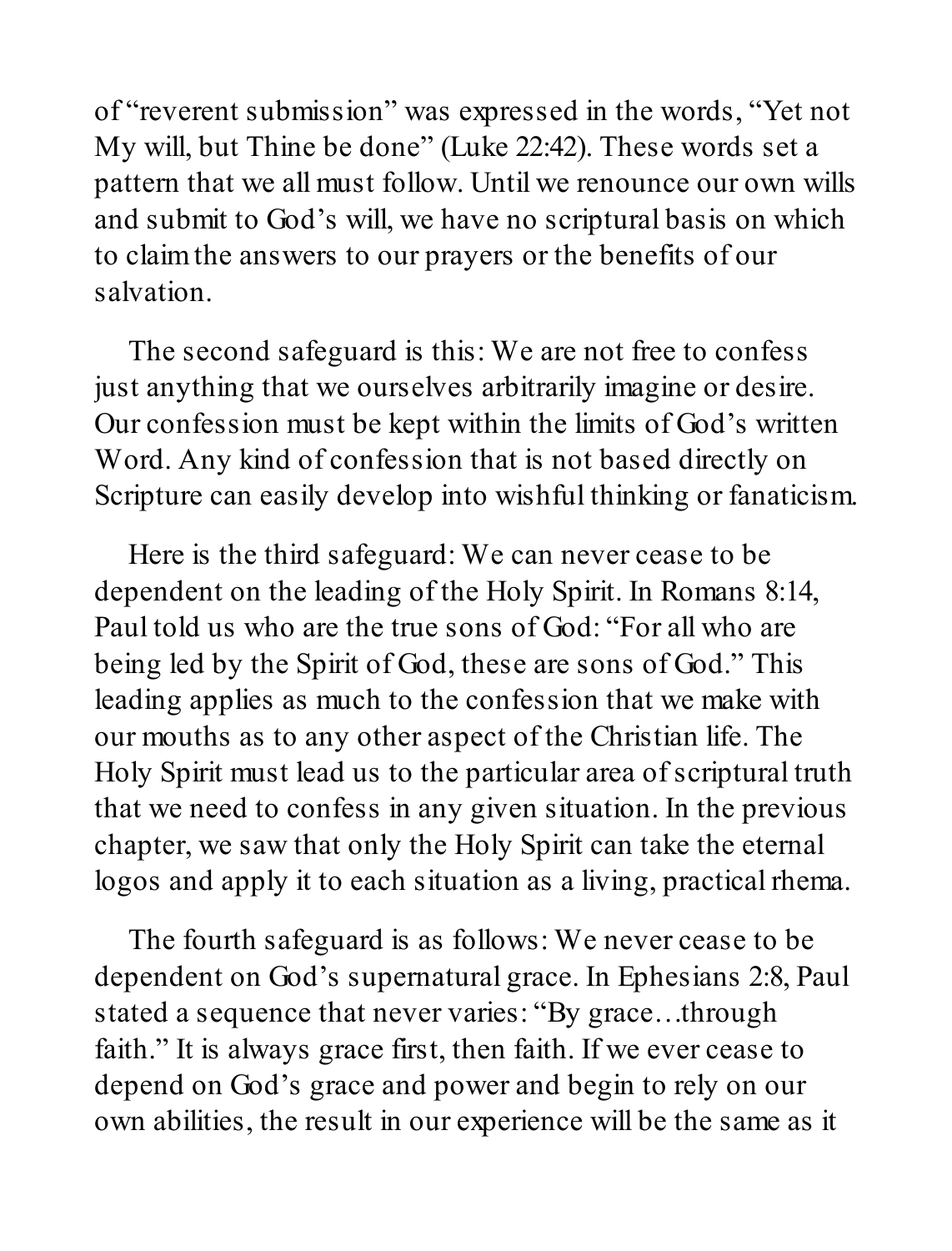of "reverent submission" was expressed in the words, "Yet not My will, but Thine be done" (Luke 22:42). These words set a pattern that we all must follow. Until we renounce our own wills and submit to God's will, we have no scriptural basis on which to claim the answers to our prayers or the benefits of our salvation.

The second safeguard is this: We are not free to confess just anything that we ourselves arbitrarily imagine or desire. Our confession must be kept within the limits of God's written Word. Any kind of confession that is not based directly on Scripture can easily develop into wishful thinking or fanaticism.

Here is the third safeguard: We can never cease to be dependent on the leading of the Holy Spirit. In Romans 8:14, Paul told us who are the true sons of God: "For all who are being led by the Spirit of God, these are sons of God." This leading applies as much to the confession that we make with our mouths as to any other aspect of the Christian life. The Holy Spirit must lead us to the particular area of scriptural truth that we need to confess in any given situation. In the previous chapter, we saw that only the Holy Spirit can take the eternal logos and apply it to each situation as a living, practical rhema.

The fourth safeguard is as follows: We never cease to be dependent on God's supernatural grace. In Ephesians 2:8, Paul stated a sequence that never varies: "By grace….through faith." It is always grace first, then faith. If we ever cease to depend on God's grace and power and begin to rely on our own abilities, the result in our experience will be the same as it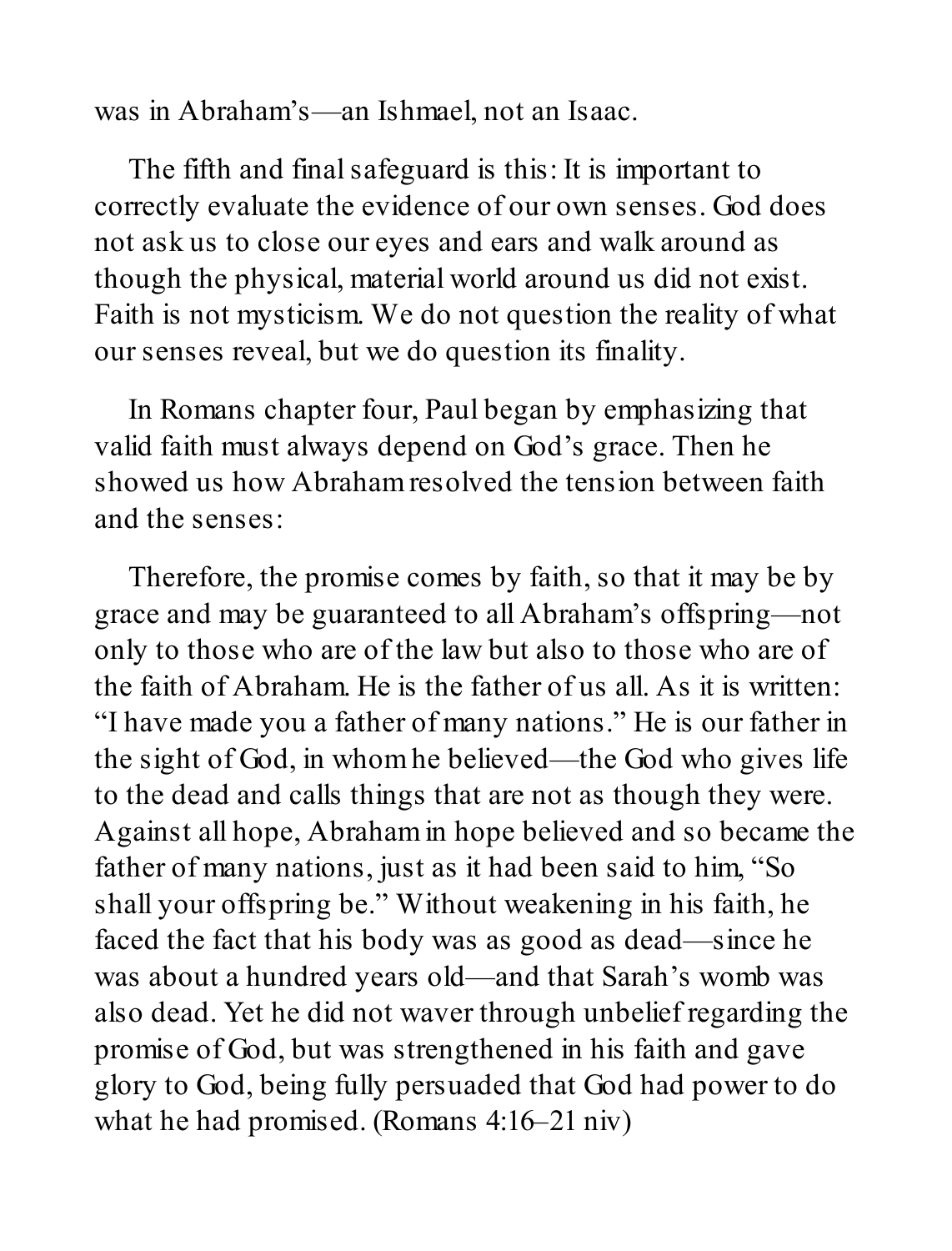was in Abraham's—an Ishmael, not an Isaac.

The fifth and final safeguard is this: It is important to correctly evaluate the evidence of our own senses. God does not ask us to close our eyes and ears and walk around as though the physical, material world around us did not exist. Faith is not mysticism. We do not question the reality of what our senses reveal, but we do question its finality.

In Romans chapter four, Paul began by emphasizing that valid faith must always depend on God's grace. Then he showed us how Abraham resolved the tension between faith and the senses:

Therefore, the promise comes by faith, so that it may be by grace and may be guaranteed to all Abraham's offspring—not only to those who are of the law but also to those who are of the faith of Abraham. He is the father of us all. As it is written: "I have made you a father of many nations." He is our father in the sight of God, in whom he believed—the God who gives life to the dead and calls things that are not as though they were. Against all hope, Abraham in hope believed and so became the father of many nations, just as it had been said to him, "So shall your offspring be." Without weakening in his faith, he faced the fact that his body was as good as dead—since he was about a hundred years old—and that Sarah's womb was also dead. Yet he did not waver through unbelief regarding the promise of God, but was strengthened in his faith and gave glory to God, being fully persuaded that God had power to do what he had promised. (Romans 4:16–21 niv)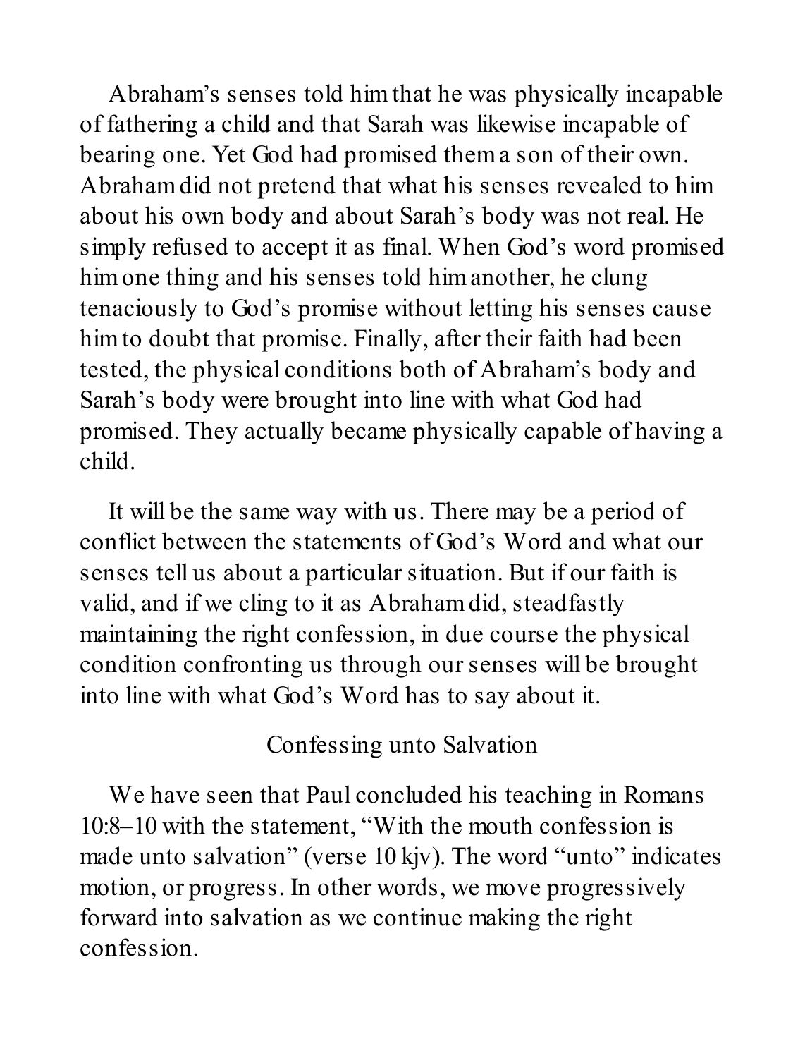Abraham's senses told him that he was physically incapable of fathering a child and that Sarah was likewise incapable of bearing one. Yet God had promised them a son of their own. Abraham did not pretend that what his senses revealed to him about his own body and about Sarah's body was not real. He simply refused to accept it as final. When God's word promised him one thing and his senses told him another, he clung tenaciously to God's promise without letting his senses cause him to doubt that promise. Finally, after their faith had been tested, the physical conditions both of Abraham's body and Sarah's body were brought into line with what God had promised. They actually became physically capable of having a child.

It will be the same way with us. There may be a period of conflict between the statements of God's Word and what our senses tell us about a particular situation. But if our faith is valid, and if we cling to it as Abraham did, steadfastly maintaining the right confession, in due course the physical condition confronting us through our senses will be brought into line with what God's Word has to say about it.

## Confessing unto Salvation

We have seen that Paul concluded his teaching in Romans 10:8–10 with the statement, "With the mouth confession is made unto salvation" (verse 10 kjv). The word "unto" indicates motion, or progress. In other words, we move progressively forward into salvation as we continue making the right confession.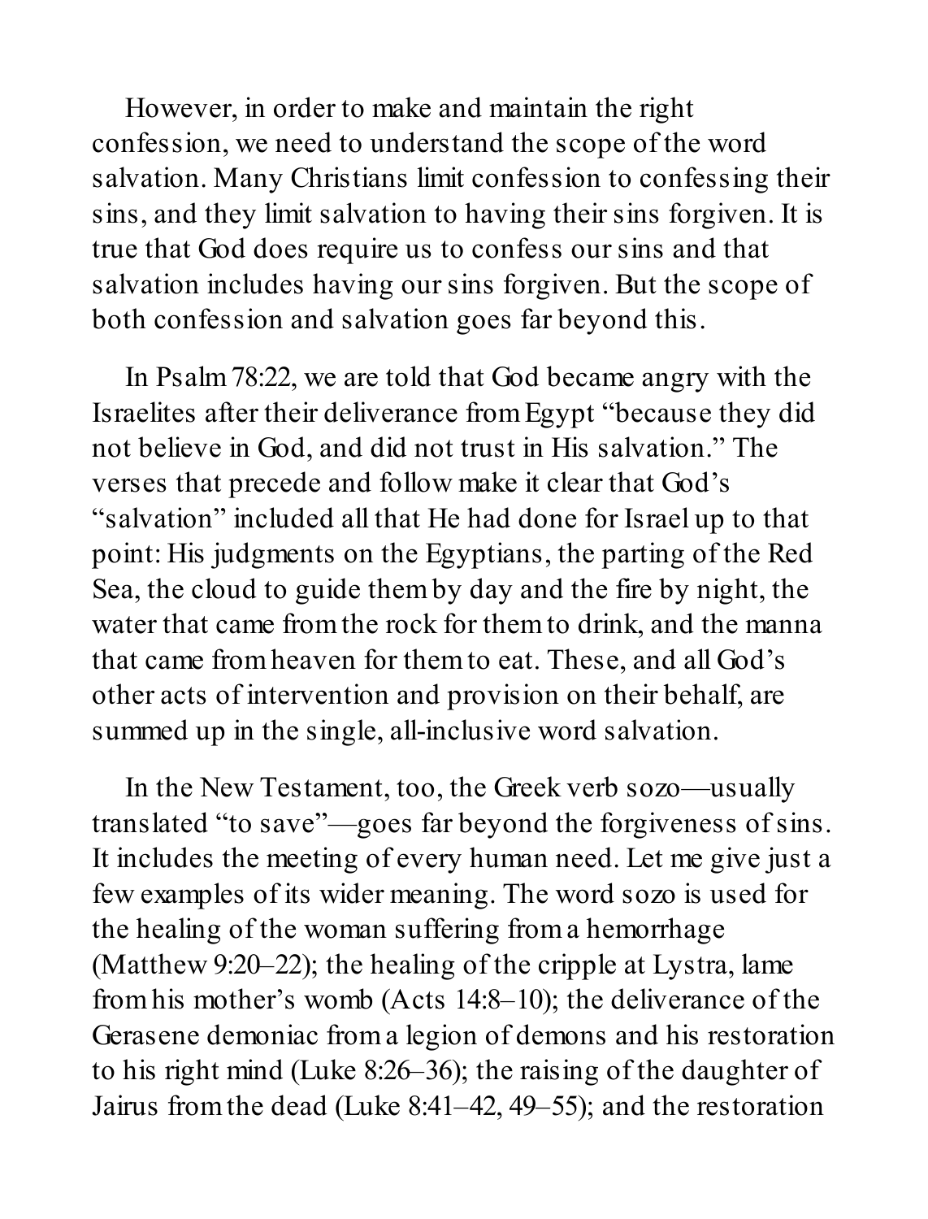However, in order to make and maintain the right confession, we need to understand the scope of the word salvation. Many Christians limit confession to confessing their sins, and they limit salvation to having their sins forgiven. It is true that God does require us to confess our sins and that salvation includes having our sins forgiven. But the scope of both confession and salvation goes far beyond this.

In Psalm 78:22, we are told that God became angry with the Israelites after their deliverance from Egypt "because they did not believe in God, and did not trust in His salvation." The verses that precede and follow make it clear that God's "salvation" included all that He had done for Israel up to that point: His judgments on the Egyptians, the parting of the Red Sea, the cloud to guide them by day and the fire by night, the water that came from the rock for them to drink, and the manna that came from heaven for them to eat. These, and all God's other acts of intervention and provision on their behalf, are summed up in the single, all-inclusive word salvation.

In the New Testament, too, the Greek verb sozo—usually translated "to save"—goes far beyond the forgiveness of sins. It includes the meeting of every human need. Let me give just a few examples of its wider meaning. The word sozo is used for the healing of the woman suffering from a hemorrhage (Matthew 9:20–22); the healing of the cripple at Lystra, lame from his mother's womb (Acts 14:8–10); the deliverance of the Gerasene demoniac from a legion of demons and his restoration to his right mind (Luke 8:26–36); the raising of the daughter of Jairus from the dead (Luke 8:41–42, 49–55); and the restoration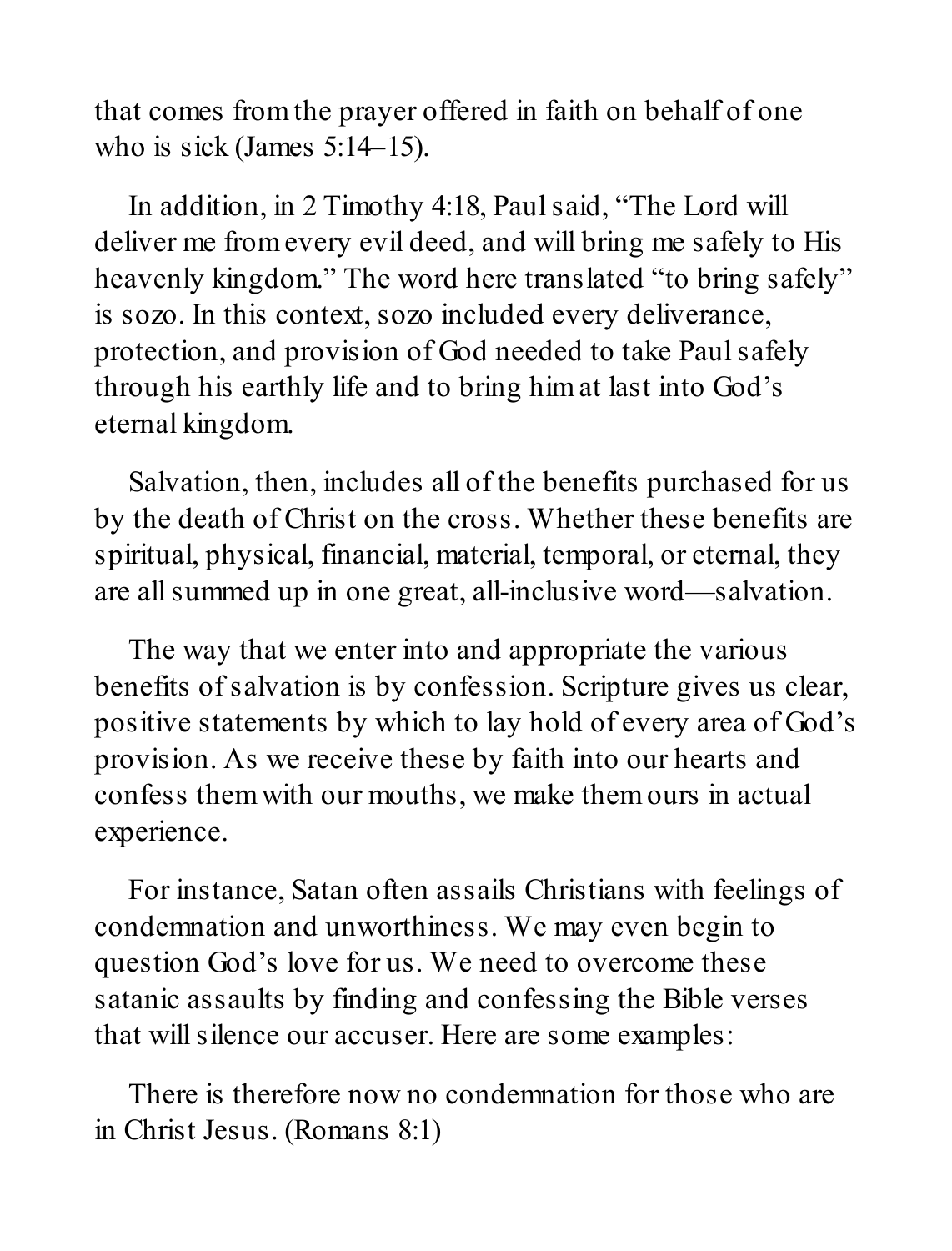that comes from the prayer offered in faith on behalf of one who is sick (James 5:14–15).

In addition, in 2 Timothy 4:18, Paul said, "The Lord will deliver me from every evil deed, and will bring me safely to His heavenly kingdom." The word here translated "to bring safely" is sozo. In this context, sozo included every deliverance, protection, and provision of God needed to take Paul safely through his earthly life and to bring him at last into God's eternal kingdom.

Salvation, then, includes all of the benefits purchased for us by the death of Christ on the cross. Whether these benefits are spiritual, physical, financial, material, temporal, or eternal, they are all summed up in one great, all-inclusive word—salvation.

The way that we enter into and appropriate the various benefits of salvation is by confession. Scripture gives us clear, positive statements by which to lay hold of every area of God's provision. As we receive these by faith into our hearts and confess them with our mouths, we make them ours in actual experience.

For instance, Satan often assails Christians with feelings of condemnation and unworthiness. We may even begin to question God's love for us. We need to overcome these satanic assaults by finding and confessing the Bible verses that will silence our accuser. Here are some examples:

There is therefore now no condemnation for those who are in Christ Jesus. (Romans 8:1)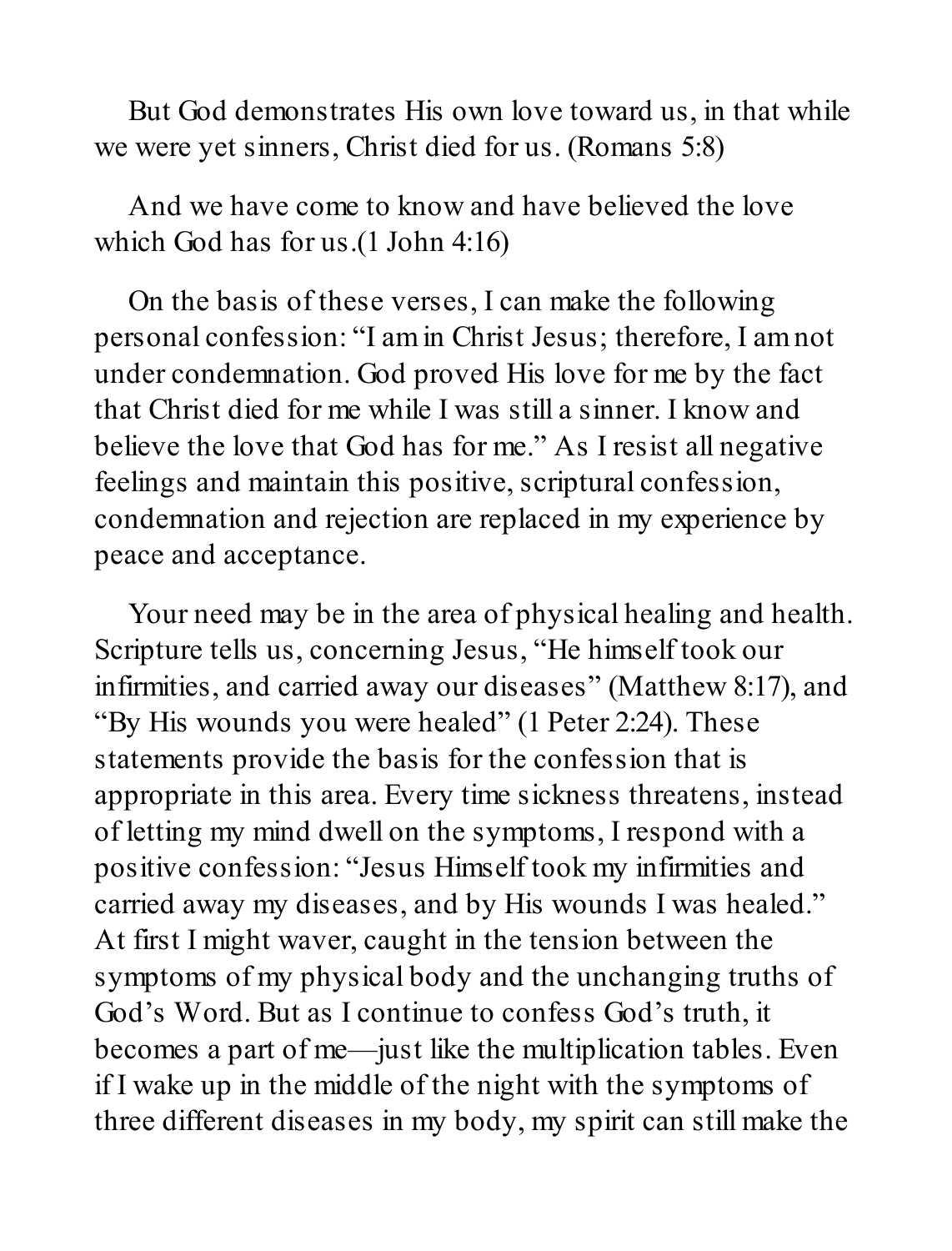But God demonstrates His own love toward us, in that while we were yet sinners, Christ died for us. (Romans 5:8)

And we have come to know and have believed the love which God has for us.(1 John 4:16)

On the basis of these verses, I can make the following personal confession: "I am in Christ Jesus; therefore, I am not under condemnation. God proved His love for me by the fact that Christ died for me while I was still a sinner. I know and believe the love that God has for me." As I resist all negative feelings and maintain this positive, scriptural confession, condemnation and rejection are replaced in my experience by peace and acceptance.

Your need may be in the area of physical healing and health. Scripture tells us, concerning Jesus, "He himself took our infirmities, and carried away our diseases" (Matthew 8:17), and "By His wounds you were healed" (1 Peter 2:24). These statements provide the basis for the confession that is appropriate in this area. Every time sickness threatens, instead of letting my mind dwell on the symptoms, I respond with a positive confession: "Jesus Himself took my infirmities and carried away my diseases, and by His wounds I was healed." At first I might waver, caught in the tension between the symptoms of my physical body and the unchanging truths of God's Word. But as I continue to confess God's truth, it becomes a part of me—just like the multiplication tables. Even if I wake up in the middle of the night with the symptoms of three different diseases in my body, my spirit can still make the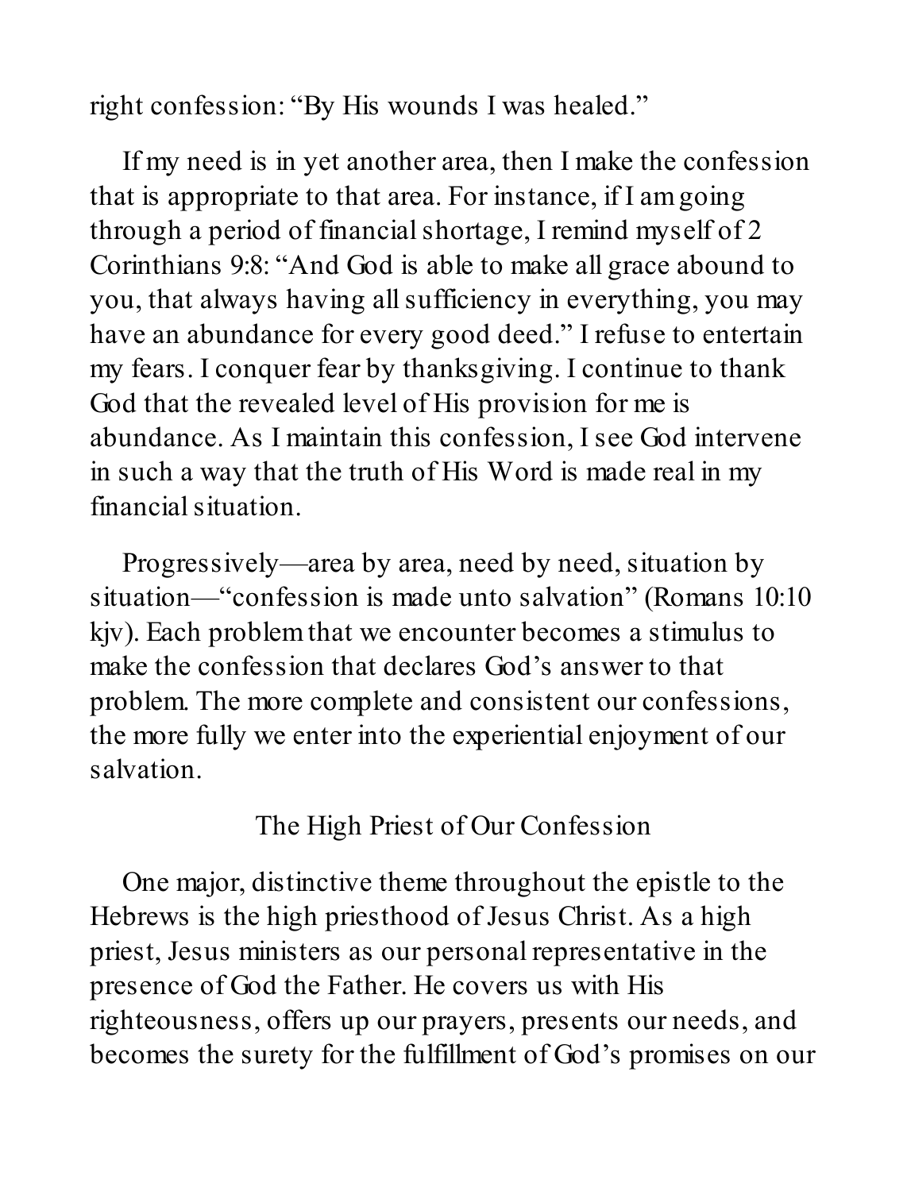right confession: "By His wounds I was healed."

If my need is in yet another area, then I make the confession that is appropriate to that area. For instance, if I am going through a period of financial shortage, I remind myself of 2 Corinthians 9:8: "And God is able to make all grace abound to you, that always having all sufficiency in everything, you may have an abundance for every good deed." I refuse to entertain my fears. I conquer fear by thanksgiving. I continue to thank God that the revealed level of His provision for me is abundance. As I maintain this confession, I see God intervene in such a way that the truth of His Word is made real in my financial situation.

Progressively—area by area, need by need, situation by situation—"confession is made unto salvation" (Romans 10:10 kjv). Each problem that we encounter becomes a stimulus to make the confession that declares God's answer to that problem. The more complete and consistent our confessions, the more fully we enter into the experiential enjoyment of our salvation.

## The High Priest of Our Confession

One major, distinctive theme throughout the epistle to the Hebrews is the high priesthood of Jesus Christ. As a high priest, Jesus ministers as our personal representative in the presence of God the Father. He covers us with His righteousness, offers up our prayers, presents our needs, and becomes the surety for the fulfillment of God's promises on our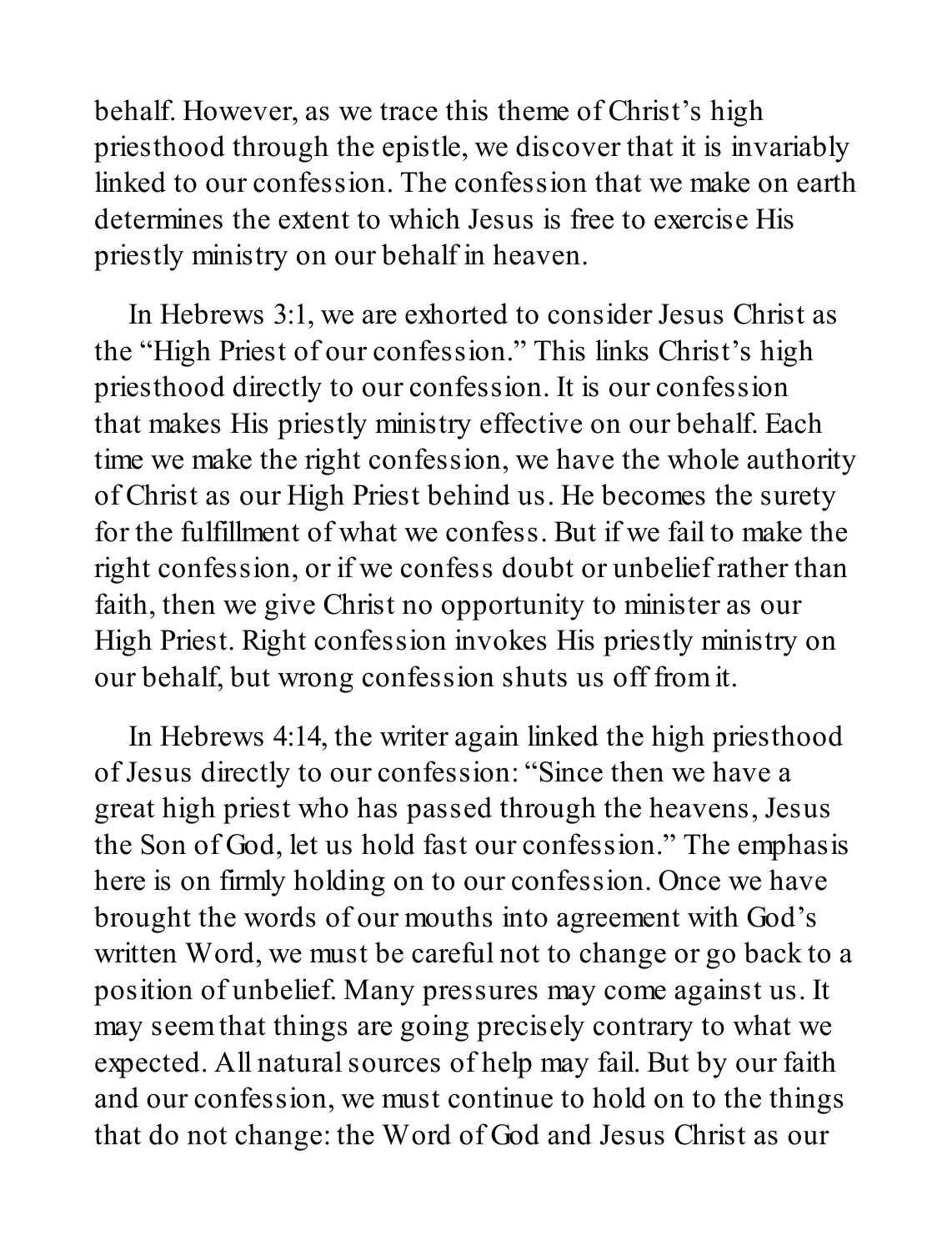behalf. However, as we trace this theme of Christ's high priesthood through the epistle, we discover that it is invariably linked to our confession. The confession that we make on earth determines the extent to which Jesus is free to exercise His priestly ministry on our behalf in heaven.

In Hebrews 3:1, we are exhorted to consider Jesus Christ as the "High Priest of our confession." This links Christ's high priesthood directly to our confession. It is our confession that makes His priestly ministry effective on our behalf. Each time we make the right confession, we have the whole authority of Christ as our High Priest behind us. He becomes the surety for the fulfillment of what we confess. But if we fail to make the right confession, or if we confess doubt or unbelief rather than faith, then we give Christ no opportunity to minister as our High Priest. Right confession invokes His priestly ministry on our behalf, but wrong confession shuts us off from it.

In Hebrews 4:14, the writer again linked the high priesthood of Jesus directly to our confession: "Since then we have a great high priest who has passed through the heavens, Jesus the Son of God, let us hold fast our confession." The emphasis here is on firmly holding on to our confession. Once we have brought the words of our mouths into agreement with God's written Word, we must be careful not to change or go back to a position of unbelief. Many pressures may come against us. It may seem that things are going precisely contrary to what we expected. All natural sources of help may fail. But by our faith and our confession, we must continue to hold on to the things that do not change: the Word of God and Jesus Christ as our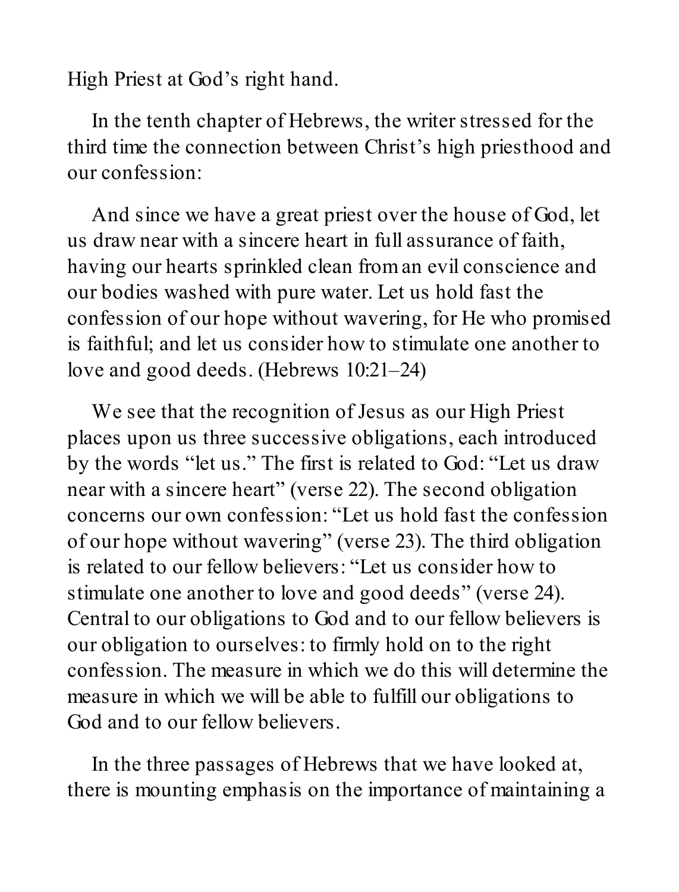High Priest at God's right hand.

In the tenth chapter of Hebrews, the writer stressed for the third time the connection between Christ's high priesthood and our confession:

> And since we have a great priest over the house of God, let us draw near with a sincere heart in full assurance of faith, having our hearts sprinkled clean from an evil conscience and our bodies washed with pure water. Let us hold fast the confession of our hope without wavering, for He who promised is faithful; and let us consider how to stimulate one another to love and good deeds. (Hebrews 10:21–24)

We see that the recognition of Jesus as our High Priest places upon us three successive obligations, each introduced by the words "let us." The first is related to God: "Let us draw near with a sincere heart" (verse 22). The second obligation concerns our own confession: "Let us hold fast the confession of our hope without wavering" (verse 23). The third obligation is related to our fellow believers: "Let us consider how to stimulate one another to love and good deeds" (verse 24). Central to our obligations to God and to our fellow believers is our obligation to ourselves: to firmly hold on to the right confession. The measure in which we do this will determine the measure in which we will be able to fulfill our obligations to God and to our fellow believers.

In the three passages of Hebrews that we have looked at, there is mounting emphasis on the importance of maintaining a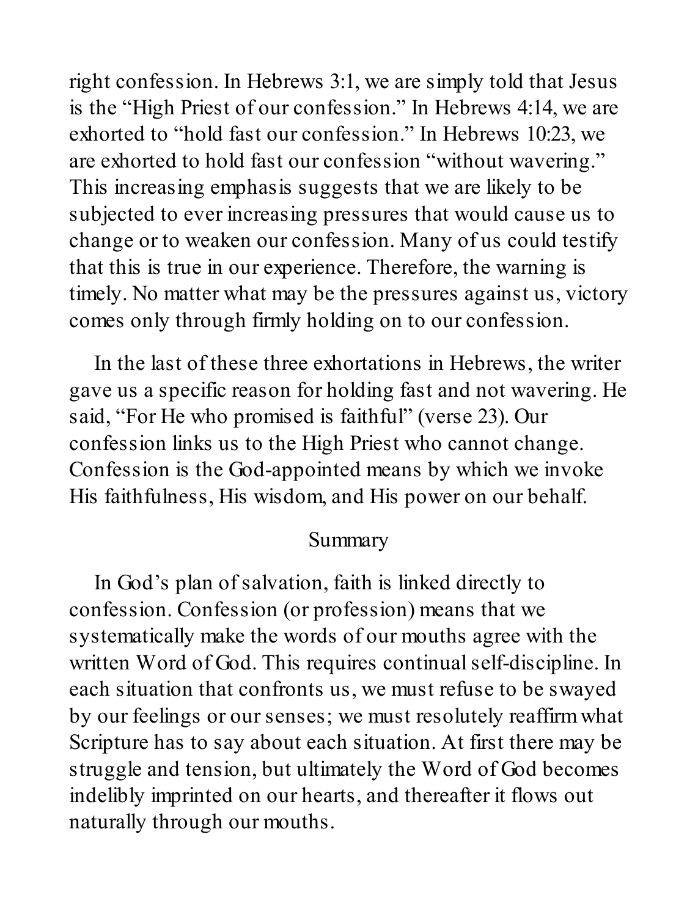right confession. In Hebrews 3:1, we are simply told that Jesus is the "High Priest of our confession." In Hebrews 4:14, we are exhorted to "hold fast our confession." In Hebrews 10:23, we are exhorted to hold fast our confession "without wavering." This increasing emphasis suggests that we are likely to be subjected to ever increasing pressures that would cause us to change or to weaken our confession. Many of us could testify that this is true in our experience. Therefore, the warning is timely. No matter what may be the pressures against us, victory comes only through firmly holding on to our confession.

In the last of these three exhortations in Hebrews, the writer gave us a specific reason for holding fast and not wavering. He said, "For He who promised is faithful" (verse 23). Our confession links us to the High Priest who cannot change. Confession is the God-appointed means by which we invoke His faithfulness, His wisdom, and His power on our behalf.

## Summary

In God's plan of salvation, faith is linked directly to confession. Confession (or profession) means that we systematically make the words of our mouths agree with the written Word of God. This requires continual self-discipline. In each situation that confronts us, we must refuse to be swayed by our feelings or our senses; we must resolutely reaffirm what Scripture has to say about each situation. At first there may be struggle and tension, but ultimately the Word of God becomes indelibly imprinted on our hearts, and thereafter it flows out naturally through our mouths.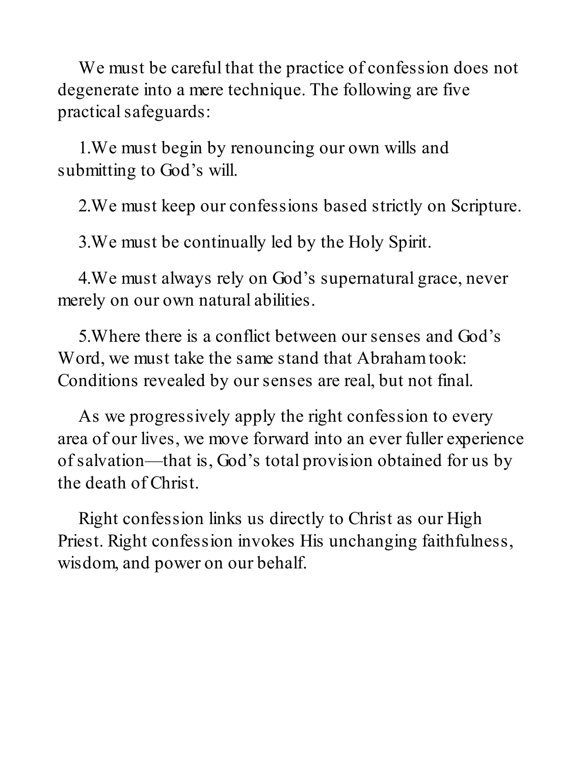We must be careful that the practice of confession does not degenerate into a mere technique. The following are five practical safeguards:

1. We must begin by renouncing our own wills and submitting to God's will.

2. We must keep our confessions based strictly on Scripture.

3. We must be continually led by the Holy Spirit.

4. We must always rely on God's supernatural grace, never merely on our own natural abilities.

5. Where there is a conflict between our senses and God's Word, we must take the same stand that Abraham took: Conditions revealed by our senses are real, but not final.

As we progressively apply the right confession to every area of our lives, we move forward into an ever fuller experience of salvation—that is, God's total provision obtained for us by the death of Christ.

Right confession links us directly to Christ as our High Priest. Right confession invokes His unchanging faithfulness, wisdom, and power on our behalf.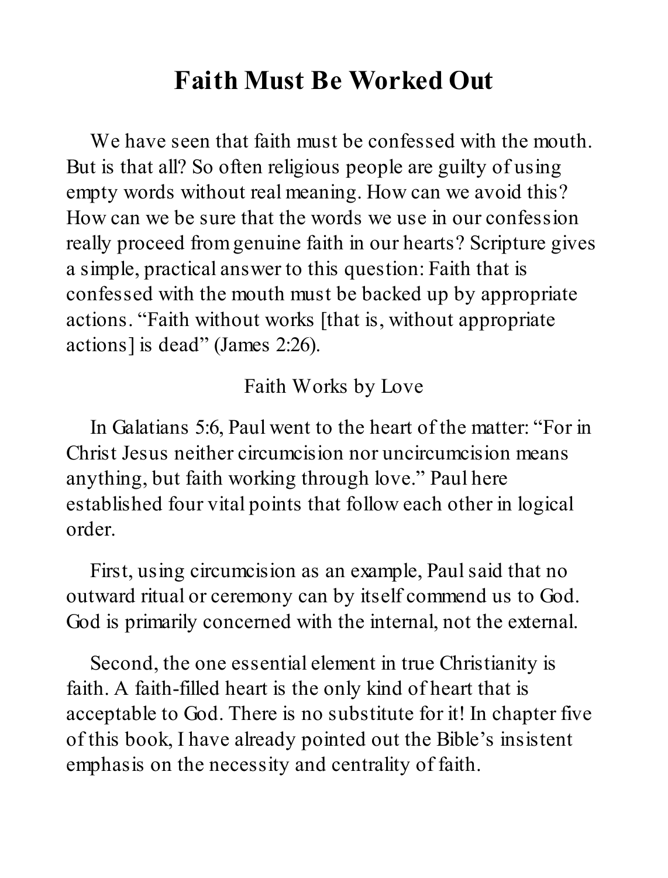# Faith Must Be Worked Out

We have seen that faith must be confessed with the mouth. But is that all? So often religious people are guilty of using empty words without real meaning. How can we avoid this? How can we be sure that the words we use in our confession really proceed from genuine faith in our hearts? Scripture gives a simple, practical answer to this question: Faith that is confessed with the mouth must be backed up by appropriate actions. “Faith without works [that is, without appropriate actions] is dead” (James 2:26).

## Faith Works by Love

In Galatians 5:6, Paul went to the heart of the matter: “For in Christ Jesus neither circumcision nor uncircumcision means anything, but faith working through love.” Paul here established four vital points that follow each other in logical order.

First, using circumcision as an example, Paul said that no outward ritual or ceremony can by itself commend us to God. God is primarily concerned with the internal, not the external.

Second, the one essential element in true Christianity is faith. A faith-filled heart is the only kind of heart that is acceptable to God. There is no substitute for it! In chapter five of this book, I have already pointed out the Bible’s insistent emphasis on the necessity and centrality of faith.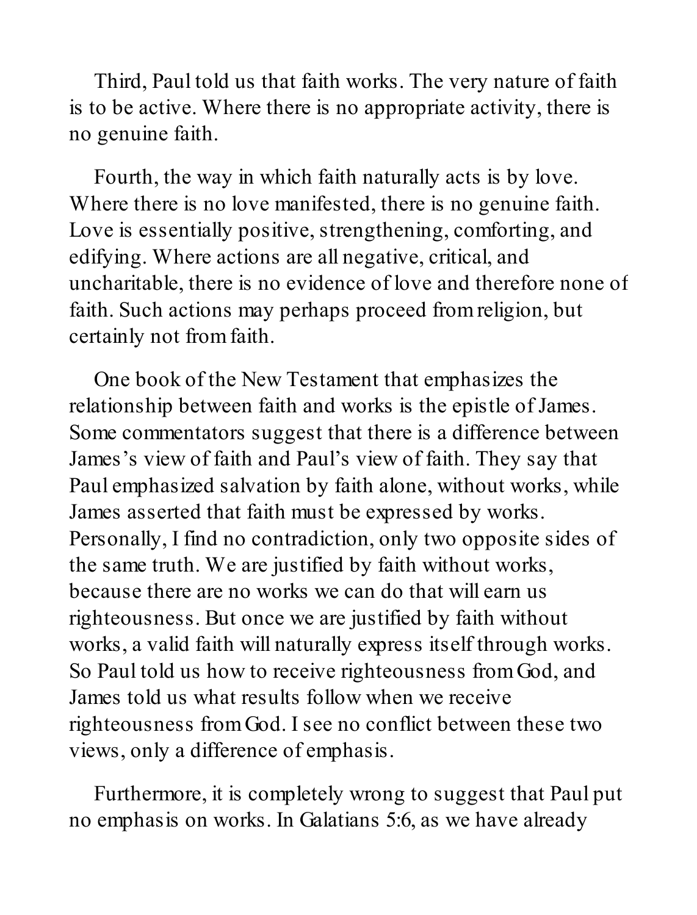Third, Paul told us that faith works. The very nature of faith is to be active. Where there is no appropriate activity, there is no genuine faith.

Fourth, the way in which faith naturally acts is by love. Where there is no love manifested, there is no genuine faith. Love is essentially positive, strengthening, comforting, and edifying. Where actions are all negative, critical, and uncharitable, there is no evidence of love and therefore none of faith. Such actions may perhaps proceed from religion, but certainly not from faith.

One book of the New Testament that emphasizes the relationship between faith and works is the epistle of James. Some commentators suggest that there is a difference between James's view of faith and Paul's view of faith. They say that Paul emphasized salvation by faith alone, without works, while James asserted that faith must be expressed by works. Personally, I find no contradiction, only two opposite sides of the same truth. We are justified by faith without works, because there are no works we can do that will earn us righteousness. But once we are justified by faith without works, a valid faith will naturally express itself through works. So Paul told us how to receive righteousness from God, and James told us what results follow when we receive righteousness from God. I see no conflict between these two views, only a difference of emphasis.

Furthermore, it is completely wrong to suggest that Paul put no emphasis on works. In Galatians 5:6, as we have already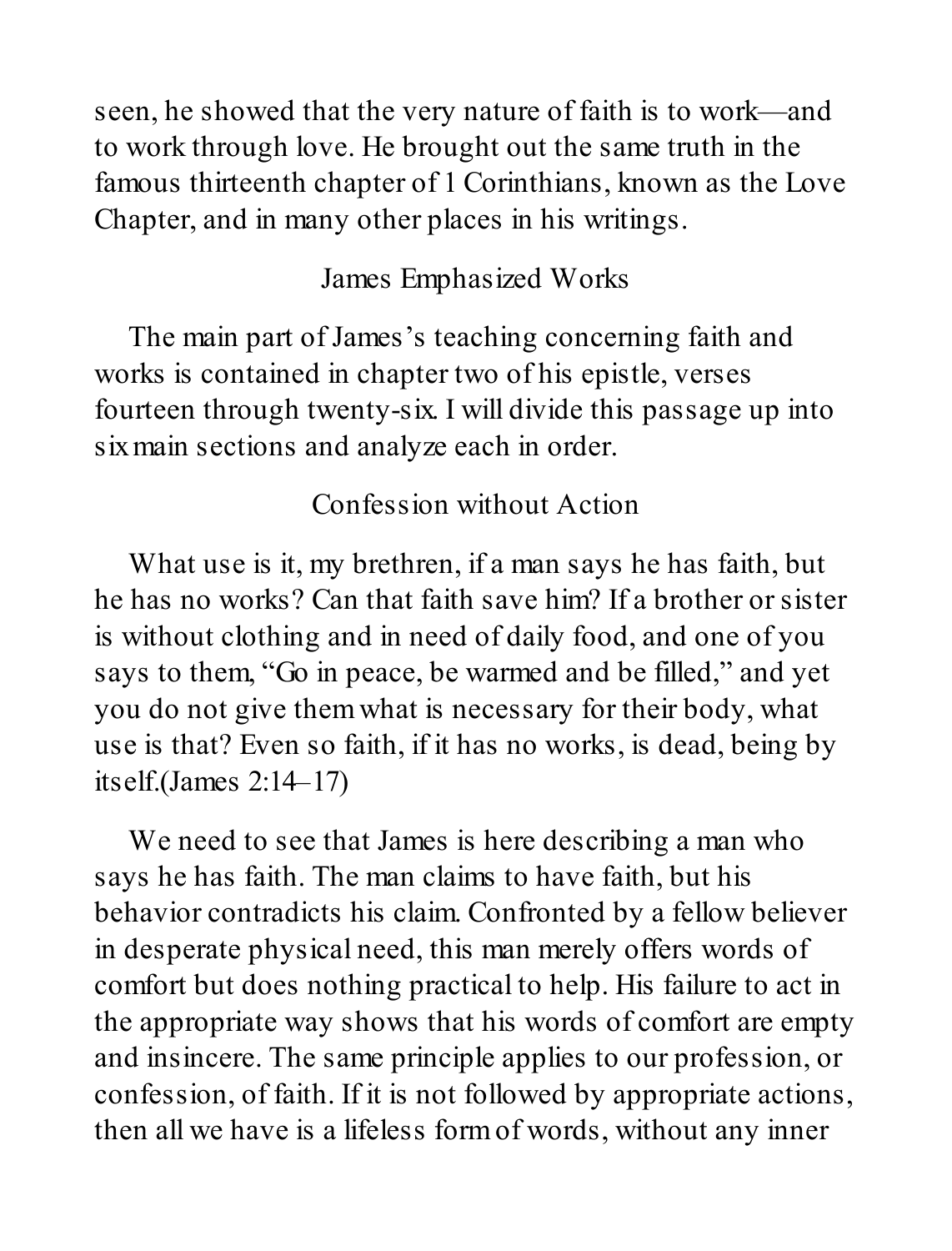seen, he showed that the very nature of faith is to work—and to work through love. He brought out the same truth in the famous thirteenth chapter of 1 Corinthians, known as the Love Chapter, and in many other places in his writings.

## James Emphasized Works

The main part of James's teaching concerning faith and works is contained in chapter two of his epistle, verses fourteen through twenty-six. I will divide this passage up into six main sections and analyze each in order.

### Confession without Action

What use is it, my brethren, if a man says he has faith, but he has no works? Can that faith save him? If a brother or sister is without clothing and in need of daily food, and one of you says to them, "Go in peace, be warmed and be filled," and yet you do not give them what is necessary for their body, what use is that? Even so faith, if it has no works, is dead, being by itself.(James 2:14–17)

We need to see that James is here describing a man who says he has faith. The man claims to have faith, but his behavior contradicts his claim. Confronted by a fellow believer in desperate physical need, this man merely offers words of comfort but does nothing practical to help. His failure to act in the appropriate way shows that his words of comfort are empty and insincere. The same principle applies to our profession, or confession, of faith. If it is not followed by appropriate actions, then all we have is a lifeless form of words, without any inner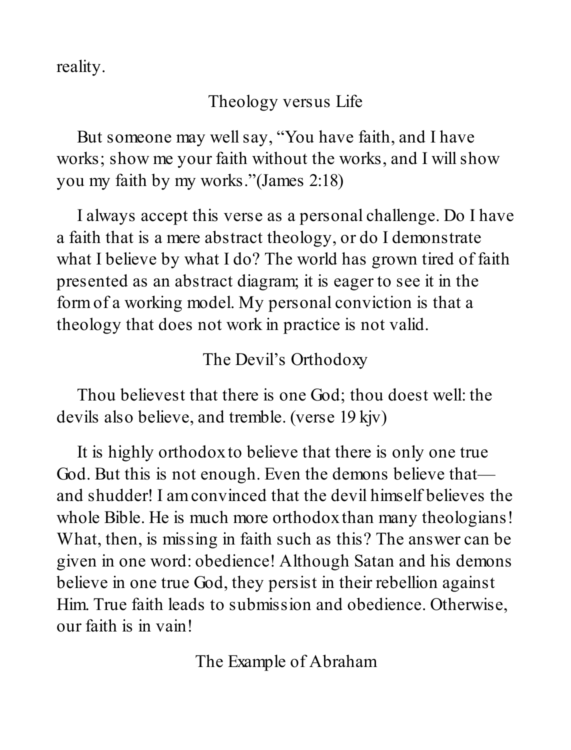reality.

## Theology versus Life

But someone may well say, “You have faith, and I have works; show me your faith without the works, and I will show you my faith by my works.”(James 2:18)

I always accept this verse as a personal challenge. Do I have a faith that is a mere abstract theology, or do I demonstrate what I believe by what I do? The world has grown tired of faith presented as an abstract diagram; it is eager to see it in the form of a working model. My personal conviction is that a theology that does not work in practice is not valid.

## The Devil’s Orthodoxy

Thou believest that there is one God; thou doest well: the devils also believe, and tremble. (verse 19 kjv)

It is highly orthodox to believe that there is only one true God. But this is not enough. Even the demons believe that—and shudder! I am convinced that the devil himself believes the whole Bible. He is much more orthodox than many theologians! What, then, is missing in faith such as this? The answer can be given in one word: obedience! Although Satan and his demons believe in one true God, they persist in their rebellion against Him. True faith leads to submission and obedience. Otherwise, our faith is in vain!

## The Example of Abraham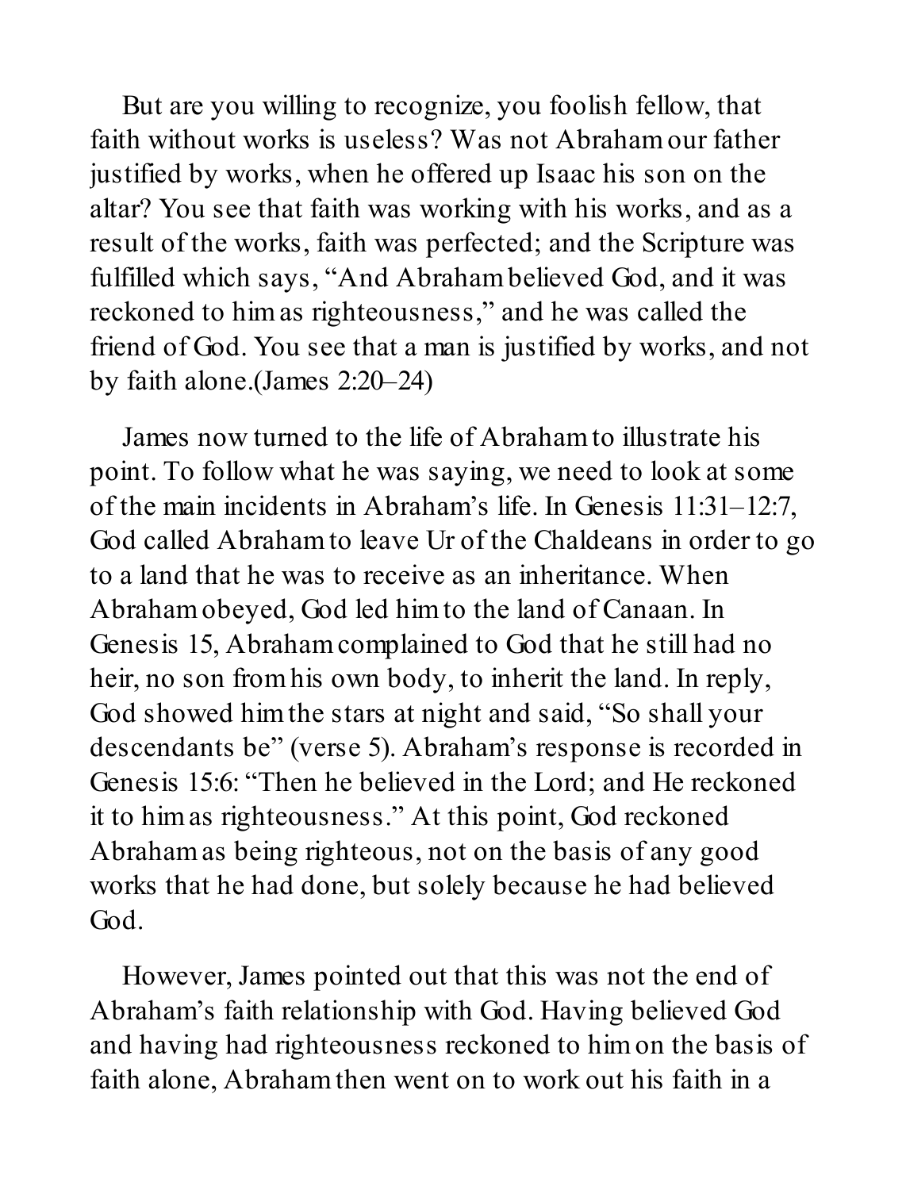But are you willing to recognize, you foolish fellow, that faith without works is useless? Was not Abraham our father justified by works, when he offered up Isaac his son on the altar? You see that faith was working with his works, and as a result of the works, faith was perfected; and the Scripture was fulfilled which says, "And Abraham believed God, and it was reckoned to him as righteousness," and he was called the friend of God. You see that a man is justified by works, and not by faith alone.(James 2:20–24)

James now turned to the life of Abraham to illustrate his point. To follow what he was saying, we need to look at some of the main incidents in Abraham's life. In Genesis 11:31–12:7, God called Abraham to leave Ur of the Chaldeans in order to go to a land that he was to receive as an inheritance. When Abraham obeyed, God led him to the land of Canaan. In Genesis 15, Abraham complained to God that he still had no heir, no son from his own body, to inherit the land. In reply, God showed him the stars at night and said, "So shall your descendants be" (verse 5). Abraham's response is recorded in Genesis 15:6: "Then he believed in the Lord; and He reckoned it to him as righteousness." At this point, God reckoned Abraham as being righteous, not on the basis of any good works that he had done, but solely because he had believed God.

However, James pointed out that this was not the end of Abraham's faith relationship with God. Having believed God and having had righteousness reckoned to him on the basis of faith alone, Abraham then went on to work out his faith in a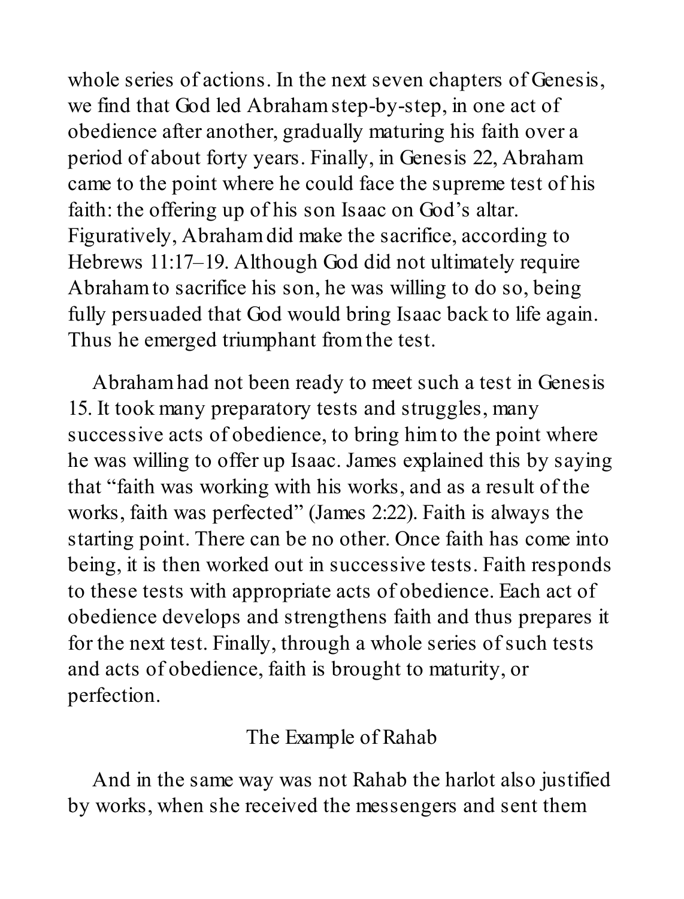whole series of actions. In the next seven chapters of Genesis, we find that God led Abraham step-by-step, in one act of obedience after another, gradually maturing his faith over a period of about forty years. Finally, in Genesis 22, Abraham came to the point where he could face the supreme test of his faith: the offering up of his son Isaac on God's altar. Figuratively, Abraham did make the sacrifice, according to Hebrews 11:17–19. Although God did not ultimately require Abraham to sacrifice his son, he was willing to do so, being fully persuaded that God would bring Isaac back to life again. Thus he emerged triumphant from the test.

Abraham had not been ready to meet such a test in Genesis 15. It took many preparatory tests and struggles, many successive acts of obedience, to bring him to the point where he was willing to offer up Isaac. James explained this by saying that "faith was working with his works, and as a result of the works, faith was perfected" (James 2:22). Faith is always the starting point. There can be no other. Once faith has come into being, it is then worked out in successive tests. Faith responds to these tests with appropriate acts of obedience. Each act of obedience develops and strengthens faith and thus prepares it for the next test. Finally, through a whole series of such tests and acts of obedience, faith is brought to maturity, or perfection.

## The Example of Rahab

And in the same way was not Rahab the harlot also justified by works, when she received the messengers and sent them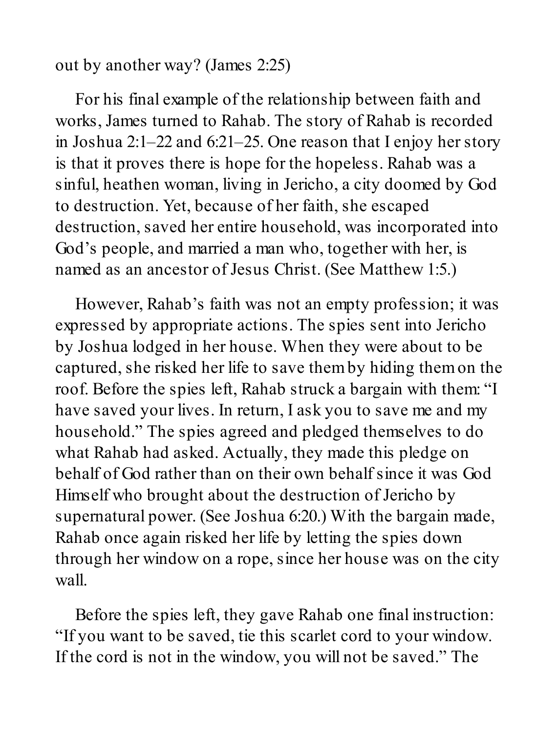out by another way? (James 2:25)

For his final example of the relationship between faith and works, James turned to Rahab. The story of Rahab is recorded in Joshua 2:1–22 and 6:21–25. One reason that I enjoy her story is that it proves there is hope for the hopeless. Rahab was a sinful, heathen woman, living in Jericho, a city doomed by God to destruction. Yet, because of her faith, she escaped destruction, saved her entire household, was incorporated into God's people, and married a man who, together with her, is named as an ancestor of Jesus Christ. (See Matthew 1:5.)

However, Rahab's faith was not an empty profession; it was expressed by appropriate actions. The spies sent into Jericho by Joshua lodged in her house. When they were about to be captured, she risked her life to save them by hiding them on the roof. Before the spies left, Rahab struck a bargain with them: "I have saved your lives. In return, I ask you to save me and my household." The spies agreed and pledged themselves to do what Rahab had asked. Actually, they made this pledge on behalf of God rather than on their own behalf since it was God Himself who brought about the destruction of Jericho by supernatural power. (See Joshua 6:20.) With the bargain made, Rahab once again risked her life by letting the spies down through her window on a rope, since her house was on the city wall.

Before the spies left, they gave Rahab one final instruction: "If you want to be saved, tie this scarlet cord to your window. If the cord is not in the window, you will not be saved." The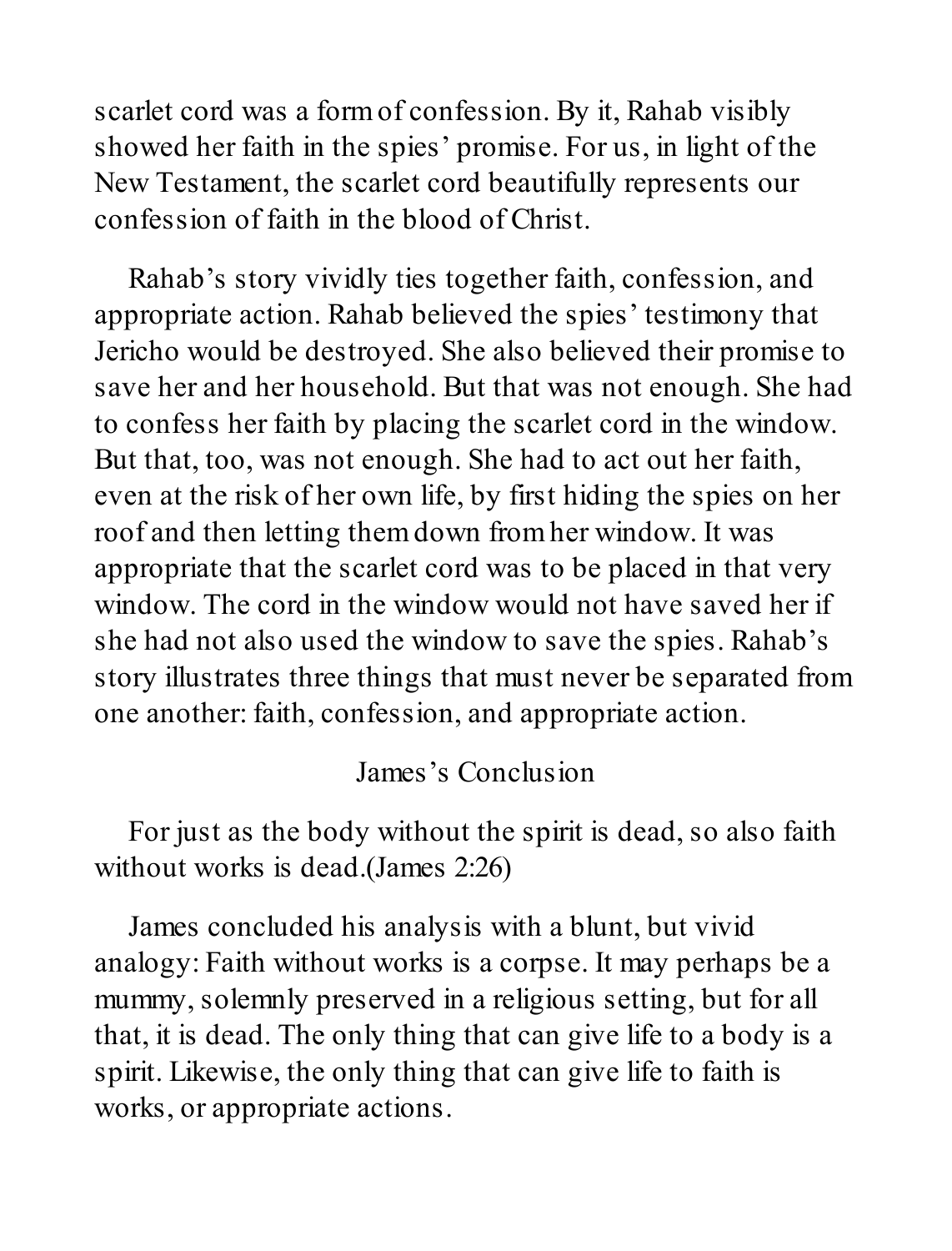scarlet cord was a form of confession. By it, Rahab visibly showed her faith in the spies' promise. For us, in light of the New Testament, the scarlet cord beautifully represents our confession of faith in the blood of Christ.

Rahab's story vividly ties together faith, confession, and appropriate action. Rahab believed the spies' testimony that Jericho would be destroyed. She also believed their promise to save her and her household. But that was not enough. She had to confess her faith by placing the scarlet cord in the window. But that, too, was not enough. She had to act out her faith, even at the risk of her own life, by first hiding the spies on her roof and then letting them down from her window. It was appropriate that the scarlet cord was to be placed in that very window. The cord in the window would not have saved her if she had not also used the window to save the spies. Rahab's story illustrates three things that must never be separated from one another: faith, confession, and appropriate action.

### James's Conclusion

For just as the body without the spirit is dead, so also faith without works is dead.(James 2:26)

James concluded his analysis with a blunt, but vivid analogy: Faith without works is a corpse. It may perhaps be a mummy, solemnly preserved in a religious setting, but for all that, it is dead. The only thing that can give life to a body is a spirit. Likewise, the only thing that can give life to faith is works, or appropriate actions.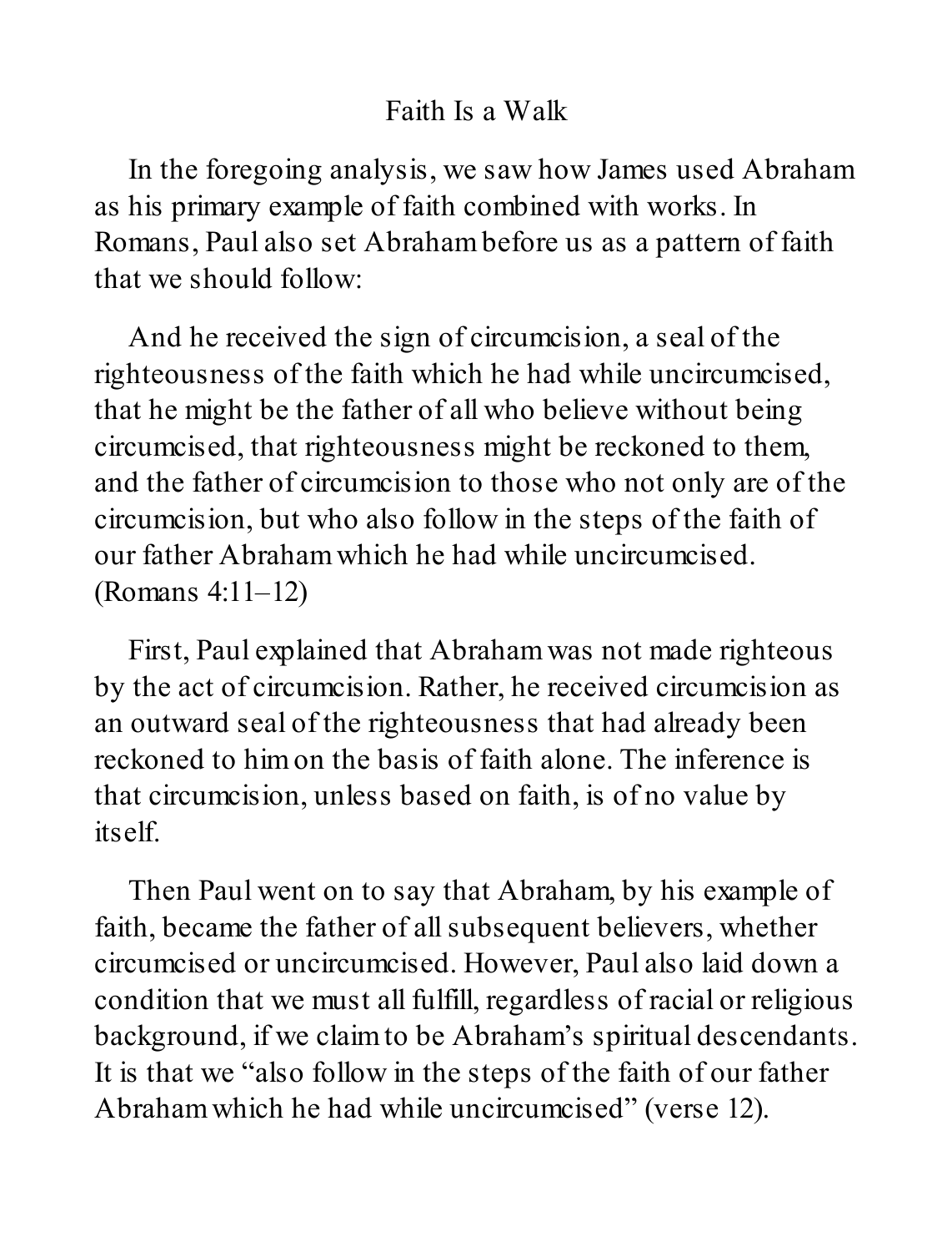## Faith Is a Walk

In the foregoing analysis, we saw how James used Abraham as his primary example of faith combined with works. In Romans, Paul also set Abraham before us as a pattern of faith that we should follow:

> And he received the sign of circumcision, a seal of the righteousness of the faith which he had while uncircumcised, that he might be the father of all who believe without being circumcised, that righteousness might be reckoned to them, and the father of circumcision to those who not only are of the circumcision, but who also follow in the steps of the faith of our father Abraham which he had while uncircumcised. (Romans 4:11–12)

First, Paul explained that Abraham was not made righteous by the act of circumcision. Rather, he received circumcision as an outward seal of the righteousness that had already been reckoned to him on the basis of faith alone. The inference is that circumcision, unless based on faith, is of no value by itself.

Then Paul went on to say that Abraham, by his example of faith, became the father of all subsequent believers, whether circumcised or uncircumcised. However, Paul also laid down a condition that we must all fulfill, regardless of racial or religious background, if we claim to be Abraham's spiritual descendants. It is that we "also follow in the steps of the faith of our father Abraham which he had while uncircumcised" (verse 12).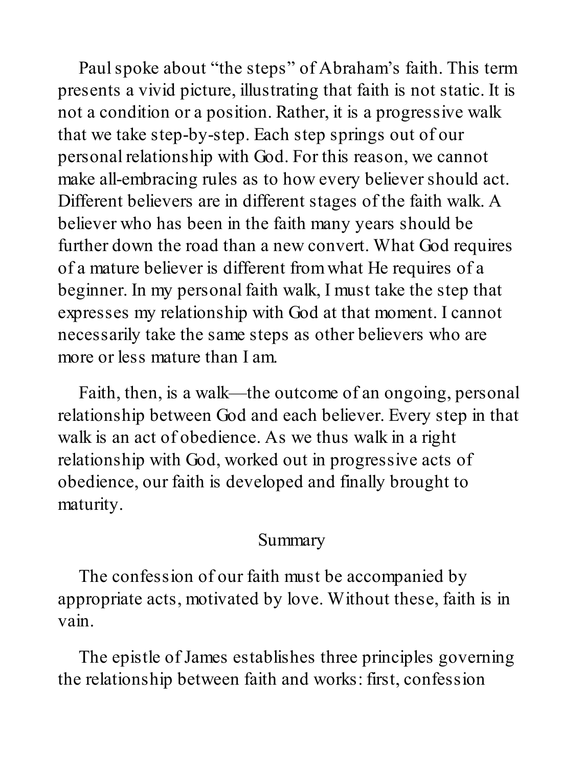Paul spoke about "the steps" of Abraham's faith. This term presents a vivid picture, illustrating that faith is not static. It is not a condition or a position. Rather, it is a progressive walk that we take step-by-step. Each step springs out of our personal relationship with God. For this reason, we cannot make all-embracing rules as to how every believer should act. Different believers are in different stages of the faith walk. A believer who has been in the faith many years should be further down the road than a new convert. What God requires of a mature believer is different from what He requires of a beginner. In my personal faith walk, I must take the step that expresses my relationship with God at that moment. I cannot necessarily take the same steps as other believers who are more or less mature than I am.

Faith, then, is a walk—the outcome of an ongoing, personal relationship between God and each believer. Every step in that walk is an act of obedience. As we thus walk in a right relationship with God, worked out in progressive acts of obedience, our faith is developed and finally brought to maturity.

## Summary

The confession of our faith must be accompanied by appropriate acts, motivated by love. Without these, faith is in vain.

The epistle of James establishes three principles governing the relationship between faith and works: first, confession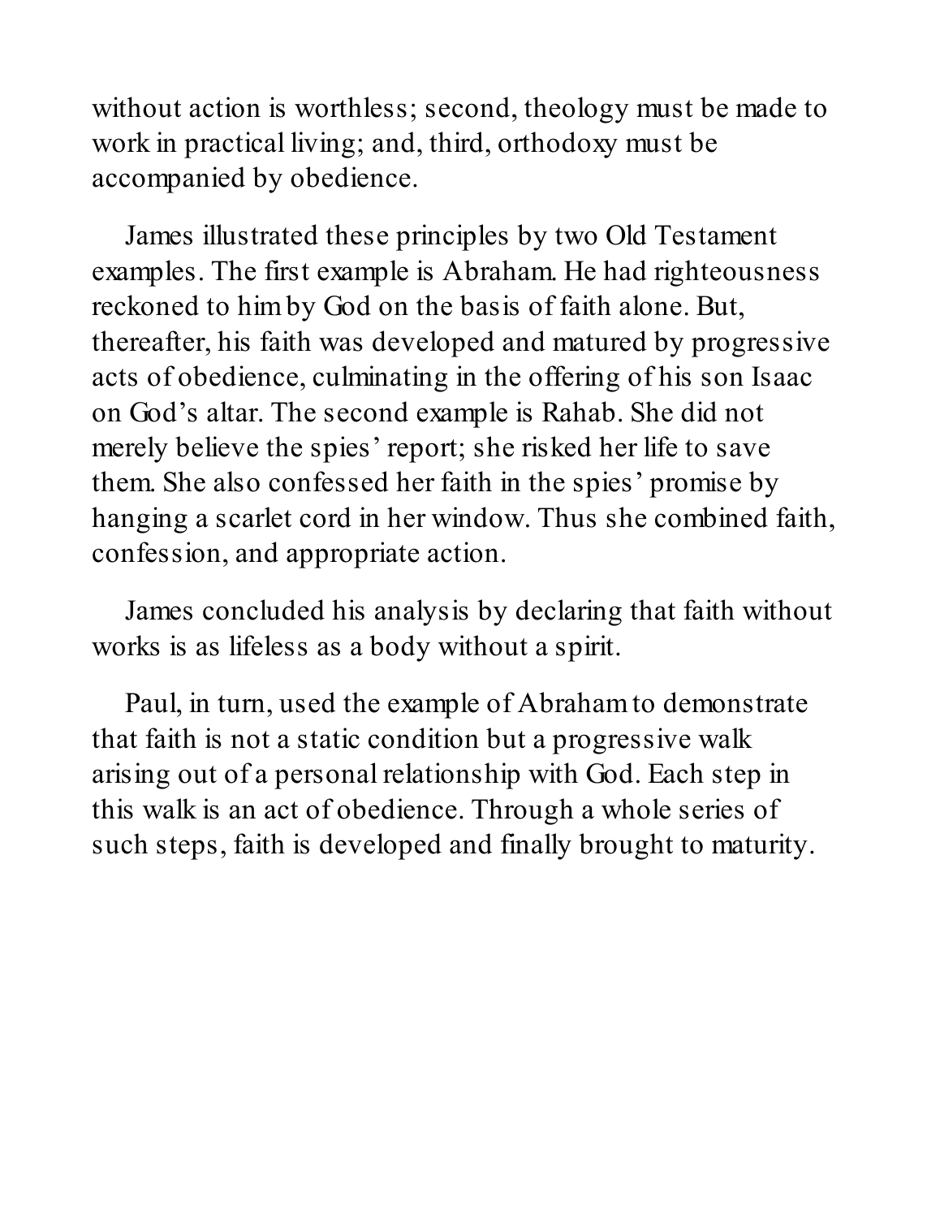without action is worthless; second, theology must be made to work in practical living; and, third, orthodoxy must be accompanied by obedience.

James illustrated these principles by two Old Testament examples. The first example is Abraham. He had righteousness reckoned to him by God on the basis of faith alone. But, thereafter, his faith was developed and matured by progressive acts of obedience, culminating in the offering of his son Isaac on God's altar. The second example is Rahab. She did not merely believe the spies' report; she risked her life to save them. She also confessed her faith in the spies' promise by hanging a scarlet cord in her window. Thus she combined faith, confession, and appropriate action.

James concluded his analysis by declaring that faith without works is as lifeless as a body without a spirit.

Paul, in turn, used the example of Abraham to demonstrate that faith is not a static condition but a progressive walk arising out of a personal relationship with God. Each step in this walk is an act of obedience. Through a whole series of such steps, faith is developed and finally brought to maturity.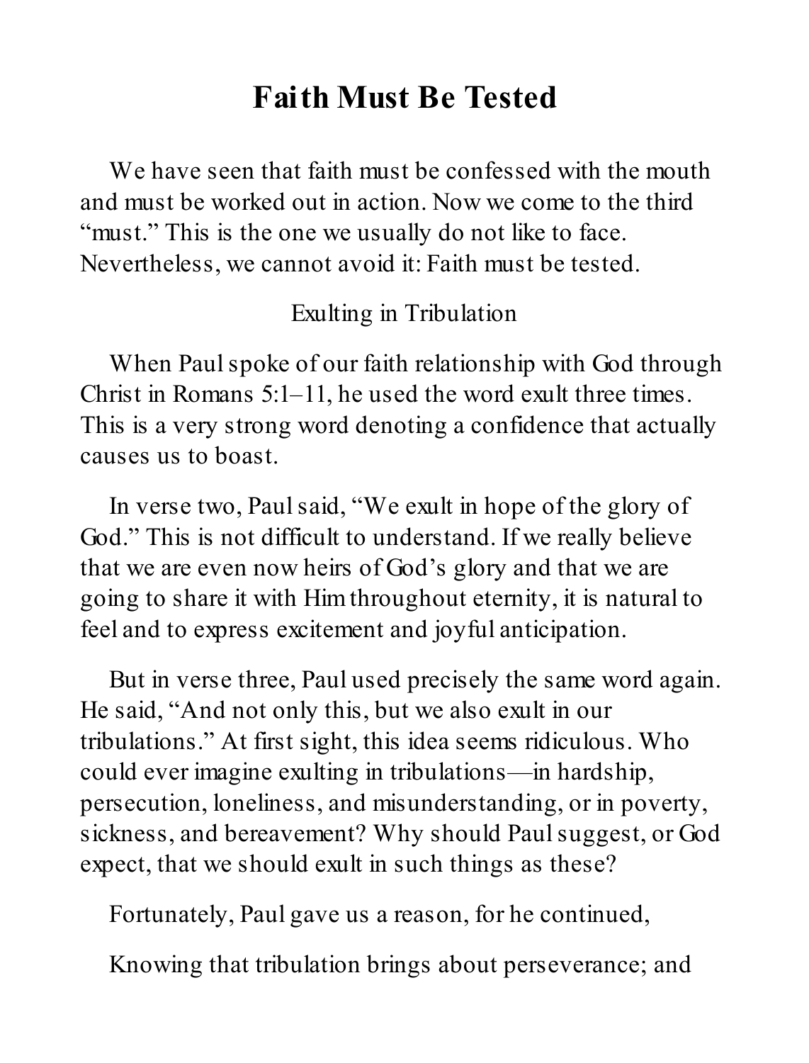# Faith Must Be Tested

We have seen that faith must be confessed with the mouth and must be worked out in action. Now we come to the third "must." This is the one we usually do not like to face. Nevertheless, we cannot avoid it: Faith must be tested.

## Exulting in Tribulation

When Paul spoke of our faith relationship with God through Christ in Romans 5:1–11, he used the word exult three times. This is a very strong word denoting a confidence that actually causes us to boast.

In verse two, Paul said, "We exult in hope of the glory of God." This is not difficult to understand. If we really believe that we are even now heirs of God's glory and that we are going to share it with Him throughout eternity, it is natural to feel and to express excitement and joyful anticipation.

But in verse three, Paul used precisely the same word again. He said, "And not only this, but we also exult in our tribulations." At first sight, this idea seems ridiculous. Who could ever imagine exulting in tribulations—in hardship, persecution, loneliness, and misunderstanding, or in poverty, sickness, and bereavement? Why should Paul suggest, or God expect, that we should exult in such things as these?

Fortunately, Paul gave us a reason, for he continued,

Knowing that tribulation brings about perseverance; and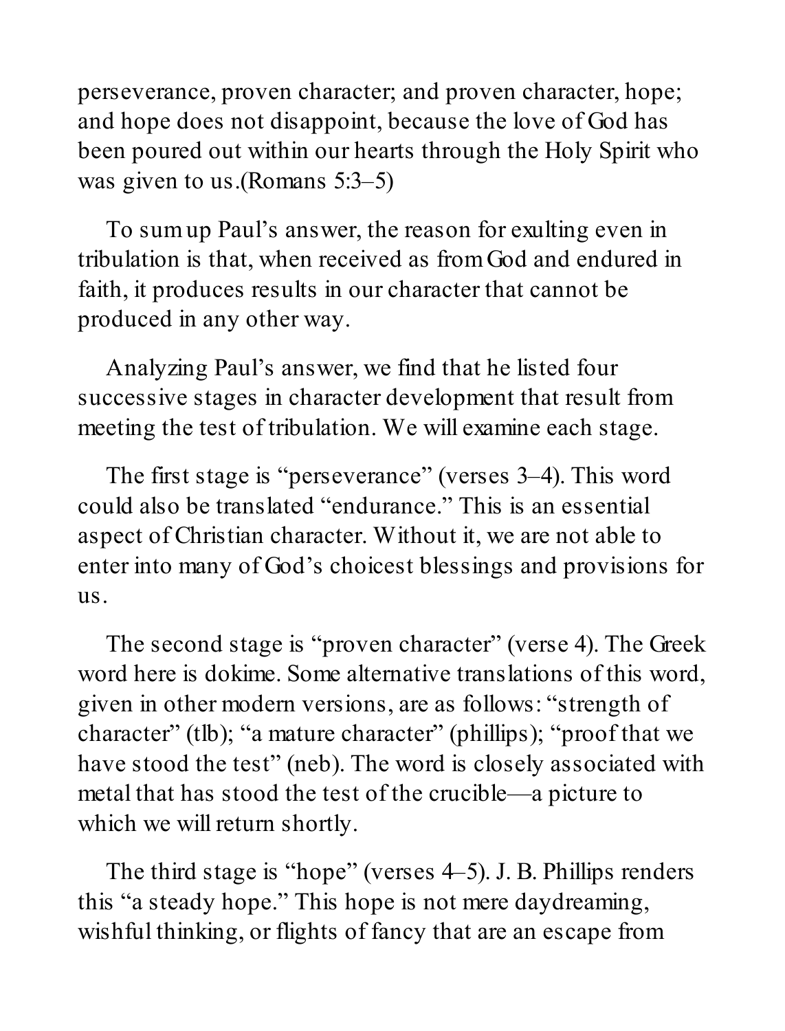perseverance, proven character; and proven character, hope; and hope does not disappoint, because the love of God has been poured out within our hearts through the Holy Spirit who was given to us.(Romans 5:3–5)

To sum up Paul's answer, the reason for exulting even in tribulation is that, when received as from God and endured in faith, it produces results in our character that cannot be produced in any other way.

Analyzing Paul's answer, we find that he listed four successive stages in character development that result from meeting the test of tribulation. We will examine each stage.

The first stage is "perseverance" (verses 3–4). This word could also be translated "endurance." This is an essential aspect of Christian character. Without it, we are not able to enter into many of God's choicest blessings and provisions for us.

The second stage is "proven character" (verse 4). The Greek word here is dokime. Some alternative translations of this word, given in other modern versions, are as follows: "strength of character" (tlb); "a mature character" (phillips); "proof that we have stood the test" (neb). The word is closely associated with metal that has stood the test of the crucible—a picture to which we will return shortly.

The third stage is "hope" (verses 4–5). J. B. Phillips renders this "a steady hope." This hope is not mere daydreaming, wishful thinking, or flights of fancy that are an escape from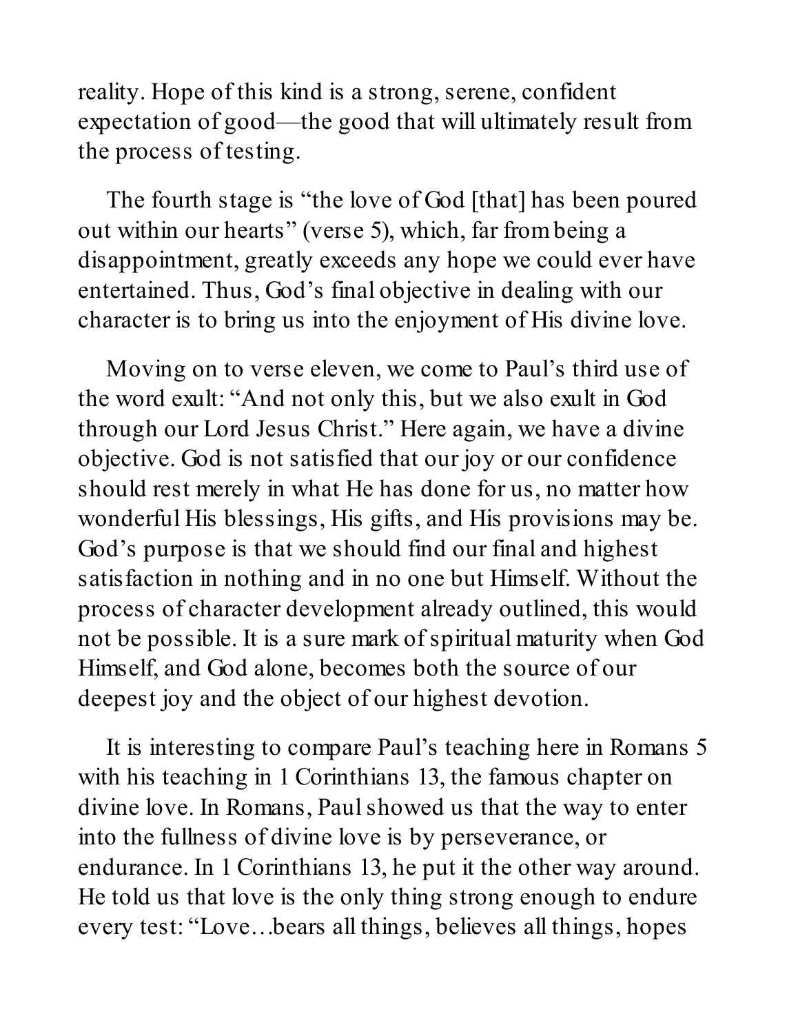reality. Hope of this kind is a strong, serene, confident expectation of good—the good that will ultimately result from the process of testing.

The fourth stage is "the love of God [that] has been poured out within our hearts" (verse 5), which, far from being a disappointment, greatly exceeds any hope we could ever have entertained. Thus, God's final objective in dealing with our character is to bring us into the enjoyment of His divine love.

Moving on to verse eleven, we come to Paul's third use of the word exult: "And not only this, but we also exult in God through our Lord Jesus Christ." Here again, we have a divine objective. God is not satisfied that our joy or our confidence should rest merely in what He has done for us, no matter how wonderful His blessings, His gifts, and His provisions may be. God's purpose is that we should find our final and highest satisfaction in nothing and in no one but Himself. Without the process of character development already outlined, this would not be possible. It is a sure mark of spiritual maturity when God Himself, and God alone, becomes both the source of our deepest joy and the object of our highest devotion.

It is interesting to compare Paul's teaching here in Romans 5 with his teaching in 1 Corinthians 13, the famous chapter on divine love. In Romans, Paul showed us that the way to enter into the fullness of divine love is by perseverance, or endurance. In 1 Corinthians 13, he put it the other way around. He told us that love is the only thing strong enough to endure every test: "Love…bears all things, believes all things, hopes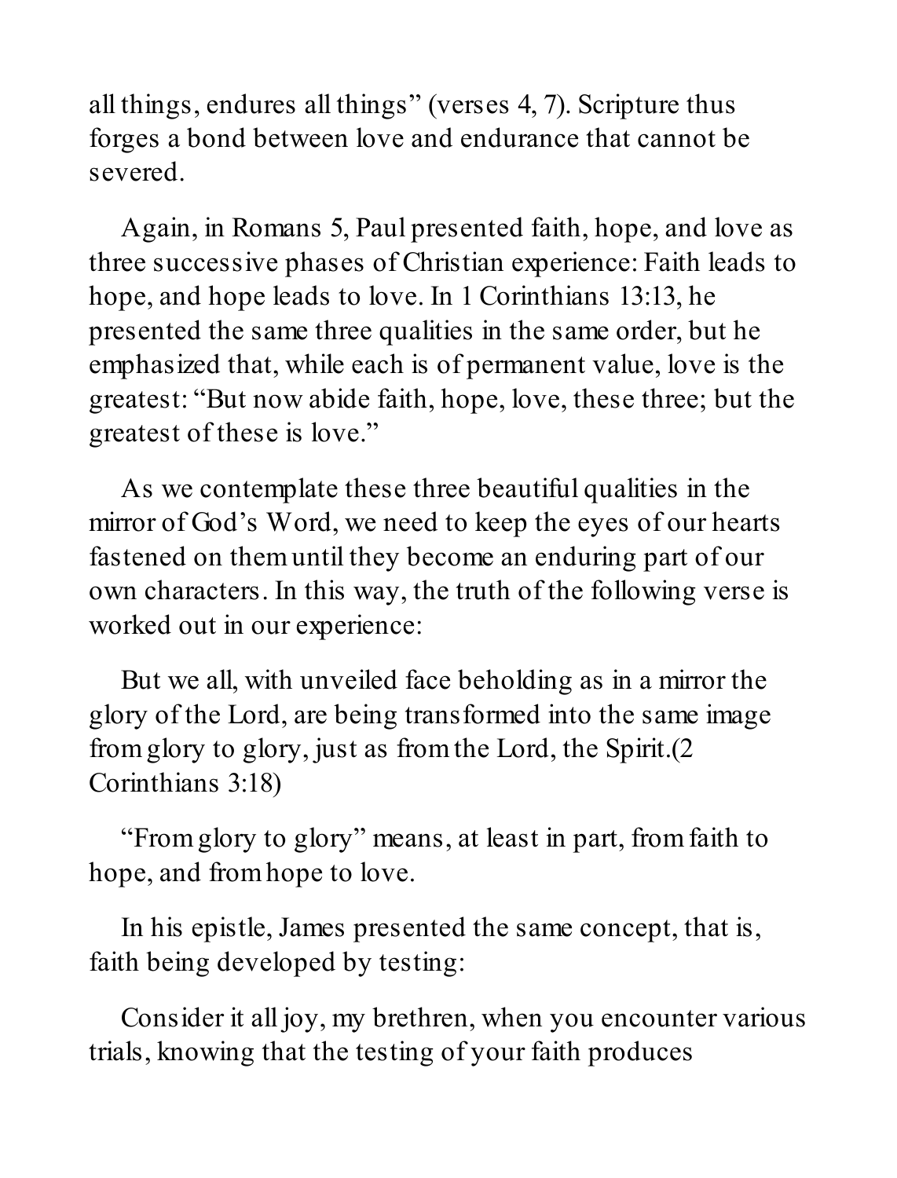all things, endures all things" (verses 4, 7). Scripture thus forges a bond between love and endurance that cannot be severed.

Again, in Romans 5, Paul presented faith, hope, and love as three successive phases of Christian experience: Faith leads to hope, and hope leads to love. In 1 Corinthians 13:13, he presented the same three qualities in the same order, but he emphasized that, while each is of permanent value, love is the greatest: "But now abide faith, hope, love, these three; but the greatest of these is love."

As we contemplate these three beautiful qualities in the mirror of God's Word, we need to keep the eyes of our hearts fastened on them until they become an enduring part of our own characters. In this way, the truth of the following verse is worked out in our experience:

But we all, with unveiled face beholding as in a mirror the glory of the Lord, are being transformed into the same image from glory to glory, just as from the Lord, the Spirit.(2 Corinthians 3:18)

"From glory to glory" means, at least in part, from faith to hope, and from hope to love.

In his epistle, James presented the same concept, that is, faith being developed by testing:

Consider it all joy, my brethren, when you encounter various trials, knowing that the testing of your faith produces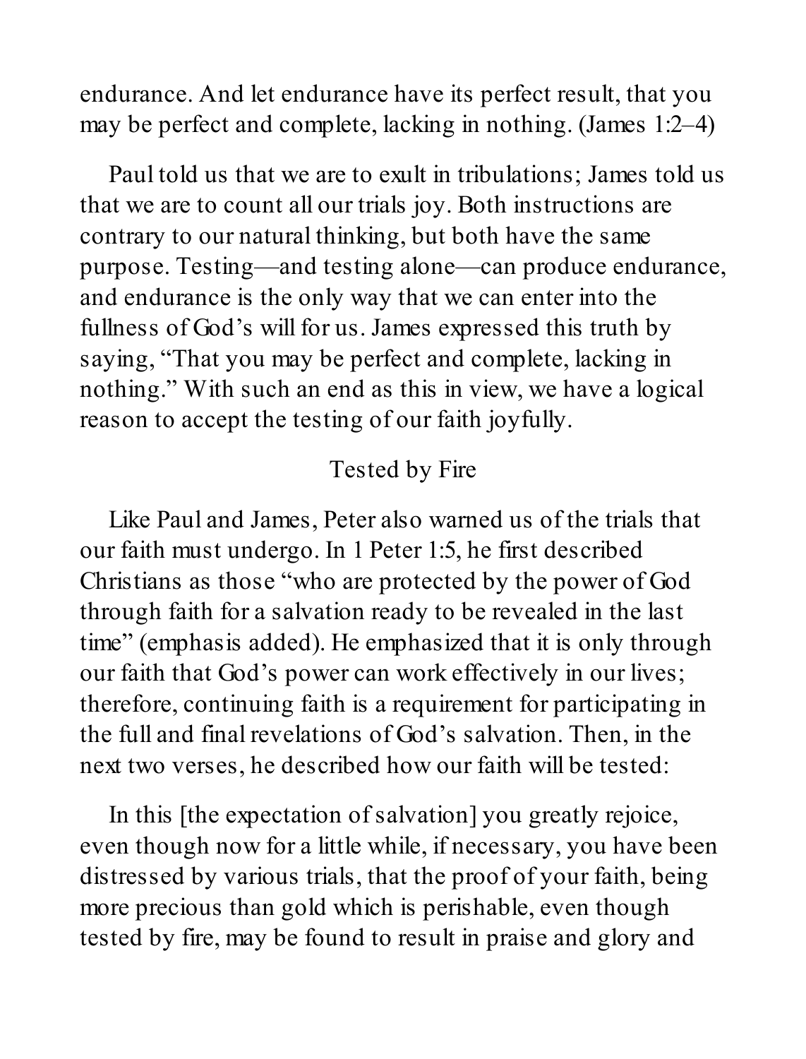endurance. And let endurance have its perfect result, that you may be perfect and complete, lacking in nothing. (James 1:2–4)

Paul told us that we are to exult in tribulations; James told us that we are to count all our trials joy. Both instructions are contrary to our natural thinking, but both have the same purpose. Testing—and testing alone—can produce endurance, and endurance is the only way that we can enter into the fullness of God's will for us. James expressed this truth by saying, "That you may be perfect and complete, lacking in nothing." With such an end as this in view, we have a logical reason to accept the testing of our faith joyfully.

## Tested by Fire

Like Paul and James, Peter also warned us of the trials that our faith must undergo. In 1 Peter 1:5, he first described Christians as those "who are protected by the power of God through faith for a salvation ready to be revealed in the last time" (emphasis added). He emphasized that it is only through our faith that God's power can work effectively in our lives; therefore, continuing faith is a requirement for participating in the full and final revelations of God's salvation. Then, in the next two verses, he described how our faith will be tested:

In this [the expectation of salvation] you greatly rejoice, even though now for a little while, if necessary, you have been distressed by various trials, that the proof of your faith, being more precious than gold which is perishable, even though tested by fire, may be found to result in praise and glory and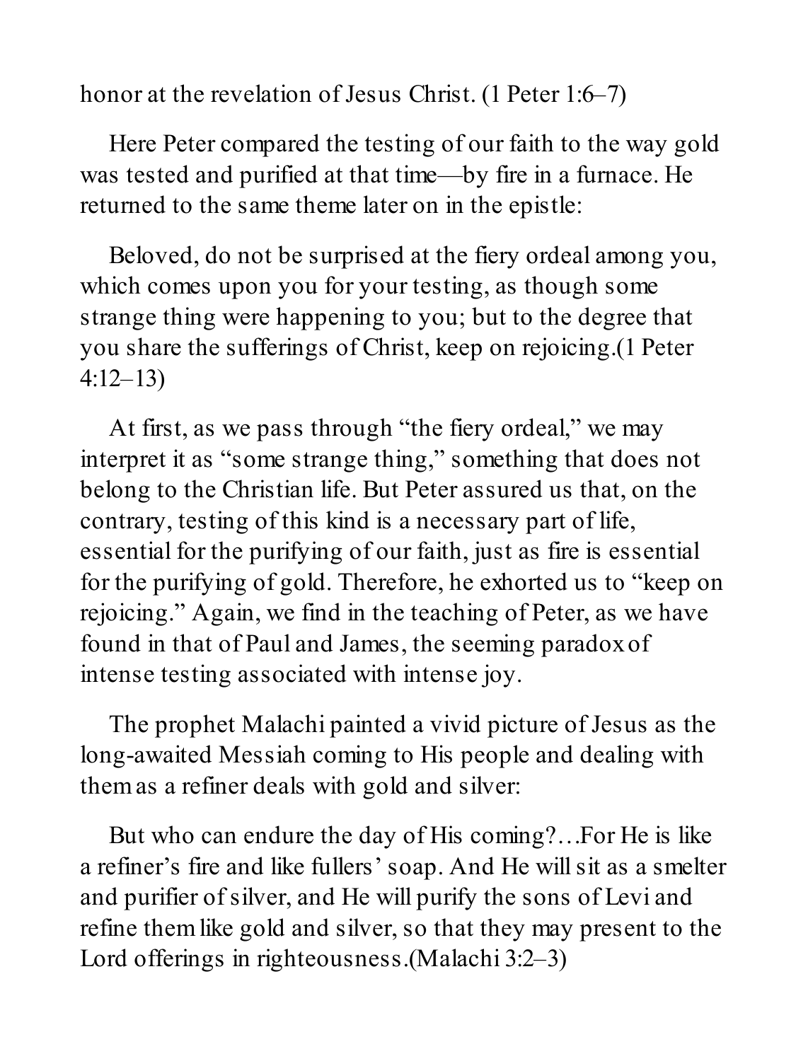honor at the revelation of Jesus Christ. (1 Peter 1:6–7)

Here Peter compared the testing of our faith to the way gold was tested and purified at that time—by fire in a furnace. He returned to the same theme later on in the epistle:

Beloved, do not be surprised at the fiery ordeal among you, which comes upon you for your testing, as though some strange thing were happening to you; but to the degree that you share the sufferings of Christ, keep on rejoicing.(1 Peter 4:12–13)

At first, as we pass through "the fiery ordeal," we may interpret it as "some strange thing," something that does not belong to the Christian life. But Peter assured us that, on the contrary, testing of this kind is a necessary part of life, essential for the purifying of our faith, just as fire is essential for the purifying of gold. Therefore, he exhorted us to "keep on rejoicing." Again, we find in the teaching of Peter, as we have found in that of Paul and James, the seeming paradox of intense testing associated with intense joy.

The prophet Malachi painted a vivid picture of Jesus as the long-awaited Messiah coming to His people and dealing with them as a refiner deals with gold and silver:

But who can endure the day of His coming?…For He is like a refiner's fire and like fullers' soap. And He will sit as a smelter and purifier of silver, and He will purify the sons of Levi and refine them like gold and silver, so that they may present to the Lord offerings in righteousness.(Malachi 3:2–3)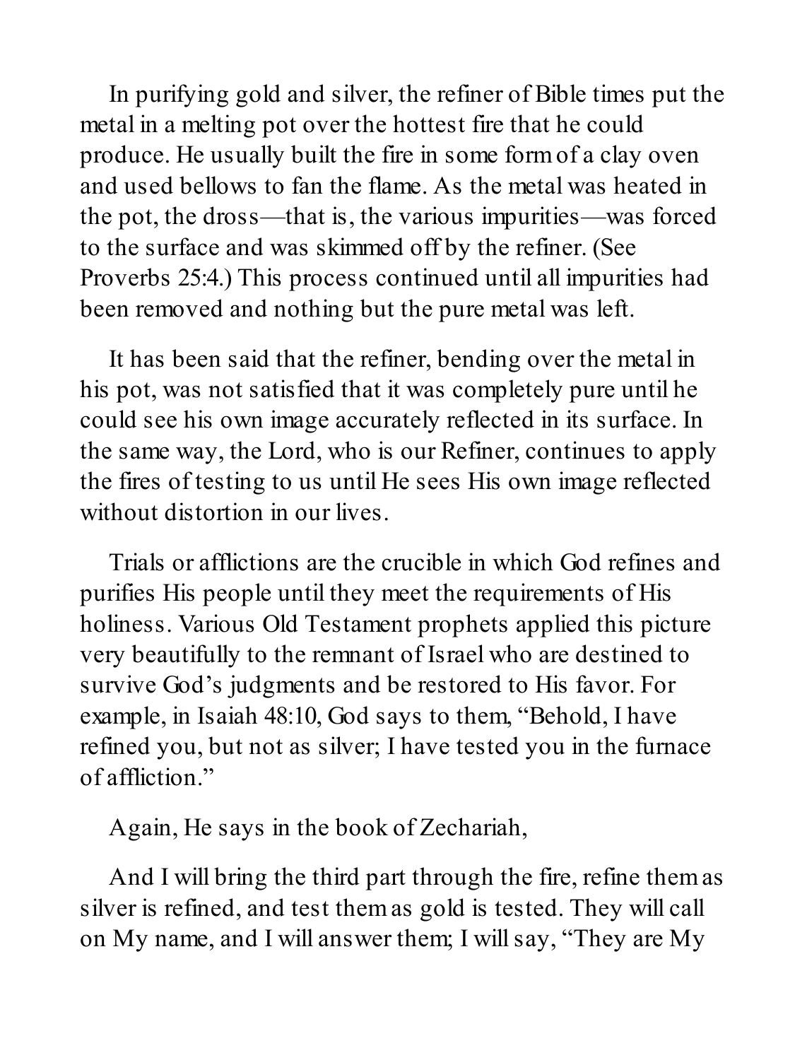In purifying gold and silver, the refiner of Bible times put the metal in a melting pot over the hottest fire that he could produce. He usually built the fire in some form of a clay oven and used bellows to fan the flame. As the metal was heated in the pot, the dross—that is, the various impurities—was forced to the surface and was skimmed off by the refiner. (See Proverbs 25:4.) This process continued until all impurities had been removed and nothing but the pure metal was left.

It has been said that the refiner, bending over the metal in his pot, was not satisfied that it was completely pure until he could see his own image accurately reflected in its surface. In the same way, the Lord, who is our Refiner, continues to apply the fires of testing to us until He sees His own image reflected without distortion in our lives.

Trials or afflictions are the crucible in which God refines and purifies His people until they meet the requirements of His holiness. Various Old Testament prophets applied this picture very beautifully to the remnant of Israel who are destined to survive God's judgments and be restored to His favor. For example, in Isaiah 48:10, God says to them, "Behold, I have refined you, but not as silver; I have tested you in the furnace of affliction."

Again, He says in the book of Zechariah,

And I will bring the third part through the fire, refine them as silver is refined, and test them as gold is tested. They will call on My name, and I will answer them; I will say, "They are My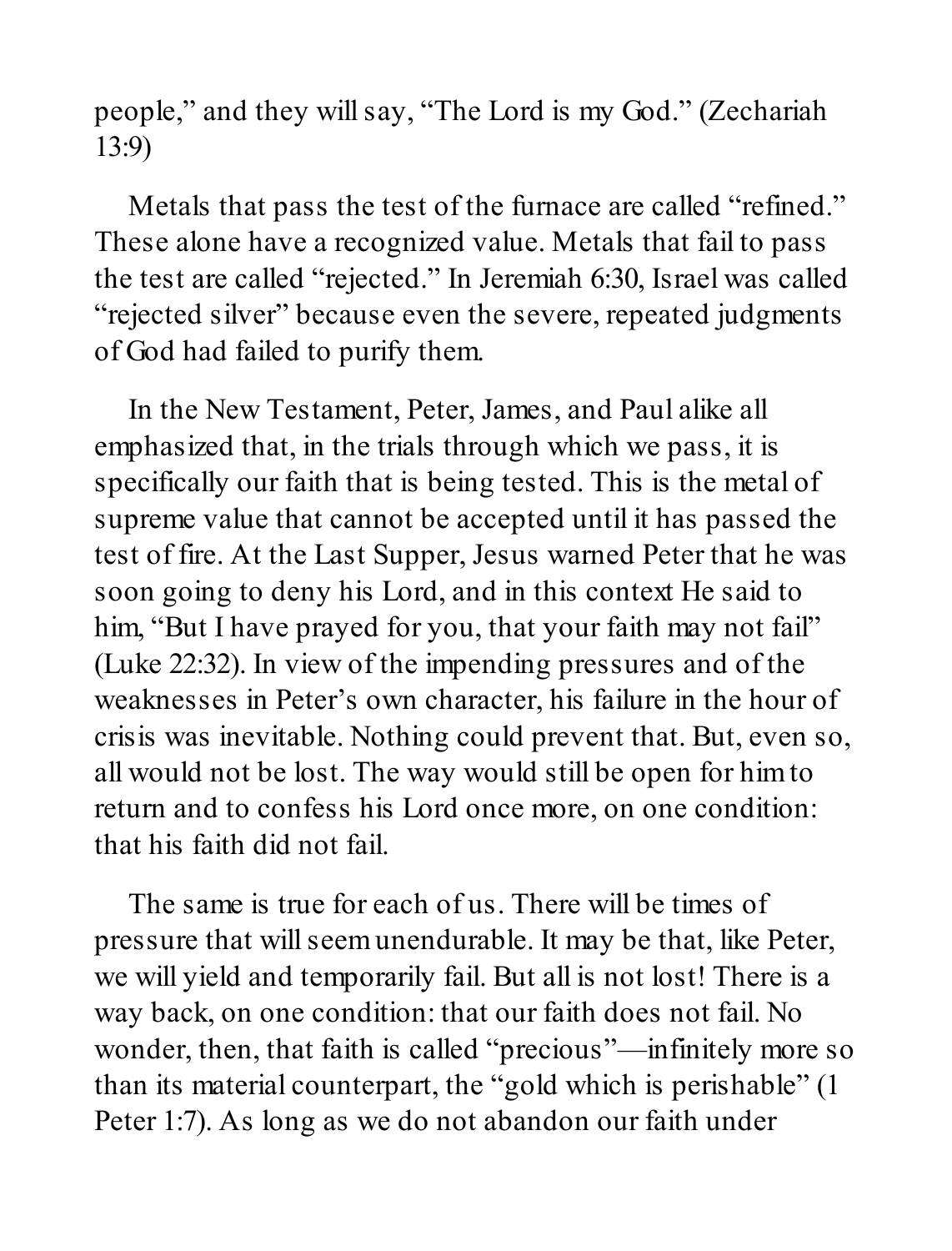people," and they will say, "The Lord is my God." (Zechariah 13:9)

Metals that pass the test of the furnace are called "refined." These alone have a recognized value. Metals that fail to pass the test are called "rejected." In Jeremiah 6:30, Israel was called "rejected silver" because even the severe, repeated judgments of God had failed to purify them.

In the New Testament, Peter, James, and Paul alike all emphasized that, in the trials through which we pass, it is specifically our faith that is being tested. This is the metal of supreme value that cannot be accepted until it has passed the test of fire. At the Last Supper, Jesus warned Peter that he was soon going to deny his Lord, and in this context He said to him, "But I have prayed for you, that your faith may not fail" (Luke 22:32). In view of the impending pressures and of the weaknesses in Peter's own character, his failure in the hour of crisis was inevitable. Nothing could prevent that. But, even so, all would not be lost. The way would still be open for him to return and to confess his Lord once more, on one condition: that his faith did not fail.

The same is true for each of us. There will be times of pressure that will seem unendurable. It may be that, like Peter, we will yield and temporarily fail. But all is not lost! There is a way back, on one condition: that our faith does not fail. No wonder, then, that faith is called "precious"—infinitely more so than its material counterpart, the "gold which is perishable" (1 Peter 1:7). As long as we do not abandon our faith under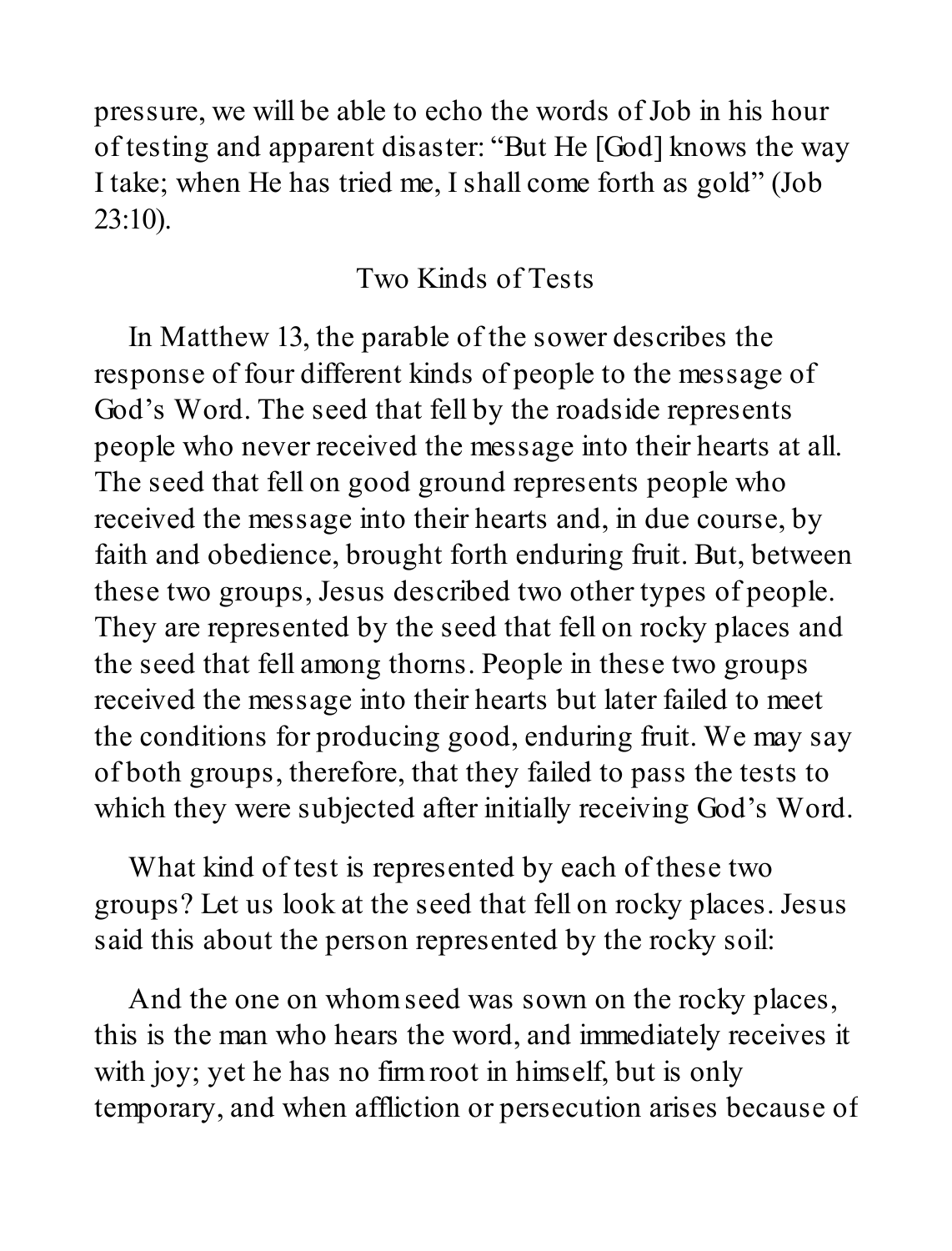pressure, we will be able to echo the words of Job in his hour of testing and apparent disaster: "But He [God] knows the way I take; when He has tried me, I shall come forth as gold" (Job 23:10).

## Two Kinds of Tests

In Matthew 13, the parable of the sower describes the response of four different kinds of people to the message of God's Word. The seed that fell by the roadside represents people who never received the message into their hearts at all. The seed that fell on good ground represents people who received the message into their hearts and, in due course, by faith and obedience, brought forth enduring fruit. But, between these two groups, Jesus described two other types of people. They are represented by the seed that fell on rocky places and the seed that fell among thorns. People in these two groups received the message into their hearts but later failed to meet the conditions for producing good, enduring fruit. We may say of both groups, therefore, that they failed to pass the tests to which they were subjected after initially receiving God's Word.

What kind of test is represented by each of these two groups? Let us look at the seed that fell on rocky places. Jesus said this about the person represented by the rocky soil:

And the one on whom seed was sown on the rocky places, this is the man who hears the word, and immediately receives it with joy; yet he has no firm root in himself, but is only temporary, and when affliction or persecution arises because of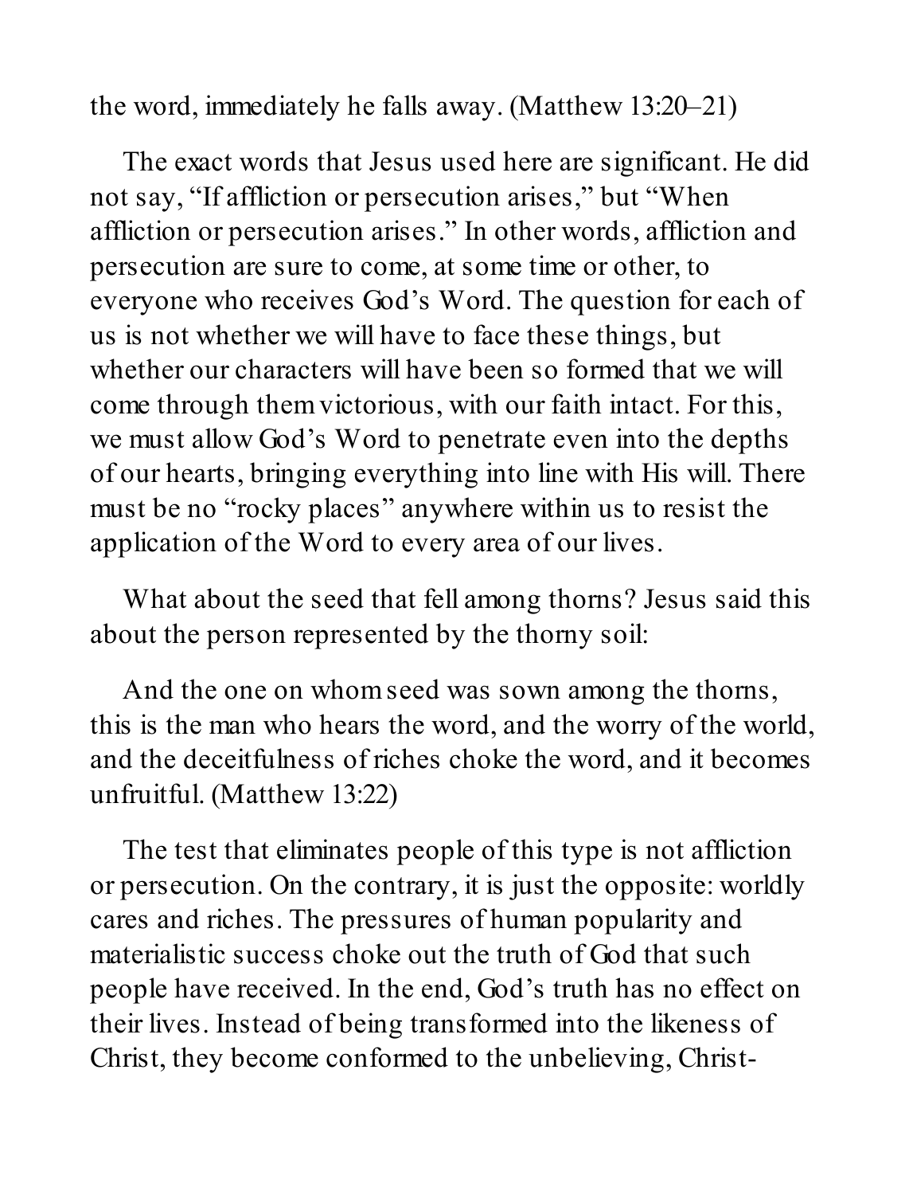the word, immediately he falls away. (Matthew 13:20–21)

The exact words that Jesus used here are significant. He did not say, "If affliction or persecution arises," but "When affliction or persecution arises." In other words, affliction and persecution are sure to come, at some time or other, to everyone who receives God's Word. The question for each of us is not whether we will have to face these things, but whether our characters will have been so formed that we will come through them victorious, with our faith intact. For this, we must allow God's Word to penetrate even into the depths of our hearts, bringing everything into line with His will. There must be no "rocky places" anywhere within us to resist the application of the Word to every area of our lives.

What about the seed that fell among thorns? Jesus said this about the person represented by the thorny soil:

And the one on whom seed was sown among the thorns, this is the man who hears the word, and the worry of the world, and the deceitfulness of riches choke the word, and it becomes unfruitful. (Matthew 13:22)

The test that eliminates people of this type is not affliction or persecution. On the contrary, it is just the opposite: worldly cares and riches. The pressures of human popularity and materialistic success choke out the truth of God that such people have received. In the end, God's truth has no effect on their lives. Instead of being transformed into the likeness of Christ, they become conformed to the unbelieving, Christ-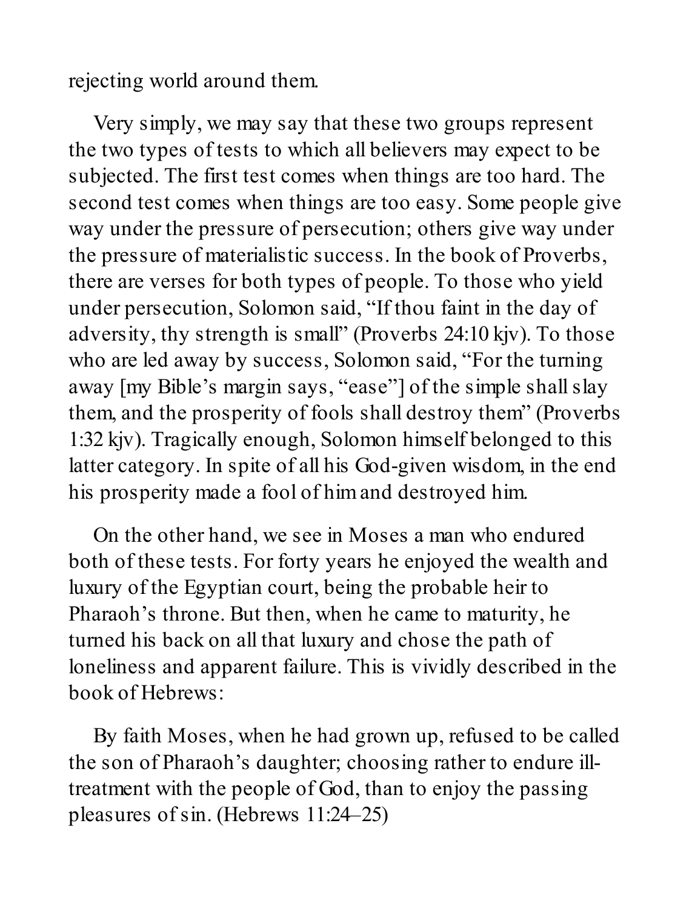rejecting world around them.

Very simply, we may say that these two groups represent the two types of tests to which all believers may expect to be subjected. The first test comes when things are too hard. The second test comes when things are too easy. Some people give way under the pressure of persecution; others give way under the pressure of materialistic success. In the book of Proverbs, there are verses for both types of people. To those who yield under persecution, Solomon said, "If thou faint in the day of adversity, thy strength is small" (Proverbs 24:10 kjv). To those who are led away by success, Solomon said, "For the turning away [my Bible's margin says, "ease"] of the simple shall slay them, and the prosperity of fools shall destroy them" (Proverbs 1:32 kjv). Tragically enough, Solomon himself belonged to this latter category. In spite of all his God-given wisdom, in the end his prosperity made a fool of him and destroyed him.

On the other hand, we see in Moses a man who endured both of these tests. For forty years he enjoyed the wealth and luxury of the Egyptian court, being the probable heir to Pharaoh's throne. But then, when he came to maturity, he turned his back on all that luxury and chose the path of loneliness and apparent failure. This is vividly described in the book of Hebrews:

> By faith Moses, when he had grown up, refused to be called the son of Pharaoh's daughter; choosing rather to endure ill-treatment with the people of God, than to enjoy the passing pleasures of sin. (Hebrews 11:24–25)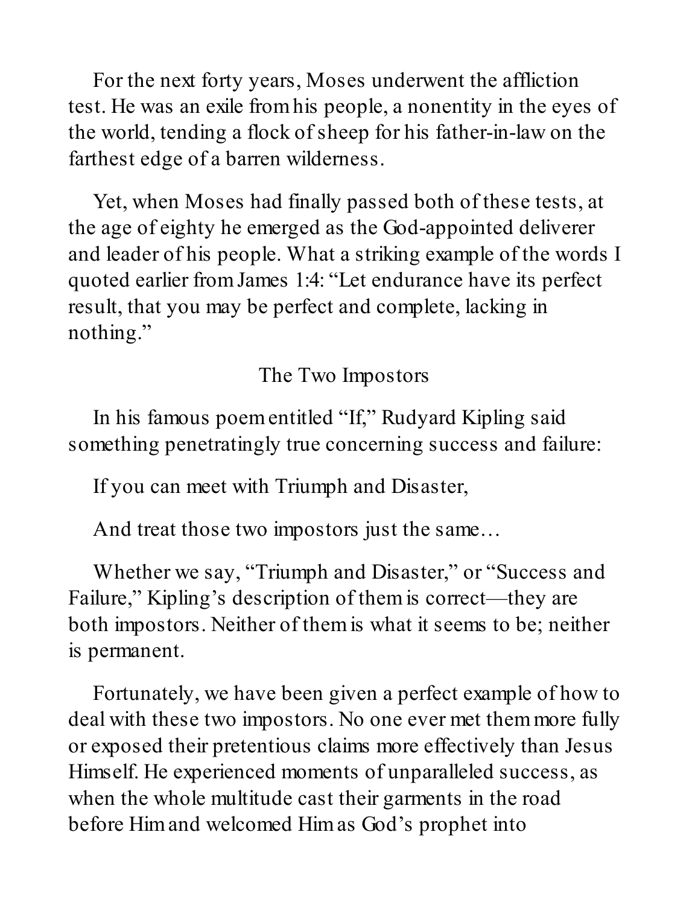For the next forty years, Moses underwent the affliction test. He was an exile from his people, a nonentity in the eyes of the world, tending a flock of sheep for his father-in-law on the farthest edge of a barren wilderness.

Yet, when Moses had finally passed both of these tests, at the age of eighty he emerged as the God-appointed deliverer and leader of his people. What a striking example of the words I quoted earlier from James 1:4: "Let endurance have its perfect result, that you may be perfect and complete, lacking in nothing."

## The Two Impostors

In his famous poem entitled "If," Rudyard Kipling said something penetratingly true concerning success and failure:

If you can meet with Triumph and Disaster,

And treat those two impostors just the same…

Whether we say, "Triumph and Disaster," or "Success and Failure," Kipling's description of them is correct—they are both impostors. Neither of them is what it seems to be; neither is permanent.

Fortunately, we have been given a perfect example of how to deal with these two impostors. No one ever met them more fully or exposed their pretentious claims more effectively than Jesus Himself. He experienced moments of unparalleled success, as when the whole multitude cast their garments in the road before Him and welcomed Him as God's prophet into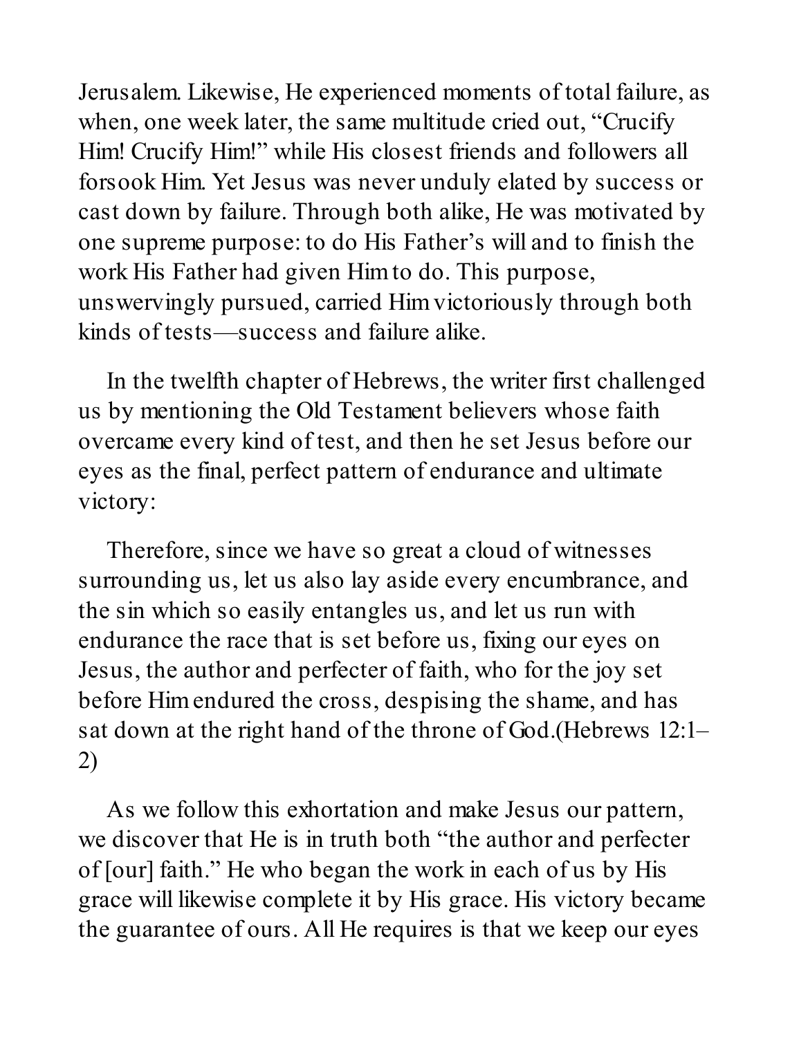Jerusalem. Likewise, He experienced moments of total failure, as when, one week later, the same multitude cried out, "Crucify Him! Crucify Him!" while His closest friends and followers all forsook Him. Yet Jesus was never unduly elated by success or cast down by failure. Through both alike, He was motivated by one supreme purpose: to do His Father's will and to finish the work His Father had given Him to do. This purpose, unswervingly pursued, carried Him victoriously through both kinds of tests—success and failure alike.

In the twelfth chapter of Hebrews, the writer first challenged us by mentioning the Old Testament believers whose faith overcame every kind of test, and then he set Jesus before our eyes as the final, perfect pattern of endurance and ultimate victory:

Therefore, since we have so great a cloud of witnesses surrounding us, let us also lay aside every encumbrance, and the sin which so easily entangles us, and let us run with endurance the race that is set before us, fixing our eyes on Jesus, the author and perfecter of faith, who for the joy set before Him endured the cross, despising the shame, and has sat down at the right hand of the throne of God.(Hebrews 12:1–2)

As we follow this exhortation and make Jesus our pattern, we discover that He is in truth both "the author and perfecter of [our] faith." He who began the work in each of us by His grace will likewise complete it by His grace. His victory became the guarantee of ours. All He requires is that we keep our eyes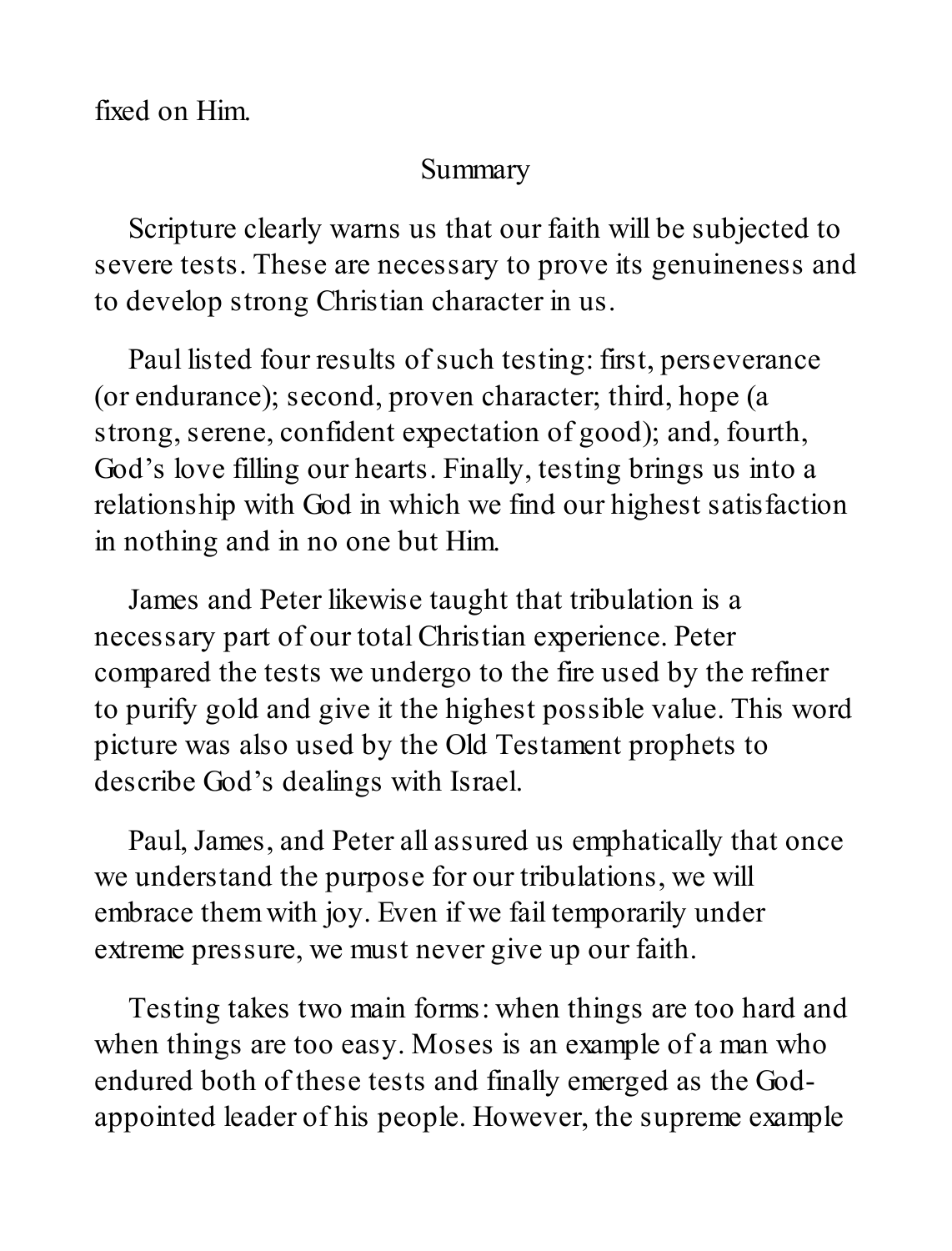fixed on Him.

## Summary

Scripture clearly warns us that our faith will be subjected to severe tests. These are necessary to prove its genuineness and to develop strong Christian character in us.

Paul listed four results of such testing: first, perseverance (or endurance); second, proven character; third, hope (a strong, serene, confident expectation of good); and, fourth, God's love filling our hearts. Finally, testing brings us into a relationship with God in which we find our highest satisfaction in nothing and in no one but Him.

James and Peter likewise taught that tribulation is a necessary part of our total Christian experience. Peter compared the tests we undergo to the fire used by the refiner to purify gold and give it the highest possible value. This word picture was also used by the Old Testament prophets to describe God's dealings with Israel.

Paul, James, and Peter all assured us emphatically that once we understand the purpose for our tribulations, we will embrace them with joy. Even if we fail temporarily under extreme pressure, we must never give up our faith.

Testing takes two main forms: when things are too hard and when things are too easy. Moses is an example of a man who endured both of these tests and finally emerged as the God-appointed leader of his people. However, the supreme example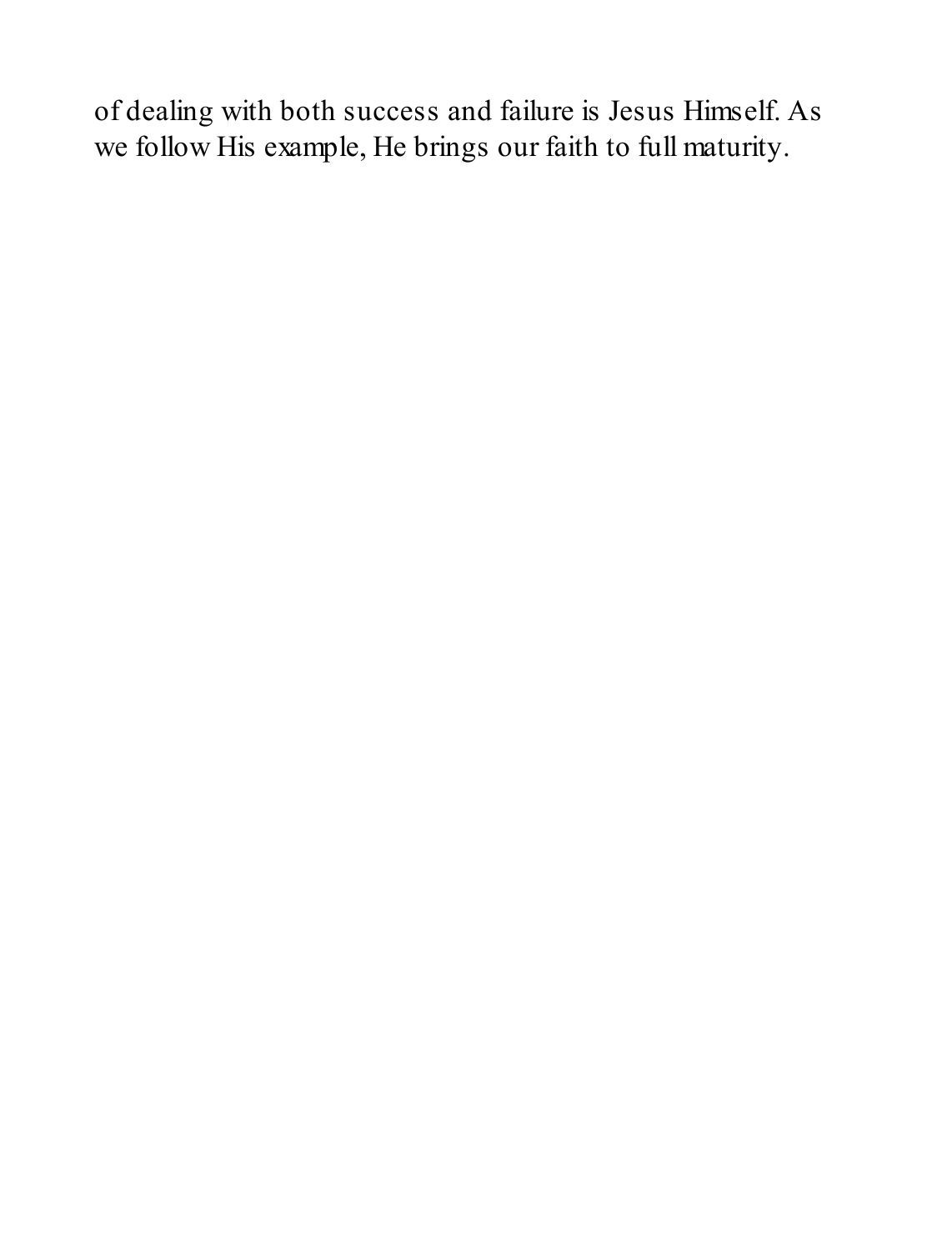of dealing with both success and failure is Jesus Himself. As we follow His example, He brings our faith to full maturity.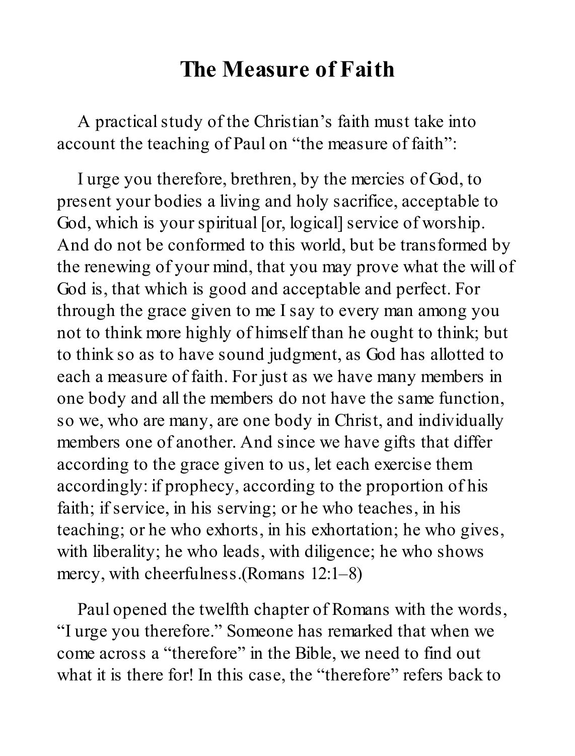# The Measure of Faith

A practical study of the Christian's faith must take into account the teaching of Paul on "the measure of faith":

I urge you therefore, brethren, by the mercies of God, to present your bodies a living and holy sacrifice, acceptable to God, which is your spiritual [or, logical] service of worship. And do not be conformed to this world, but be transformed by the renewing of your mind, that you may prove what the will of God is, that which is good and acceptable and perfect. For through the grace given to me I say to every man among you not to think more highly of himself than he ought to think; but to think so as to have sound judgment, as God has allotted to each a measure of faith. For just as we have many members in one body and all the members do not have the same function, so we, who are many, are one body in Christ, and individually members one of another. And since we have gifts that differ according to the grace given to us, let each exercise them accordingly: if prophecy, according to the proportion of his faith; if service, in his serving; or he who teaches, in his teaching; or he who exhorts, in his exhortation; he who gives, with liberality; he who leads, with diligence; he who shows mercy, with cheerfulness.(Romans 12:1–8)

Paul opened the twelfth chapter of Romans with the words, "I urge you therefore." Someone has remarked that when we come across a "therefore" in the Bible, we need to find out what it is there for! In this case, the "therefore" refers back to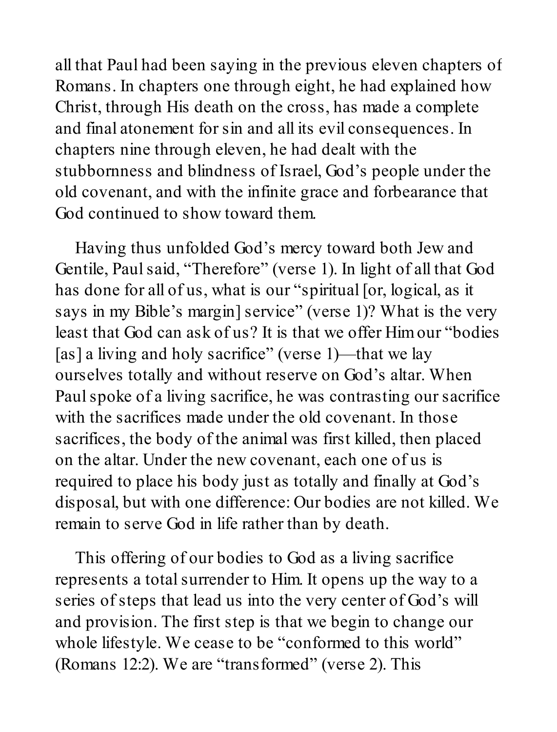all that Paul had been saying in the previous eleven chapters of Romans. In chapters one through eight, he had explained how Christ, through His death on the cross, has made a complete and final atonement for sin and all its evil consequences. In chapters nine through eleven, he had dealt with the stubbornness and blindness of Israel, God's people under the old covenant, and with the infinite grace and forbearance that God continued to show toward them.

Having thus unfolded God's mercy toward both Jew and Gentile, Paul said, "Therefore" (verse 1). In light of all that God has done for all of us, what is our "spiritual [or, logical, as it says in my Bible's margin] service" (verse 1)? What is the very least that God can ask of us? It is that we offer Him our "bodies [as] a living and holy sacrifice" (verse 1)—that we lay ourselves totally and without reserve on God's altar. When Paul spoke of a living sacrifice, he was contrasting our sacrifice with the sacrifices made under the old covenant. In those sacrifices, the body of the animal was first killed, then placed on the altar. Under the new covenant, each one of us is required to place his body just as totally and finally at God's disposal, but with one difference: Our bodies are not killed. We remain to serve God in life rather than by death.

This offering of our bodies to God as a living sacrifice represents a total surrender to Him. It opens up the way to a series of steps that lead us into the very center of God's will and provision. The first step is that we begin to change our whole lifestyle. We cease to be "conformed to this world" (Romans 12:2). We are "transformed" (verse 2). This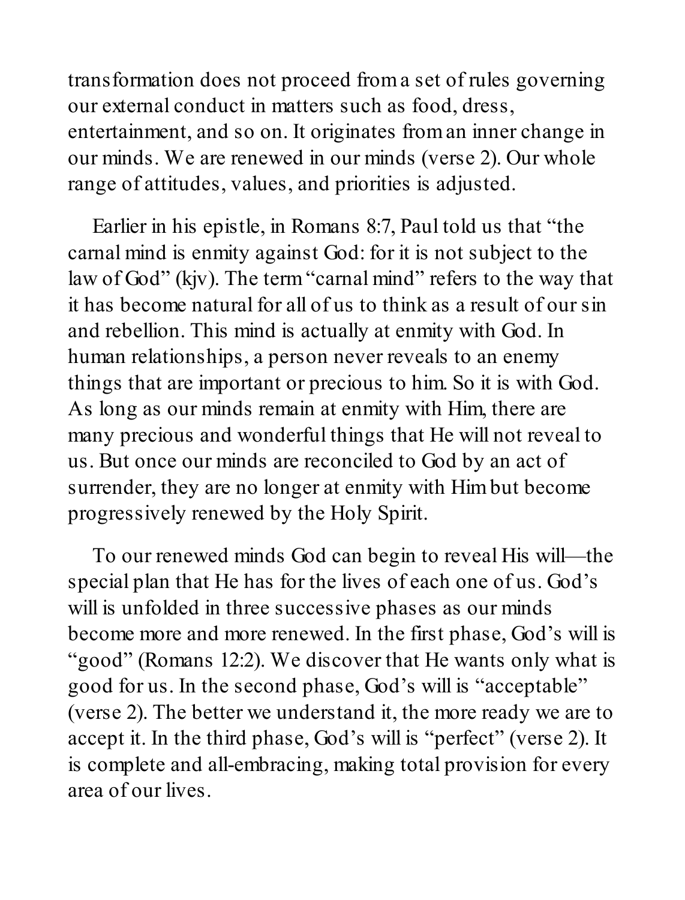transformation does not proceed from a set of rules governing our external conduct in matters such as food, dress, entertainment, and so on. It originates from an inner change in our minds. We are renewed in our minds (verse 2). Our whole range of attitudes, values, and priorities is adjusted.

Earlier in his epistle, in Romans 8:7, Paul told us that "the carnal mind is enmity against God: for it is not subject to the law of God" (kjv). The term "carnal mind" refers to the way that it has become natural for all of us to think as a result of our sin and rebellion. This mind is actually at enmity with God. In human relationships, a person never reveals to an enemy things that are important or precious to him. So it is with God. As long as our minds remain at enmity with Him, there are many precious and wonderful things that He will not reveal to us. But once our minds are reconciled to God by an act of surrender, they are no longer at enmity with Him but become progressively renewed by the Holy Spirit.

To our renewed minds God can begin to reveal His will—the special plan that He has for the lives of each one of us. God's will is unfolded in three successive phases as our minds become more and more renewed. In the first phase, God's will is "good" (Romans 12:2). We discover that He wants only what is good for us. In the second phase, God's will is "acceptable" (verse 2). The better we understand it, the more ready we are to accept it. In the third phase, God's will is "perfect" (verse 2). It is complete and all-embracing, making total provision for every area of our lives.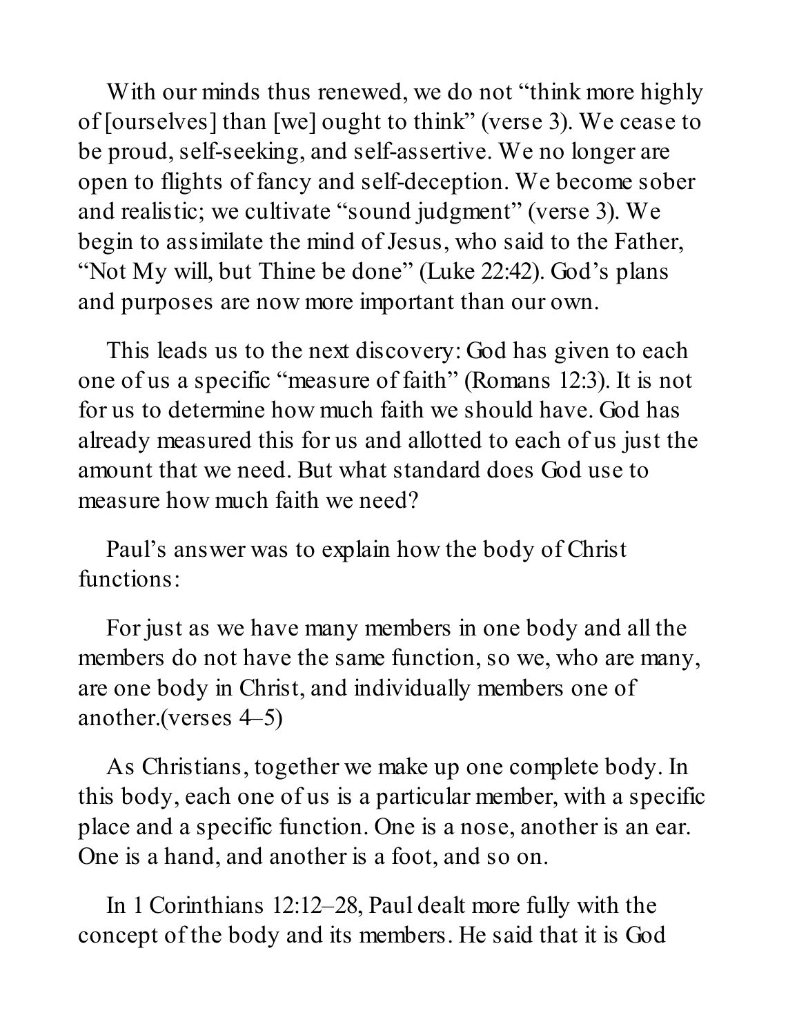With our minds thus renewed, we do not "think more highly of [ourselves] than [we] ought to think" (verse 3). We cease to be proud, self-seeking, and self-assertive. We no longer are open to flights of fancy and self-deception. We become sober and realistic; we cultivate "sound judgment" (verse 3). We begin to assimilate the mind of Jesus, who said to the Father, "Not My will, but Thine be done" (Luke 22:42). God's plans and purposes are now more important than our own.

This leads us to the next discovery: God has given to each one of us a specific "measure of faith" (Romans 12:3). It is not for us to determine how much faith we should have. God has already measured this for us and allotted to each of us just the amount that we need. But what standard does God use to measure how much faith we need?

Paul's answer was to explain how the body of Christ functions:

> For just as we have many members in one body and all the members do not have the same function, so we, who are many, are one body in Christ, and individually members one of another.(verses 4–5)

As Christians, together we make up one complete body. In this body, each one of us is a particular member, with a specific place and a specific function. One is a nose, another is an ear. One is a hand, and another is a foot, and so on.

In 1 Corinthians 12:12–28, Paul dealt more fully with the concept of the body and its members. He said that it is God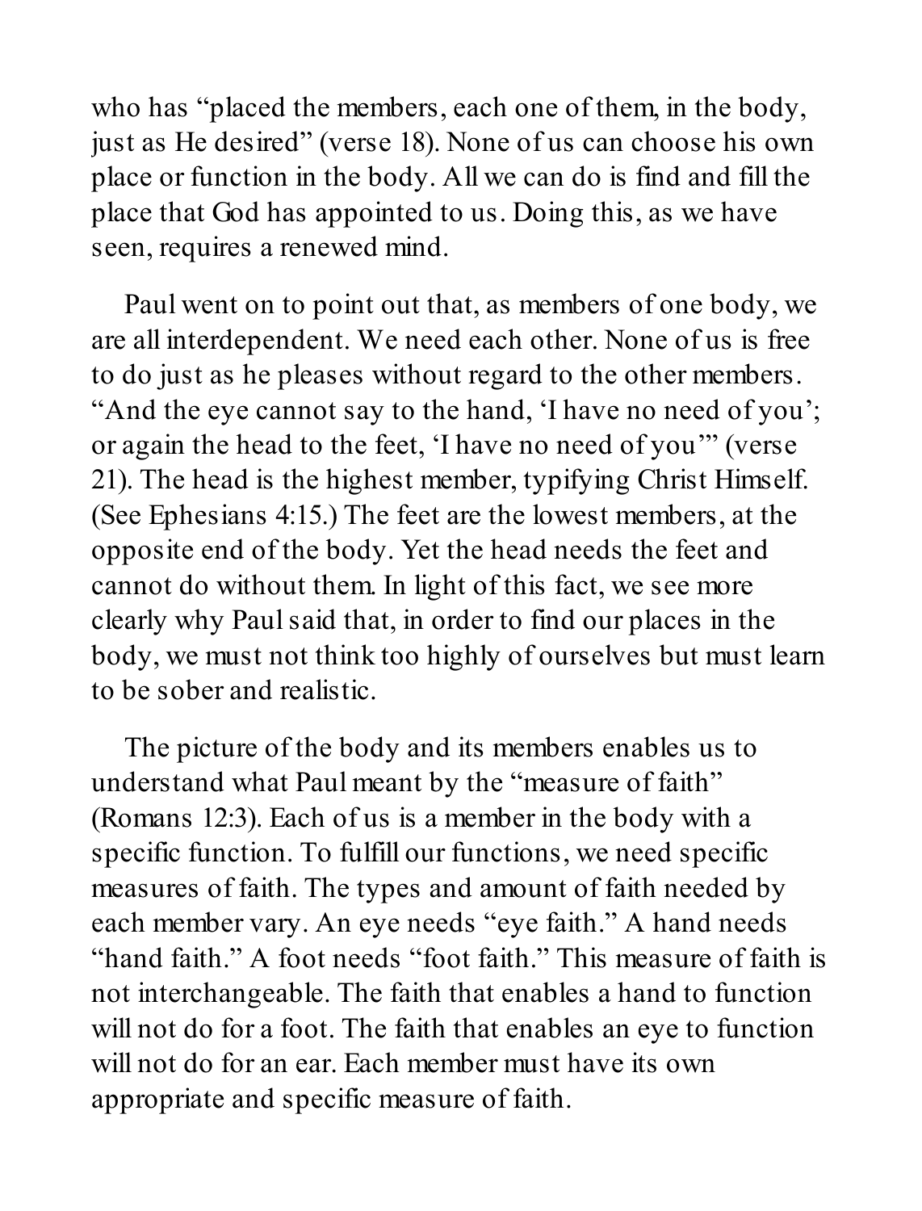who has “placed the members, each one of them, in the body, just as He desired” (verse 18). None of us can choose his own place or function in the body. All we can do is find and fill the place that God has appointed to us. Doing this, as we have seen, requires a renewed mind.

Paul went on to point out that, as members of one body, we are all interdependent. We need each other. None of us is free to do just as he pleases without regard to the other members. “And the eye cannot say to the hand, ‘I have no need of you’; or again the head to the feet, ‘I have no need of you’” (verse 21). The head is the highest member, typifying Christ Himself. (See Ephesians 4:15.) The feet are the lowest members, at the opposite end of the body. Yet the head needs the feet and cannot do without them. In light of this fact, we see more clearly why Paul said that, in order to find our places in the body, we must not think too highly of ourselves but must learn to be sober and realistic.

The picture of the body and its members enables us to understand what Paul meant by the “measure of faith” (Romans 12:3). Each of us is a member in the body with a specific function. To fulfill our functions, we need specific measures of faith. The types and amount of faith needed by each member vary. An eye needs “eye faith.” A hand needs “hand faith.” A foot needs “foot faith.” This measure of faith is not interchangeable. The faith that enables a hand to function will not do for a foot. The faith that enables an eye to function will not do for an ear. Each member must have its own appropriate and specific measure of faith.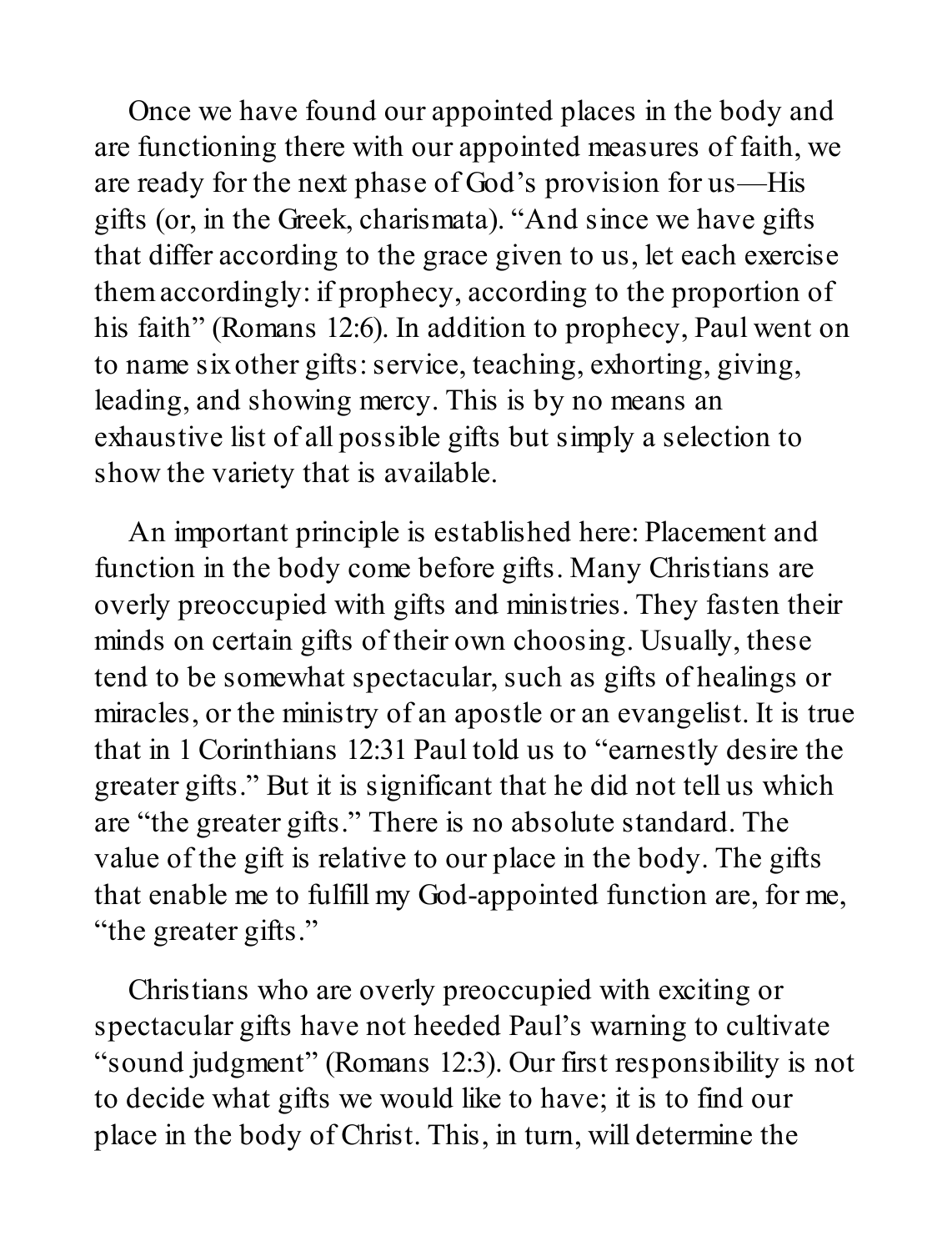Once we have found our appointed places in the body and are functioning there with our appointed measures of faith, we are ready for the next phase of God's provision for us—His gifts (or, in the Greek, charismata). "And since we have gifts that differ according to the grace given to us, let each exercise them accordingly: if prophecy, according to the proportion of his faith" (Romans 12:6). In addition to prophecy, Paul went on to name six other gifts: service, teaching, exhorting, giving, leading, and showing mercy. This is by no means an exhaustive list of all possible gifts but simply a selection to show the variety that is available.

An important principle is established here: Placement and function in the body come before gifts. Many Christians are overly preoccupied with gifts and ministries. They fasten their minds on certain gifts of their own choosing. Usually, these tend to be somewhat spectacular, such as gifts of healings or miracles, or the ministry of an apostle or an evangelist. It is true that in 1 Corinthians 12:31 Paul told us to "earnestly desire the greater gifts." But it is significant that he did not tell us which are "the greater gifts." There is no absolute standard. The value of the gift is relative to our place in the body. The gifts that enable me to fulfill my God-appointed function are, for me, "the greater gifts."

Christians who are overly preoccupied with exciting or spectacular gifts have not heeded Paul's warning to cultivate "sound judgment" (Romans 12:3). Our first responsibility is not to decide what gifts we would like to have; it is to find our place in the body of Christ. This, in turn, will determine the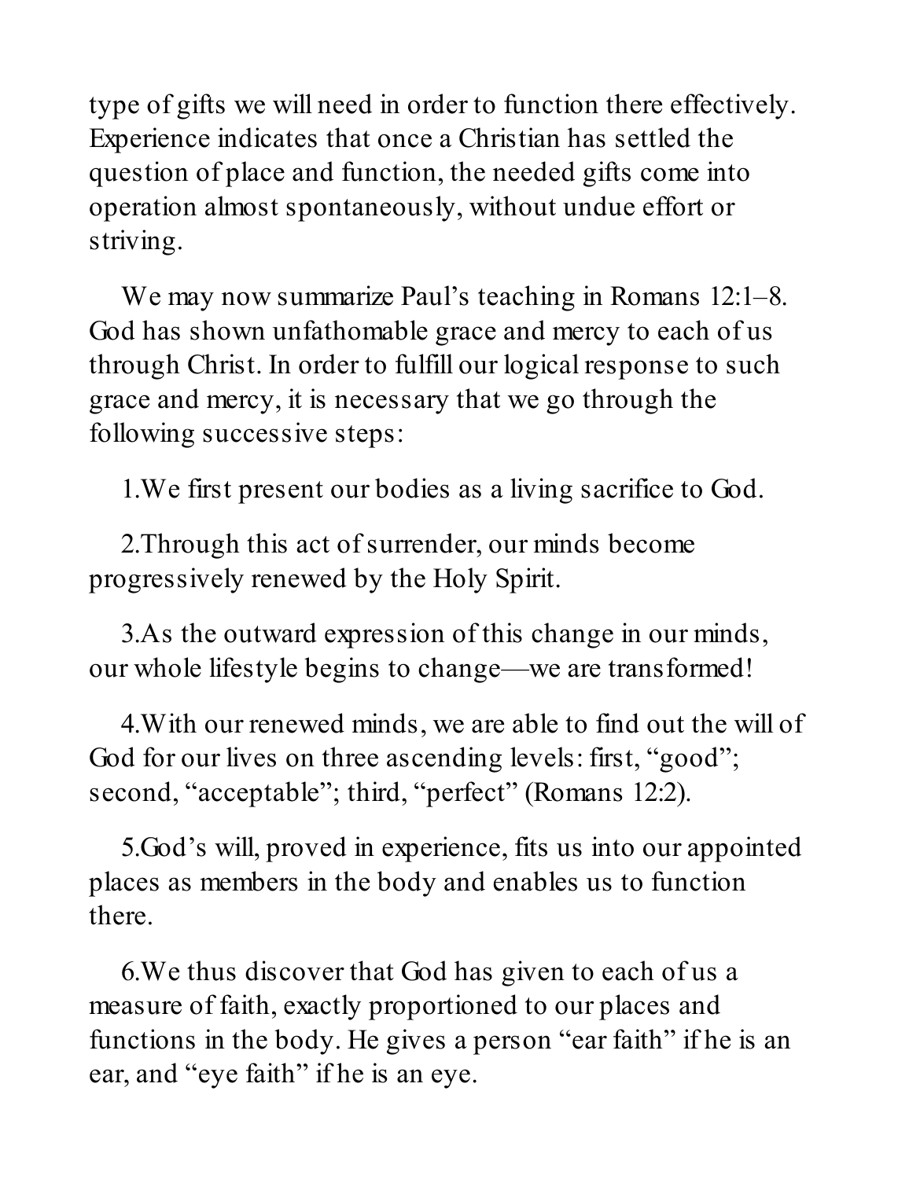type of gifts we will need in order to function there effectively. Experience indicates that once a Christian has settled the question of place and function, the needed gifts come into operation almost spontaneously, without undue effort or striving.

We may now summarize Paul's teaching in Romans 12:1–8. God has shown unfathomable grace and mercy to each of us through Christ. In order to fulfill our logical response to such grace and mercy, it is necessary that we go through the following successive steps:

1. We first present our bodies as a living sacrifice to God.

2. Through this act of surrender, our minds become progressively renewed by the Holy Spirit.

3. As the outward expression of this change in our minds, our whole lifestyle begins to change—we are transformed!

4. With our renewed minds, we are able to find out the will of God for our lives on three ascending levels: first, "good"; second, "acceptable"; third, "perfect" (Romans 12:2).

5. God's will, proved in experience, fits us into our appointed places as members in the body and enables us to function there.

6. We thus discover that God has given to each of us a measure of faith, exactly proportioned to our places and functions in the body. He gives a person "ear faith" if he is an ear, and "eye faith" if he is an eye.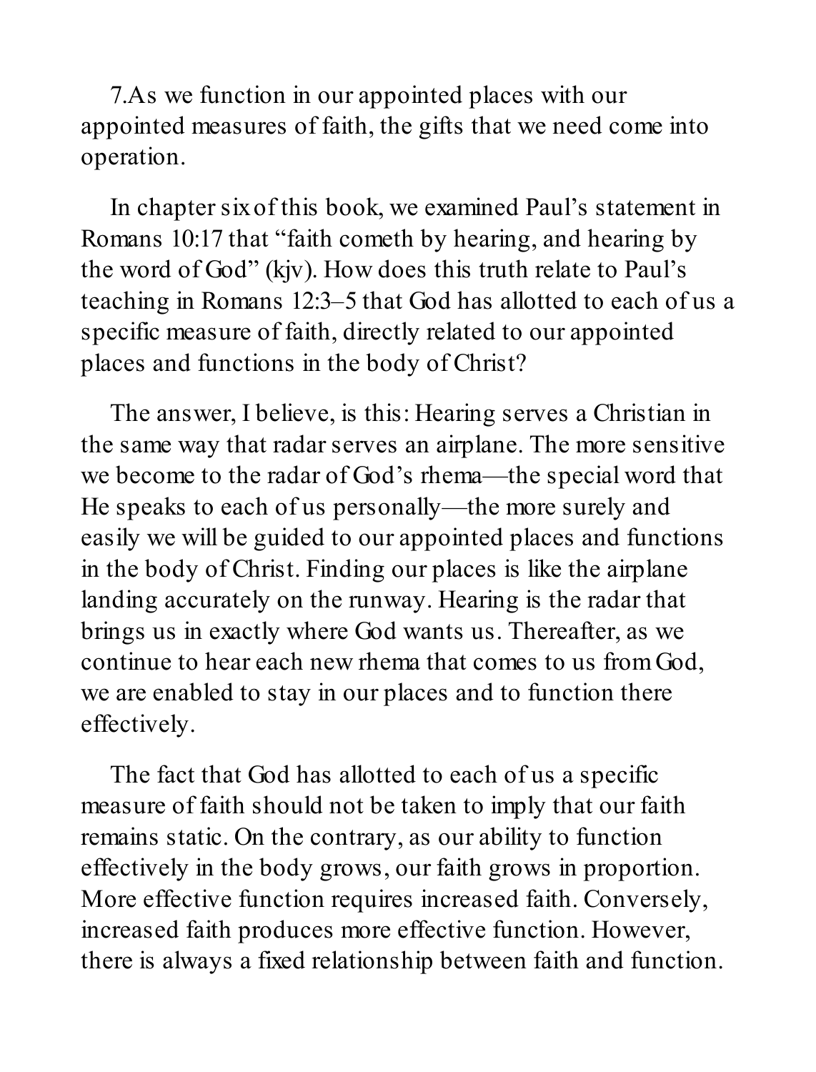7.As we function in our appointed places with our appointed measures of faith, the gifts that we need come into operation.

In chapter six of this book, we examined Paul's statement in Romans 10:17 that "faith cometh by hearing, and hearing by the word of God" (kjv). How does this truth relate to Paul's teaching in Romans 12:3–5 that God has allotted to each of us a specific measure of faith, directly related to our appointed places and functions in the body of Christ?

The answer, I believe, is this: Hearing serves a Christian in the same way that radar serves an airplane. The more sensitive we become to the radar of God's rhema—the special word that He speaks to each of us personally—the more surely and easily we will be guided to our appointed places and functions in the body of Christ. Finding our places is like the airplane landing accurately on the runway. Hearing is the radar that brings us in exactly where God wants us. Thereafter, as we continue to hear each new rhema that comes to us from God, we are enabled to stay in our places and to function there effectively.

The fact that God has allotted to each of us a specific measure of faith should not be taken to imply that our faith remains static. On the contrary, as our ability to function effectively in the body grows, our faith grows in proportion. More effective function requires increased faith. Conversely, increased faith produces more effective function. However, there is always a fixed relationship between faith and function.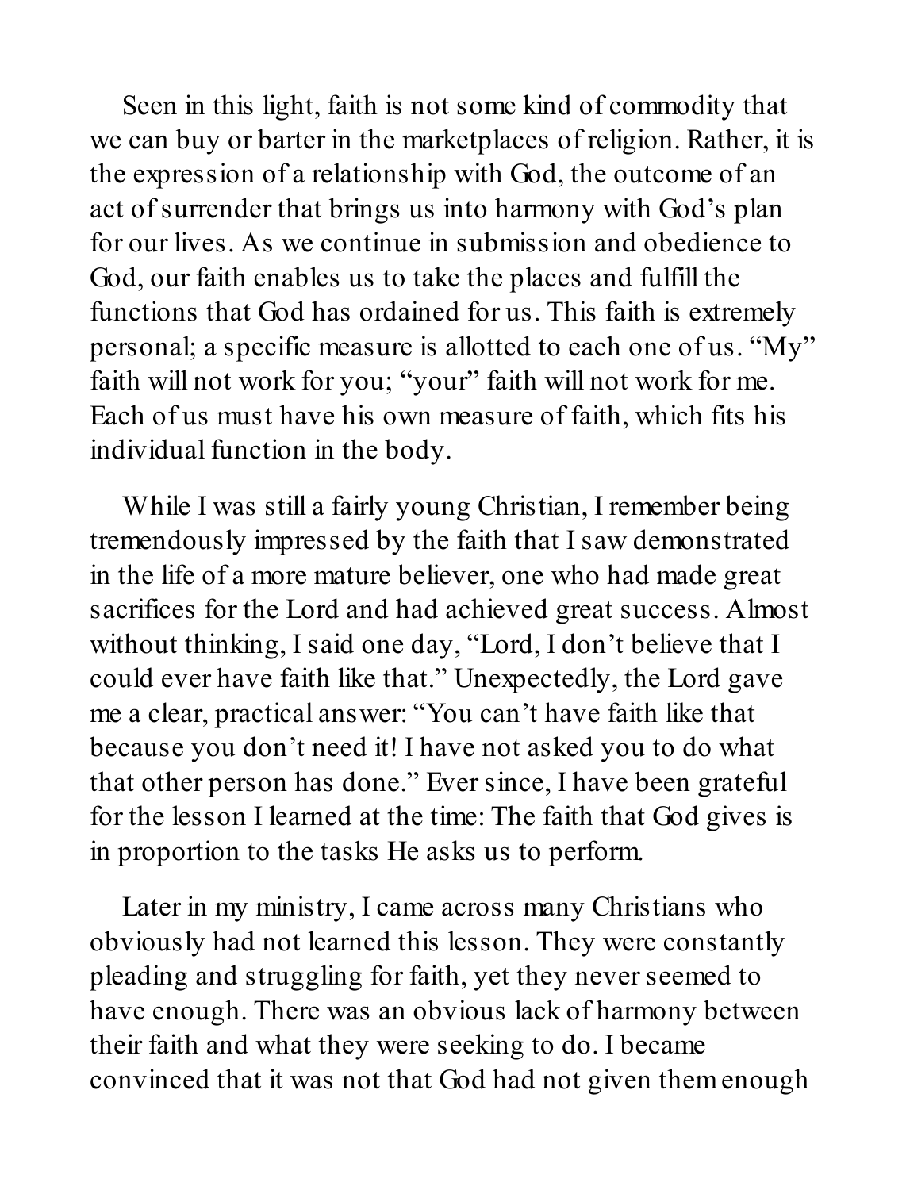Seen in this light, faith is not some kind of commodity that we can buy or barter in the marketplaces of religion. Rather, it is the expression of a relationship with God, the outcome of an act of surrender that brings us into harmony with God's plan for our lives. As we continue in submission and obedience to God, our faith enables us to take the places and fulfill the functions that God has ordained for us. This faith is extremely personal; a specific measure is allotted to each one of us. "My" faith will not work for you; "your" faith will not work for me. Each of us must have his own measure of faith, which fits his individual function in the body.

While I was still a fairly young Christian, I remember being tremendously impressed by the faith that I saw demonstrated in the life of a more mature believer, one who had made great sacrifices for the Lord and had achieved great success. Almost without thinking, I said one day, "Lord, I don't believe that I could ever have faith like that." Unexpectedly, the Lord gave me a clear, practical answer: "You can't have faith like that because you don't need it! I have not asked you to do what that other person has done." Ever since, I have been grateful for the lesson I learned at the time: The faith that God gives is in proportion to the tasks He asks us to perform.

Later in my ministry, I came across many Christians who obviously had not learned this lesson. They were constantly pleading and struggling for faith, yet they never seemed to have enough. There was an obvious lack of harmony between their faith and what they were seeking to do. I became convinced that it was not that God had not given them enough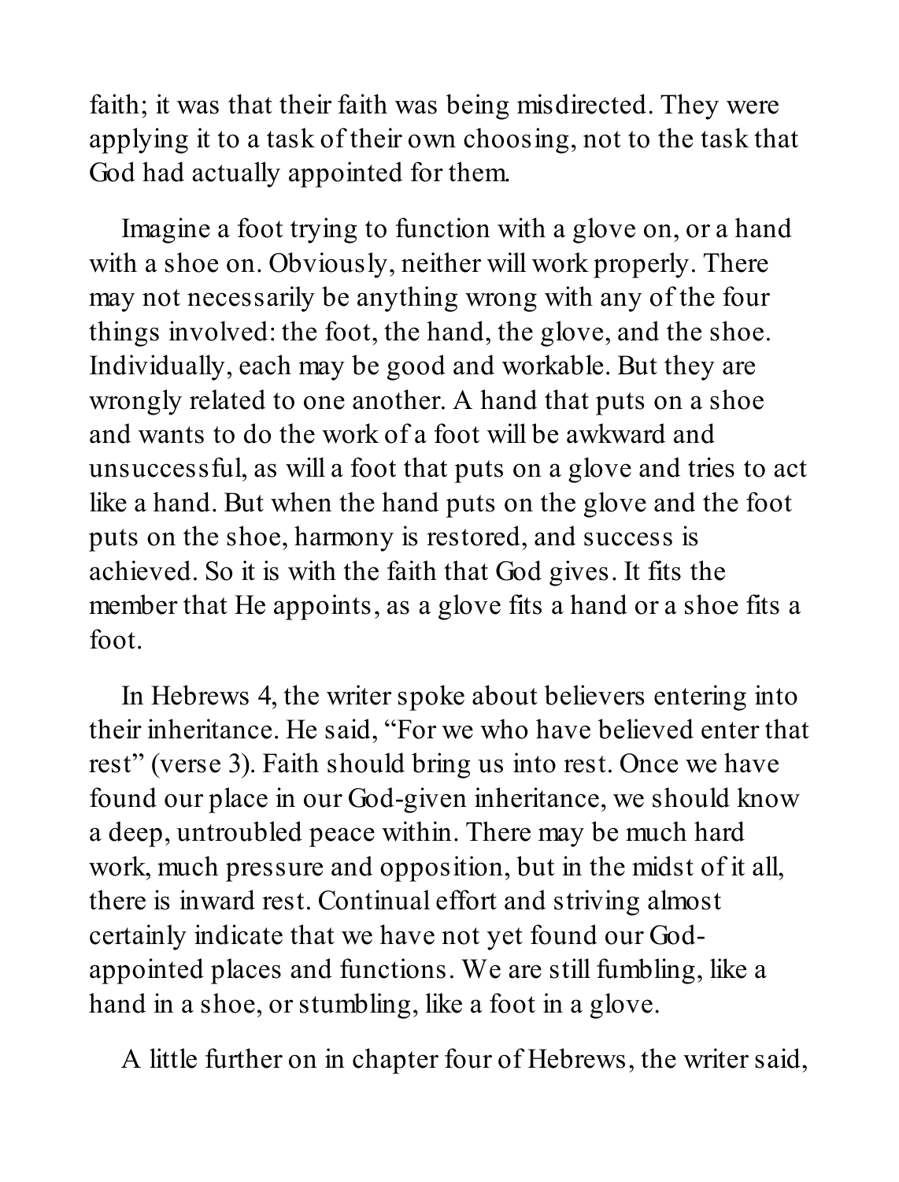faith; it was that their faith was being misdirected. They were applying it to a task of their own choosing, not to the task that God had actually appointed for them.

Imagine a foot trying to function with a glove on, or a hand with a shoe on. Obviously, neither will work properly. There may not necessarily be anything wrong with any of the four things involved: the foot, the hand, the glove, and the shoe. Individually, each may be good and workable. But they are wrongly related to one another. A hand that puts on a shoe and wants to do the work of a foot will be awkward and unsuccessful, as will a foot that puts on a glove and tries to act like a hand. But when the hand puts on the glove and the foot puts on the shoe, harmony is restored, and success is achieved. So it is with the faith that God gives. It fits the member that He appoints, as a glove fits a hand or a shoe fits a foot.

In Hebrews 4, the writer spoke about believers entering into their inheritance. He said, "For we who have believed enter that rest" (verse 3). Faith should bring us into rest. Once we have found our place in our God-given inheritance, we should know a deep, untroubled peace within. There may be much hard work, much pressure and opposition, but in the midst of it all, there is inward rest. Continual effort and striving almost certainly indicate that we have not yet found our God-appointed places and functions. We are still fumbling, like a hand in a shoe, or stumbling, like a foot in a glove.

A little further on in chapter four of Hebrews, the writer said,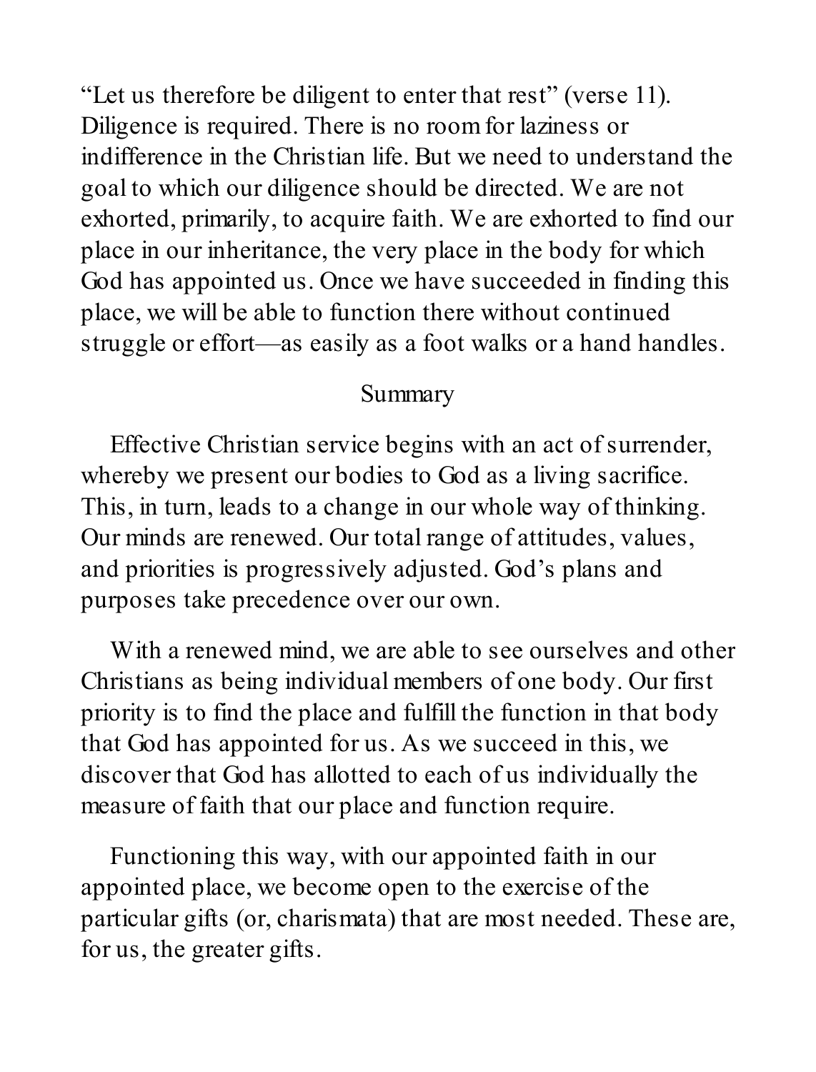"Let us therefore be diligent to enter that rest" (verse 11). Diligence is required. There is no room for laziness or indifference in the Christian life. But we need to understand the goal to which our diligence should be directed. We are not exhorted, primarily, to acquire faith. We are exhorted to find our place in our inheritance, the very place in the body for which God has appointed us. Once we have succeeded in finding this place, we will be able to function there without continued struggle or effort—as easily as a foot walks or a hand handles.

## Summary

Effective Christian service begins with an act of surrender, whereby we present our bodies to God as a living sacrifice. This, in turn, leads to a change in our whole way of thinking. Our minds are renewed. Our total range of attitudes, values, and priorities is progressively adjusted. God's plans and purposes take precedence over our own.

With a renewed mind, we are able to see ourselves and other Christians as being individual members of one body. Our first priority is to find the place and fulfill the function in that body that God has appointed for us. As we succeed in this, we discover that God has allotted to each of us individually the measure of faith that our place and function require.

Functioning this way, with our appointed faith in our appointed place, we become open to the exercise of the particular gifts (or, charismata) that are most needed. These are, for us, the greater gifts.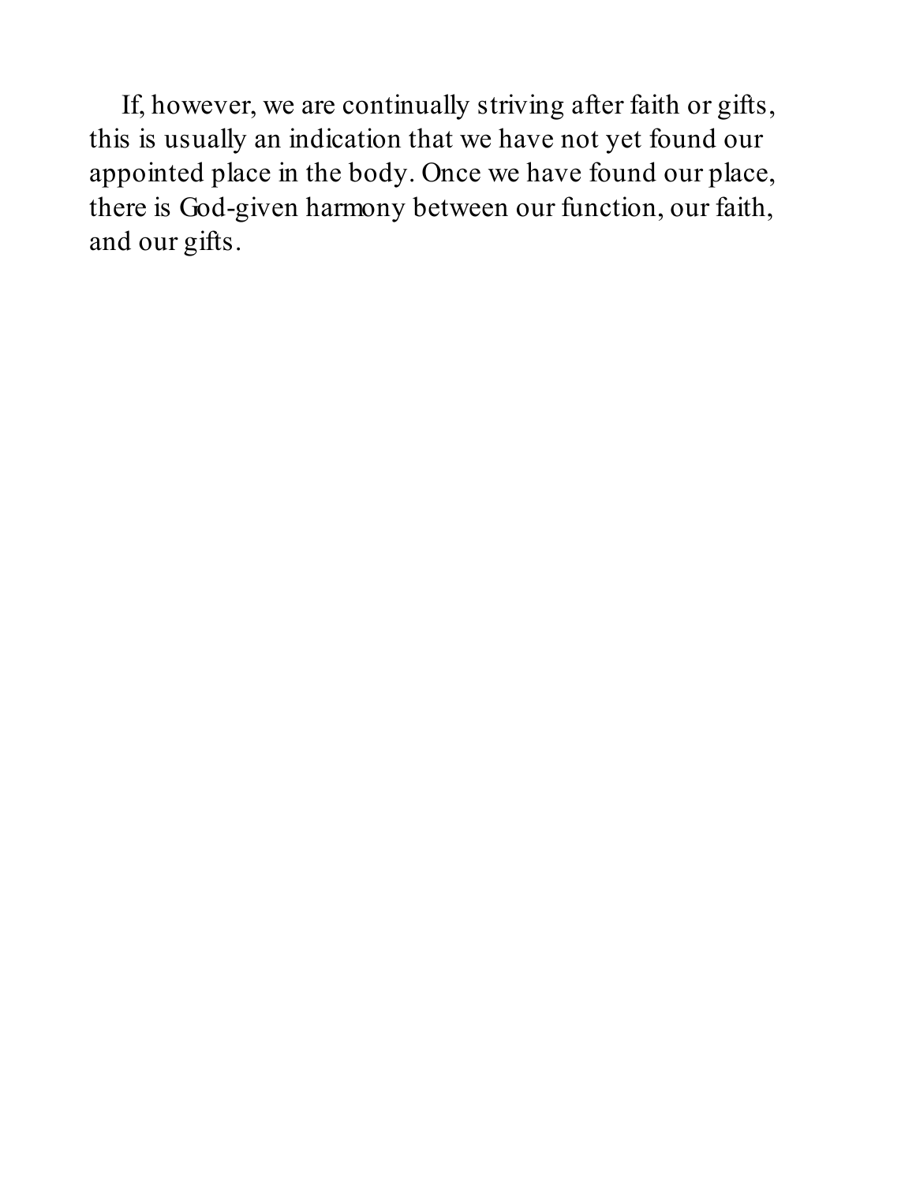If, however, we are continually striving after faith or gifts, this is usually an indication that we have not yet found our appointed place in the body. Once we have found our place, there is God-given harmony between our function, our faith, and our gifts.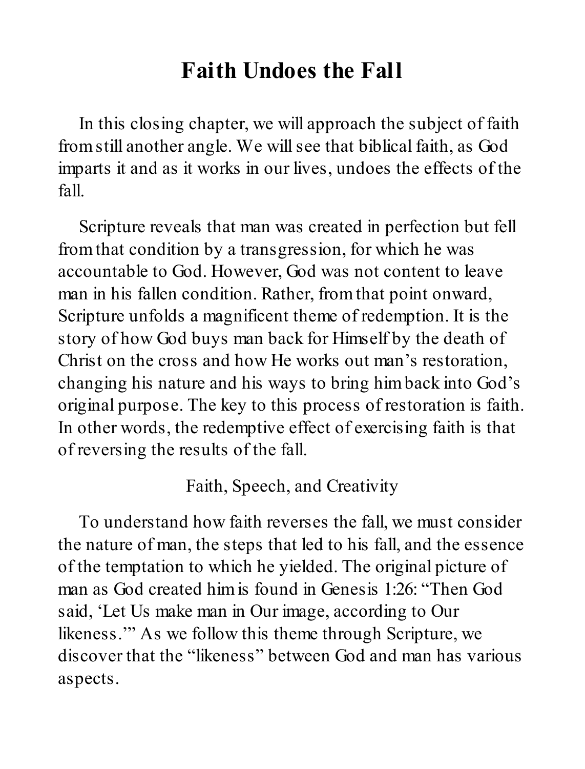# Faith Undoes the Fall

In this closing chapter, we will approach the subject of faith from still another angle. We will see that biblical faith, as God imparts it and as it works in our lives, undoes the effects of the fall.

Scripture reveals that man was created in perfection but fell from that condition by a transgression, for which he was accountable to God. However, God was not content to leave man in his fallen condition. Rather, from that point onward, Scripture unfolds a magnificent theme of redemption. It is the story of how God buys man back for Himself by the death of Christ on the cross and how He works out man's restoration, changing his nature and his ways to bring him back into God's original purpose. The key to this process of restoration is faith. In other words, the redemptive effect of exercising faith is that of reversing the results of the fall.

## Faith, Speech, and Creativity

To understand how faith reverses the fall, we must consider the nature of man, the steps that led to his fall, and the essence of the temptation to which he yielded. The original picture of man as God created him is found in Genesis 1:26: "Then God said, 'Let Us make man in Our image, according to Our likeness.'" As we follow this theme through Scripture, we discover that the "likeness" between God and man has various aspects.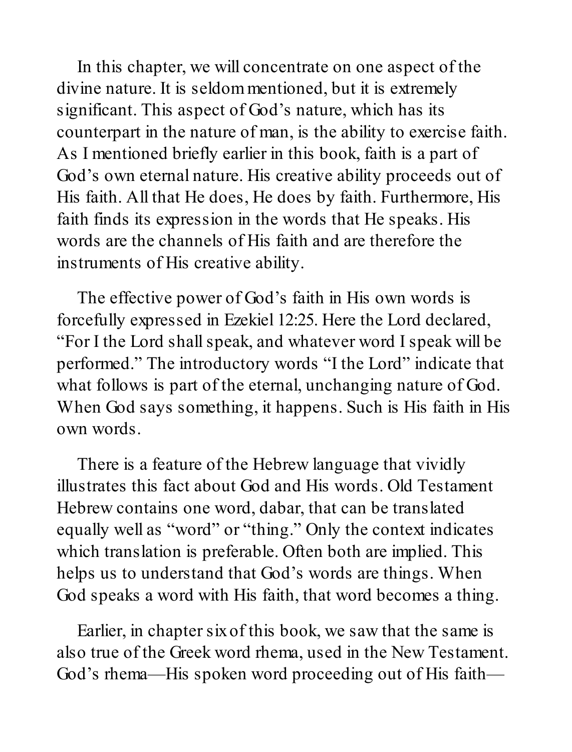In this chapter, we will concentrate on one aspect of the divine nature. It is seldom mentioned, but it is extremely significant. This aspect of God's nature, which has its counterpart in the nature of man, is the ability to exercise faith. As I mentioned briefly earlier in this book, faith is a part of God's own eternal nature. His creative ability proceeds out of His faith. All that He does, He does by faith. Furthermore, His faith finds its expression in the words that He speaks. His words are the channels of His faith and are therefore the instruments of His creative ability.

The effective power of God's faith in His own words is forcefully expressed in Ezekiel 12:25. Here the Lord declared, "For I the Lord shall speak, and whatever word I speak will be performed." The introductory words "I the Lord" indicate that what follows is part of the eternal, unchanging nature of God. When God says something, it happens. Such is His faith in His own words.

There is a feature of the Hebrew language that vividly illustrates this fact about God and His words. Old Testament Hebrew contains one word, dabar, that can be translated equally well as "word" or "thing." Only the context indicates which translation is preferable. Often both are implied. This helps us to understand that God's words are things. When God speaks a word with His faith, that word becomes a thing.

Earlier, in chapter six of this book, we saw that the same is also true of the Greek word rhema, used in the New Testament. God's rhema—His spoken word proceeding out of His faith—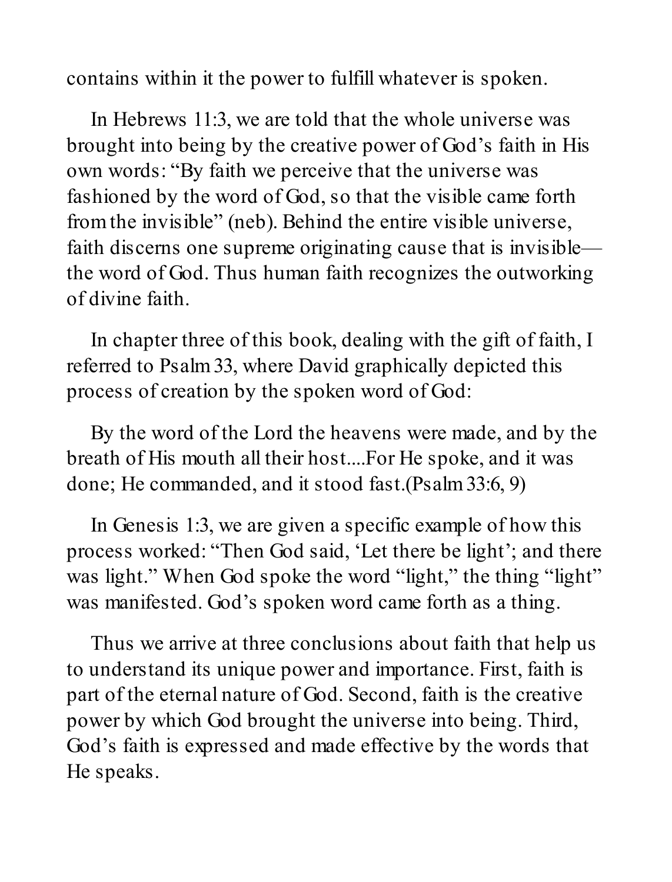contains within it the power to fulfill whatever is spoken.

In Hebrews 11:3, we are told that the whole universe was brought into being by the creative power of God's faith in His own words: "By faith we perceive that the universe was fashioned by the word of God, so that the visible came forth from the invisible" (neb). Behind the entire visible universe, faith discerns one supreme originating cause that is invisible—the word of God. Thus human faith recognizes the outworking of divine faith.

In chapter three of this book, dealing with the gift of faith, I referred to Psalm 33, where David graphically depicted this process of creation by the spoken word of God:

> By the word of the Lord the heavens were made, and by the breath of His mouth all their host....For He spoke, and it was done; He commanded, and it stood fast.(Psalm 33:6, 9)

In Genesis 1:3, we are given a specific example of how this process worked: "Then God said, 'Let there be light'; and there was light." When God spoke the word "light," the thing "light" was manifested. God's spoken word came forth as a thing.

Thus we arrive at three conclusions about faith that help us to understand its unique power and importance. First, faith is part of the eternal nature of God. Second, faith is the creative power by which God brought the universe into being. Third, God's faith is expressed and made effective by the words that He speaks.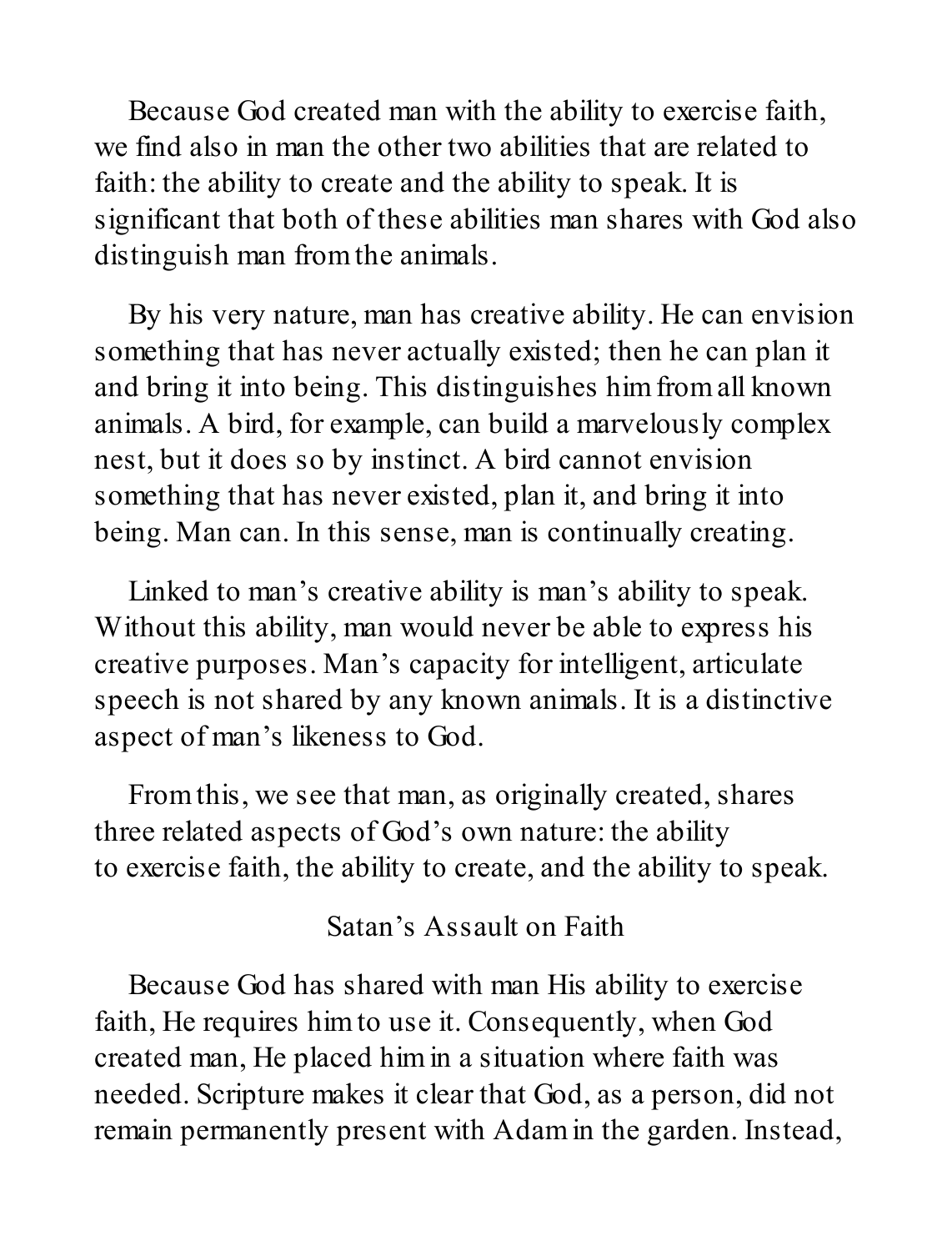Because God created man with the ability to exercise faith, we find also in man the other two abilities that are related to faith: the ability to create and the ability to speak. It is significant that both of these abilities man shares with God also distinguish man from the animals.

By his very nature, man has creative ability. He can envision something that has never actually existed; then he can plan it and bring it into being. This distinguishes him from all known animals. A bird, for example, can build a marvelously complex nest, but it does so by instinct. A bird cannot envision something that has never existed, plan it, and bring it into being. Man can. In this sense, man is continually creating.

Linked to man's creative ability is man's ability to speak. Without this ability, man would never be able to express his creative purposes. Man's capacity for intelligent, articulate speech is not shared by any known animals. It is a distinctive aspect of man's likeness to God.

From this, we see that man, as originally created, shares three related aspects of God's own nature: the ability to exercise faith, the ability to create, and the ability to speak.

## Satan's Assault on Faith

Because God has shared with man His ability to exercise faith, He requires him to use it. Consequently, when God created man, He placed him in a situation where faith was needed. Scripture makes it clear that God, as a person, did not remain permanently present with Adam in the garden. Instead,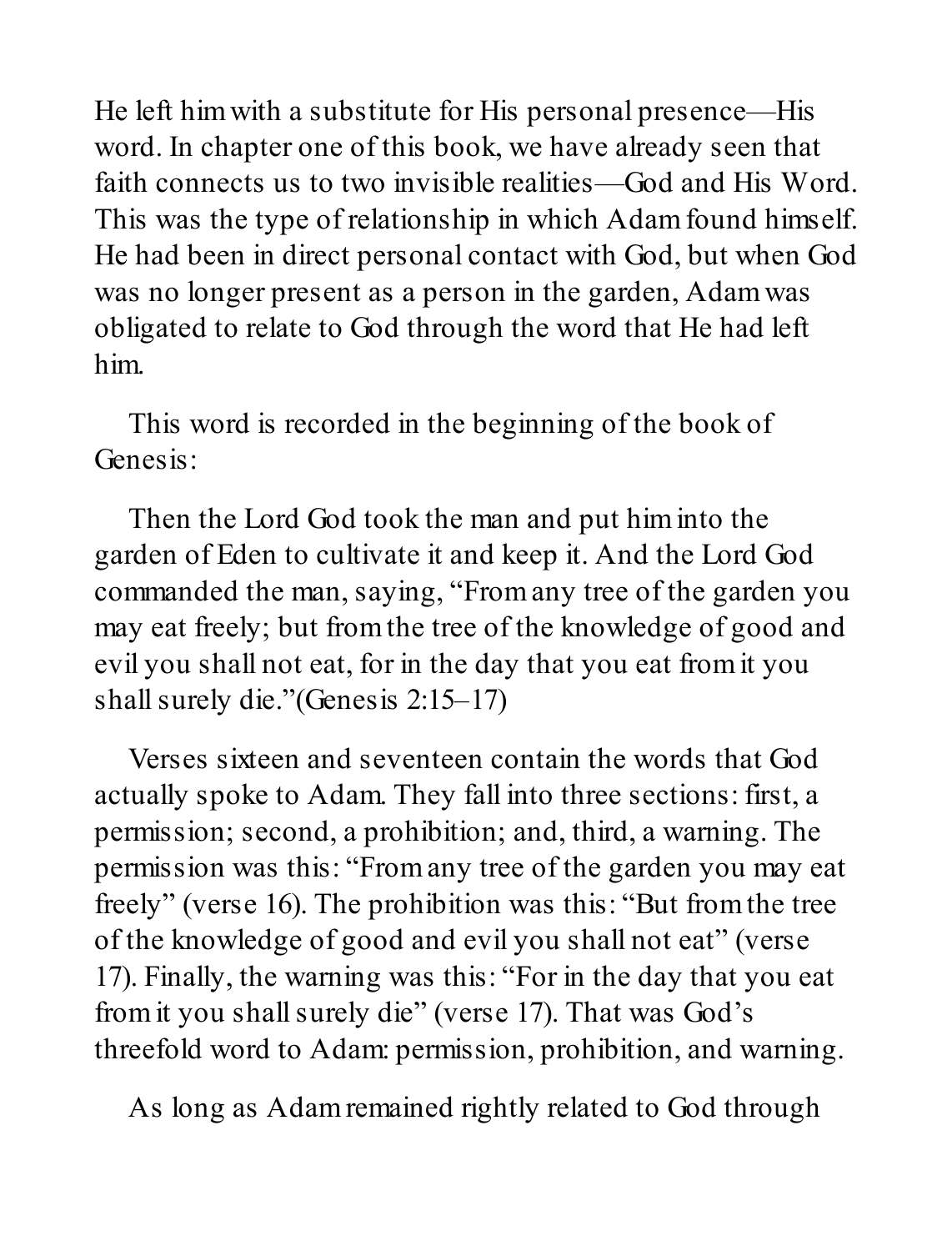He left him with a substitute for His personal presence—His word. In chapter one of this book, we have already seen that faith connects us to two invisible realities—God and His Word. This was the type of relationship in which Adam found himself. He had been in direct personal contact with God, but when God was no longer present as a person in the garden, Adam was obligated to relate to God through the word that He had left him.

This word is recorded in the beginning of the book of Genesis:

Then the Lord God took the man and put him into the garden of Eden to cultivate it and keep it. And the Lord God commanded the man, saying, "From any tree of the garden you may eat freely; but from the tree of the knowledge of good and evil you shall not eat, for in the day that you eat from it you shall surely die."(Genesis 2:15–17)

Verses sixteen and seventeen contain the words that God actually spoke to Adam. They fall into three sections: first, a permission; second, a prohibition; and, third, a warning. The permission was this: "From any tree of the garden you may eat freely" (verse 16). The prohibition was this: "But from the tree of the knowledge of good and evil you shall not eat" (verse 17). Finally, the warning was this: "For in the day that you eat from it you shall surely die" (verse 17). That was God's threefold word to Adam: permission, prohibition, and warning.

As long as Adam remained rightly related to God through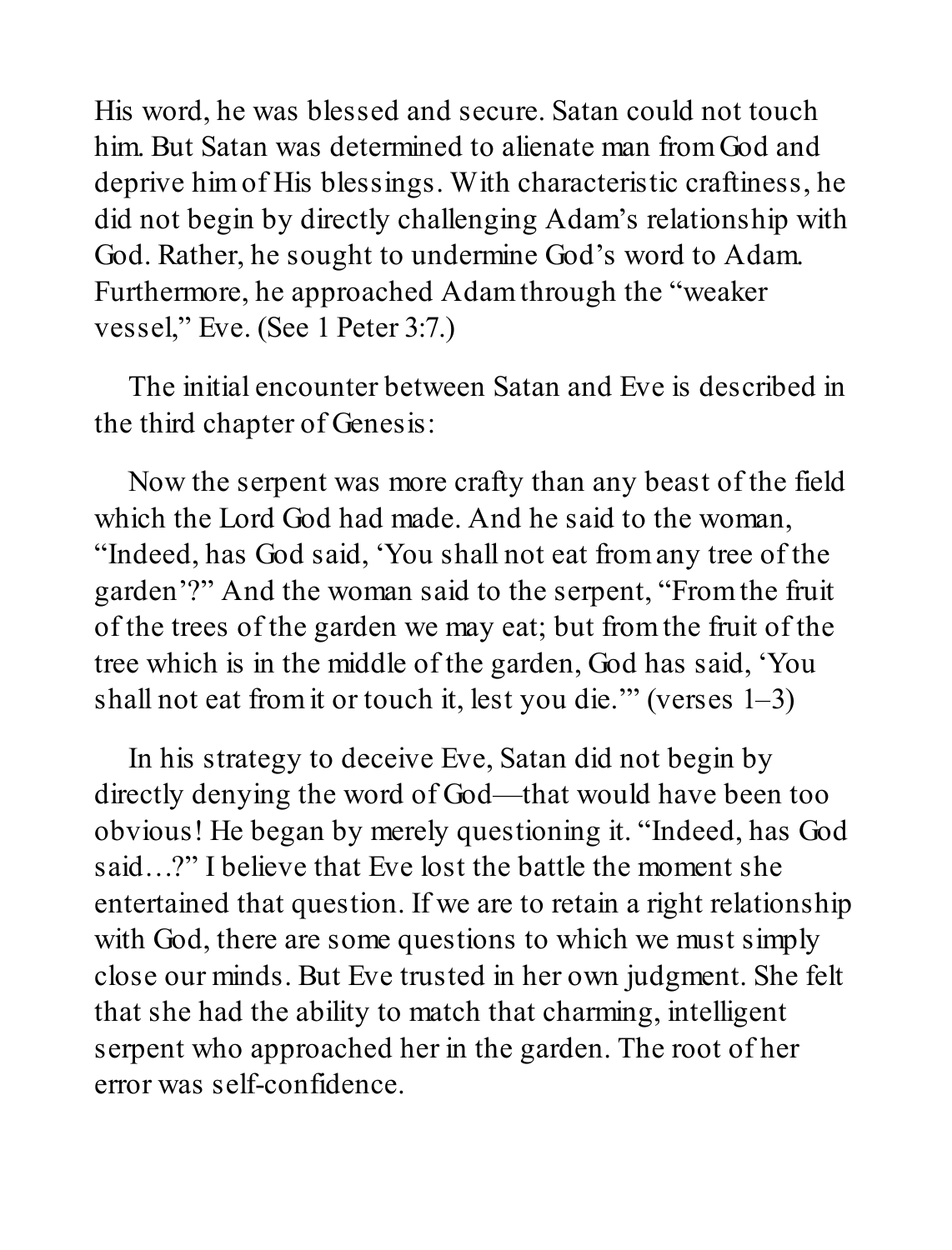His word, he was blessed and secure. Satan could not touch him. But Satan was determined to alienate man from God and deprive him of His blessings. With characteristic craftiness, he did not begin by directly challenging Adam's relationship with God. Rather, he sought to undermine God's word to Adam. Furthermore, he approached Adam through the "weaker vessel," Eve. (See 1 Peter 3:7.)

The initial encounter between Satan and Eve is described in the third chapter of Genesis:

Now the serpent was more crafty than any beast of the field which the Lord God had made. And he said to the woman, "Indeed, has God said, 'You shall not eat from any tree of the garden'?" And the woman said to the serpent, "From the fruit of the trees of the garden we may eat; but from the fruit of the tree which is in the middle of the garden, God has said, 'You shall not eat from it or touch it, lest you die.'" (verses 1–3)

In his strategy to deceive Eve, Satan did not begin by directly denying the word of God—that would have been too obvious! He began by merely questioning it. "Indeed, has God said…?" I believe that Eve lost the battle the moment she entertained that question. If we are to retain a right relationship with God, there are some questions to which we must simply close our minds. But Eve trusted in her own judgment. She felt that she had the ability to match that charming, intelligent serpent who approached her in the garden. The root of her error was self-confidence.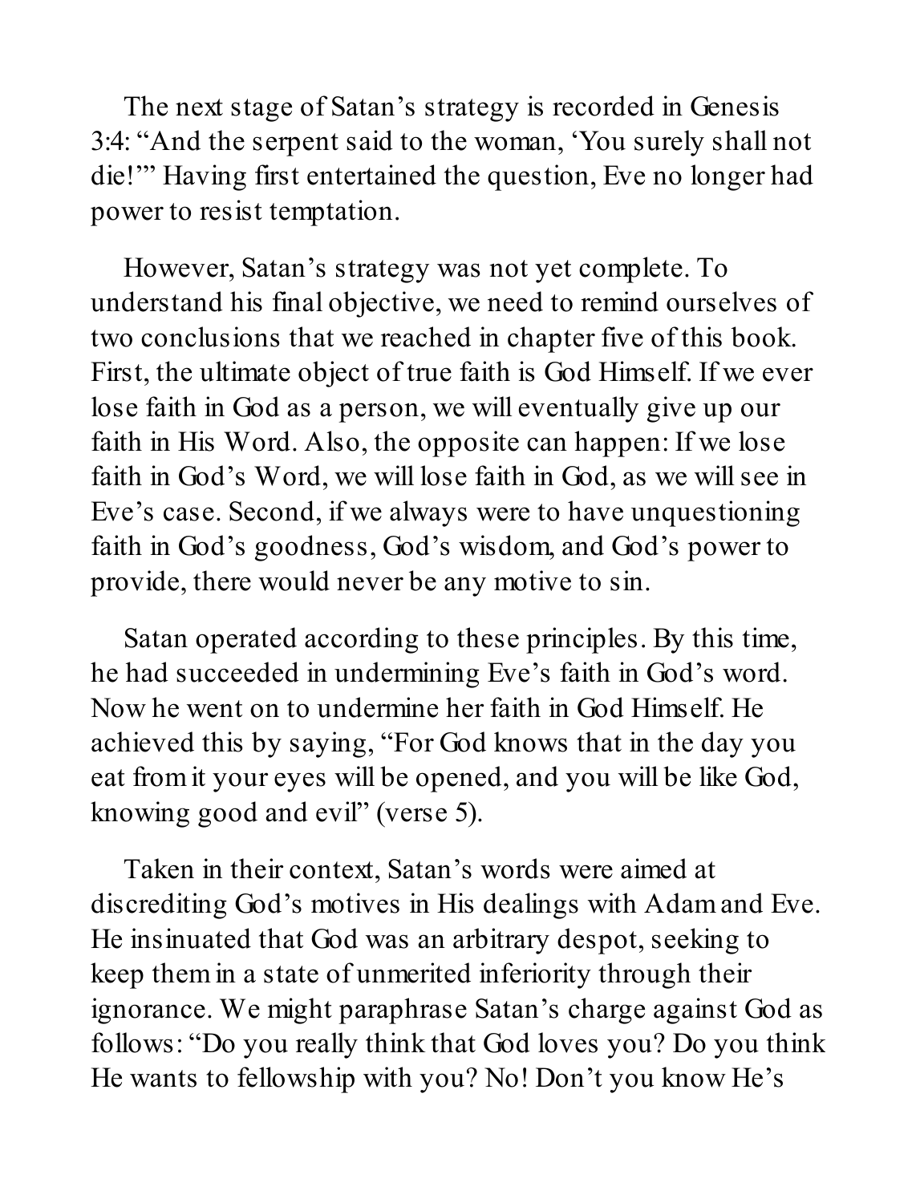The next stage of Satan's strategy is recorded in Genesis 3:4: "And the serpent said to the woman, 'You surely shall not die!'" Having first entertained the question, Eve no longer had power to resist temptation.

However, Satan's strategy was not yet complete. To understand his final objective, we need to remind ourselves of two conclusions that we reached in chapter five of this book. First, the ultimate object of true faith is God Himself. If we ever lose faith in God as a person, we will eventually give up our faith in His Word. Also, the opposite can happen: If we lose faith in God's Word, we will lose faith in God, as we will see in Eve's case. Second, if we always were to have unquestioning faith in God's goodness, God's wisdom, and God's power to provide, there would never be any motive to sin.

Satan operated according to these principles. By this time, he had succeeded in undermining Eve's faith in God's word. Now he went on to undermine her faith in God Himself. He achieved this by saying, "For God knows that in the day you eat from it your eyes will be opened, and you will be like God, knowing good and evil" (verse 5).

Taken in their context, Satan's words were aimed at discrediting God's motives in His dealings with Adam and Eve. He insinuated that God was an arbitrary despot, seeking to keep them in a state of unmerited inferiority through their ignorance. We might paraphrase Satan's charge against God as follows: "Do you really think that God loves you? Do you think He wants to fellowship with you? No! Don't you know He's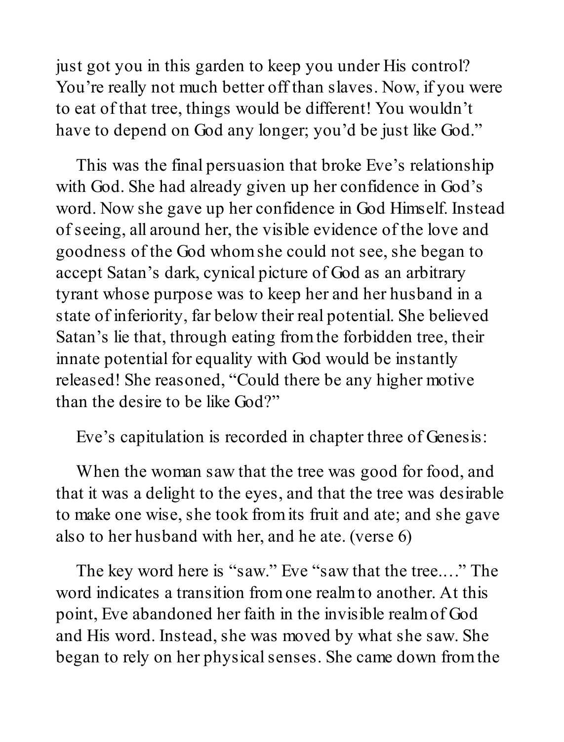just got you in this garden to keep you under His control? You're really not much better off than slaves. Now, if you were to eat of that tree, things would be different! You wouldn't have to depend on God any longer; you'd be just like God."

This was the final persuasion that broke Eve's relationship with God. She had already given up her confidence in God's word. Now she gave up her confidence in God Himself. Instead of seeing, all around her, the visible evidence of the love and goodness of the God whom she could not see, she began to accept Satan's dark, cynical picture of God as an arbitrary tyrant whose purpose was to keep her and her husband in a state of inferiority, far below their real potential. She believed Satan's lie that, through eating from the forbidden tree, their innate potential for equality with God would be instantly released! She reasoned, "Could there be any higher motive than the desire to be like God?"

Eve's capitulation is recorded in chapter three of Genesis:

When the woman saw that the tree was good for food, and that it was a delight to the eyes, and that the tree was desirable to make one wise, she took from its fruit and ate; and she gave also to her husband with her, and he ate. (verse 6)

The key word here is "saw." Eve "saw that the tree...." The word indicates a transition from one realm to another. At this point, Eve abandoned her faith in the invisible realm of God and His word. Instead, she was moved by what she saw. She began to rely on her physical senses. She came down from the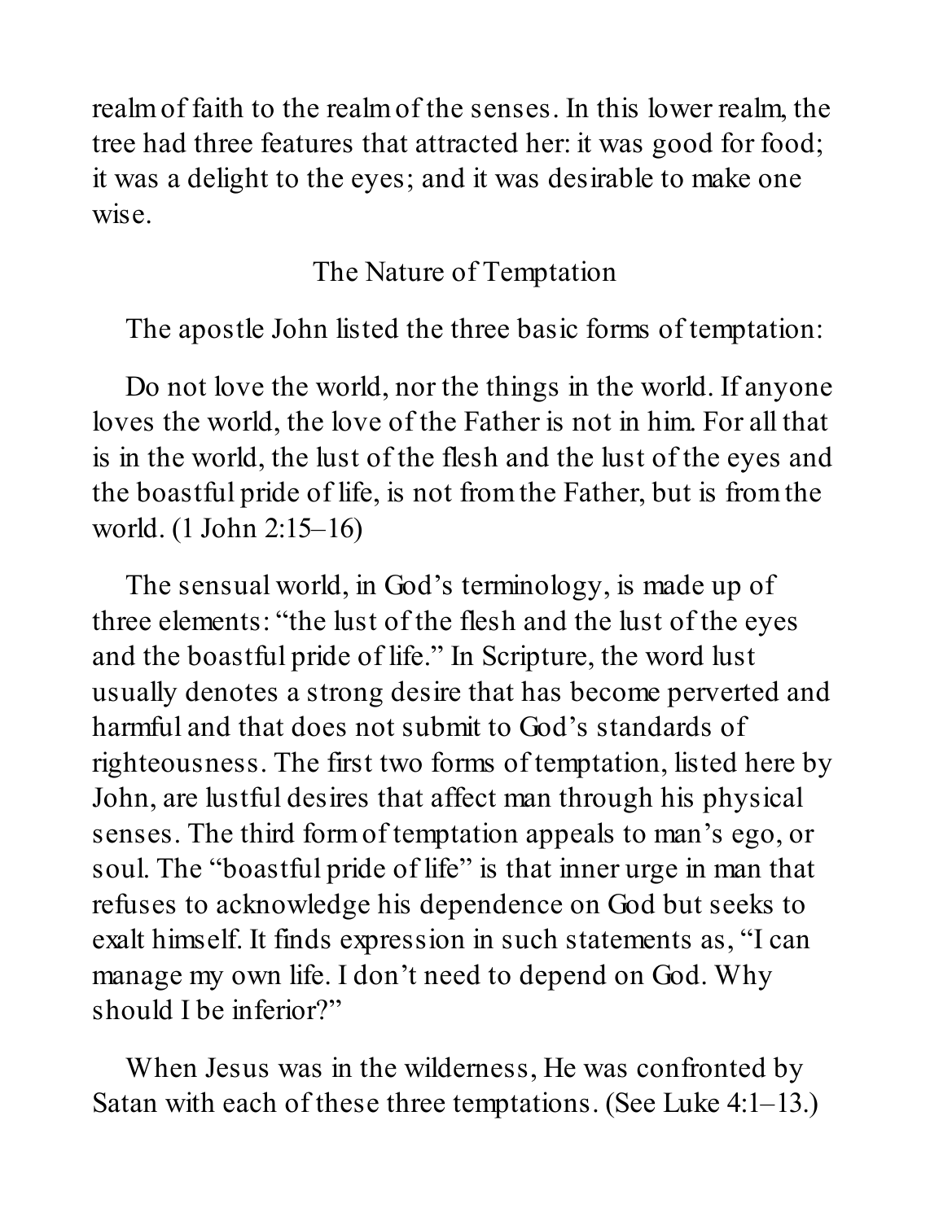realm of faith to the realm of the senses. In this lower realm, the tree had three features that attracted her: it was good for food; it was a delight to the eyes; and it was desirable to make one wise.

## The Nature of Temptation

The apostle John listed the three basic forms of temptation:

Do not love the world, nor the things in the world. If anyone loves the world, the love of the Father is not in him. For all that is in the world, the lust of the flesh and the lust of the eyes and the boastful pride of life, is not from the Father, but is from the world. (1 John 2:15–16)

The sensual world, in God's terminology, is made up of three elements: "the lust of the flesh and the lust of the eyes and the boastful pride of life." In Scripture, the word lust usually denotes a strong desire that has become perverted and harmful and that does not submit to God's standards of righteousness. The first two forms of temptation, listed here by John, are lustful desires that affect man through his physical senses. The third form of temptation appeals to man's ego, or soul. The "boastful pride of life" is that inner urge in man that refuses to acknowledge his dependence on God but seeks to exalt himself. It finds expression in such statements as, "I can manage my own life. I don't need to depend on God. Why should I be inferior?"

When Jesus was in the wilderness, He was confronted by Satan with each of these three temptations. (See Luke 4:1–13.)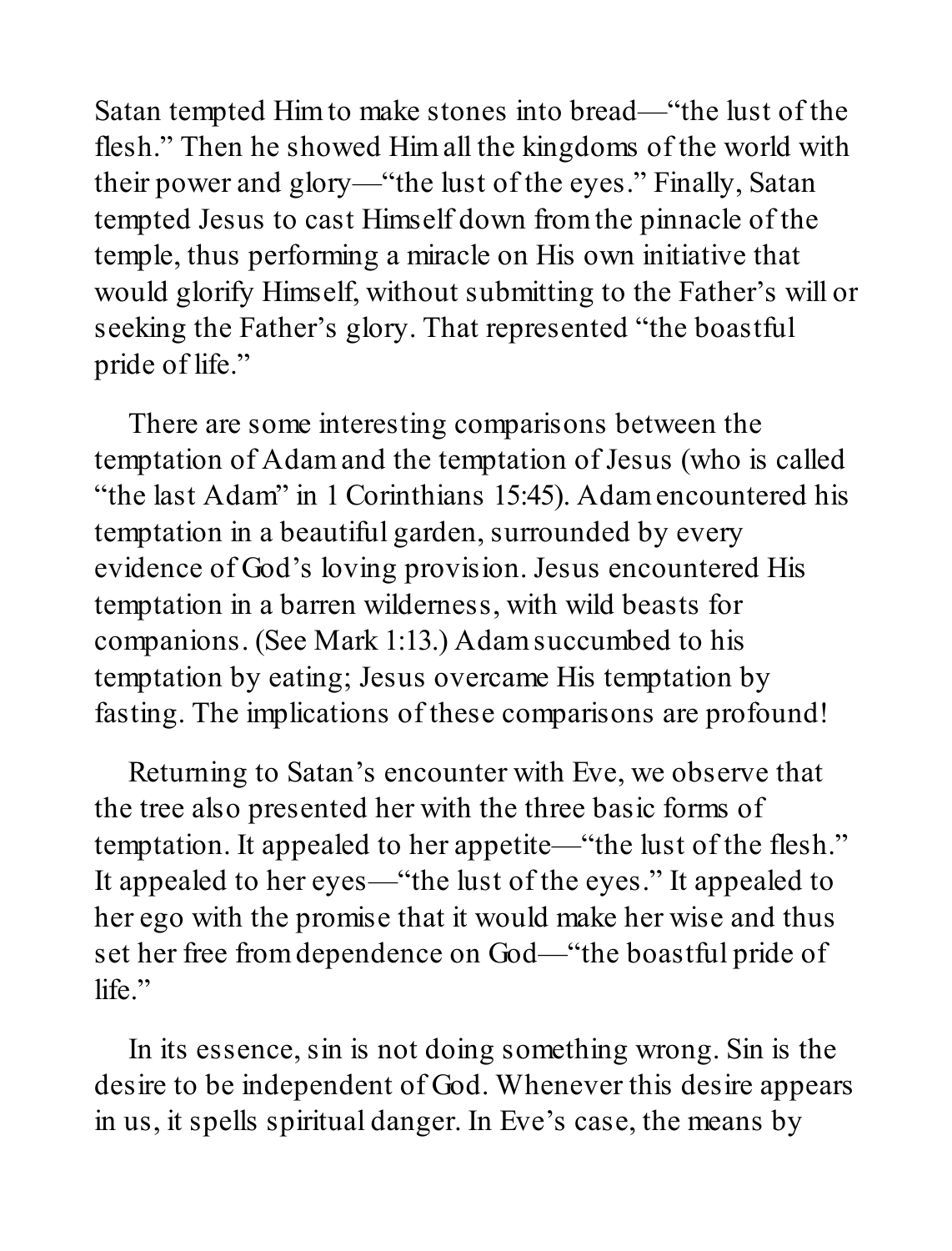Satan tempted Him to make stones into bread—"the lust of the flesh." Then he showed Him all the kingdoms of the world with their power and glory—"the lust of the eyes." Finally, Satan tempted Jesus to cast Himself down from the pinnacle of the temple, thus performing a miracle on His own initiative that would glorify Himself, without submitting to the Father's will or seeking the Father's glory. That represented "the boastful pride of life."

There are some interesting comparisons between the temptation of Adam and the temptation of Jesus (who is called "the last Adam" in 1 Corinthians 15:45). Adam encountered his temptation in a beautiful garden, surrounded by every evidence of God's loving provision. Jesus encountered His temptation in a barren wilderness, with wild beasts for companions. (See Mark 1:13.) Adam succumbed to his temptation by eating; Jesus overcame His temptation by fasting. The implications of these comparisons are profound!

Returning to Satan's encounter with Eve, we observe that the tree also presented her with the three basic forms of temptation. It appealed to her appetite—"the lust of the flesh." It appealed to her eyes—"the lust of the eyes." It appealed to her ego with the promise that it would make her wise and thus set her free from dependence on God—"the boastful pride of life."

In its essence, sin is not doing something wrong. Sin is the desire to be independent of God. Whenever this desire appears in us, it spells spiritual danger. In Eve's case, the means by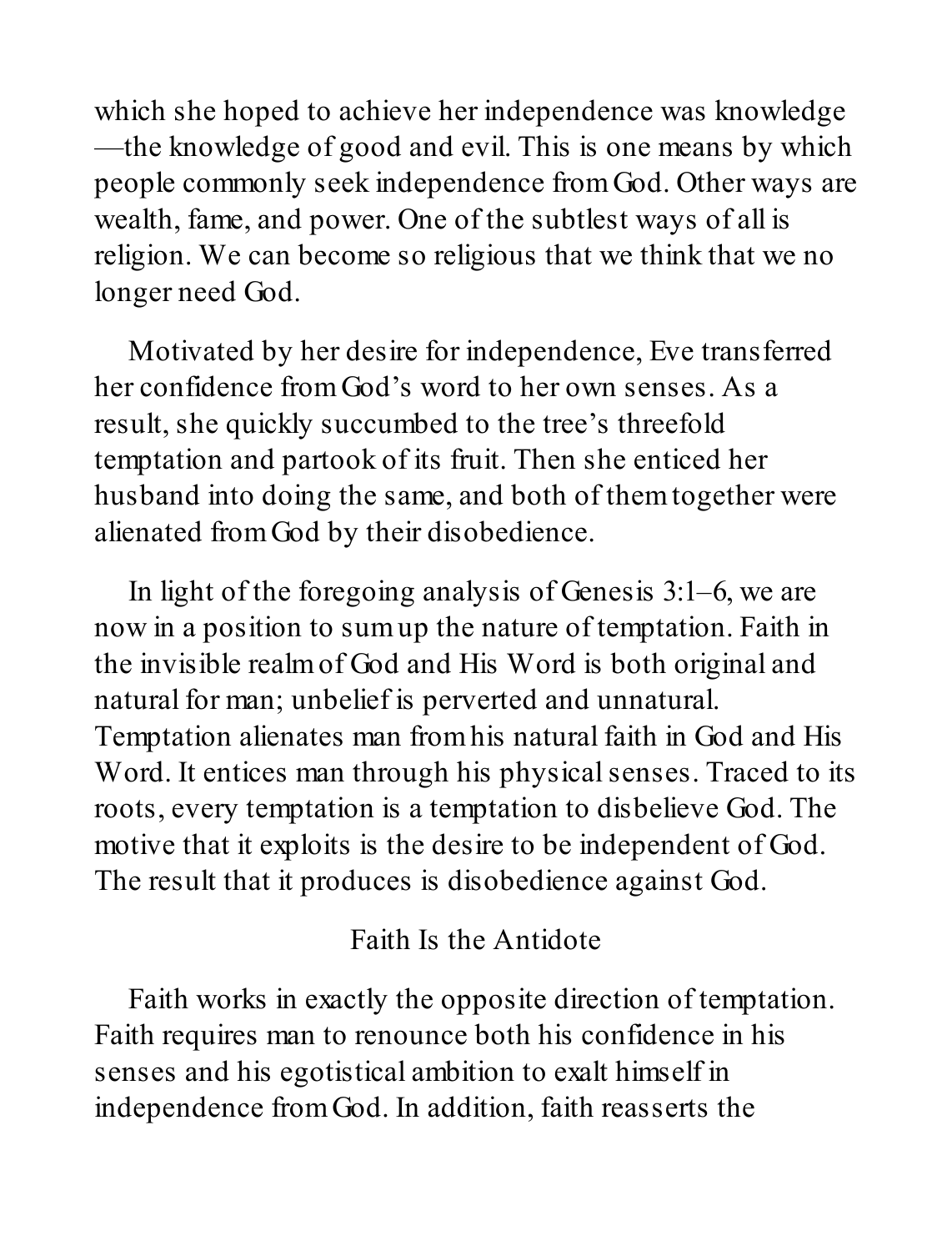which she hoped to achieve her independence was knowledge—the knowledge of good and evil. This is one means by which people commonly seek independence from God. Other ways are wealth, fame, and power. One of the subtlest ways of all is religion. We can become so religious that we think that we no longer need God.

Motivated by her desire for independence, Eve transferred her confidence from God's word to her own senses. As a result, she quickly succumbed to the tree's threefold temptation and partook of its fruit. Then she enticed her husband into doing the same, and both of them together were alienated from God by their disobedience.

In light of the foregoing analysis of Genesis 3:1–6, we are now in a position to sum up the nature of temptation. Faith in the invisible realm of God and His Word is both original and natural for man; unbelief is perverted and unnatural. Temptation alienates man from his natural faith in God and His Word. It entices man through his physical senses. Traced to its roots, every temptation is a temptation to disbelieve God. The motive that it exploits is the desire to be independent of God. The result that it produces is disobedience against God.

## Faith Is the Antidote

Faith works in exactly the opposite direction of temptation. Faith requires man to renounce both his confidence in his senses and his egotistical ambition to exalt himself in independence from God. In addition, faith reasserts the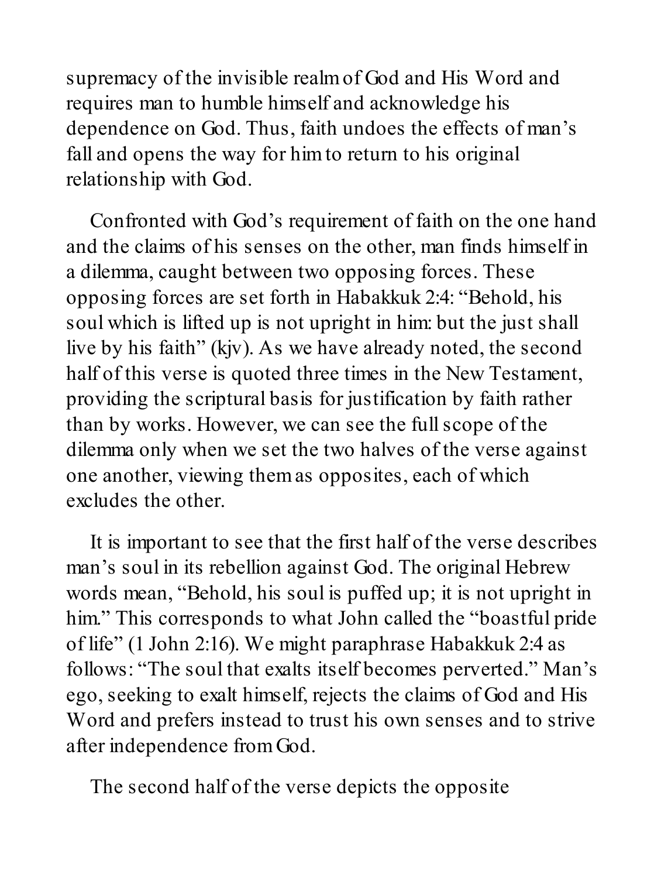supremacy of the invisible realm of God and His Word and requires man to humble himself and acknowledge his dependence on God. Thus, faith undoes the effects of man's fall and opens the way for him to return to his original relationship with God.

Confronted with God's requirement of faith on the one hand and the claims of his senses on the other, man finds himself in a dilemma, caught between two opposing forces. These opposing forces are set forth in Habakkuk 2:4: "Behold, his soul which is lifted up is not upright in him: but the just shall live by his faith" (kjv). As we have already noted, the second half of this verse is quoted three times in the New Testament, providing the scriptural basis for justification by faith rather than by works. However, we can see the full scope of the dilemma only when we set the two halves of the verse against one another, viewing them as opposites, each of which excludes the other.

It is important to see that the first half of the verse describes man's soul in its rebellion against God. The original Hebrew words mean, "Behold, his soul is puffed up; it is not upright in him." This corresponds to what John called the "boastful pride of life" (1 John 2:16). We might paraphrase Habakkuk 2:4 as follows: "The soul that exalts itself becomes perverted." Man's ego, seeking to exalt himself, rejects the claims of God and His Word and prefers instead to trust his own senses and to strive after independence from God.

The second half of the verse depicts the opposite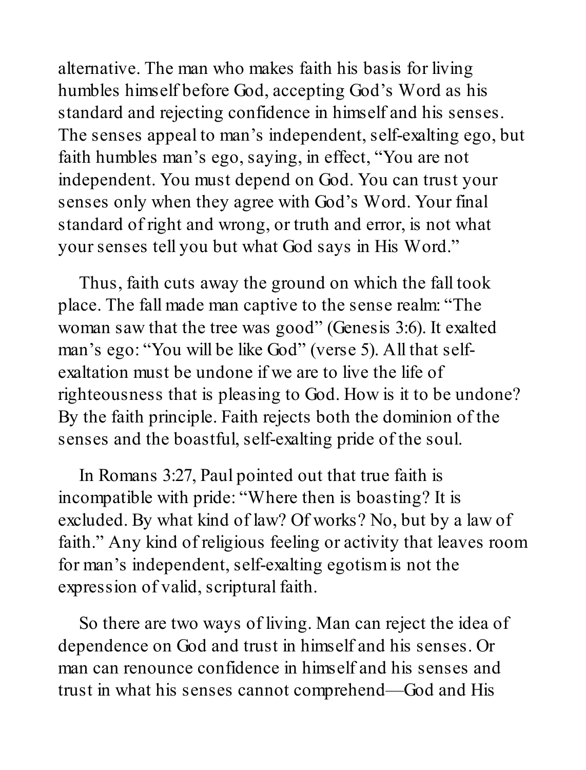alternative. The man who makes faith his basis for living humbles himself before God, accepting God's Word as his standard and rejecting confidence in himself and his senses. The senses appeal to man's independent, self-exalting ego, but faith humbles man's ego, saying, in effect, "You are not independent. You must depend on God. You can trust your senses only when they agree with God's Word. Your final standard of right and wrong, or truth and error, is not what your senses tell you but what God says in His Word."

Thus, faith cuts away the ground on which the fall took place. The fall made man captive to the sense realm: "The woman saw that the tree was good" (Genesis 3:6). It exalted man's ego: "You will be like God" (verse 5). All that self-exaltation must be undone if we are to live the life of righteousness that is pleasing to God. How is it to be undone? By the faith principle. Faith rejects both the dominion of the senses and the boastful, self-exalting pride of the soul.

In Romans 3:27, Paul pointed out that true faith is incompatible with pride: "Where then is boasting? It is excluded. By what kind of law? Of works? No, but by a law of faith." Any kind of religious feeling or activity that leaves room for man's independent, self-exalting egotism is not the expression of valid, scriptural faith.

So there are two ways of living. Man can reject the idea of dependence on God and trust in himself and his senses. Or man can renounce confidence in himself and his senses and trust in what his senses cannot comprehend—God and His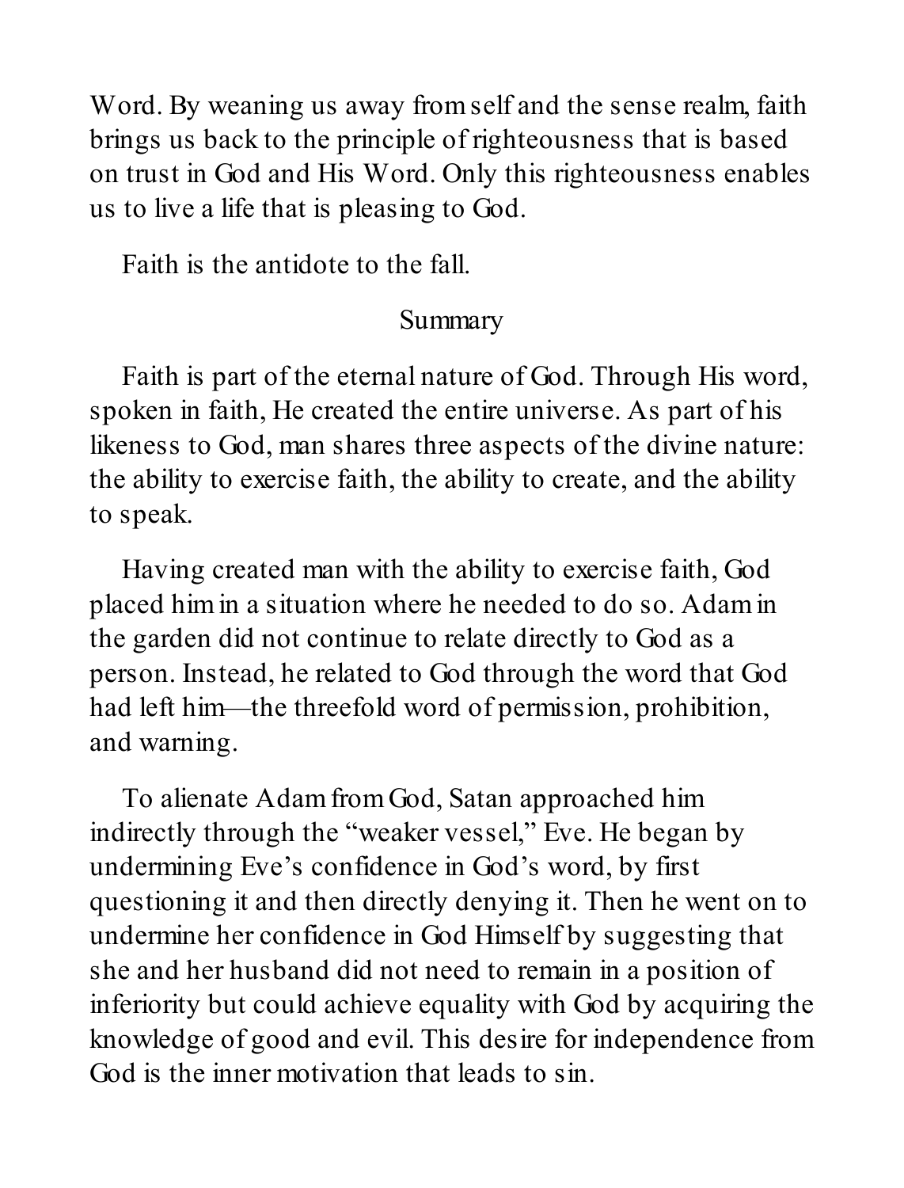Word. By weaning us away from self and the sense realm, faith brings us back to the principle of righteousness that is based on trust in God and His Word. Only this righteousness enables us to live a life that is pleasing to God.

Faith is the antidote to the fall.

## Summary

Faith is part of the eternal nature of God. Through His word, spoken in faith, He created the entire universe. As part of his likeness to God, man shares three aspects of the divine nature: the ability to exercise faith, the ability to create, and the ability to speak.

Having created man with the ability to exercise faith, God placed him in a situation where he needed to do so. Adam in the garden did not continue to relate directly to God as a person. Instead, he related to God through the word that God had left him—the threefold word of permission, prohibition, and warning.

To alienate Adam from God, Satan approached him indirectly through the "weaker vessel," Eve. He began by undermining Eve's confidence in God's word, by first questioning it and then directly denying it. Then he went on to undermine her confidence in God Himself by suggesting that she and her husband did not need to remain in a position of inferiority but could achieve equality with God by acquiring the knowledge of good and evil. This desire for independence from God is the inner motivation that leads to sin.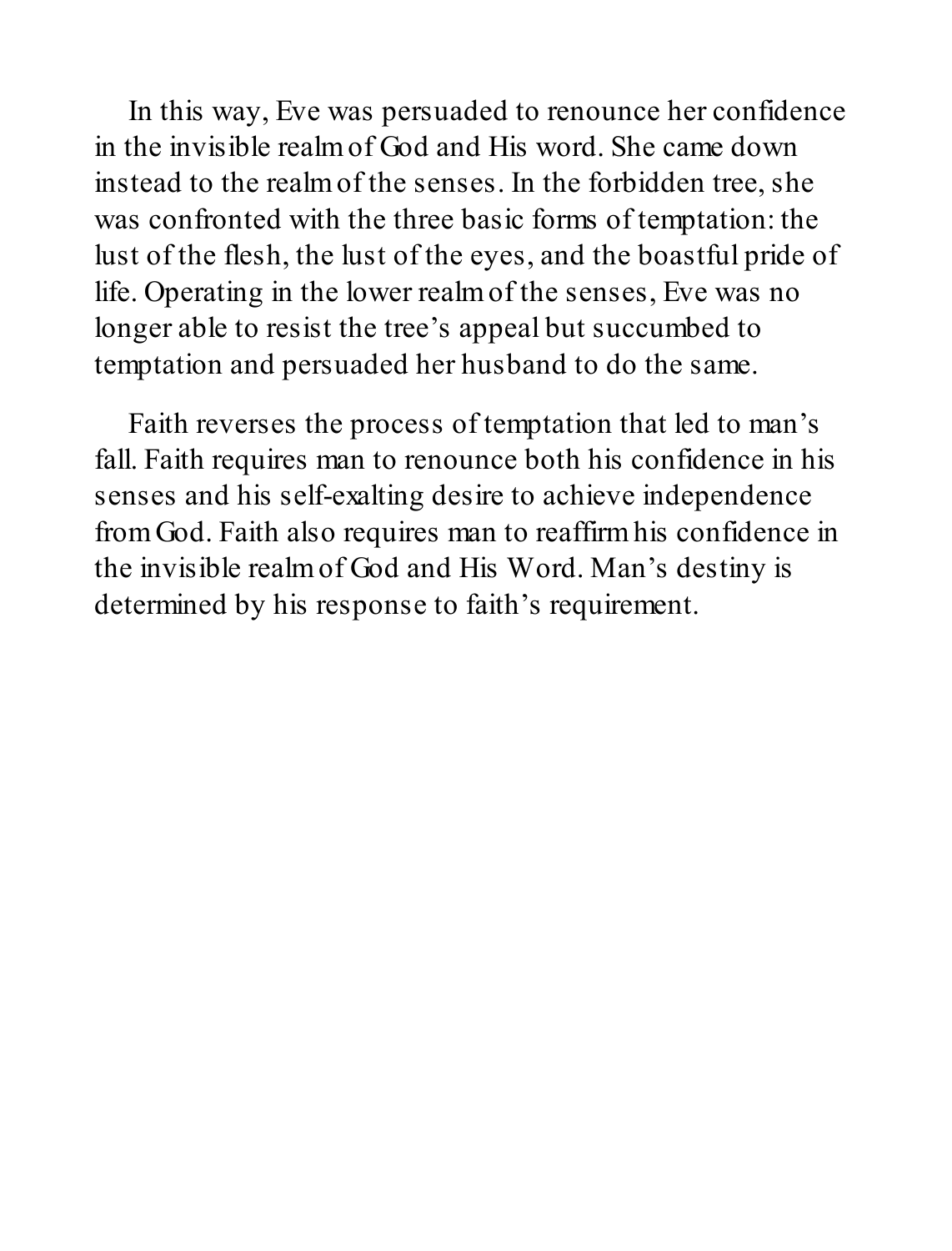In this way, Eve was persuaded to renounce her confidence in the invisible realm of God and His word. She came down instead to the realm of the senses. In the forbidden tree, she was confronted with the three basic forms of temptation: the lust of the flesh, the lust of the eyes, and the boastful pride of life. Operating in the lower realm of the senses, Eve was no longer able to resist the tree's appeal but succumbed to temptation and persuaded her husband to do the same.

Faith reverses the process of temptation that led to man's fall. Faith requires man to renounce both his confidence in his senses and his self-exalting desire to achieve independence from God. Faith also requires man to reaffirm his confidence in the invisible realm of God and His Word. Man's destiny is determined by his response to faith's requirement.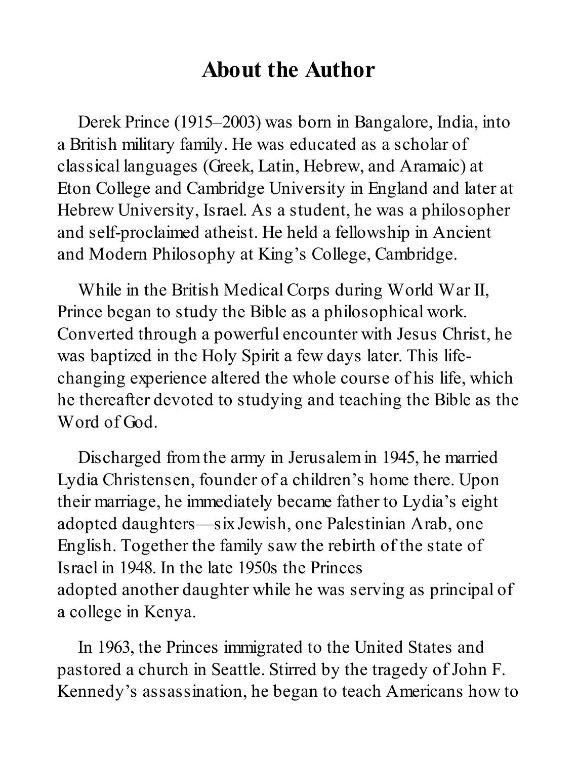# About the Author

Derek Prince (1915–2003) was born in Bangalore, India, into a British military family. He was educated as a scholar of classical languages (Greek, Latin, Hebrew, and Aramaic) at Eton College and Cambridge University in England and later at Hebrew University, Israel. As a student, he was a philosopher and self-proclaimed atheist. He held a fellowship in Ancient and Modern Philosophy at King's College, Cambridge.

While in the British Medical Corps during World War II, Prince began to study the Bible as a philosophical work. Converted through a powerful encounter with Jesus Christ, he was baptized in the Holy Spirit a few days later. This life-changing experience altered the whole course of his life, which he thereafter devoted to studying and teaching the Bible as the Word of God.

Discharged from the army in Jerusalem in 1945, he married Lydia Christensen, founder of a children's home there. Upon their marriage, he immediately became father to Lydia's eight adopted daughters—six Jewish, one Palestinian Arab, one English. Together the family saw the rebirth of the state of Israel in 1948. In the late 1950s the Princes adopted another daughter while he was serving as principal of a college in Kenya.

In 1963, the Princes immigrated to the United States and pastored a church in Seattle. Stirred by the tragedy of John F. Kennedy's assassination, he began to teach Americans how to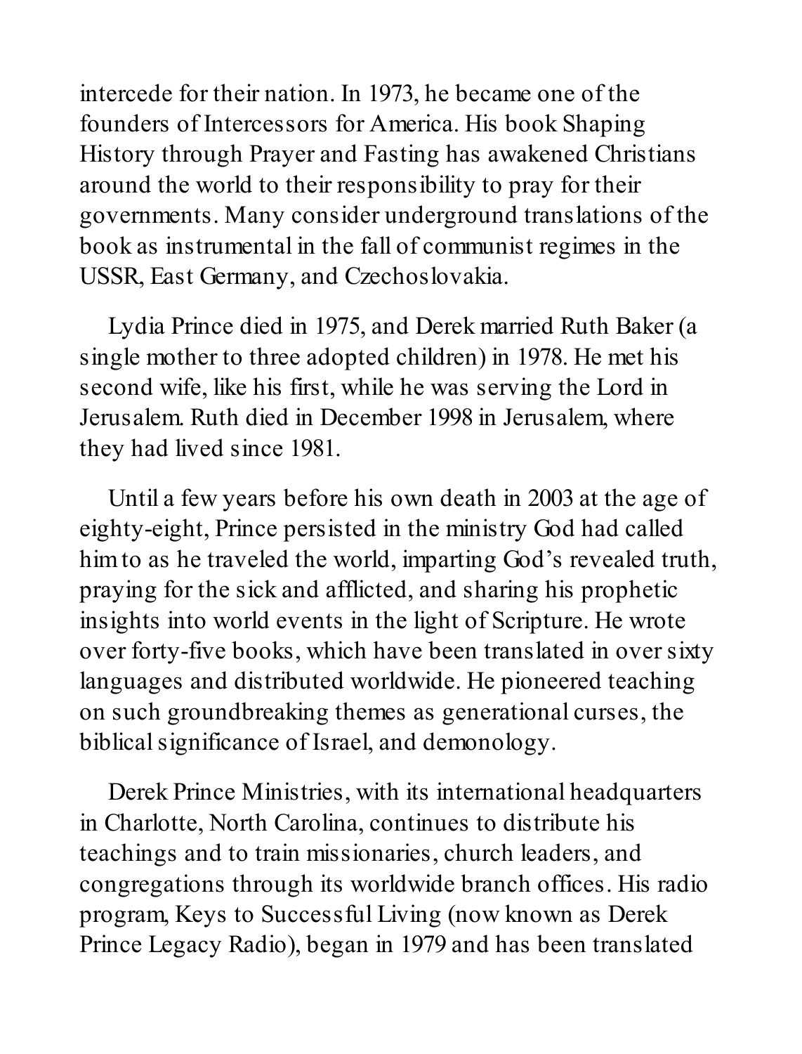intercede for their nation. In 1973, he became one of the founders of Intercessors for America. His book Shaping History through Prayer and Fasting has awakened Christians around the world to their responsibility to pray for their governments. Many consider underground translations of the book as instrumental in the fall of communist regimes in the USSR, East Germany, and Czechoslovakia.

Lydia Prince died in 1975, and Derek married Ruth Baker (a single mother to three adopted children) in 1978. He met his second wife, like his first, while he was serving the Lord in Jerusalem. Ruth died in December 1998 in Jerusalem, where they had lived since 1981.

Until a few years before his own death in 2003 at the age of eighty-eight, Prince persisted in the ministry God had called him to as he traveled the world, imparting God's revealed truth, praying for the sick and afflicted, and sharing his prophetic insights into world events in the light of Scripture. He wrote over forty-five books, which have been translated in over sixty languages and distributed worldwide. He pioneered teaching on such groundbreaking themes as generational curses, the biblical significance of Israel, and demonology.

Derek Prince Ministries, with its international headquarters in Charlotte, North Carolina, continues to distribute his teachings and to train missionaries, church leaders, and congregations through its worldwide branch offices. His radio program, Keys to Successful Living (now known as Derek Prince Legacy Radio), began in 1979 and has been translated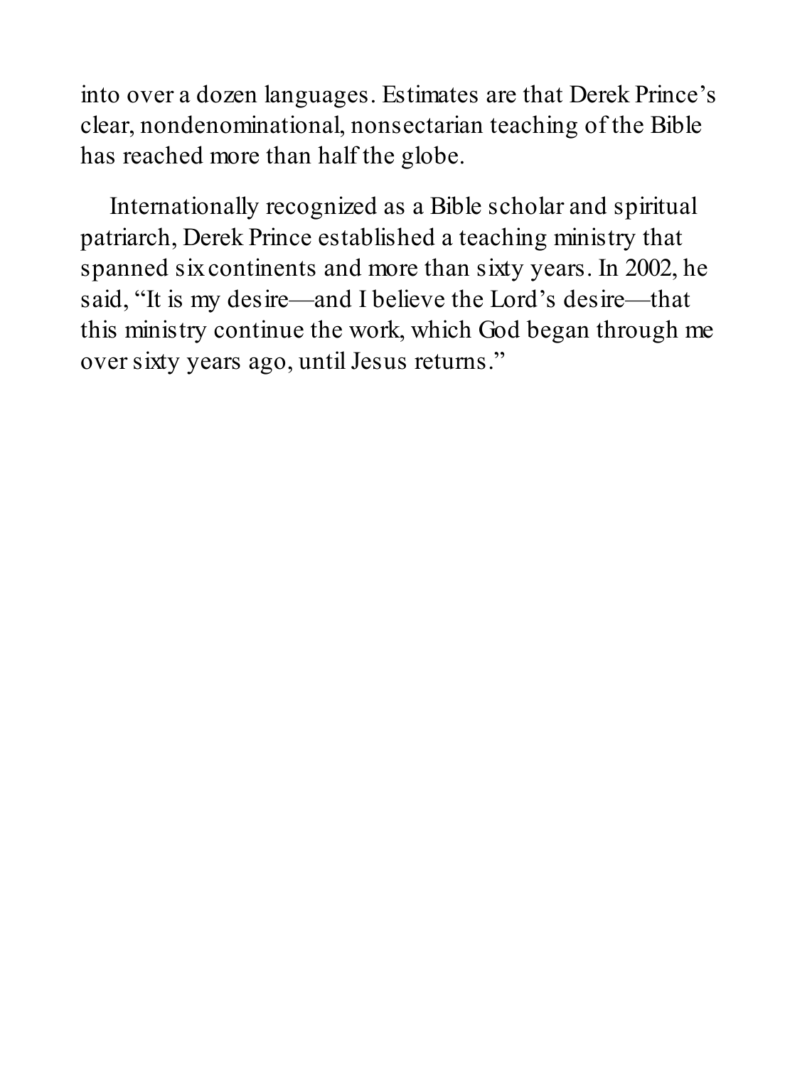into over a dozen languages. Estimates are that Derek Prince's clear, nondenominational, nonsectarian teaching of the Bible has reached more than half the globe.

Internationally recognized as a Bible scholar and spiritual patriarch, Derek Prince established a teaching ministry that spanned six continents and more than sixty years. In 2002, he said, "It is my desire—and I believe the Lord's desire—that this ministry continue the work, which God began through me over sixty years ago, until Jesus returns."